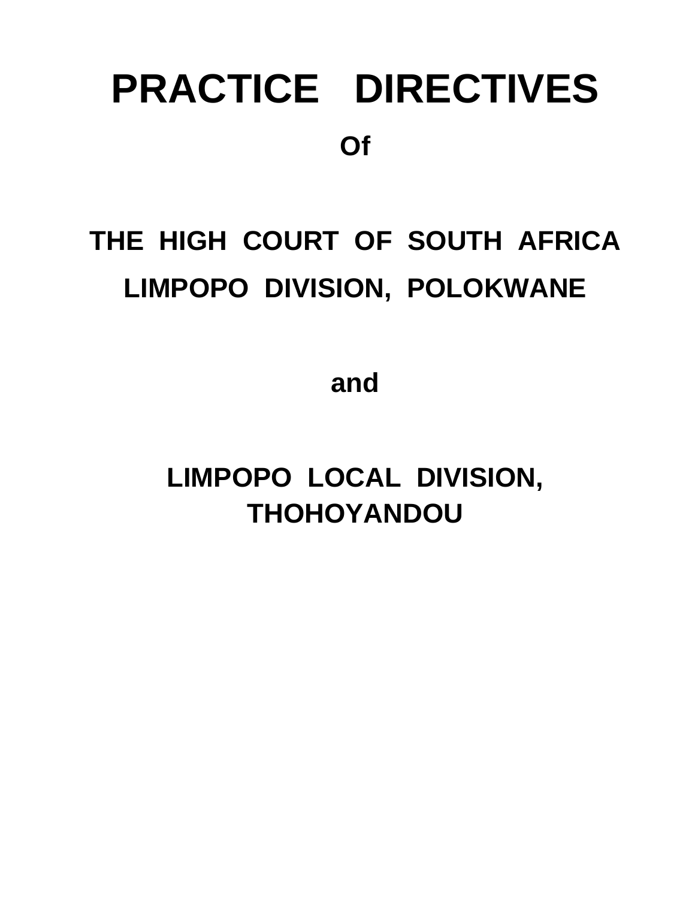# PRACTICE DIRECTIVES

**Of**

## THE HIGH COURT OF SOUTH AFRICA LIMPOPO DIVISION, POLOKWANE

**and**

## LIMPOPO LOCAL DIVISION, THOHOYANDOU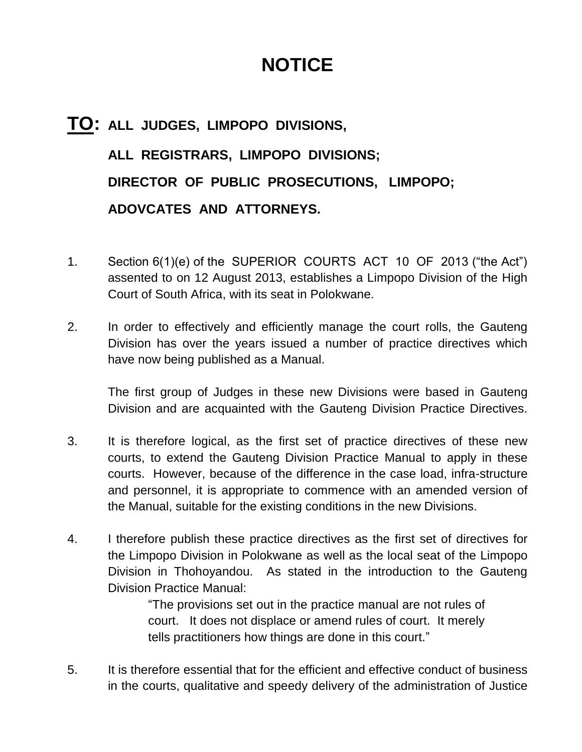# NOTICE

**TO: ALL JUDGES, LIMPOPO DIVISIONS,**

**ALL REGISTRARS, LIMPOPO DIVISIONS;**

**DIRECTOR OF PUBLIC PROSECUTIONS, LIMPOPO;**

**ADOVCATES AND ATTORNEYS.**

1. Section 6(1)(e) of the SUPERIOR COURTS ACT 10 OF 2013 ("the Act") assented to on 12 August 2013, establishes a Limpopo Division of the High Court of South Africa, with its seat in Polokwane.

2. In order to effectively and efficiently manage the court rolls, the Gauteng Division has over the years issued a number of practice directives which have now being published as a Manual.

   The first group of Judges in these new Divisions were based in Gauteng Division and are acquainted with the Gauteng Division Practice Directives.

3. It is therefore logical, as the first set of practice directives of these new courts, to extend the Gauteng Division Practice Manual to apply in these courts. However, because of the difference in the case load, infra-structure and personnel, it is appropriate to commence with an amended version of the Manual, suitable for the existing conditions in the new Divisions.

4. I therefore publish these practice directives as the first set of directives for the Limpopo Division in Polokwane as well as the local seat of the Limpopo Division in Thohoyandou. As stated in the introduction to the Gauteng Division Practice Manual:

   > "The provisions set out in the practice manual are not rules of court. It does not displace or amend rules of court. It merely tells practitioners how things are done in this court."

5. It is therefore essential that for the efficient and effective conduct of business in the courts, qualitative and speedy delivery of the administration of Justice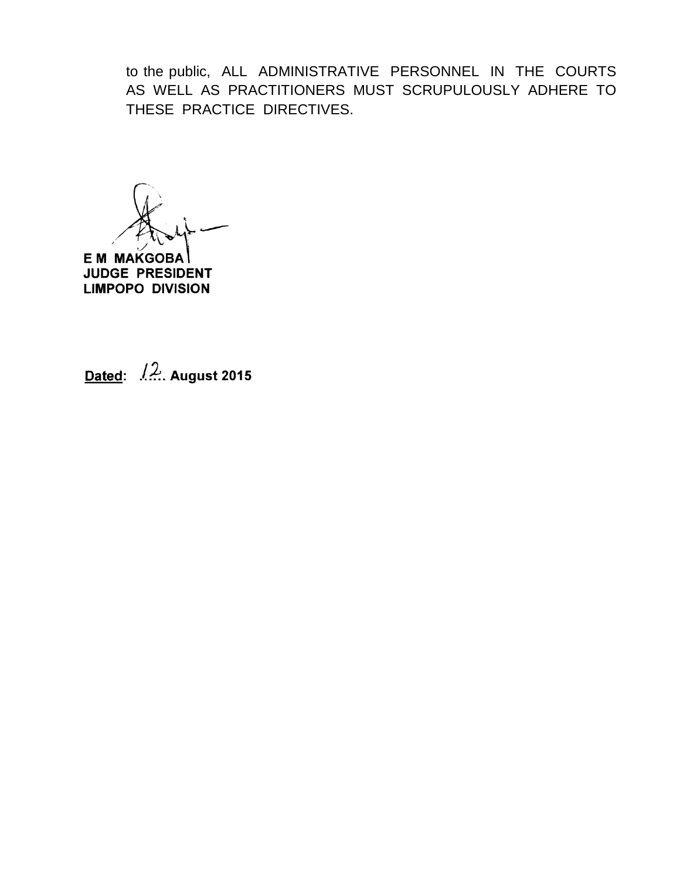to the public, ALL ADMINISTRATIVE PERSONNEL IN THE COURTS AS WELL AS PRACTITIONERS MUST SCRUPULOUSLY ADHERE TO THESE PRACTICE DIRECTIVES.

**E M MAKGOBA**
**JUDGE PRESIDENT**
**LIMPOPO DIVISION**

**Dated: 12 August 2015**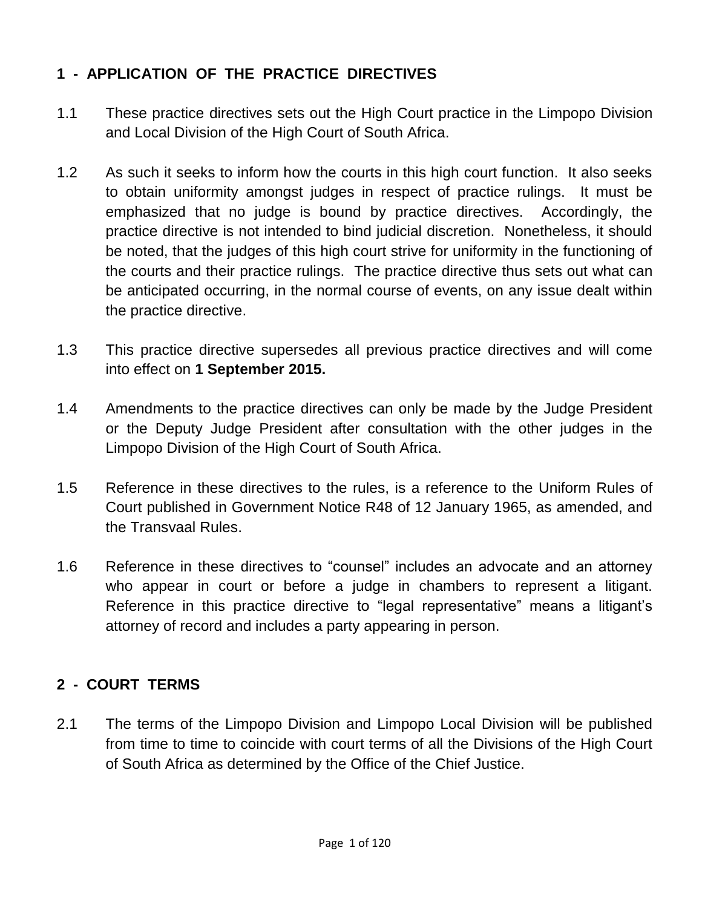## 1 - APPLICATION OF THE PRACTICE DIRECTIVES

1.1 These practice directives sets out the High Court practice in the Limpopo Division and Local Division of the High Court of South Africa.

1.2 As such it seeks to inform how the courts in this high court function. It also seeks to obtain uniformity amongst judges in respect of practice rulings. It must be emphasized that no judge is bound by practice directives. Accordingly, the practice directive is not intended to bind judicial discretion. Nonetheless, it should be noted, that the judges of this high court strive for uniformity in the functioning of the courts and their practice rulings. The practice directive thus sets out what can be anticipated occurring, in the normal course of events, on any issue dealt within the practice directive.

1.3 This practice directive supersedes all previous practice directives and will come into effect on **1 September 2015.**

1.4 Amendments to the practice directives can only be made by the Judge President or the Deputy Judge President after consultation with the other judges in the Limpopo Division of the High Court of South Africa.

1.5 Reference in these directives to the rules, is a reference to the Uniform Rules of Court published in Government Notice R48 of 12 January 1965, as amended, and the Transvaal Rules.

1.6 Reference in these directives to "counsel" includes an advocate and an attorney who appear in court or before a judge in chambers to represent a litigant. Reference in this practice directive to "legal representative" means a litigant's attorney of record and includes a party appearing in person.

## 2 - COURT TERMS

2.1 The terms of the Limpopo Division and Limpopo Local Division will be published from time to time to coincide with court terms of all the Divisions of the High Court of South Africa as determined by the Office of the Chief Justice.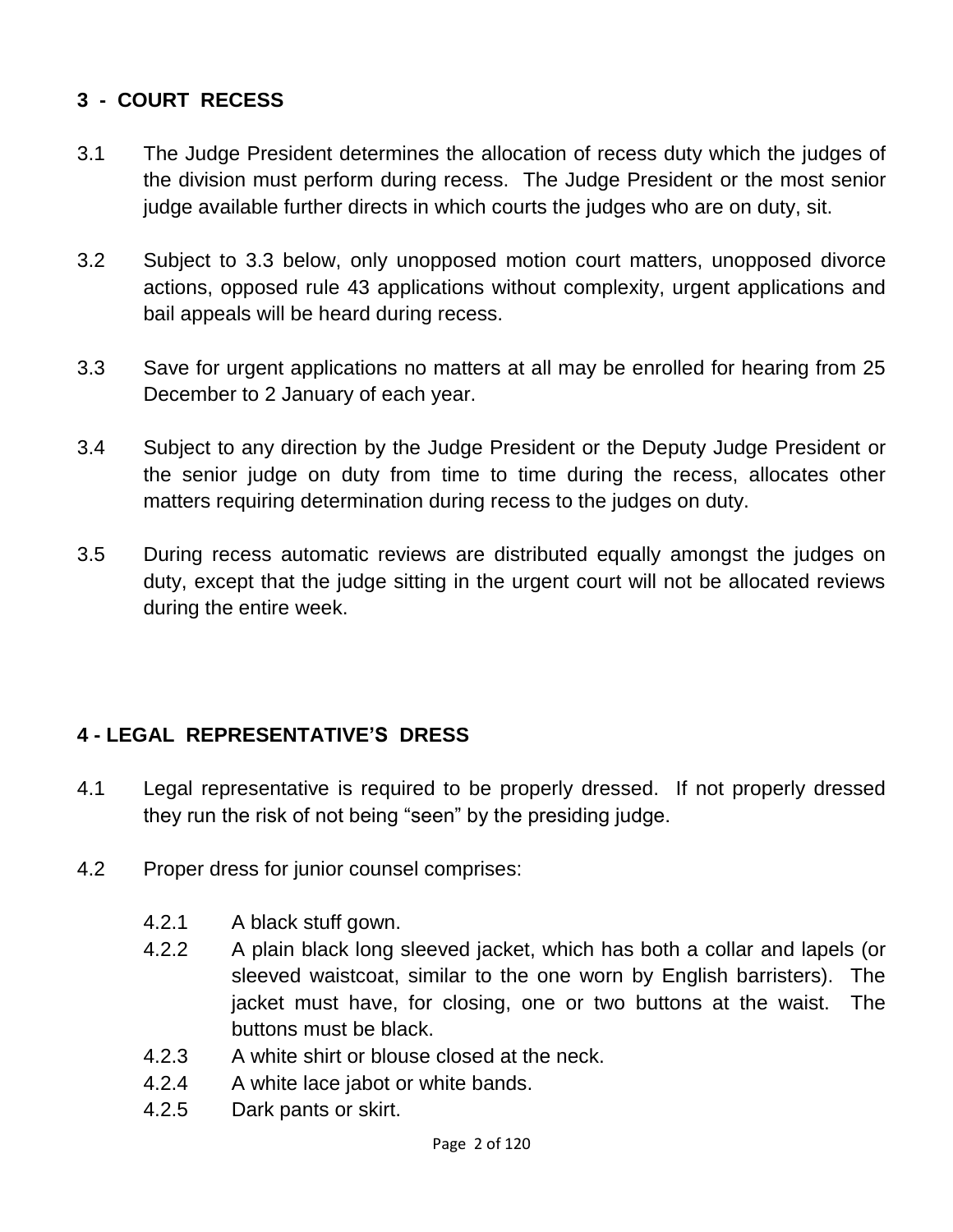## 3 - COURT RECESS

3.1 The Judge President determines the allocation of recess duty which the judges of the division must perform during recess. The Judge President or the most senior judge available further directs in which courts the judges who are on duty, sit.

3.2 Subject to 3.3 below, only unopposed motion court matters, unopposed divorce actions, opposed rule 43 applications without complexity, urgent applications and bail appeals will be heard during recess.

3.3 Save for urgent applications no matters at all may be enrolled for hearing from 25 December to 2 January of each year.

3.4 Subject to any direction by the Judge President or the Deputy Judge President or the senior judge on duty from time to time during the recess, allocates other matters requiring determination during recess to the judges on duty.

3.5 During recess automatic reviews are distributed equally amongst the judges on duty, except that the judge sitting in the urgent court will not be allocated reviews during the entire week.

## 4 - LEGAL REPRESENTATIVE'S DRESS

4.1 Legal representative is required to be properly dressed. If not properly dressed they run the risk of not being "seen" by the presiding judge.

4.2 Proper dress for junior counsel comprises:

- 4.2.1 A black stuff gown.
- 4.2.2 A plain black long sleeved jacket, which has both a collar and lapels (or sleeved waistcoat, similar to the one worn by English barristers). The jacket must have, for closing, one or two buttons at the waist. The buttons must be black.
- 4.2.3 A white shirt or blouse closed at the neck.
- 4.2.4 A white lace jabot or white bands.
- 4.2.5 Dark pants or skirt.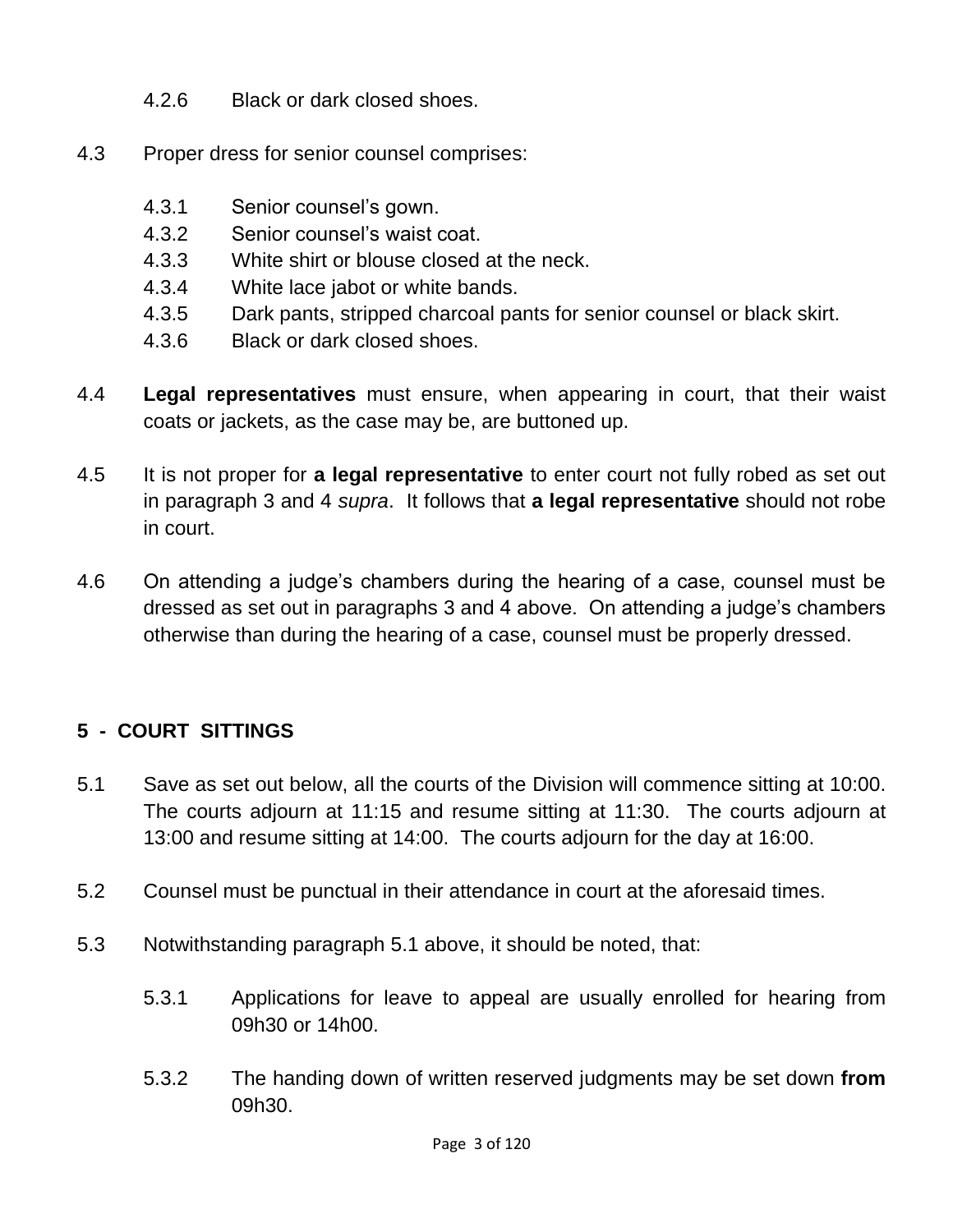4.2.6 Black or dark closed shoes.

4.3 Proper dress for senior counsel comprises:

4.3.1 Senior counsel's gown.
4.3.2 Senior counsel's waist coat.
4.3.3 White shirt or blouse closed at the neck.
4.3.4 White lace jabot or white bands.
4.3.5 Dark pants, stripped charcoal pants for senior counsel or black skirt.
4.3.6 Black or dark closed shoes.

4.4 **Legal representatives** must ensure, when appearing in court, that their waist coats or jackets, as the case may be, are buttoned up.

4.5 It is not proper for **a legal representative** to enter court not fully robed as set out in paragraph 3 and 4 *supra*. It follows that **a legal representative** should not robe in court.

4.6 On attending a judge's chambers during the hearing of a case, counsel must be dressed as set out in paragraphs 3 and 4 above. On attending a judge's chambers otherwise than during the hearing of a case, counsel must be properly dressed.

## 5 - COURT SITTINGS

5.1 Save as set out below, all the courts of the Division will commence sitting at 10:00. The courts adjourn at 11:15 and resume sitting at 11:30. The courts adjourn at 13:00 and resume sitting at 14:00. The courts adjourn for the day at 16:00.

5.2 Counsel must be punctual in their attendance in court at the aforesaid times.

5.3 Notwithstanding paragraph 5.1 above, it should be noted, that:

5.3.1 Applications for leave to appeal are usually enrolled for hearing from 09h30 or 14h00.

5.3.2 The handing down of written reserved judgments may be set down **from** 09h30.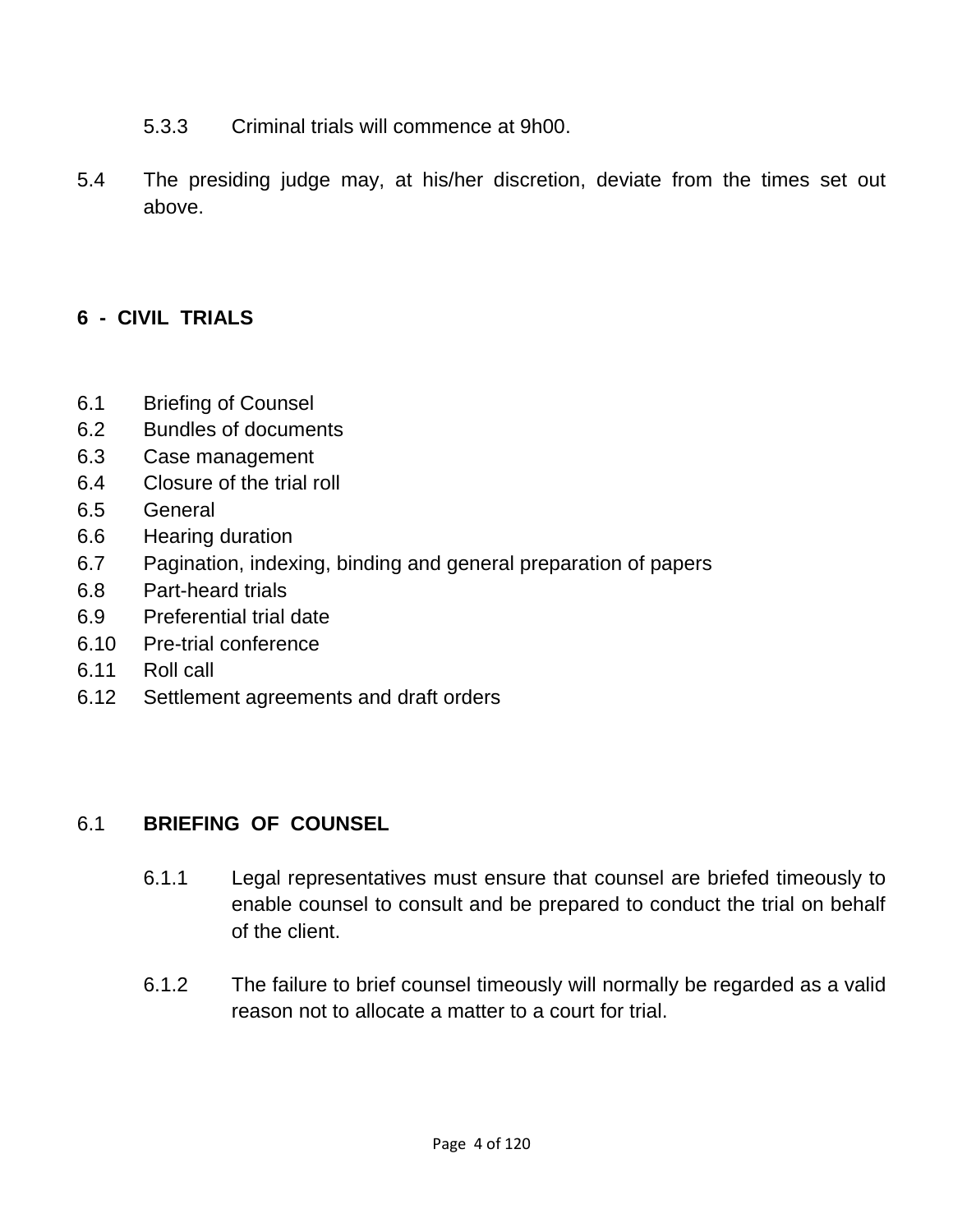5.3.3 Criminal trials will commence at 9h00.

5.4 The presiding judge may, at his/her discretion, deviate from the times set out above.

## 6 - CIVIL TRIALS

6.1 Briefing of Counsel
6.2 Bundles of documents
6.3 Case management
6.4 Closure of the trial roll
6.5 General
6.6 Hearing duration
6.7 Pagination, indexing, binding and general preparation of papers
6.8 Part-heard trials
6.9 Preferential trial date
6.10 Pre-trial conference
6.11 Roll call
6.12 Settlement agreements and draft orders

### 6.1 BRIEFING OF COUNSEL

6.1.1 Legal representatives must ensure that counsel are briefed timeously to enable counsel to consult and be prepared to conduct the trial on behalf of the client.

6.1.2 The failure to brief counsel timeously will normally be regarded as a valid reason not to allocate a matter to a court for trial.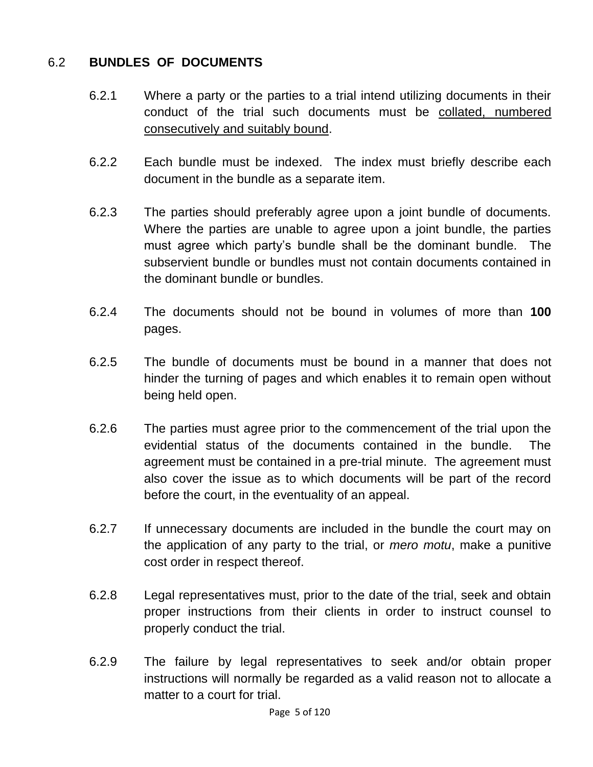## 6.2 BUNDLES OF DOCUMENTS

6.2.1 Where a party or the parties to a trial intend utilizing documents in their conduct of the trial such documents must be collated, numbered consecutively and suitably bound.

6.2.2 Each bundle must be indexed. The index must briefly describe each document in the bundle as a separate item.

6.2.3 The parties should preferably agree upon a joint bundle of documents. Where the parties are unable to agree upon a joint bundle, the parties must agree which party's bundle shall be the dominant bundle. The subservient bundle or bundles must not contain documents contained in the dominant bundle or bundles.

6.2.4 The documents should not be bound in volumes of more than **100** pages.

6.2.5 The bundle of documents must be bound in a manner that does not hinder the turning of pages and which enables it to remain open without being held open.

6.2.6 The parties must agree prior to the commencement of the trial upon the evidential status of the documents contained in the bundle. The agreement must be contained in a pre-trial minute. The agreement must also cover the issue as to which documents will be part of the record before the court, in the eventuality of an appeal.

6.2.7 If unnecessary documents are included in the bundle the court may on the application of any party to the trial, or *mero motu*, make a punitive cost order in respect thereof.

6.2.8 Legal representatives must, prior to the date of the trial, seek and obtain proper instructions from their clients in order to instruct counsel to properly conduct the trial.

6.2.9 The failure by legal representatives to seek and/or obtain proper instructions will normally be regarded as a valid reason not to allocate a matter to a court for trial.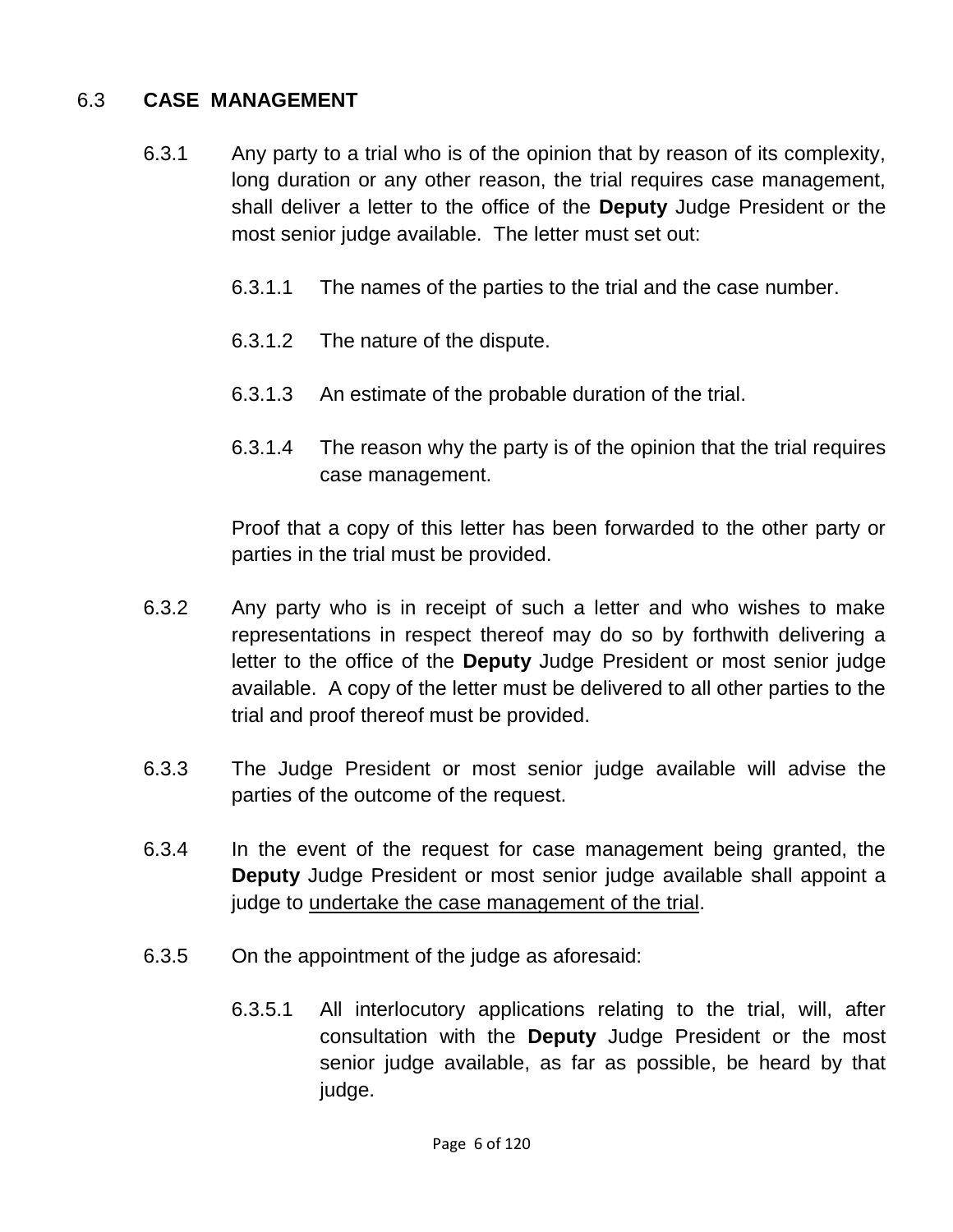## 6.3 **CASE MANAGEMENT**

6.3.1 Any party to a trial who is of the opinion that by reason of its complexity, long duration or any other reason, the trial requires case management, shall deliver a letter to the office of the **Deputy** Judge President or the most senior judge available. The letter must set out:

6.3.1.1 The names of the parties to the trial and the case number.

6.3.1.2 The nature of the dispute.

6.3.1.3 An estimate of the probable duration of the trial.

6.3.1.4 The reason why the party is of the opinion that the trial requires case management.

Proof that a copy of this letter has been forwarded to the other party or parties in the trial must be provided.

6.3.2 Any party who is in receipt of such a letter and who wishes to make representations in respect thereof may do so by forthwith delivering a letter to the office of the **Deputy** Judge President or most senior judge available. A copy of the letter must be delivered to all other parties to the trial and proof thereof must be provided.

6.3.3 The Judge President or most senior judge available will advise the parties of the outcome of the request.

6.3.4 In the event of the request for case management being granted, the **Deputy** Judge President or most senior judge available shall appoint a judge to <u>undertake the case management of the trial</u>.

6.3.5 On the appointment of the judge as aforesaid:

6.3.5.1 All interlocutory applications relating to the trial, will, after consultation with the **Deputy** Judge President or the most senior judge available, as far as possible, be heard by that judge.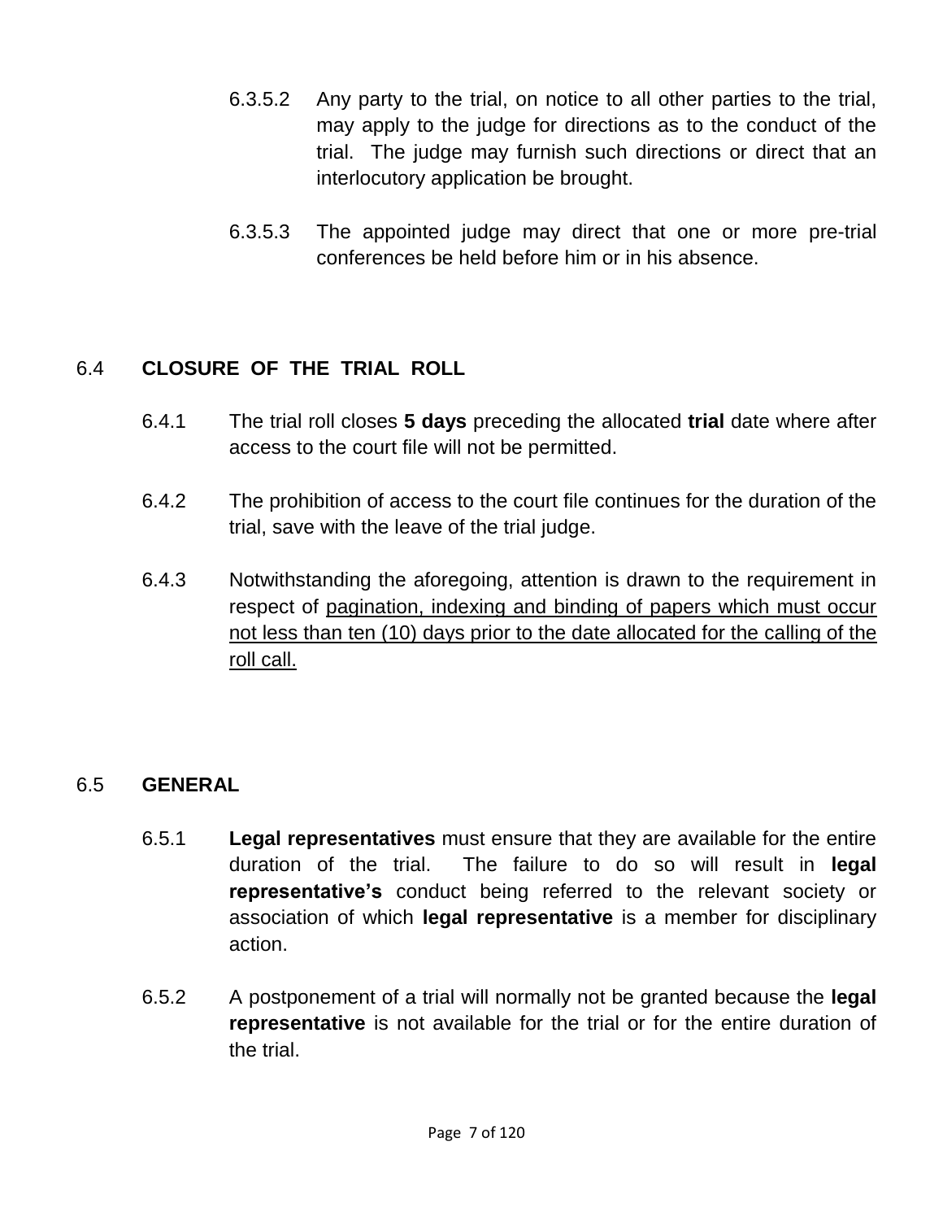6.3.5.2 Any party to the trial, on notice to all other parties to the trial, may apply to the judge for directions as to the conduct of the trial. The judge may furnish such directions or direct that an interlocutory application be brought.

6.3.5.3 The appointed judge may direct that one or more pre-trial conferences be held before him or in his absence.

## 6.4 CLOSURE OF THE TRIAL ROLL

6.4.1 The trial roll closes **5 days** preceding the allocated **trial** date where after access to the court file will not be permitted.

6.4.2 The prohibition of access to the court file continues for the duration of the trial, save with the leave of the trial judge.

6.4.3 Notwithstanding the aforegoing, attention is drawn to the requirement in respect of <u>pagination, indexing and binding of papers which must occur not less than ten (10) days prior to the date allocated for the calling of the roll call.</u>

## 6.5 GENERAL

6.5.1 **Legal representatives** must ensure that they are available for the entire duration of the trial. The failure to do so will result in **legal representative's** conduct being referred to the relevant society or association of which **legal representative** is a member for disciplinary action.

6.5.2 A postponement of a trial will normally not be granted because the **legal representative** is not available for the trial or for the entire duration of the trial.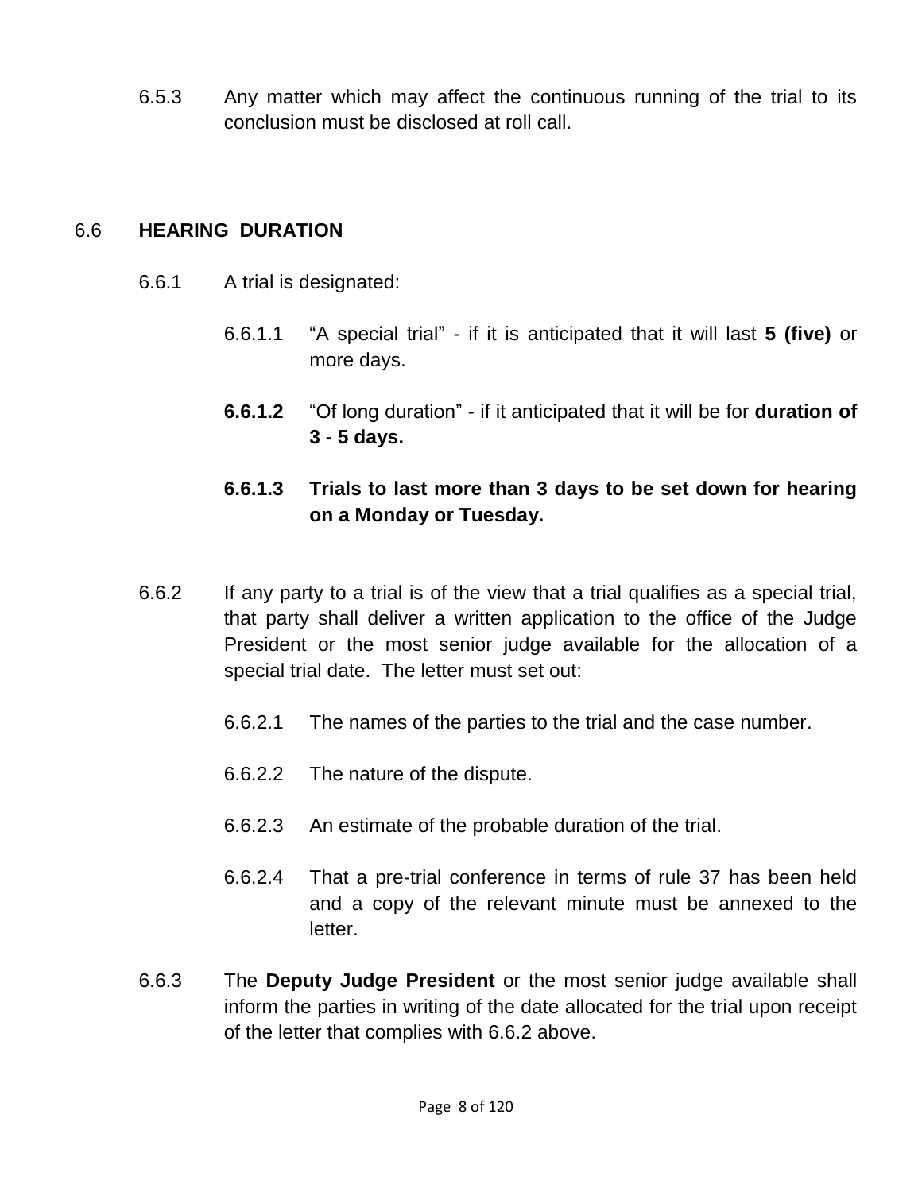6.5.3 Any matter which may affect the continuous running of the trial to its conclusion must be disclosed at roll call.

## 6.6 HEARING DURATION

6.6.1 A trial is designated:

6.6.1.1 "A special trial" - if it is anticipated that it will last **5 (five)** or more days.

**6.6.1.2** "Of long duration" - if it anticipated that it will be for **duration of 3 - 5 days.**

**6.6.1.3 Trials to last more than 3 days to be set down for hearing on a Monday or Tuesday.**

6.6.2 If any party to a trial is of the view that a trial qualifies as a special trial, that party shall deliver a written application to the office of the Judge President or the most senior judge available for the allocation of a special trial date. The letter must set out:

6.6.2.1 The names of the parties to the trial and the case number.

6.6.2.2 The nature of the dispute.

6.6.2.3 An estimate of the probable duration of the trial.

6.6.2.4 That a pre-trial conference in terms of rule 37 has been held and a copy of the relevant minute must be annexed to the letter.

6.6.3 The **Deputy Judge President** or the most senior judge available shall inform the parties in writing of the date allocated for the trial upon receipt of the letter that complies with 6.6.2 above.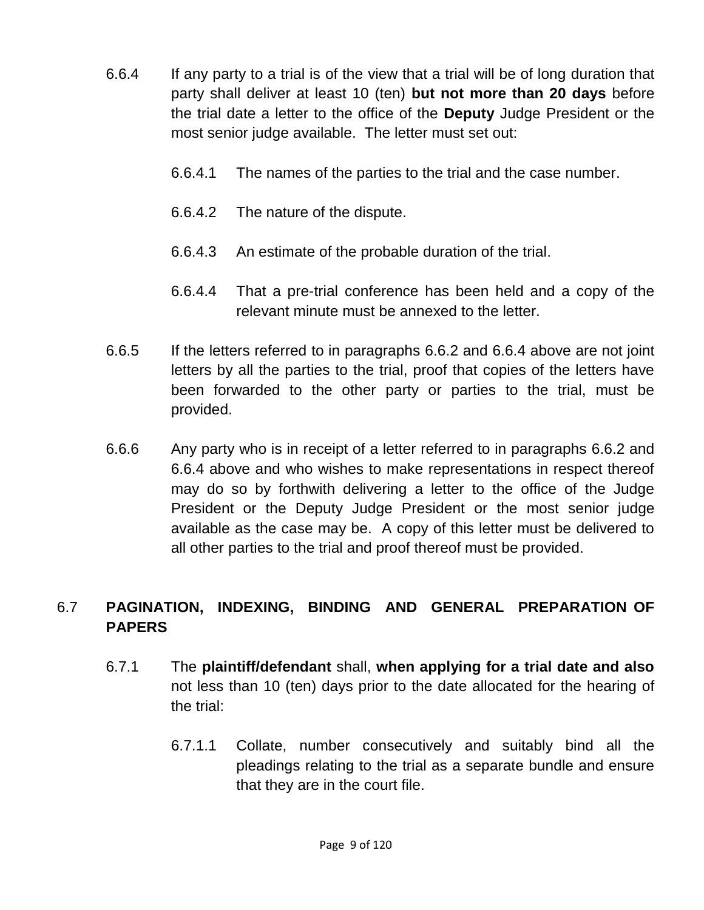6.6.4 If any party to a trial is of the view that a trial will be of long duration that party shall deliver at least 10 (ten) **but not more than 20 days** before the trial date a letter to the office of the **Deputy** Judge President or the most senior judge available. The letter must set out:

6.6.4.1 The names of the parties to the trial and the case number.

6.6.4.2 The nature of the dispute.

6.6.4.3 An estimate of the probable duration of the trial.

6.6.4.4 That a pre-trial conference has been held and a copy of the relevant minute must be annexed to the letter.

6.6.5 If the letters referred to in paragraphs 6.6.2 and 6.6.4 above are not joint letters by all the parties to the trial, proof that copies of the letters have been forwarded to the other party or parties to the trial, must be provided.

6.6.6 Any party who is in receipt of a letter referred to in paragraphs 6.6.2 and 6.6.4 above and who wishes to make representations in respect thereof may do so by forthwith delivering a letter to the office of the Judge President or the Deputy Judge President or the most senior judge available as the case may be. A copy of this letter must be delivered to all other parties to the trial and proof thereof must be provided.

## 6.7 PAGINATION, INDEXING, BINDING AND GENERAL PREPARATION OF PAPERS

6.7.1 The **plaintiff/defendant** shall, **when applying for a trial date and also** not less than 10 (ten) days prior to the date allocated for the hearing of the trial:

6.7.1.1 Collate, number consecutively and suitably bind all the pleadings relating to the trial as a separate bundle and ensure that they are in the court file.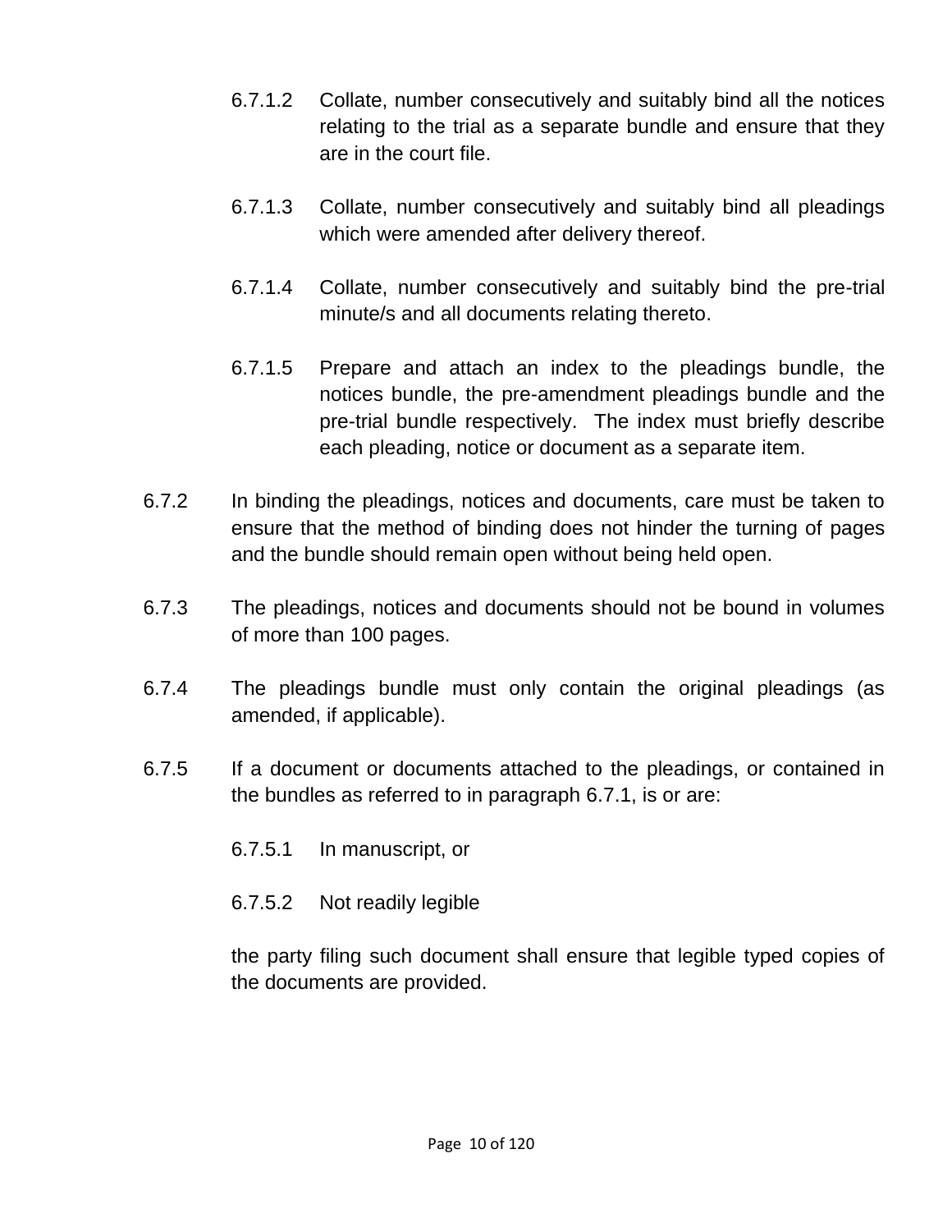6.7.1.2 Collate, number consecutively and suitably bind all the notices relating to the trial as a separate bundle and ensure that they are in the court file.

6.7.1.3 Collate, number consecutively and suitably bind all pleadings which were amended after delivery thereof.

6.7.1.4 Collate, number consecutively and suitably bind the pre-trial minute/s and all documents relating thereto.

6.7.1.5 Prepare and attach an index to the pleadings bundle, the notices bundle, the pre-amendment pleadings bundle and the pre-trial bundle respectively. The index must briefly describe each pleading, notice or document as a separate item.

6.7.2 In binding the pleadings, notices and documents, care must be taken to ensure that the method of binding does not hinder the turning of pages and the bundle should remain open without being held open.

6.7.3 The pleadings, notices and documents should not be bound in volumes of more than 100 pages.

6.7.4 The pleadings bundle must only contain the original pleadings (as amended, if applicable).

6.7.5 If a document or documents attached to the pleadings, or contained in the bundles as referred to in paragraph 6.7.1, is or are:

6.7.5.1 In manuscript, or

6.7.5.2 Not readily legible

the party filing such document shall ensure that legible typed copies of the documents are provided.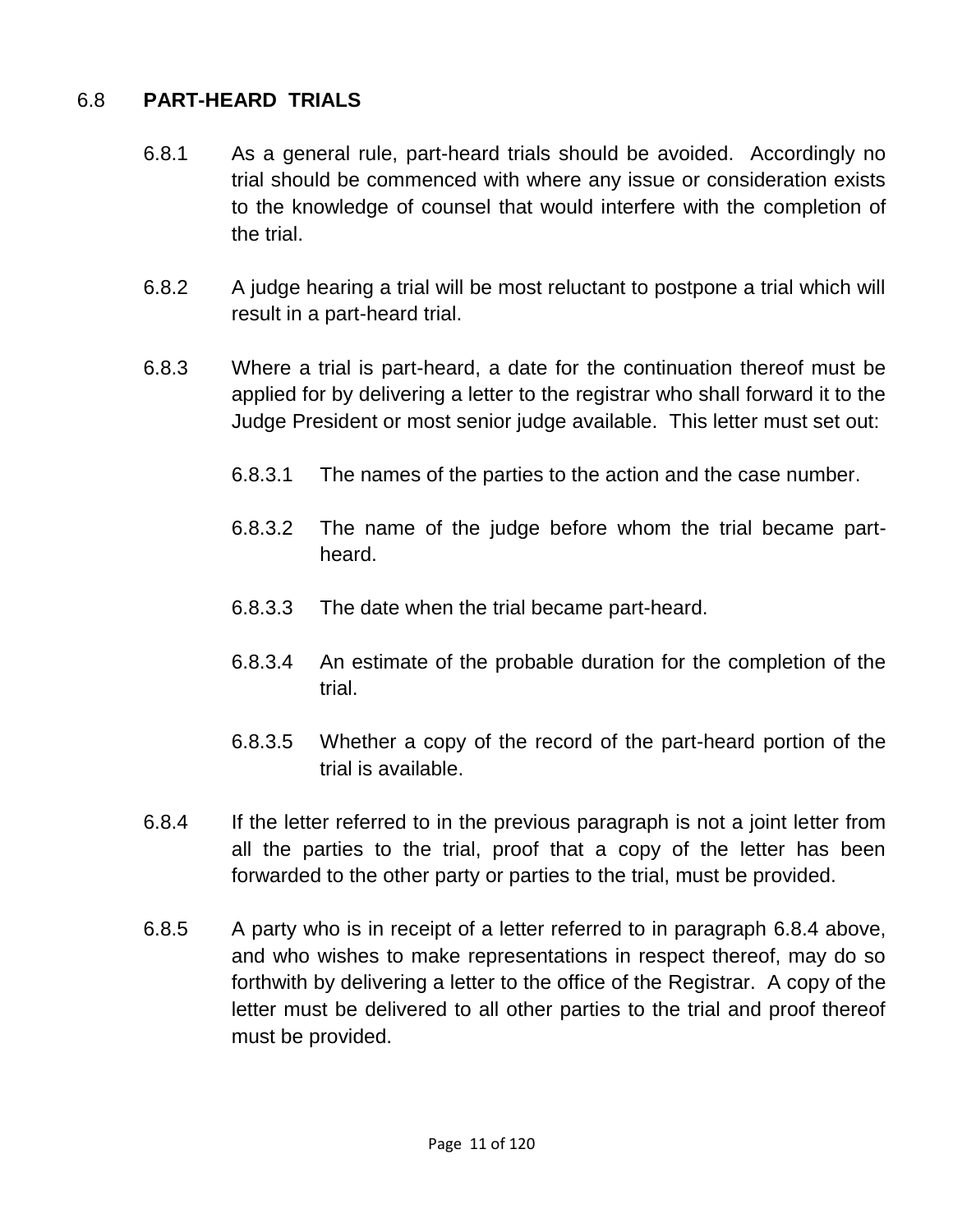## 6.8 **PART-HEARD TRIALS**

6.8.1 As a general rule, part-heard trials should be avoided. Accordingly no trial should be commenced with where any issue or consideration exists to the knowledge of counsel that would interfere with the completion of the trial.

6.8.2 A judge hearing a trial will be most reluctant to postpone a trial which will result in a part-heard trial.

6.8.3 Where a trial is part-heard, a date for the continuation thereof must be applied for by delivering a letter to the registrar who shall forward it to the Judge President or most senior judge available. This letter must set out:

6.8.3.1 The names of the parties to the action and the case number.

6.8.3.2 The name of the judge before whom the trial became part-heard.

6.8.3.3 The date when the trial became part-heard.

6.8.3.4 An estimate of the probable duration for the completion of the trial.

6.8.3.5 Whether a copy of the record of the part-heard portion of the trial is available.

6.8.4 If the letter referred to in the previous paragraph is not a joint letter from all the parties to the trial, proof that a copy of the letter has been forwarded to the other party or parties to the trial, must be provided.

6.8.5 A party who is in receipt of a letter referred to in paragraph 6.8.4 above, and who wishes to make representations in respect thereof, may do so forthwith by delivering a letter to the office of the Registrar. A copy of the letter must be delivered to all other parties to the trial and proof thereof must be provided.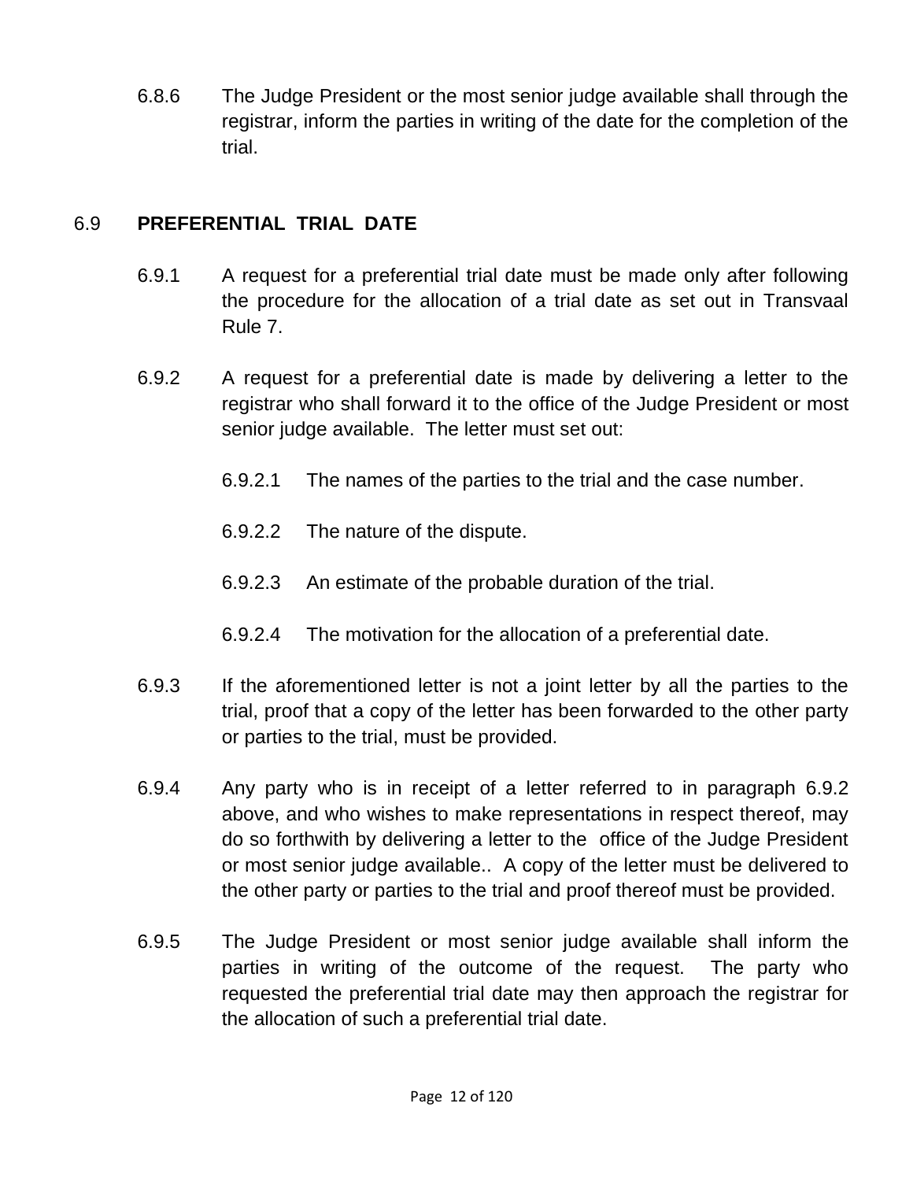6.8.6 The Judge President or the most senior judge available shall through the registrar, inform the parties in writing of the date for the completion of the trial.

## 6.9 PREFERENTIAL TRIAL DATE

6.9.1 A request for a preferential trial date must be made only after following the procedure for the allocation of a trial date as set out in Transvaal Rule 7.

6.9.2 A request for a preferential date is made by delivering a letter to the registrar who shall forward it to the office of the Judge President or most senior judge available. The letter must set out:

6.9.2.1 The names of the parties to the trial and the case number.

6.9.2.2 The nature of the dispute.

6.9.2.3 An estimate of the probable duration of the trial.

6.9.2.4 The motivation for the allocation of a preferential date.

6.9.3 If the aforementioned letter is not a joint letter by all the parties to the trial, proof that a copy of the letter has been forwarded to the other party or parties to the trial, must be provided.

6.9.4 Any party who is in receipt of a letter referred to in paragraph 6.9.2 above, and who wishes to make representations in respect thereof, may do so forthwith by delivering a letter to the office of the Judge President or most senior judge available.. A copy of the letter must be delivered to the other party or parties to the trial and proof thereof must be provided.

6.9.5 The Judge President or most senior judge available shall inform the parties in writing of the outcome of the request. The party who requested the preferential trial date may then approach the registrar for the allocation of such a preferential trial date.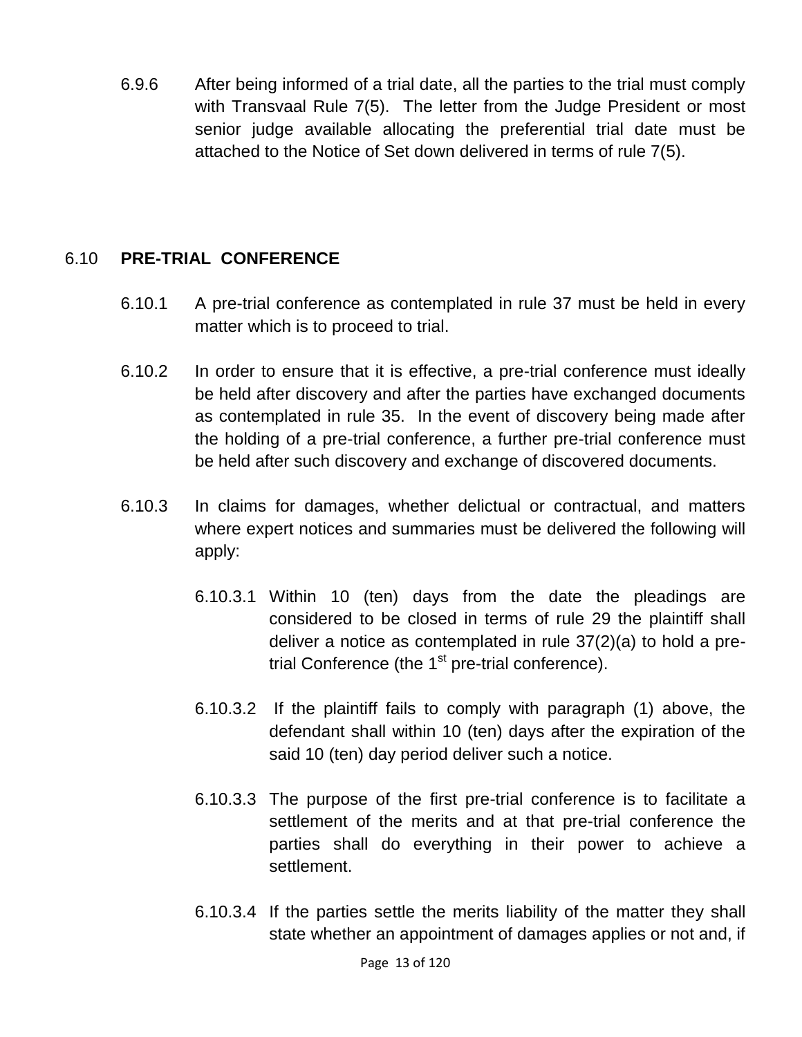6.9.6 After being informed of a trial date, all the parties to the trial must comply with Transvaal Rule 7(5). The letter from the Judge President or most senior judge available allocating the preferential trial date must be attached to the Notice of Set down delivered in terms of rule 7(5).

## 6.10 **PRE-TRIAL CONFERENCE**

6.10.1 A pre-trial conference as contemplated in rule 37 must be held in every matter which is to proceed to trial.

6.10.2 In order to ensure that it is effective, a pre-trial conference must ideally be held after discovery and after the parties have exchanged documents as contemplated in rule 35. In the event of discovery being made after the holding of a pre-trial conference, a further pre-trial conference must be held after such discovery and exchange of discovered documents.

6.10.3 In claims for damages, whether delictual or contractual, and matters where expert notices and summaries must be delivered the following will apply:

6.10.3.1 Within 10 (ten) days from the date the pleadings are considered to be closed in terms of rule 29 the plaintiff shall deliver a notice as contemplated in rule 37(2)(a) to hold a pre-trial Conference (the 1st pre-trial conference).

6.10.3.2 If the plaintiff fails to comply with paragraph (1) above, the defendant shall within 10 (ten) days after the expiration of the said 10 (ten) day period deliver such a notice.

6.10.3.3 The purpose of the first pre-trial conference is to facilitate a settlement of the merits and at that pre-trial conference the parties shall do everything in their power to achieve a settlement.

6.10.3.4 If the parties settle the merits liability of the matter they shall state whether an appointment of damages applies or not and, if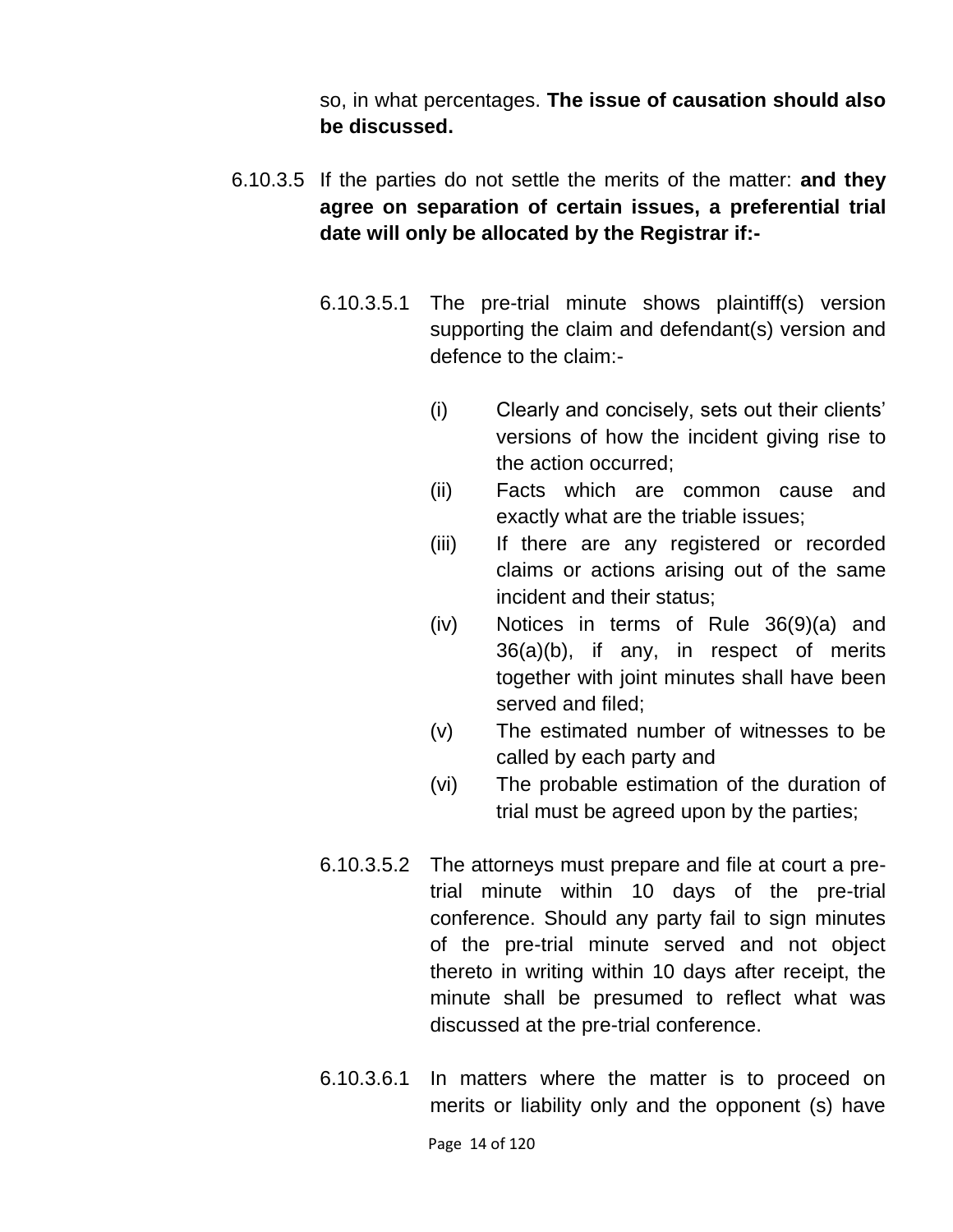so, in what percentages. **The issue of causation should also be discussed.**

6.10.3.5 If the parties do not settle the merits of the matter: **and they agree on separation of certain issues, a preferential trial date will only be allocated by the Registrar if:-**

6.10.3.5.1 The pre-trial minute shows plaintiff(s) version supporting the claim and defendant(s) version and defence to the claim:-

(i) Clearly and concisely, sets out their clients' versions of how the incident giving rise to the action occurred;

(ii) Facts which are common cause and exactly what are the triable issues;

(iii) If there are any registered or recorded claims or actions arising out of the same incident and their status;

(iv) Notices in terms of Rule 36(9)(a) and 36(a)(b), if any, in respect of merits together with joint minutes shall have been served and filed;

(v) The estimated number of witnesses to be called by each party and

(vi) The probable estimation of the duration of trial must be agreed upon by the parties;

6.10.3.5.2 The attorneys must prepare and file at court a pre-trial minute within 10 days of the pre-trial conference. Should any party fail to sign minutes of the pre-trial minute served and not object thereto in writing within 10 days after receipt, the minute shall be presumed to reflect what was discussed at the pre-trial conference.

6.10.3.6.1 In matters where the matter is to proceed on merits or liability only and the opponent (s) have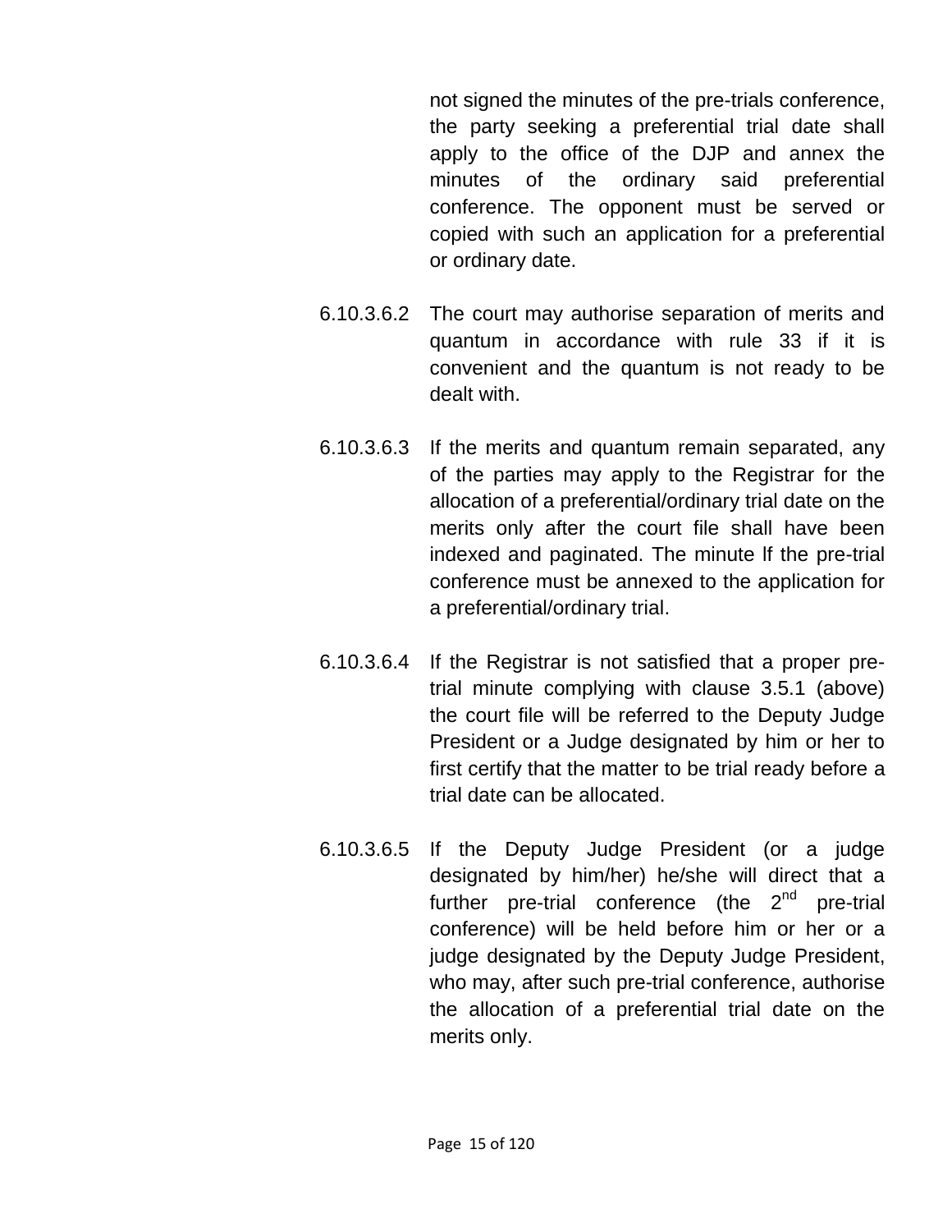not signed the minutes of the pre-trials conference, the party seeking a preferential trial date shall apply to the office of the DJP and annex the minutes of the ordinary said preferential conference. The opponent must be served or copied with such an application for a preferential or ordinary date.

6.10.3.6.2 The court may authorise separation of merits and quantum in accordance with rule 33 if it is convenient and the quantum is not ready to be dealt with.

6.10.3.6.3 If the merits and quantum remain separated, any of the parties may apply to the Registrar for the allocation of a preferential/ordinary trial date on the merits only after the court file shall have been indexed and paginated. The minute lf the pre-trial conference must be annexed to the application for a preferential/ordinary trial.

6.10.3.6.4 If the Registrar is not satisfied that a proper pre-trial minute complying with clause 3.5.1 (above) the court file will be referred to the Deputy Judge President or a Judge designated by him or her to first certify that the matter to be trial ready before a trial date can be allocated.

6.10.3.6.5 If the Deputy Judge President (or a judge designated by him/her) he/she will direct that a further pre-trial conference (the 2nd pre-trial conference) will be held before him or her or a judge designated by the Deputy Judge President, who may, after such pre-trial conference, authorise the allocation of a preferential trial date on the merits only.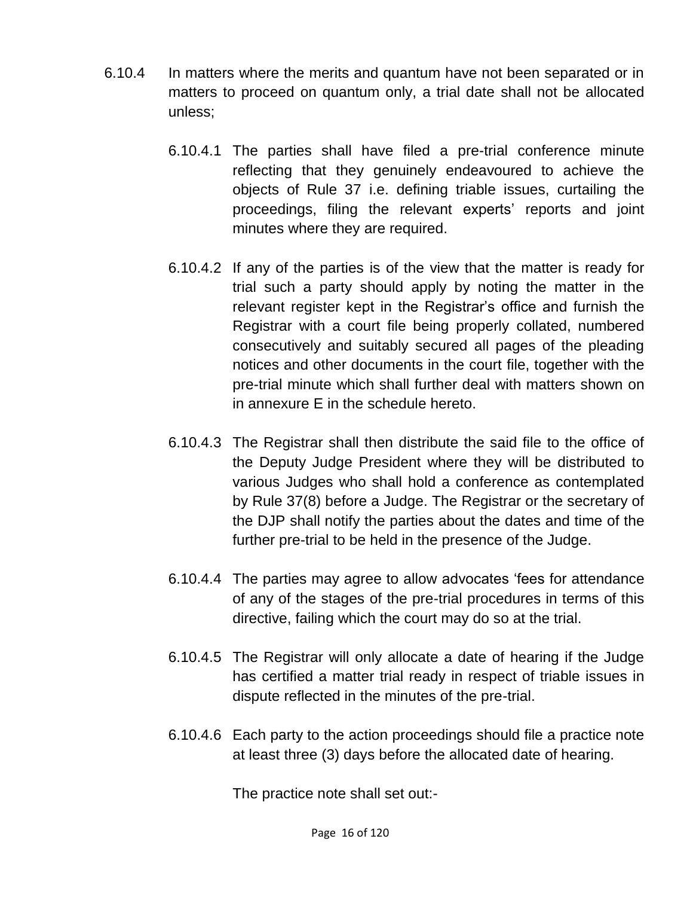6.10.4 In matters where the merits and quantum have not been separated or in matters to proceed on quantum only, a trial date shall not be allocated unless;

6.10.4.1 The parties shall have filed a pre-trial conference minute reflecting that they genuinely endeavoured to achieve the objects of Rule 37 i.e. defining triable issues, curtailing the proceedings, filing the relevant experts' reports and joint minutes where they are required.

6.10.4.2 If any of the parties is of the view that the matter is ready for trial such a party should apply by noting the matter in the relevant register kept in the Registrar's office and furnish the Registrar with a court file being properly collated, numbered consecutively and suitably secured all pages of the pleading notices and other documents in the court file, together with the pre-trial minute which shall further deal with matters shown on in annexure E in the schedule hereto.

6.10.4.3 The Registrar shall then distribute the said file to the office of the Deputy Judge President where they will be distributed to various Judges who shall hold a conference as contemplated by Rule 37(8) before a Judge. The Registrar or the secretary of the DJP shall notify the parties about the dates and time of the further pre-trial to be held in the presence of the Judge.

6.10.4.4 The parties may agree to allow advocates 'fees for attendance of any of the stages of the pre-trial procedures in terms of this directive, failing which the court may do so at the trial.

6.10.4.5 The Registrar will only allocate a date of hearing if the Judge has certified a matter trial ready in respect of triable issues in dispute reflected in the minutes of the pre-trial.

6.10.4.6 Each party to the action proceedings should file a practice note at least three (3) days before the allocated date of hearing.

The practice note shall set out:-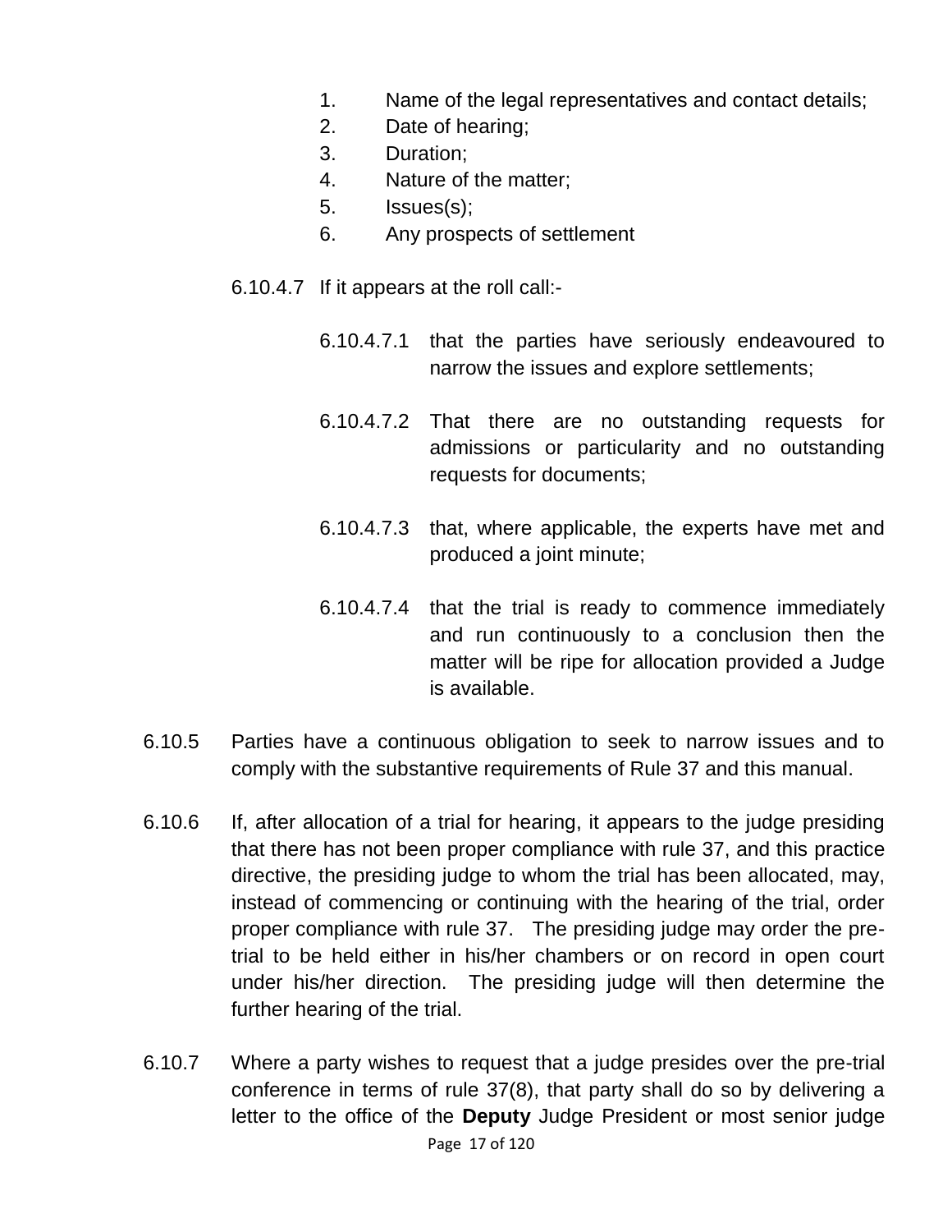1. Name of the legal representatives and contact details;
2. Date of hearing;
3. Duration;
4. Nature of the matter;
5. Issues(s);
6. Any prospects of settlement

6.10.4.7 If it appears at the roll call:-

6.10.4.7.1 that the parties have seriously endeavoured to narrow the issues and explore settlements;

6.10.4.7.2 That there are no outstanding requests for admissions or particularity and no outstanding requests for documents;

6.10.4.7.3 that, where applicable, the experts have met and produced a joint minute;

6.10.4.7.4 that the trial is ready to commence immediately and run continuously to a conclusion then the matter will be ripe for allocation provided a Judge is available.

6.10.5 Parties have a continuous obligation to seek to narrow issues and to comply with the substantive requirements of Rule 37 and this manual.

6.10.6 If, after allocation of a trial for hearing, it appears to the judge presiding that there has not been proper compliance with rule 37, and this practice directive, the presiding judge to whom the trial has been allocated, may, instead of commencing or continuing with the hearing of the trial, order proper compliance with rule 37. The presiding judge may order the pre-trial to be held either in his/her chambers or on record in open court under his/her direction. The presiding judge will then determine the further hearing of the trial.

6.10.7 Where a party wishes to request that a judge presides over the pre-trial conference in terms of rule 37(8), that party shall do so by delivering a letter to the office of the **Deputy** Judge President or most senior judge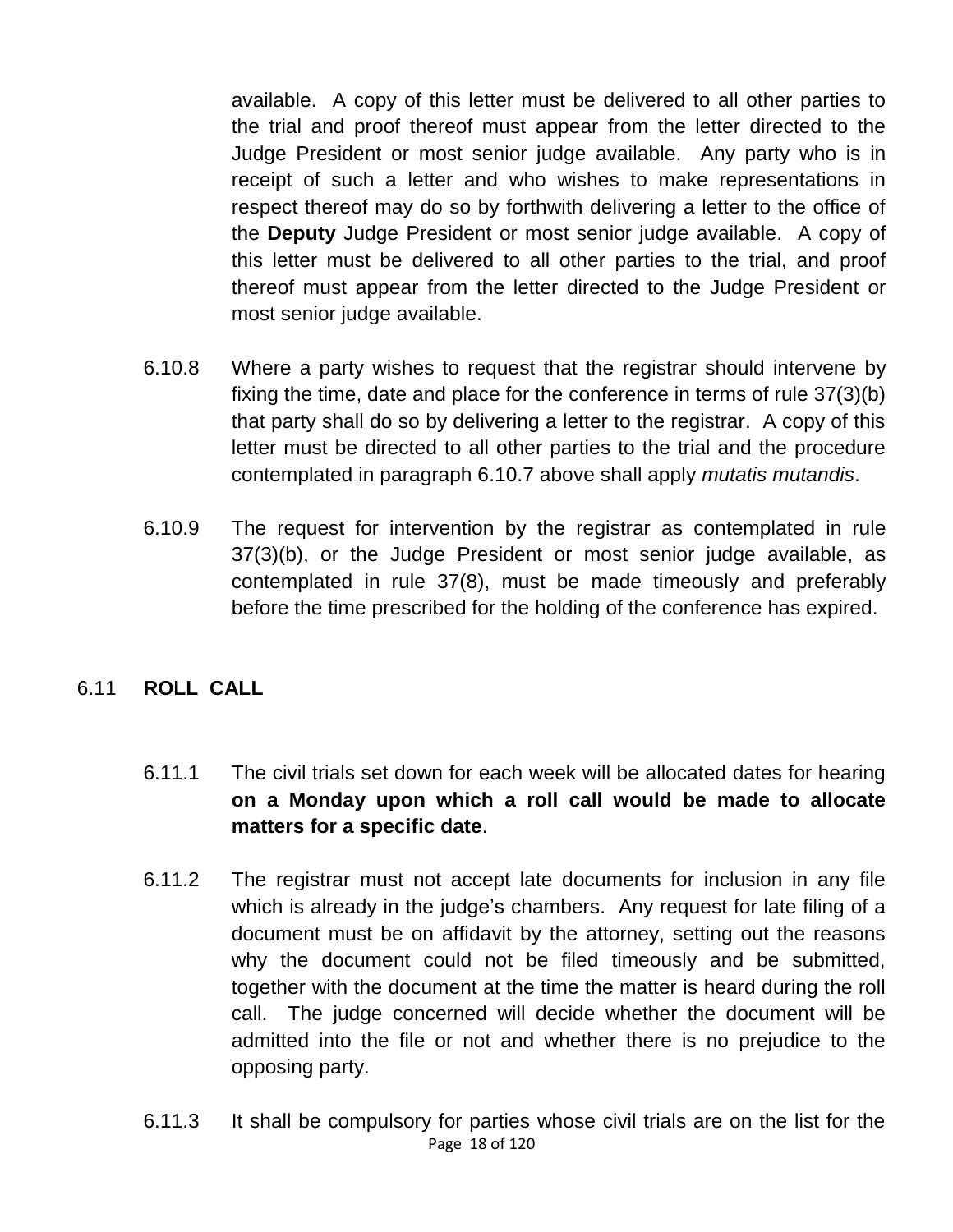available. A copy of this letter must be delivered to all other parties to the trial and proof thereof must appear from the letter directed to the Judge President or most senior judge available. Any party who is in receipt of such a letter and who wishes to make representations in respect thereof may do so by forthwith delivering a letter to the office of the **Deputy** Judge President or most senior judge available. A copy of this letter must be delivered to all other parties to the trial, and proof thereof must appear from the letter directed to the Judge President or most senior judge available.

6.10.8 Where a party wishes to request that the registrar should intervene by fixing the time, date and place for the conference in terms of rule 37(3)(b) that party shall do so by delivering a letter to the registrar. A copy of this letter must be directed to all other parties to the trial and the procedure contemplated in paragraph 6.10.7 above shall apply *mutatis mutandis*.

6.10.9 The request for intervention by the registrar as contemplated in rule 37(3)(b), or the Judge President or most senior judge available, as contemplated in rule 37(8), must be made timeously and preferably before the time prescribed for the holding of the conference has expired.

## 6.11 ROLL CALL

6.11.1 The civil trials set down for each week will be allocated dates for hearing **on a Monday upon which a roll call would be made to allocate matters for a specific date**.

6.11.2 The registrar must not accept late documents for inclusion in any file which is already in the judge's chambers. Any request for late filing of a document must be on affidavit by the attorney, setting out the reasons why the document could not be filed timeously and be submitted, together with the document at the time the matter is heard during the roll call. The judge concerned will decide whether the document will be admitted into the file or not and whether there is no prejudice to the opposing party.

6.11.3 It shall be compulsory for parties whose civil trials are on the list for the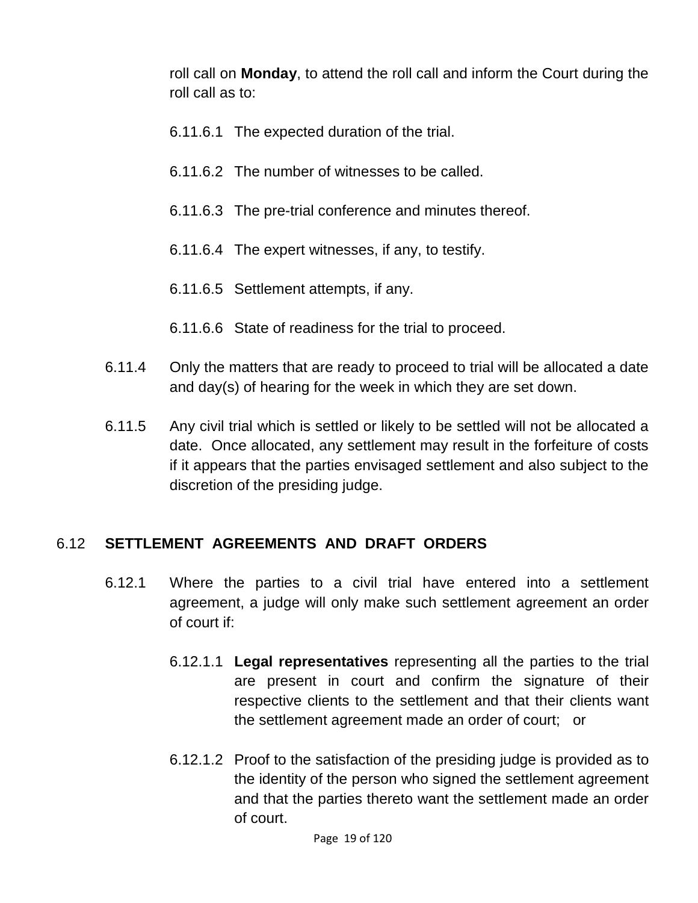roll call on **Monday**, to attend the roll call and inform the Court during the roll call as to:

6.11.6.1 The expected duration of the trial.

6.11.6.2 The number of witnesses to be called.

6.11.6.3 The pre-trial conference and minutes thereof.

6.11.6.4 The expert witnesses, if any, to testify.

6.11.6.5 Settlement attempts, if any.

6.11.6.6 State of readiness for the trial to proceed.

6.11.4 Only the matters that are ready to proceed to trial will be allocated a date and day(s) of hearing for the week in which they are set down.

6.11.5 Any civil trial which is settled or likely to be settled will not be allocated a date. Once allocated, any settlement may result in the forfeiture of costs if it appears that the parties envisaged settlement and also subject to the discretion of the presiding judge.

## 6.12 SETTLEMENT AGREEMENTS AND DRAFT ORDERS

6.12.1 Where the parties to a civil trial have entered into a settlement agreement, a judge will only make such settlement agreement an order of court if:

6.12.1.1 **Legal representatives** representing all the parties to the trial are present in court and confirm the signature of their respective clients to the settlement and that their clients want the settlement agreement made an order of court; or

6.12.1.2 Proof to the satisfaction of the presiding judge is provided as to the identity of the person who signed the settlement agreement and that the parties thereto want the settlement made an order of court.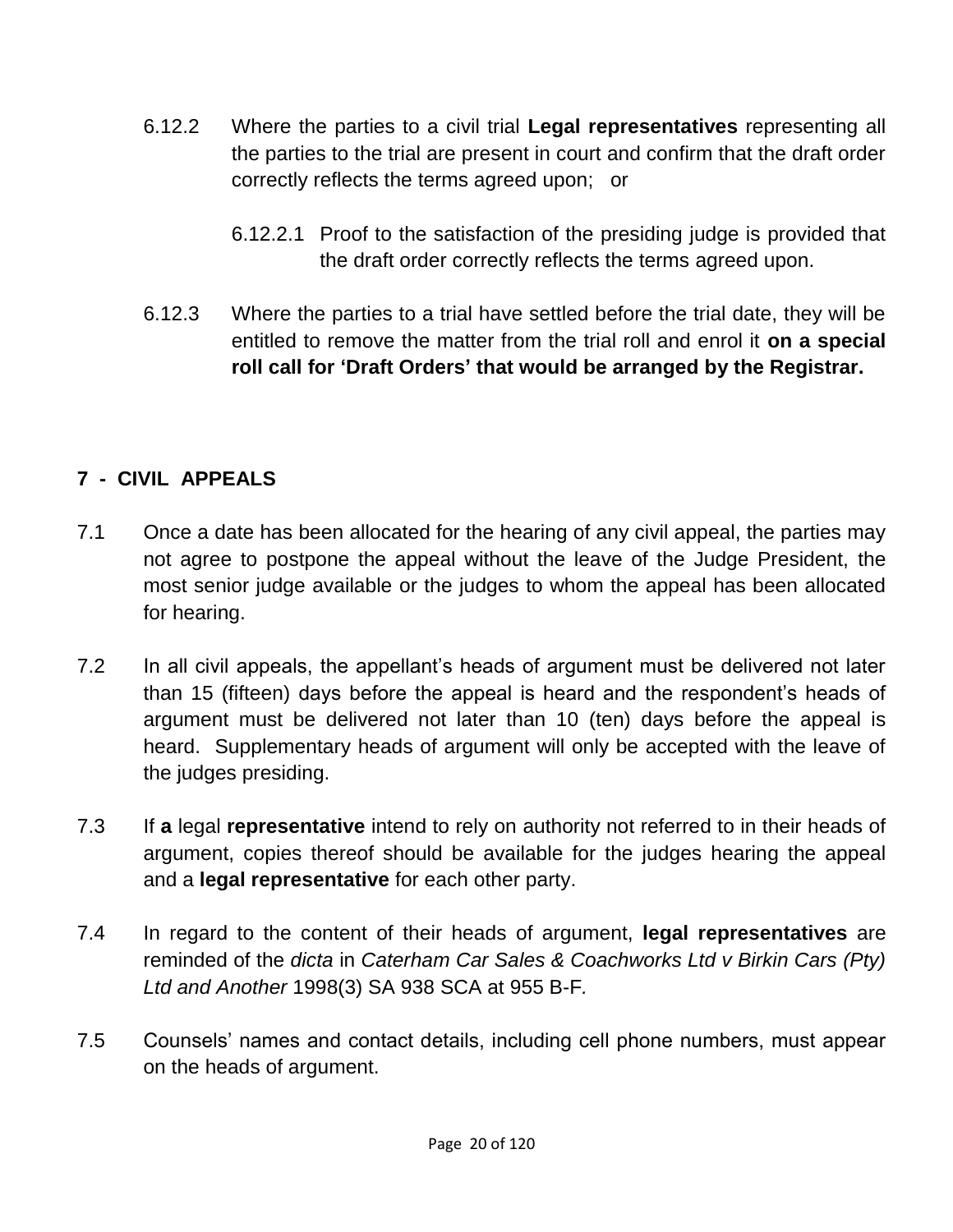6.12.2 Where the parties to a civil trial **Legal representatives** representing all the parties to the trial are present in court and confirm that the draft order correctly reflects the terms agreed upon; or

6.12.2.1 Proof to the satisfaction of the presiding judge is provided that the draft order correctly reflects the terms agreed upon.

6.12.3 Where the parties to a trial have settled before the trial date, they will be entitled to remove the matter from the trial roll and enrol it **on a special roll call for 'Draft Orders' that would be arranged by the Registrar.**

## 7 - CIVIL APPEALS

7.1 Once a date has been allocated for the hearing of any civil appeal, the parties may not agree to postpone the appeal without the leave of the Judge President, the most senior judge available or the judges to whom the appeal has been allocated for hearing.

7.2 In all civil appeals, the appellant's heads of argument must be delivered not later than 15 (fifteen) days before the appeal is heard and the respondent's heads of argument must be delivered not later than 10 (ten) days before the appeal is heard. Supplementary heads of argument will only be accepted with the leave of the judges presiding.

7.3 If **a** legal **representative** intend to rely on authority not referred to in their heads of argument, copies thereof should be available for the judges hearing the appeal and a **legal representative** for each other party.

7.4 In regard to the content of their heads of argument, **legal representatives** are reminded of the *dicta* in *Caterham Car Sales & Coachworks Ltd v Birkin Cars (Pty) Ltd and Another* 1998(3) SA 938 SCA at 955 B-F.

7.5 Counsels' names and contact details, including cell phone numbers, must appear on the heads of argument.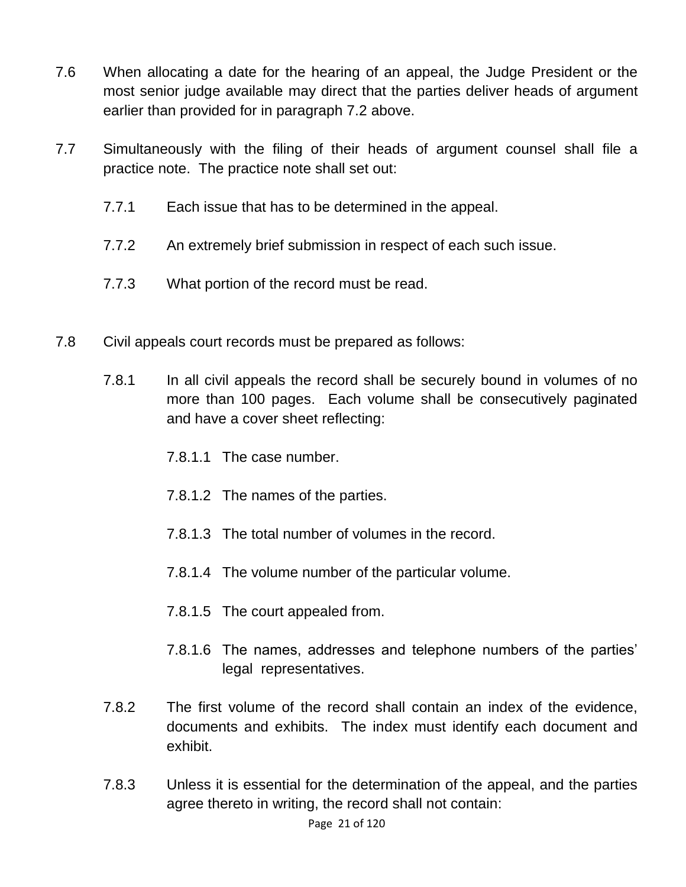7.6 When allocating a date for the hearing of an appeal, the Judge President or the most senior judge available may direct that the parties deliver heads of argument earlier than provided for in paragraph 7.2 above.

7.7 Simultaneously with the filing of their heads of argument counsel shall file a practice note. The practice note shall set out:

- 7.7.1 Each issue that has to be determined in the appeal.
- 7.7.2 An extremely brief submission in respect of each such issue.
- 7.7.3 What portion of the record must be read.

7.8 Civil appeals court records must be prepared as follows:

- 7.8.1 In all civil appeals the record shall be securely bound in volumes of no more than 100 pages. Each volume shall be consecutively paginated and have a cover sheet reflecting:
  - 7.8.1.1 The case number.
  - 7.8.1.2 The names of the parties.
  - 7.8.1.3 The total number of volumes in the record.
  - 7.8.1.4 The volume number of the particular volume.
  - 7.8.1.5 The court appealed from.
  - 7.8.1.6 The names, addresses and telephone numbers of the parties' legal representatives.
- 7.8.2 The first volume of the record shall contain an index of the evidence, documents and exhibits. The index must identify each document and exhibit.
- 7.8.3 Unless it is essential for the determination of the appeal, and the parties agree thereto in writing, the record shall not contain: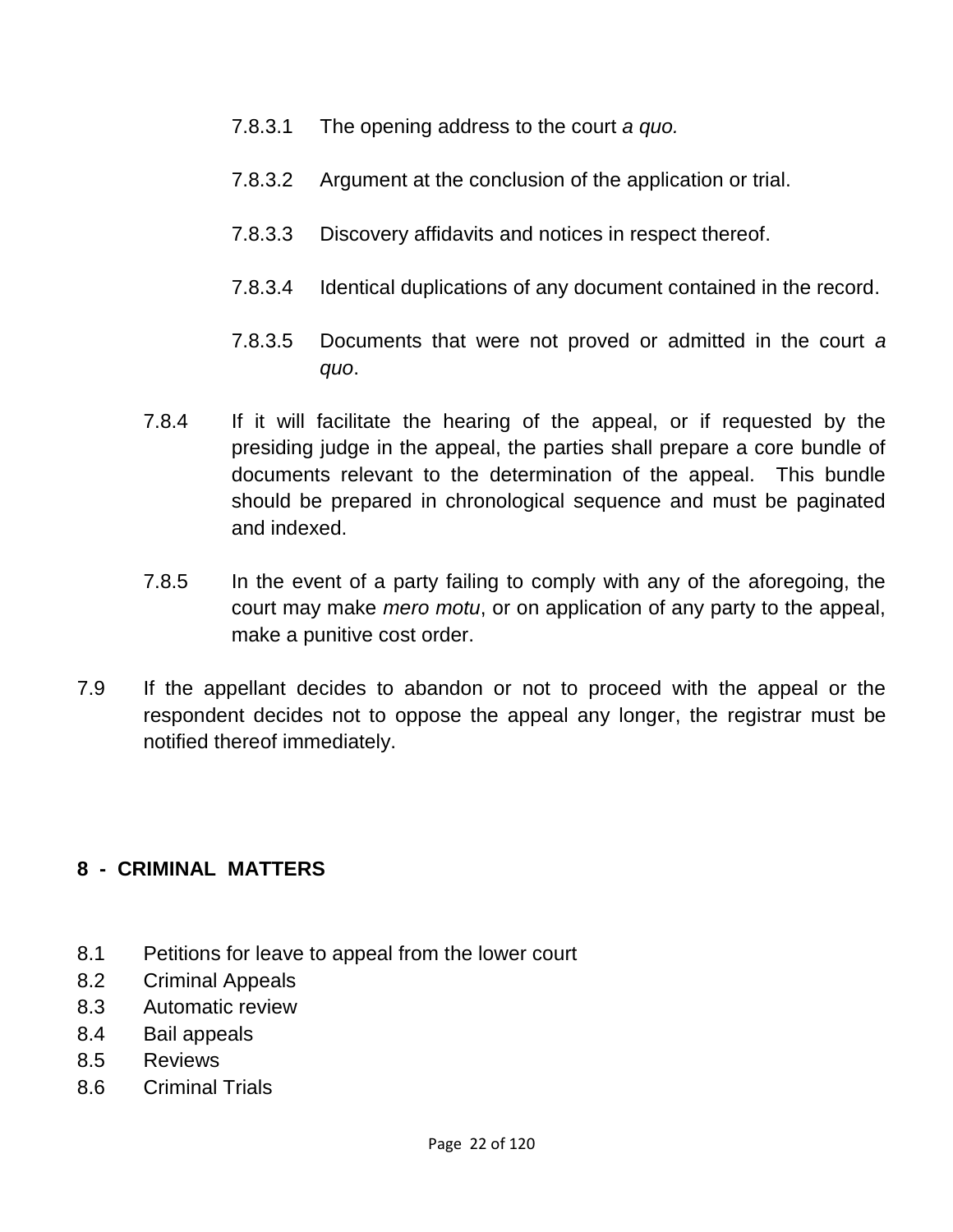7.8.3.1 The opening address to the court *a quo.*

7.8.3.2 Argument at the conclusion of the application or trial.

7.8.3.3 Discovery affidavits and notices in respect thereof.

7.8.3.4 Identical duplications of any document contained in the record.

7.8.3.5 Documents that were not proved or admitted in the court *a quo*.

7.8.4 If it will facilitate the hearing of the appeal, or if requested by the presiding judge in the appeal, the parties shall prepare a core bundle of documents relevant to the determination of the appeal. This bundle should be prepared in chronological sequence and must be paginated and indexed.

7.8.5 In the event of a party failing to comply with any of the aforegoing, the court may make *mero motu*, or on application of any party to the appeal, make a punitive cost order.

7.9 If the appellant decides to abandon or not to proceed with the appeal or the respondent decides not to oppose the appeal any longer, the registrar must be notified thereof immediately.

## 8 - CRIMINAL MATTERS

8.1 Petitions for leave to appeal from the lower court
8.2 Criminal Appeals
8.3 Automatic review
8.4 Bail appeals
8.5 Reviews
8.6 Criminal Trials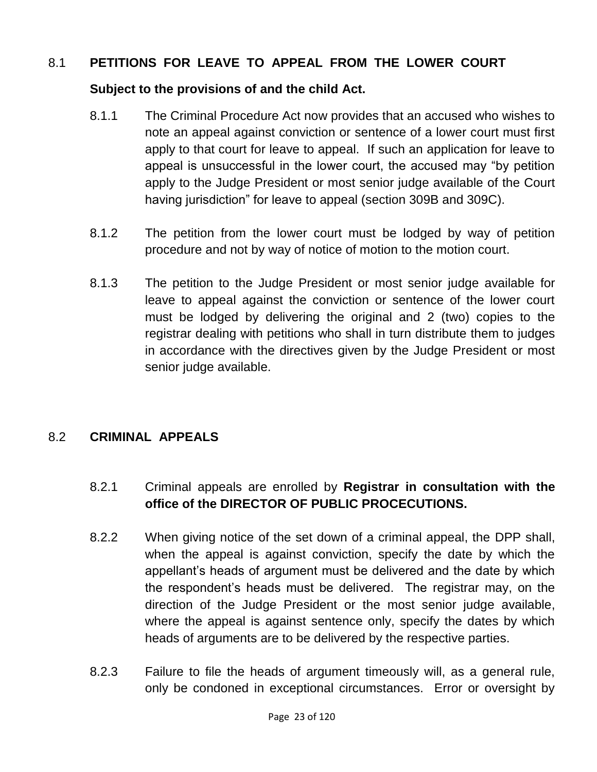## 8.1 PETITIONS FOR LEAVE TO APPEAL FROM THE LOWER COURT

**Subject to the provisions of and the child Act.**

8.1.1 The Criminal Procedure Act now provides that an accused who wishes to note an appeal against conviction or sentence of a lower court must first apply to that court for leave to appeal. If such an application for leave to appeal is unsuccessful in the lower court, the accused may "by petition apply to the Judge President or most senior judge available of the Court having jurisdiction" for leave to appeal (section 309B and 309C).

8.1.2 The petition from the lower court must be lodged by way of petition procedure and not by way of notice of motion to the motion court.

8.1.3 The petition to the Judge President or most senior judge available for leave to appeal against the conviction or sentence of the lower court must be lodged by delivering the original and 2 (two) copies to the registrar dealing with petitions who shall in turn distribute them to judges in accordance with the directives given by the Judge President or most senior judge available.

## 8.2 CRIMINAL APPEALS

8.2.1 Criminal appeals are enrolled by **Registrar in consultation with the office of the DIRECTOR OF PUBLIC PROCECUTIONS.**

8.2.2 When giving notice of the set down of a criminal appeal, the DPP shall, when the appeal is against conviction, specify the date by which the appellant's heads of argument must be delivered and the date by which the respondent's heads must be delivered. The registrar may, on the direction of the Judge President or the most senior judge available, where the appeal is against sentence only, specify the dates by which heads of arguments are to be delivered by the respective parties.

8.2.3 Failure to file the heads of argument timeously will, as a general rule, only be condoned in exceptional circumstances. Error or oversight by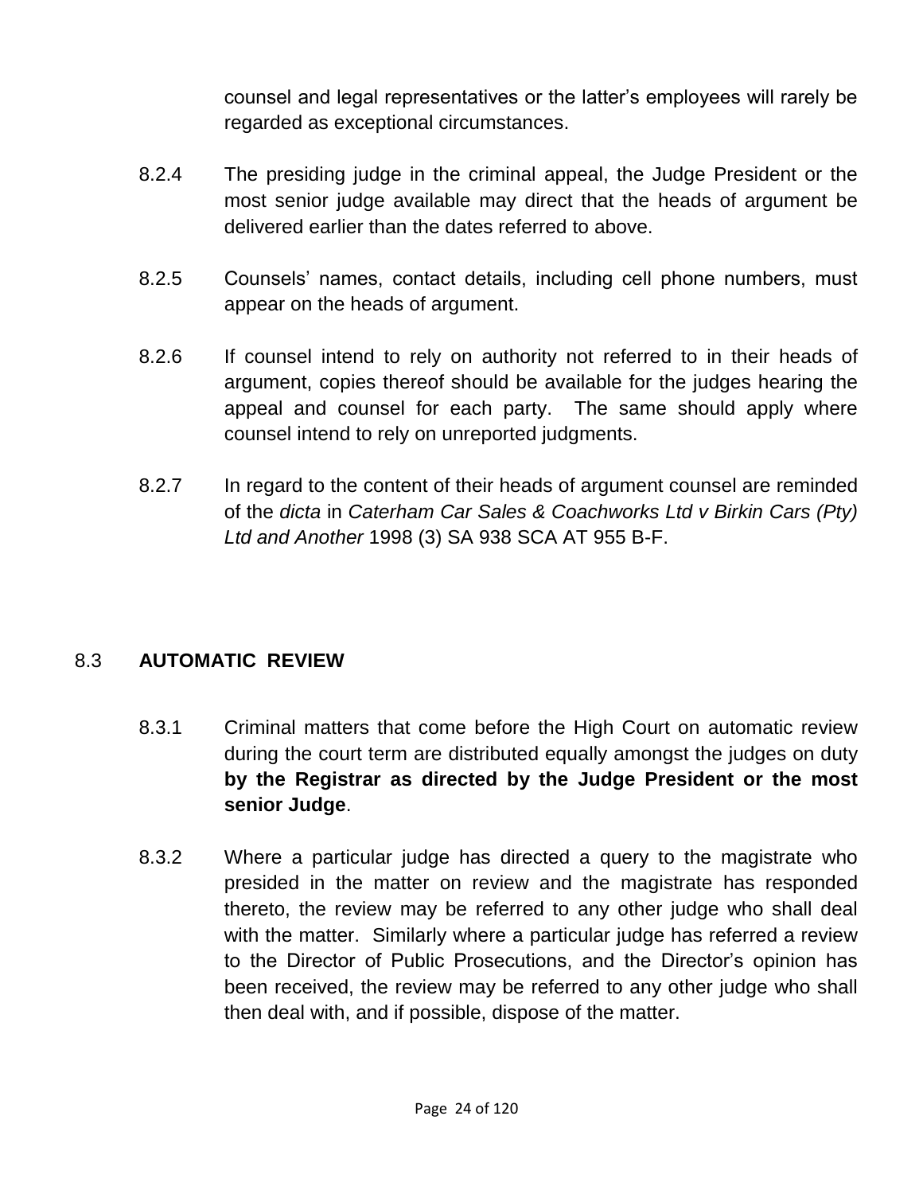counsel and legal representatives or the latter's employees will rarely be regarded as exceptional circumstances.

8.2.4 The presiding judge in the criminal appeal, the Judge President or the most senior judge available may direct that the heads of argument be delivered earlier than the dates referred to above.

8.2.5 Counsels' names, contact details, including cell phone numbers, must appear on the heads of argument.

8.2.6 If counsel intend to rely on authority not referred to in their heads of argument, copies thereof should be available for the judges hearing the appeal and counsel for each party. The same should apply where counsel intend to rely on unreported judgments.

8.2.7 In regard to the content of their heads of argument counsel are reminded of the *dicta* in *Caterham Car Sales & Coachworks Ltd v Birkin Cars (Pty) Ltd and Another* 1998 (3) SA 938 SCA AT 955 B-F.

## 8.3 AUTOMATIC REVIEW

8.3.1 Criminal matters that come before the High Court on automatic review during the court term are distributed equally amongst the judges on duty **by the Registrar as directed by the Judge President or the most senior Judge**.

8.3.2 Where a particular judge has directed a query to the magistrate who presided in the matter on review and the magistrate has responded thereto, the review may be referred to any other judge who shall deal with the matter. Similarly where a particular judge has referred a review to the Director of Public Prosecutions, and the Director's opinion has been received, the review may be referred to any other judge who shall then deal with, and if possible, dispose of the matter.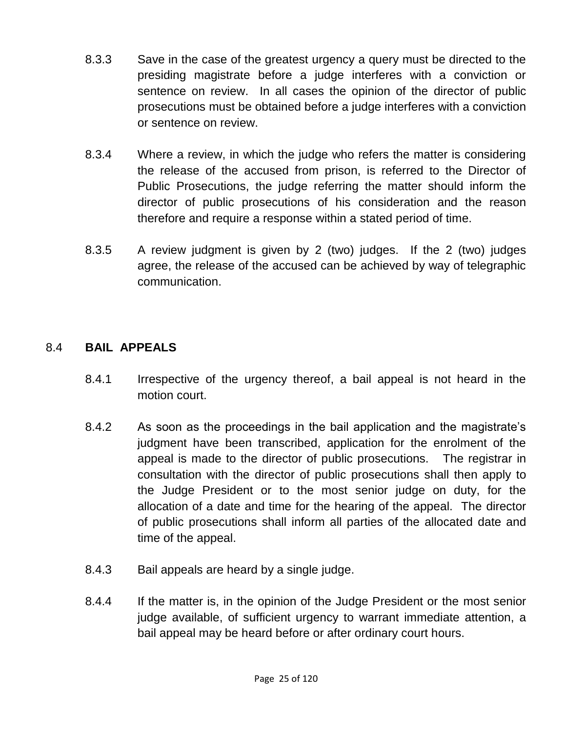8.3.3 Save in the case of the greatest urgency a query must be directed to the presiding magistrate before a judge interferes with a conviction or sentence on review. In all cases the opinion of the director of public prosecutions must be obtained before a judge interferes with a conviction or sentence on review.

8.3.4 Where a review, in which the judge who refers the matter is considering the release of the accused from prison, is referred to the Director of Public Prosecutions, the judge referring the matter should inform the director of public prosecutions of his consideration and the reason therefore and require a response within a stated period of time.

8.3.5 A review judgment is given by 2 (two) judges. If the 2 (two) judges agree, the release of the accused can be achieved by way of telegraphic communication.

## 8.4 BAIL APPEALS

8.4.1 Irrespective of the urgency thereof, a bail appeal is not heard in the motion court.

8.4.2 As soon as the proceedings in the bail application and the magistrate's judgment have been transcribed, application for the enrolment of the appeal is made to the director of public prosecutions. The registrar in consultation with the director of public prosecutions shall then apply to the Judge President or to the most senior judge on duty, for the allocation of a date and time for the hearing of the appeal. The director of public prosecutions shall inform all parties of the allocated date and time of the appeal.

8.4.3 Bail appeals are heard by a single judge.

8.4.4 If the matter is, in the opinion of the Judge President or the most senior judge available, of sufficient urgency to warrant immediate attention, a bail appeal may be heard before or after ordinary court hours.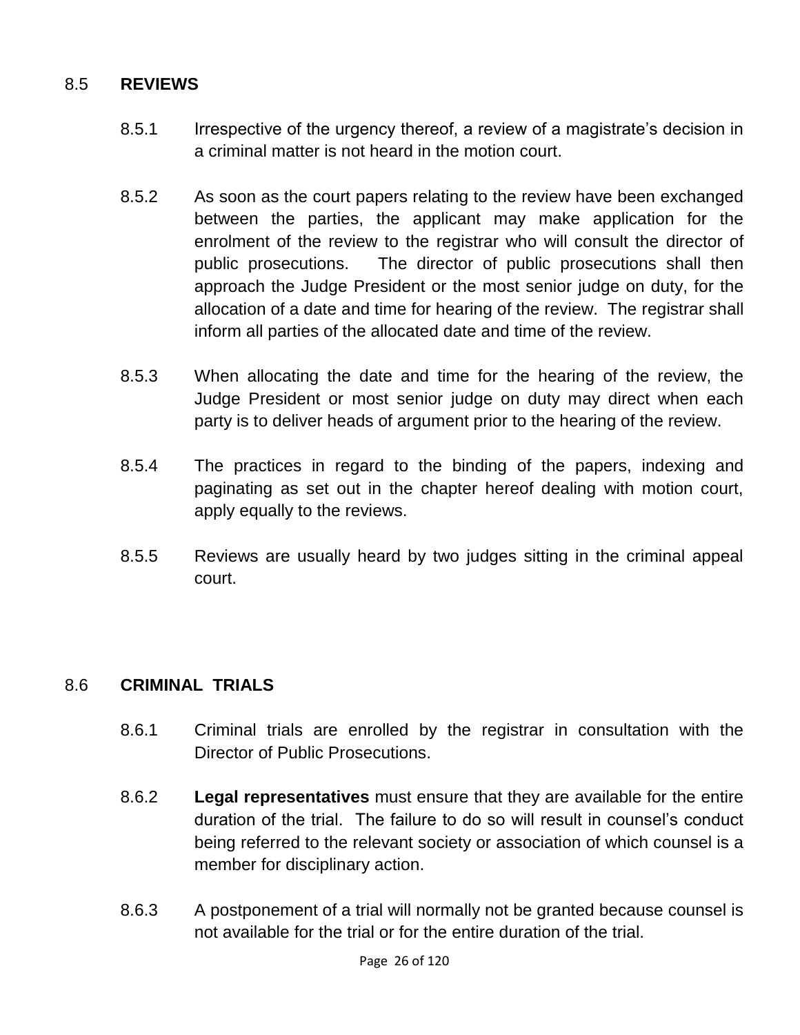## 8.5 **REVIEWS**

8.5.1 Irrespective of the urgency thereof, a review of a magistrate's decision in a criminal matter is not heard in the motion court.

8.5.2 As soon as the court papers relating to the review have been exchanged between the parties, the applicant may make application for the enrolment of the review to the registrar who will consult the director of public prosecutions. The director of public prosecutions shall then approach the Judge President or the most senior judge on duty, for the allocation of a date and time for hearing of the review. The registrar shall inform all parties of the allocated date and time of the review.

8.5.3 When allocating the date and time for the hearing of the review, the Judge President or most senior judge on duty may direct when each party is to deliver heads of argument prior to the hearing of the review.

8.5.4 The practices in regard to the binding of the papers, indexing and paginating as set out in the chapter hereof dealing with motion court, apply equally to the reviews.

8.5.5 Reviews are usually heard by two judges sitting in the criminal appeal court.

## 8.6 **CRIMINAL TRIALS**

8.6.1 Criminal trials are enrolled by the registrar in consultation with the Director of Public Prosecutions.

8.6.2 **Legal representatives** must ensure that they are available for the entire duration of the trial. The failure to do so will result in counsel's conduct being referred to the relevant society or association of which counsel is a member for disciplinary action.

8.6.3 A postponement of a trial will normally not be granted because counsel is not available for the trial or for the entire duration of the trial.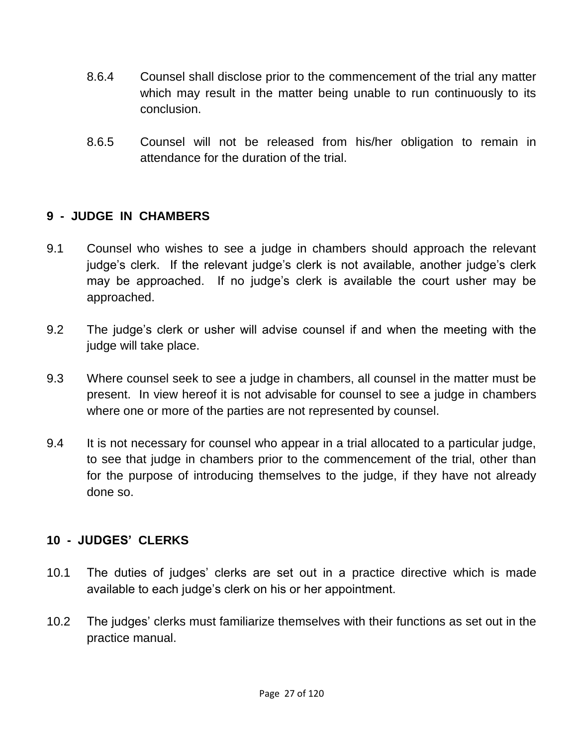8.6.4 Counsel shall disclose prior to the commencement of the trial any matter which may result in the matter being unable to run continuously to its conclusion.

8.6.5 Counsel will not be released from his/her obligation to remain in attendance for the duration of the trial.

## 9 - JUDGE IN CHAMBERS

9.1 Counsel who wishes to see a judge in chambers should approach the relevant judge's clerk. If the relevant judge's clerk is not available, another judge's clerk may be approached. If no judge's clerk is available the court usher may be approached.

9.2 The judge's clerk or usher will advise counsel if and when the meeting with the judge will take place.

9.3 Where counsel seek to see a judge in chambers, all counsel in the matter must be present. In view hereof it is not advisable for counsel to see a judge in chambers where one or more of the parties are not represented by counsel.

9.4 It is not necessary for counsel who appear in a trial allocated to a particular judge, to see that judge in chambers prior to the commencement of the trial, other than for the purpose of introducing themselves to the judge, if they have not already done so.

## 10 - JUDGES' CLERKS

10.1 The duties of judges' clerks are set out in a practice directive which is made available to each judge's clerk on his or her appointment.

10.2 The judges' clerks must familiarize themselves with their functions as set out in the practice manual.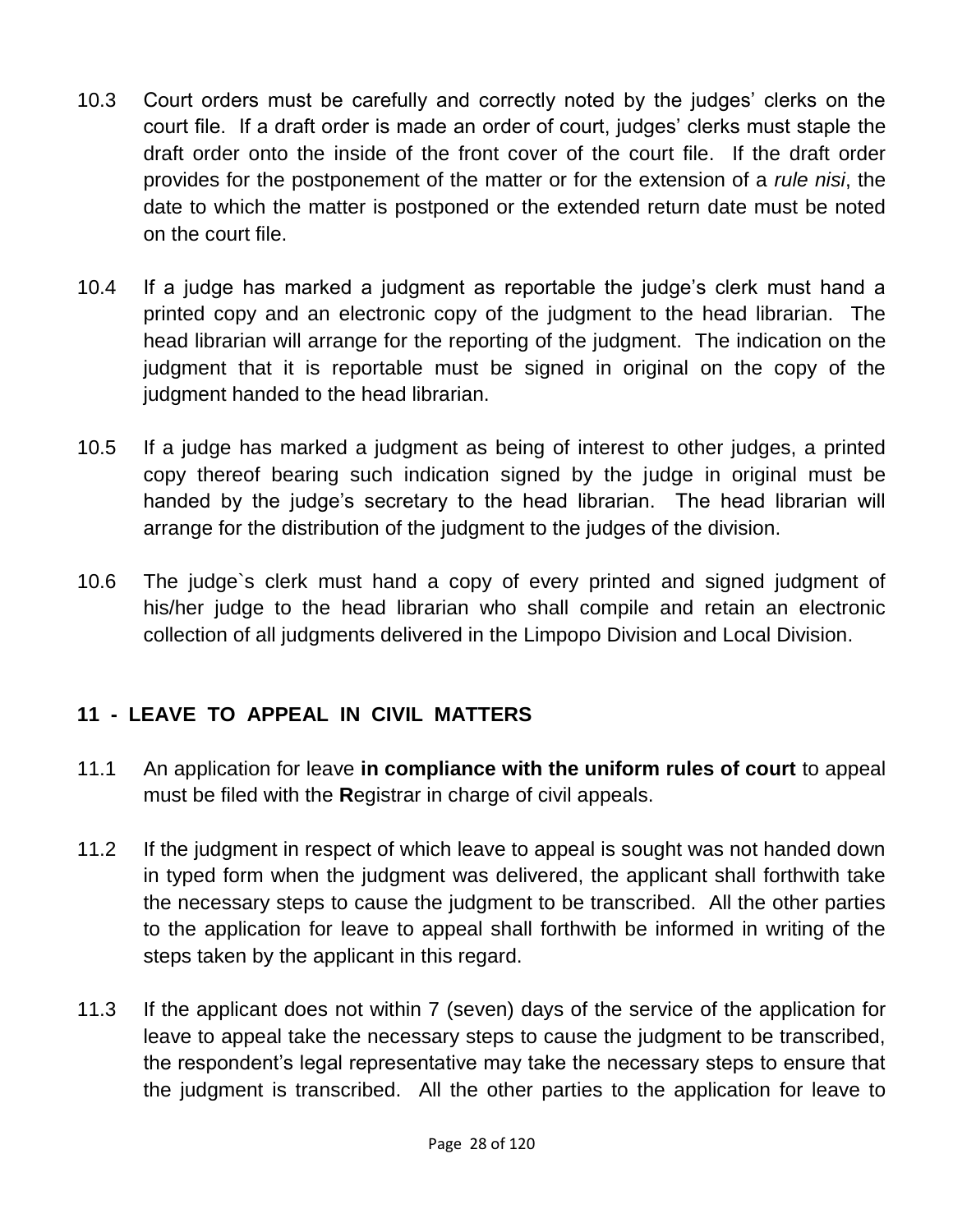10.3 Court orders must be carefully and correctly noted by the judges' clerks on the court file. If a draft order is made an order of court, judges' clerks must staple the draft order onto the inside of the front cover of the court file. If the draft order provides for the postponement of the matter or for the extension of a *rule nisi*, the date to which the matter is postponed or the extended return date must be noted on the court file.

10.4 If a judge has marked a judgment as reportable the judge's clerk must hand a printed copy and an electronic copy of the judgment to the head librarian. The head librarian will arrange for the reporting of the judgment. The indication on the judgment that it is reportable must be signed in original on the copy of the judgment handed to the head librarian.

10.5 If a judge has marked a judgment as being of interest to other judges, a printed copy thereof bearing such indication signed by the judge in original must be handed by the judge's secretary to the head librarian. The head librarian will arrange for the distribution of the judgment to the judges of the division.

10.6 The judge`s clerk must hand a copy of every printed and signed judgment of his/her judge to the head librarian who shall compile and retain an electronic collection of all judgments delivered in the Limpopo Division and Local Division.

## 11 - LEAVE TO APPEAL IN CIVIL MATTERS

11.1 An application for leave **in compliance with the uniform rules of court** to appeal must be filed with the **R**egistrar in charge of civil appeals.

11.2 If the judgment in respect of which leave to appeal is sought was not handed down in typed form when the judgment was delivered, the applicant shall forthwith take the necessary steps to cause the judgment to be transcribed. All the other parties to the application for leave to appeal shall forthwith be informed in writing of the steps taken by the applicant in this regard.

11.3 If the applicant does not within 7 (seven) days of the service of the application for leave to appeal take the necessary steps to cause the judgment to be transcribed, the respondent's legal representative may take the necessary steps to ensure that the judgment is transcribed. All the other parties to the application for leave to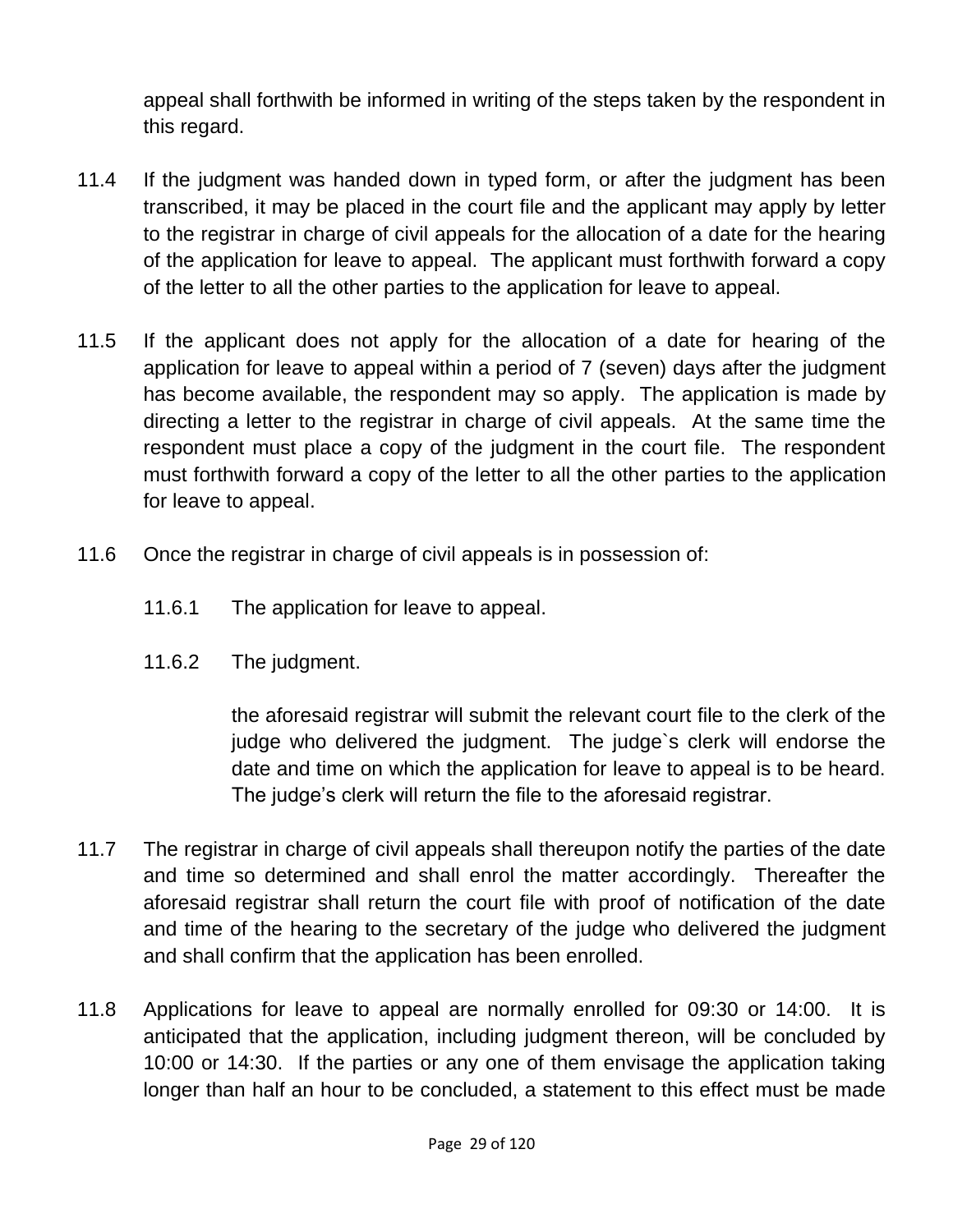appeal shall forthwith be informed in writing of the steps taken by the respondent in this regard.

11.4 If the judgment was handed down in typed form, or after the judgment has been transcribed, it may be placed in the court file and the applicant may apply by letter to the registrar in charge of civil appeals for the allocation of a date for the hearing of the application for leave to appeal. The applicant must forthwith forward a copy of the letter to all the other parties to the application for leave to appeal.

11.5 If the applicant does not apply for the allocation of a date for hearing of the application for leave to appeal within a period of 7 (seven) days after the judgment has become available, the respondent may so apply. The application is made by directing a letter to the registrar in charge of civil appeals. At the same time the respondent must place a copy of the judgment in the court file. The respondent must forthwith forward a copy of the letter to all the other parties to the application for leave to appeal.

11.6 Once the registrar in charge of civil appeals is in possession of:

11.6.1 The application for leave to appeal.

11.6.2 The judgment.

the aforesaid registrar will submit the relevant court file to the clerk of the judge who delivered the judgment. The judge`s clerk will endorse the date and time on which the application for leave to appeal is to be heard. The judge's clerk will return the file to the aforesaid registrar.

11.7 The registrar in charge of civil appeals shall thereupon notify the parties of the date and time so determined and shall enrol the matter accordingly. Thereafter the aforesaid registrar shall return the court file with proof of notification of the date and time of the hearing to the secretary of the judge who delivered the judgment and shall confirm that the application has been enrolled.

11.8 Applications for leave to appeal are normally enrolled for 09:30 or 14:00. It is anticipated that the application, including judgment thereon, will be concluded by 10:00 or 14:30. If the parties or any one of them envisage the application taking longer than half an hour to be concluded, a statement to this effect must be made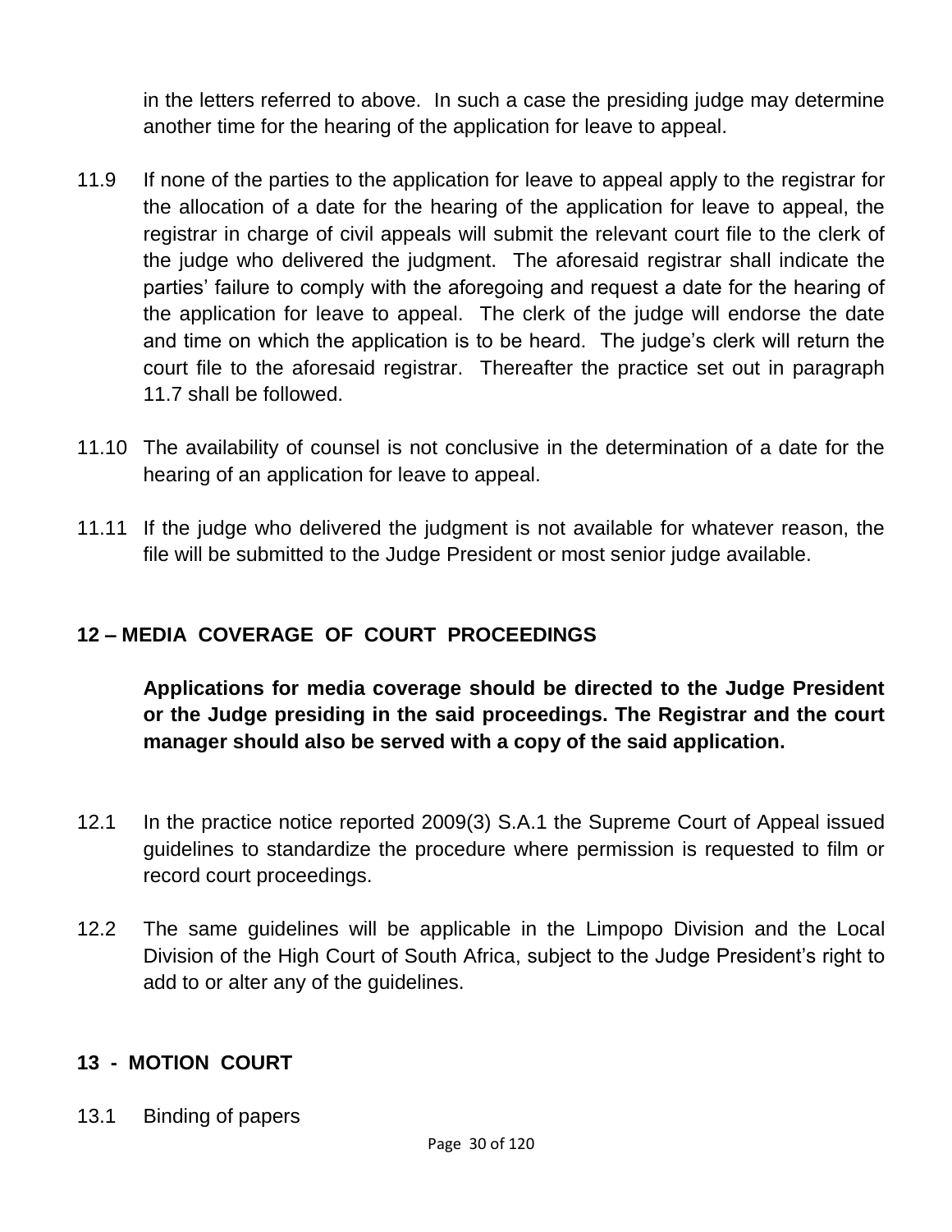in the letters referred to above. In such a case the presiding judge may determine another time for the hearing of the application for leave to appeal.

11.9 If none of the parties to the application for leave to appeal apply to the registrar for the allocation of a date for the hearing of the application for leave to appeal, the registrar in charge of civil appeals will submit the relevant court file to the clerk of the judge who delivered the judgment. The aforesaid registrar shall indicate the parties' failure to comply with the aforegoing and request a date for the hearing of the application for leave to appeal. The clerk of the judge will endorse the date and time on which the application is to be heard. The judge's clerk will return the court file to the aforesaid registrar. Thereafter the practice set out in paragraph 11.7 shall be followed.

11.10 The availability of counsel is not conclusive in the determination of a date for the hearing of an application for leave to appeal.

11.11 If the judge who delivered the judgment is not available for whatever reason, the file will be submitted to the Judge President or most senior judge available.

## 12 – MEDIA COVERAGE OF COURT PROCEEDINGS

**Applications for media coverage should be directed to the Judge President or the Judge presiding in the said proceedings. The Registrar and the court manager should also be served with a copy of the said application.**

12.1 In the practice notice reported 2009(3) S.A.1 the Supreme Court of Appeal issued guidelines to standardize the procedure where permission is requested to film or record court proceedings.

12.2 The same guidelines will be applicable in the Limpopo Division and the Local Division of the High Court of South Africa, subject to the Judge President's right to add to or alter any of the guidelines.

## 13 - MOTION COURT

13.1 Binding of papers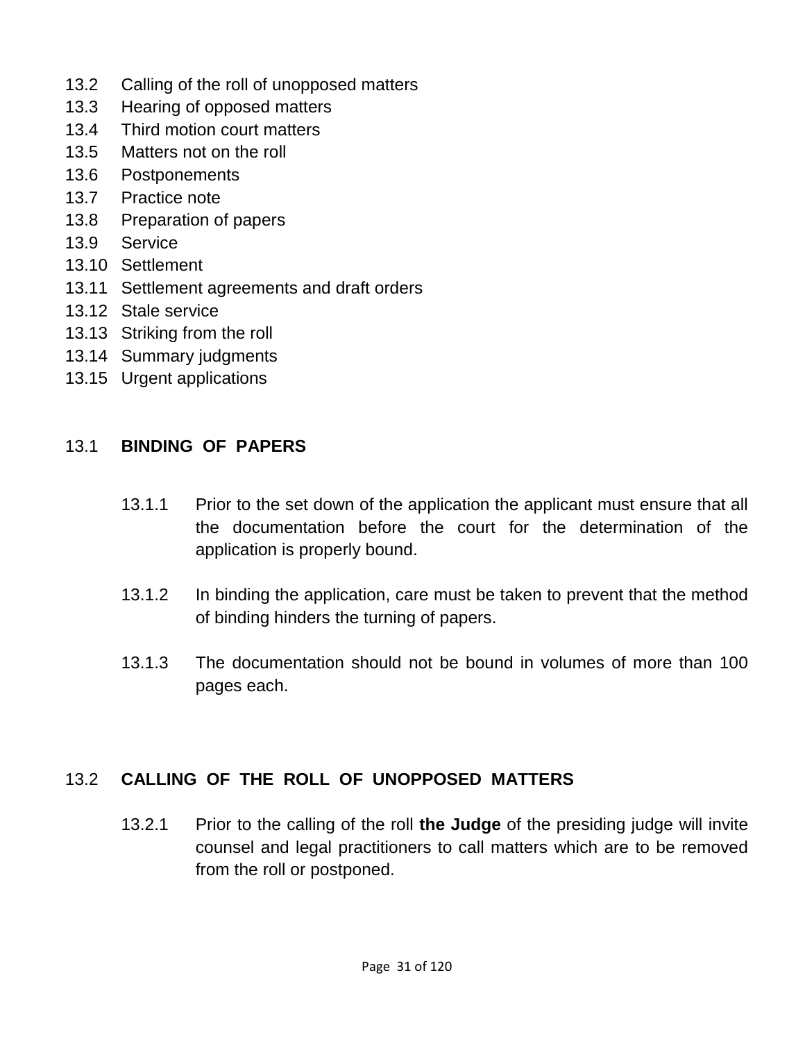13.2 Calling of the roll of unopposed matters
13.3 Hearing of opposed matters
13.4 Third motion court matters
13.5 Matters not on the roll
13.6 Postponements
13.7 Practice note
13.8 Preparation of papers
13.9 Service
13.10 Settlement
13.11 Settlement agreements and draft orders
13.12 Stale service
13.13 Striking from the roll
13.14 Summary judgments
13.15 Urgent applications

## 13.1 **BINDING OF PAPERS**

13.1.1 Prior to the set down of the application the applicant must ensure that all the documentation before the court for the determination of the application is properly bound.

13.1.2 In binding the application, care must be taken to prevent that the method of binding hinders the turning of papers.

13.1.3 The documentation should not be bound in volumes of more than 100 pages each.

## 13.2 **CALLING OF THE ROLL OF UNOPPOSED MATTERS**

13.2.1 Prior to the calling of the roll **the Judge** of the presiding judge will invite counsel and legal practitioners to call matters which are to be removed from the roll or postponed.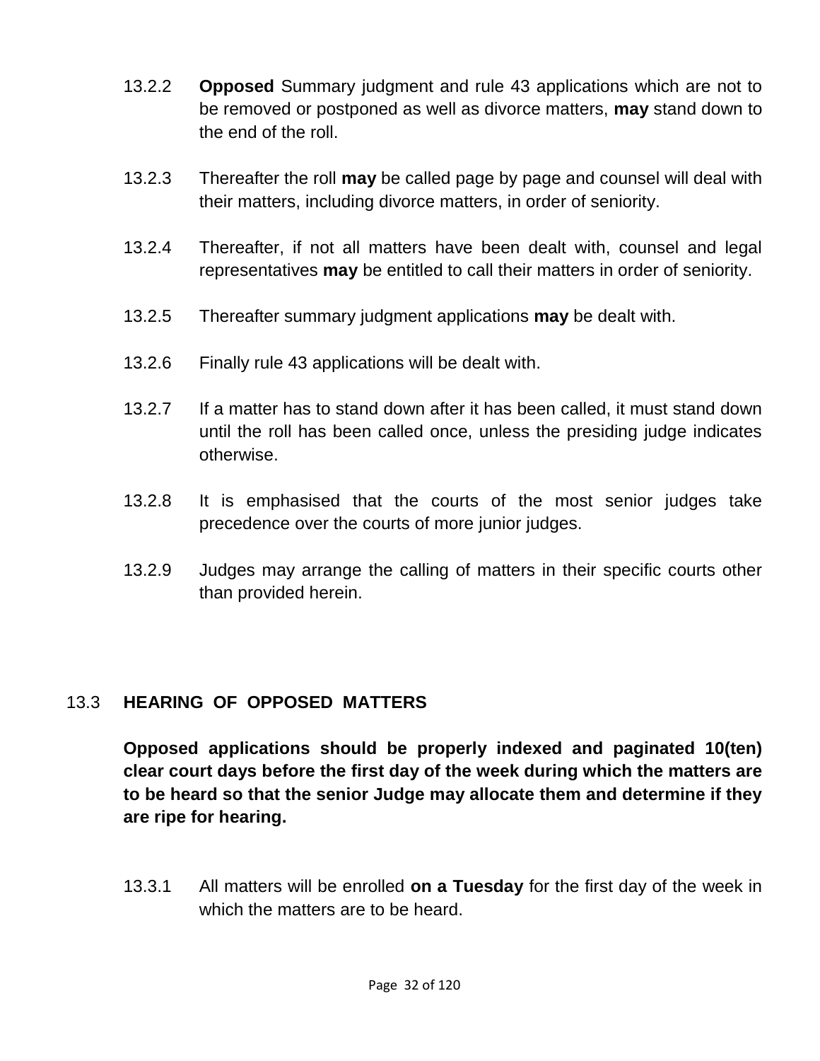13.2.2 **Opposed** Summary judgment and rule 43 applications which are not to be removed or postponed as well as divorce matters, **may** stand down to the end of the roll.

13.2.3 Thereafter the roll **may** be called page by page and counsel will deal with their matters, including divorce matters, in order of seniority.

13.2.4 Thereafter, if not all matters have been dealt with, counsel and legal representatives **may** be entitled to call their matters in order of seniority.

13.2.5 Thereafter summary judgment applications **may** be dealt with.

13.2.6 Finally rule 43 applications will be dealt with.

13.2.7 If a matter has to stand down after it has been called, it must stand down until the roll has been called once, unless the presiding judge indicates otherwise.

13.2.8 It is emphasised that the courts of the most senior judges take precedence over the courts of more junior judges.

13.2.9 Judges may arrange the calling of matters in their specific courts other than provided herein.

## 13.3 HEARING OF OPPOSED MATTERS

**Opposed applications should be properly indexed and paginated 10(ten) clear court days before the first day of the week during which the matters are to be heard so that the senior Judge may allocate them and determine if they are ripe for hearing.**

13.3.1 All matters will be enrolled **on a Tuesday** for the first day of the week in which the matters are to be heard.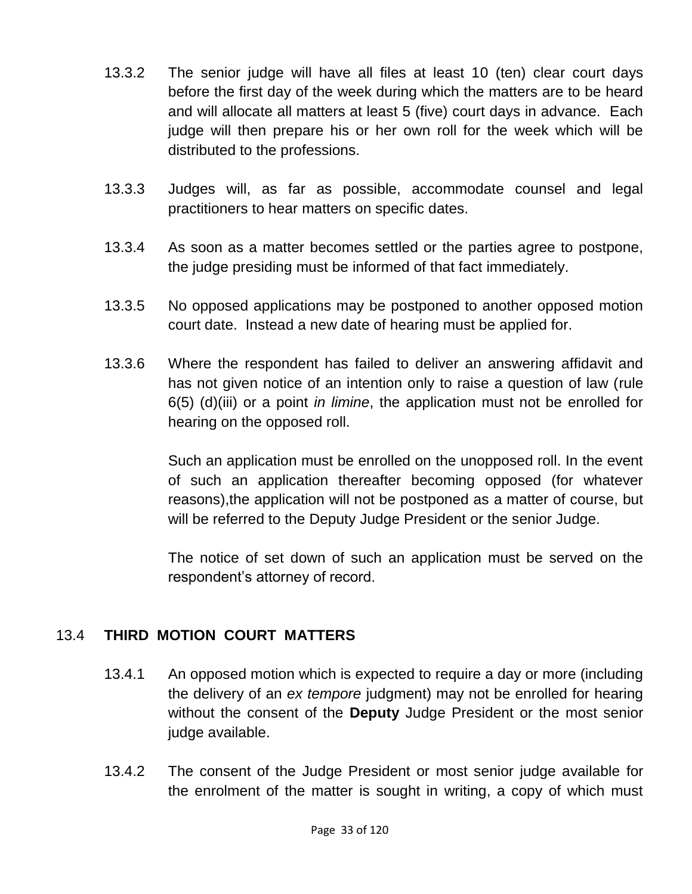13.3.2 The senior judge will have all files at least 10 (ten) clear court days before the first day of the week during which the matters are to be heard and will allocate all matters at least 5 (five) court days in advance. Each judge will then prepare his or her own roll for the week which will be distributed to the professions.

13.3.3 Judges will, as far as possible, accommodate counsel and legal practitioners to hear matters on specific dates.

13.3.4 As soon as a matter becomes settled or the parties agree to postpone, the judge presiding must be informed of that fact immediately.

13.3.5 No opposed applications may be postponed to another opposed motion court date. Instead a new date of hearing must be applied for.

13.3.6 Where the respondent has failed to deliver an answering affidavit and has not given notice of an intention only to raise a question of law (rule 6(5) (d)(iii) or a point *in limine*, the application must not be enrolled for hearing on the opposed roll.

Such an application must be enrolled on the unopposed roll. In the event of such an application thereafter becoming opposed (for whatever reasons),the application will not be postponed as a matter of course, but will be referred to the Deputy Judge President or the senior Judge.

The notice of set down of such an application must be served on the respondent's attorney of record.

## 13.4 THIRD MOTION COURT MATTERS

13.4.1 An opposed motion which is expected to require a day or more (including the delivery of an *ex tempore* judgment) may not be enrolled for hearing without the consent of the **Deputy** Judge President or the most senior judge available.

13.4.2 The consent of the Judge President or most senior judge available for the enrolment of the matter is sought in writing, a copy of which must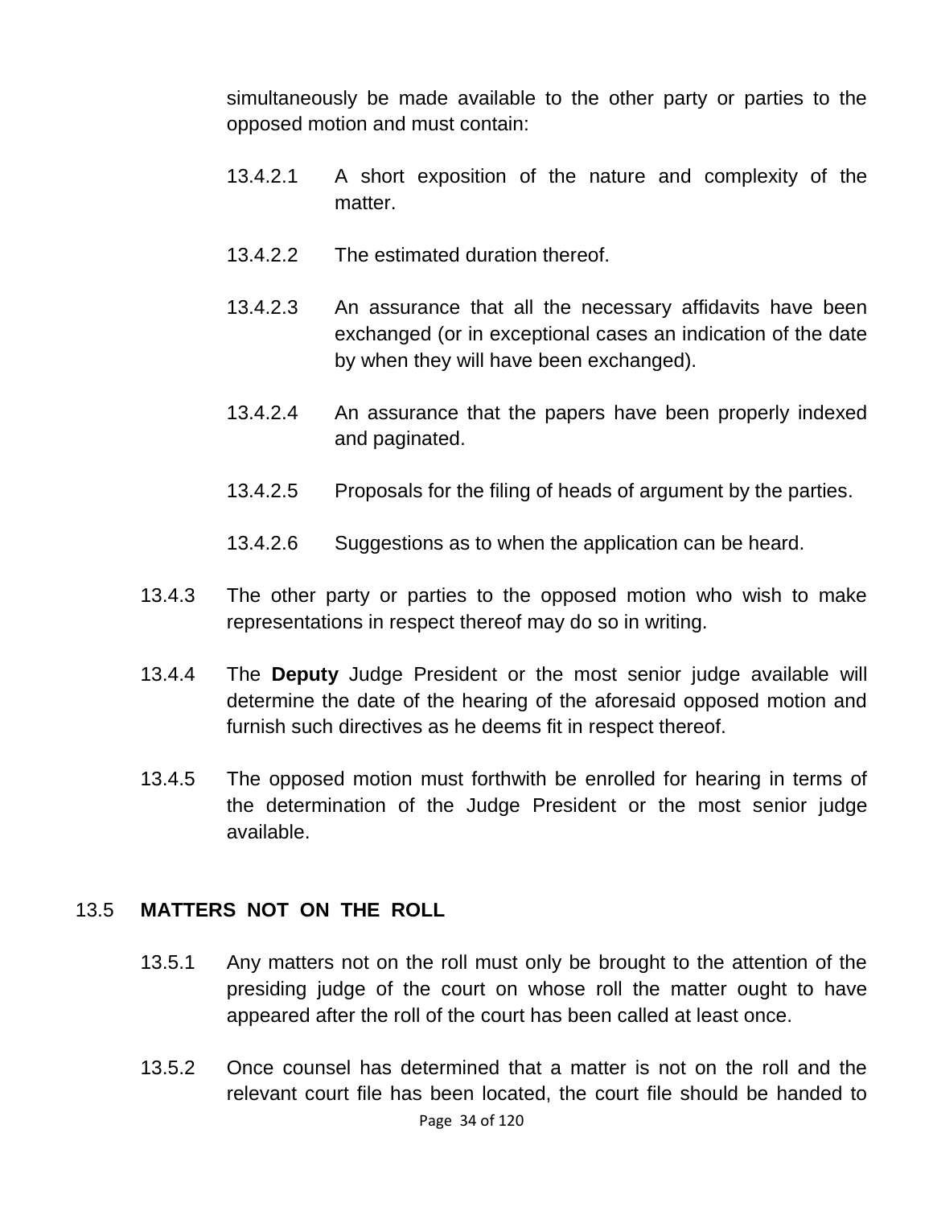simultaneously be made available to the other party or parties to the opposed motion and must contain:

13.4.2.1 A short exposition of the nature and complexity of the matter.

13.4.2.2 The estimated duration thereof.

13.4.2.3 An assurance that all the necessary affidavits have been exchanged (or in exceptional cases an indication of the date by when they will have been exchanged).

13.4.2.4 An assurance that the papers have been properly indexed and paginated.

13.4.2.5 Proposals for the filing of heads of argument by the parties.

13.4.2.6 Suggestions as to when the application can be heard.

13.4.3 The other party or parties to the opposed motion who wish to make representations in respect thereof may do so in writing.

13.4.4 The **Deputy** Judge President or the most senior judge available will determine the date of the hearing of the aforesaid opposed motion and furnish such directives as he deems fit in respect thereof.

13.4.5 The opposed motion must forthwith be enrolled for hearing in terms of the determination of the Judge President or the most senior judge available.

## 13.5 MATTERS NOT ON THE ROLL

13.5.1 Any matters not on the roll must only be brought to the attention of the presiding judge of the court on whose roll the matter ought to have appeared after the roll of the court has been called at least once.

13.5.2 Once counsel has determined that a matter is not on the roll and the relevant court file has been located, the court file should be handed to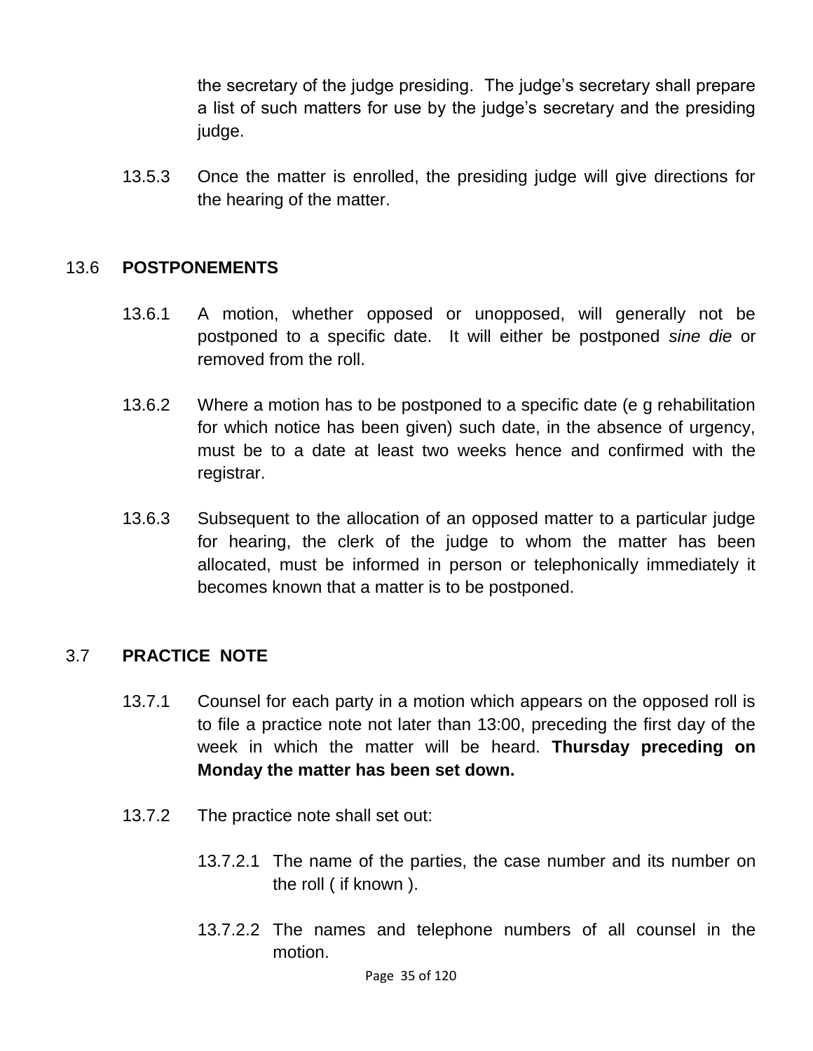the secretary of the judge presiding. The judge's secretary shall prepare a list of such matters for use by the judge's secretary and the presiding judge.

13.5.3 Once the matter is enrolled, the presiding judge will give directions for the hearing of the matter.

## 13.6 POSTPONEMENTS

13.6.1 A motion, whether opposed or unopposed, will generally not be postponed to a specific date. It will either be postponed *sine die* or removed from the roll.

13.6.2 Where a motion has to be postponed to a specific date (e g rehabilitation for which notice has been given) such date, in the absence of urgency, must be to a date at least two weeks hence and confirmed with the registrar.

13.6.3 Subsequent to the allocation of an opposed matter to a particular judge for hearing, the clerk of the judge to whom the matter has been allocated, must be informed in person or telephonically immediately it becomes known that a matter is to be postponed.

## 3.7 PRACTICE NOTE

13.7.1 Counsel for each party in a motion which appears on the opposed roll is to file a practice note not later than 13:00, preceding the first day of the week in which the matter will be heard. **Thursday preceding on Monday the matter has been set down.**

13.7.2 The practice note shall set out:

13.7.2.1 The name of the parties, the case number and its number on the roll ( if known ).

13.7.2.2 The names and telephone numbers of all counsel in the motion.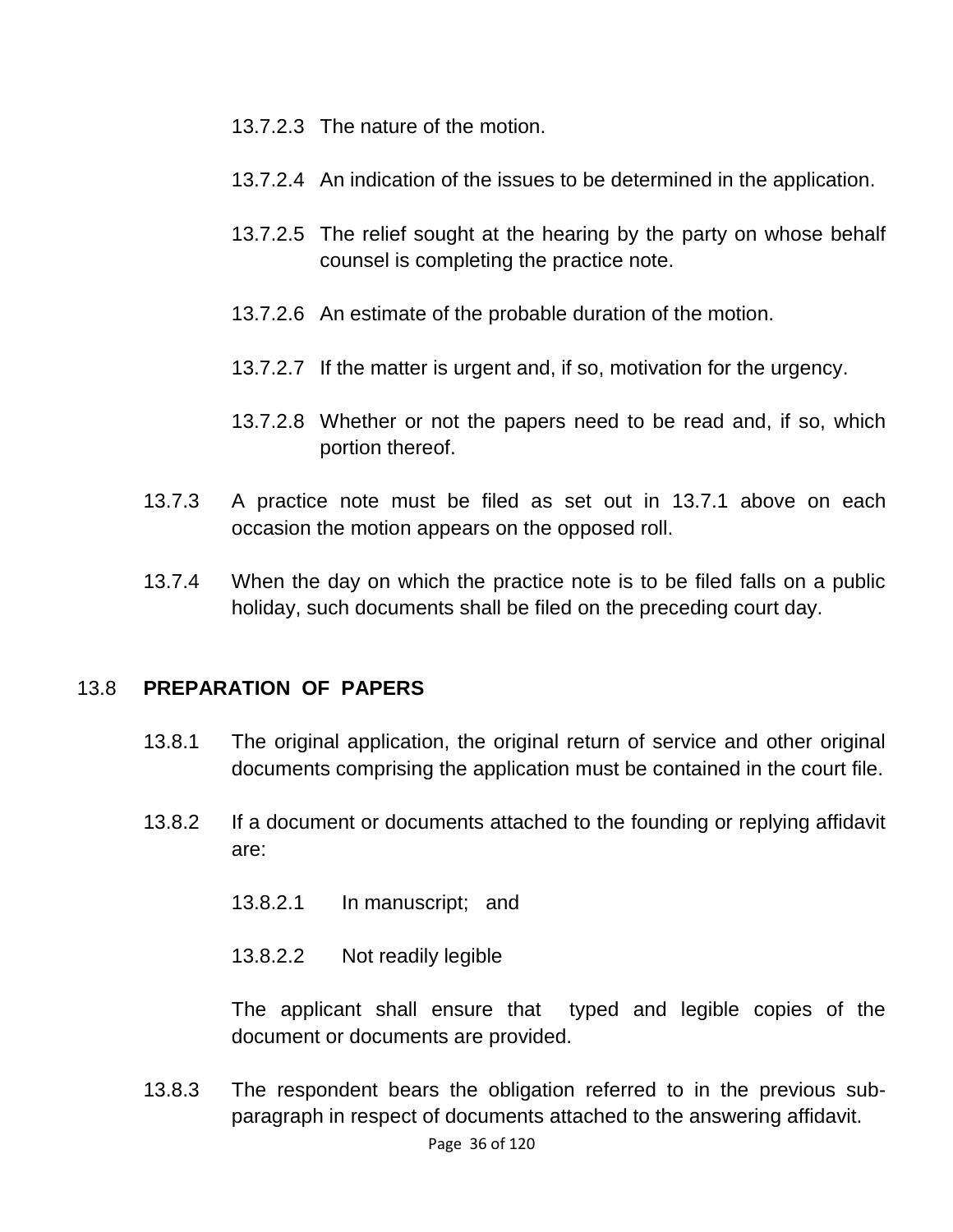13.7.2.3 The nature of the motion.

13.7.2.4 An indication of the issues to be determined in the application.

13.7.2.5 The relief sought at the hearing by the party on whose behalf counsel is completing the practice note.

13.7.2.6 An estimate of the probable duration of the motion.

13.7.2.7 If the matter is urgent and, if so, motivation for the urgency.

13.7.2.8 Whether or not the papers need to be read and, if so, which portion thereof.

13.7.3 A practice note must be filed as set out in 13.7.1 above on each occasion the motion appears on the opposed roll.

13.7.4 When the day on which the practice note is to be filed falls on a public holiday, such documents shall be filed on the preceding court day.

## 13.8 PREPARATION OF PAPERS

13.8.1 The original application, the original return of service and other original documents comprising the application must be contained in the court file.

13.8.2 If a document or documents attached to the founding or replying affidavit are:

13.8.2.1 In manuscript; and

13.8.2.2 Not readily legible

The applicant shall ensure that typed and legible copies of the document or documents are provided.

13.8.3 The respondent bears the obligation referred to in the previous sub-paragraph in respect of documents attached to the answering affidavit.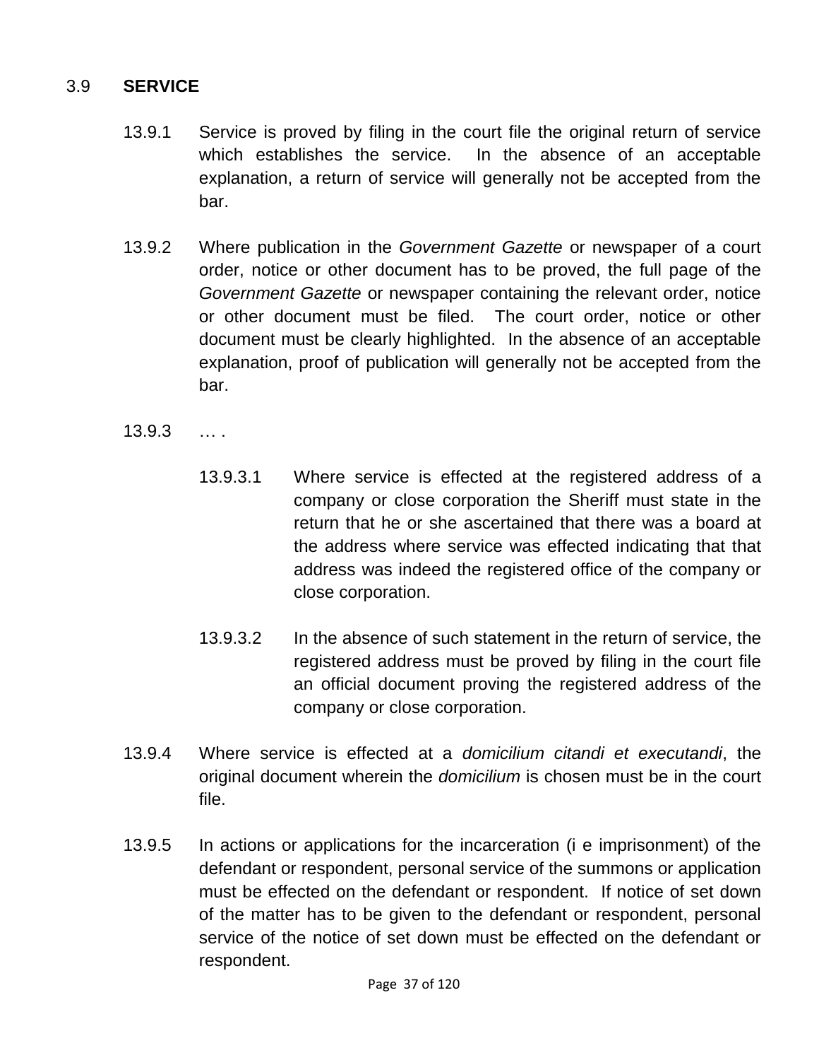## 3.9 SERVICE

13.9.1 Service is proved by filing in the court file the original return of service which establishes the service. In the absence of an acceptable explanation, a return of service will generally not be accepted from the bar.

13.9.2 Where publication in the *Government Gazette* or newspaper of a court order, notice or other document has to be proved, the full page of the *Government Gazette* or newspaper containing the relevant order, notice or other document must be filed. The court order, notice or other document must be clearly highlighted. In the absence of an acceptable explanation, proof of publication will generally not be accepted from the bar.

13.9.3 … .

13.9.3.1 Where service is effected at the registered address of a company or close corporation the Sheriff must state in the return that he or she ascertained that there was a board at the address where service was effected indicating that that address was indeed the registered office of the company or close corporation.

13.9.3.2 In the absence of such statement in the return of service, the registered address must be proved by filing in the court file an official document proving the registered address of the company or close corporation.

13.9.4 Where service is effected at a *domicilium citandi et executandi*, the original document wherein the *domicilium* is chosen must be in the court file.

13.9.5 In actions or applications for the incarceration (i e imprisonment) of the defendant or respondent, personal service of the summons or application must be effected on the defendant or respondent. If notice of set down of the matter has to be given to the defendant or respondent, personal service of the notice of set down must be effected on the defendant or respondent.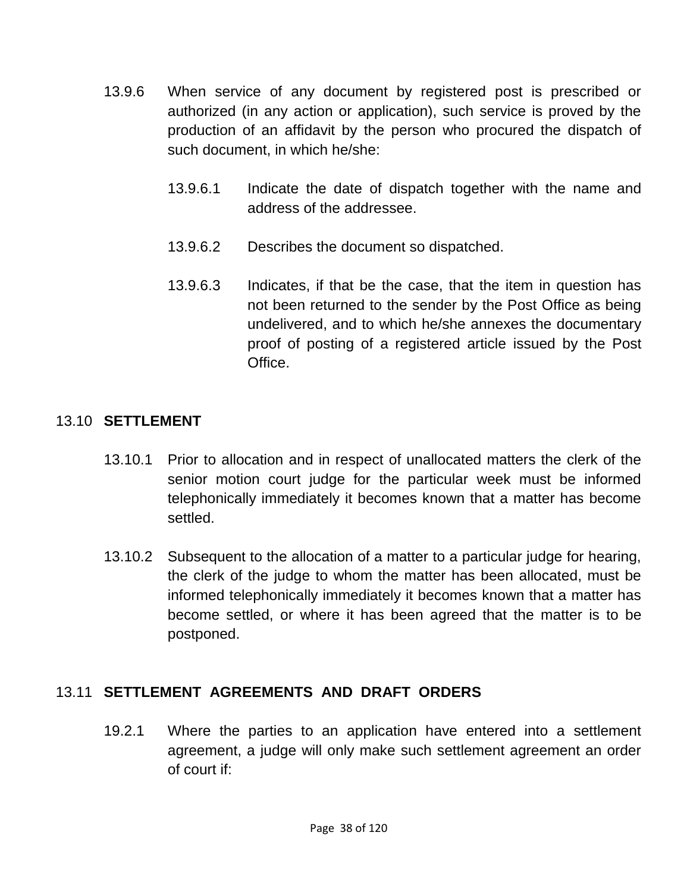13.9.6 When service of any document by registered post is prescribed or authorized (in any action or application), such service is proved by the production of an affidavit by the person who procured the dispatch of such document, in which he/she:

13.9.6.1 Indicate the date of dispatch together with the name and address of the addressee.

13.9.6.2 Describes the document so dispatched.

13.9.6.3 Indicates, if that be the case, that the item in question has not been returned to the sender by the Post Office as being undelivered, and to which he/she annexes the documentary proof of posting of a registered article issued by the Post Office.

## 13.10 SETTLEMENT

13.10.1 Prior to allocation and in respect of unallocated matters the clerk of the senior motion court judge for the particular week must be informed telephonically immediately it becomes known that a matter has become settled.

13.10.2 Subsequent to the allocation of a matter to a particular judge for hearing, the clerk of the judge to whom the matter has been allocated, must be informed telephonically immediately it becomes known that a matter has become settled, or where it has been agreed that the matter is to be postponed.

## 13.11 SETTLEMENT AGREEMENTS AND DRAFT ORDERS

19.2.1 Where the parties to an application have entered into a settlement agreement, a judge will only make such settlement agreement an order of court if: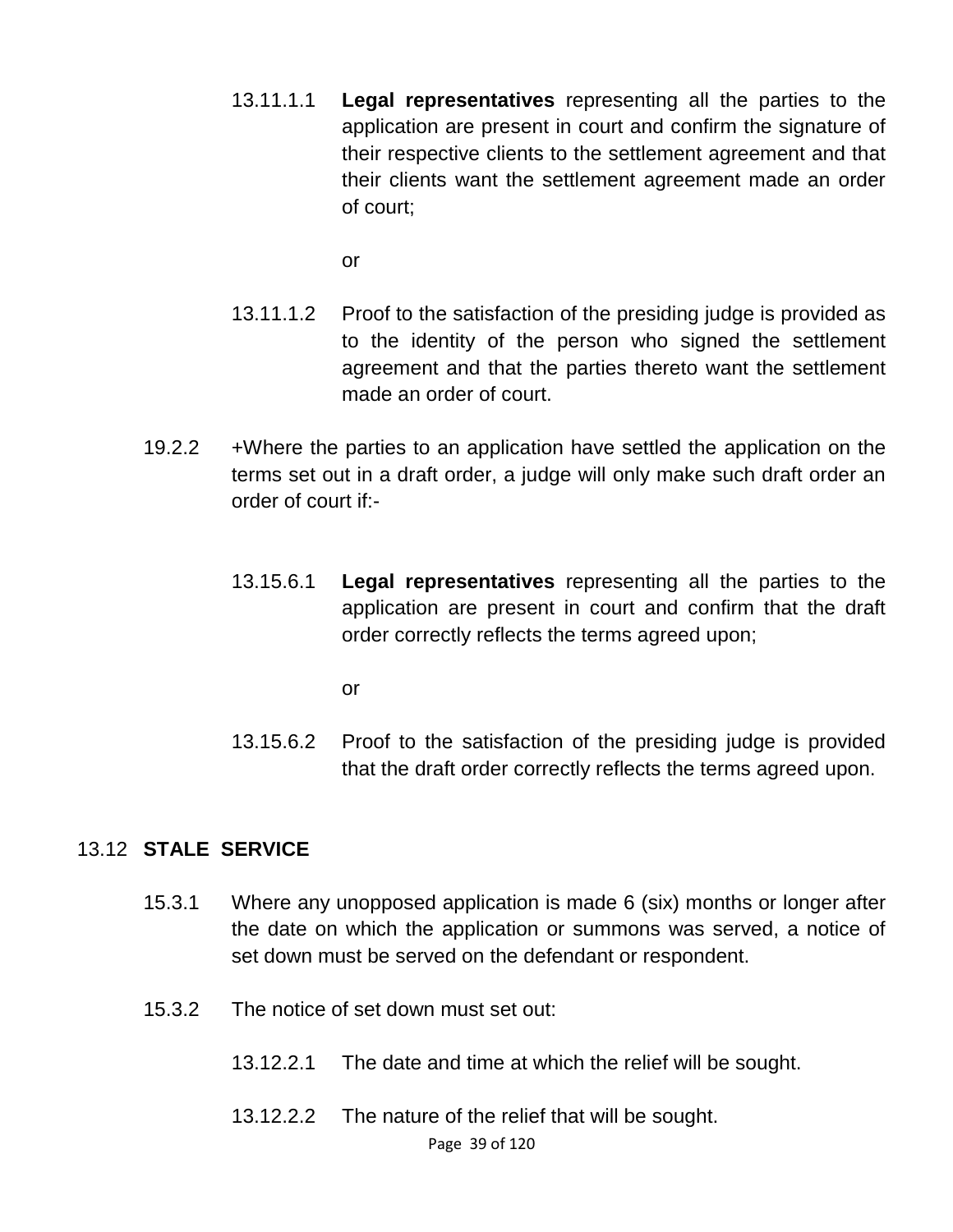13.11.1.1 **Legal representatives** representing all the parties to the application are present in court and confirm the signature of their respective clients to the settlement agreement and that their clients want the settlement agreement made an order of court;

or

13.11.1.2 Proof to the satisfaction of the presiding judge is provided as to the identity of the person who signed the settlement agreement and that the parties thereto want the settlement made an order of court.

19.2.2 +Where the parties to an application have settled the application on the terms set out in a draft order, a judge will only make such draft order an order of court if:-

13.15.6.1 **Legal representatives** representing all the parties to the application are present in court and confirm that the draft order correctly reflects the terms agreed upon;

or

13.15.6.2 Proof to the satisfaction of the presiding judge is provided that the draft order correctly reflects the terms agreed upon.

## 13.12 **STALE SERVICE**

15.3.1 Where any unopposed application is made 6 (six) months or longer after the date on which the application or summons was served, a notice of set down must be served on the defendant or respondent.

15.3.2 The notice of set down must set out:

13.12.2.1 The date and time at which the relief will be sought.

13.12.2.2 The nature of the relief that will be sought.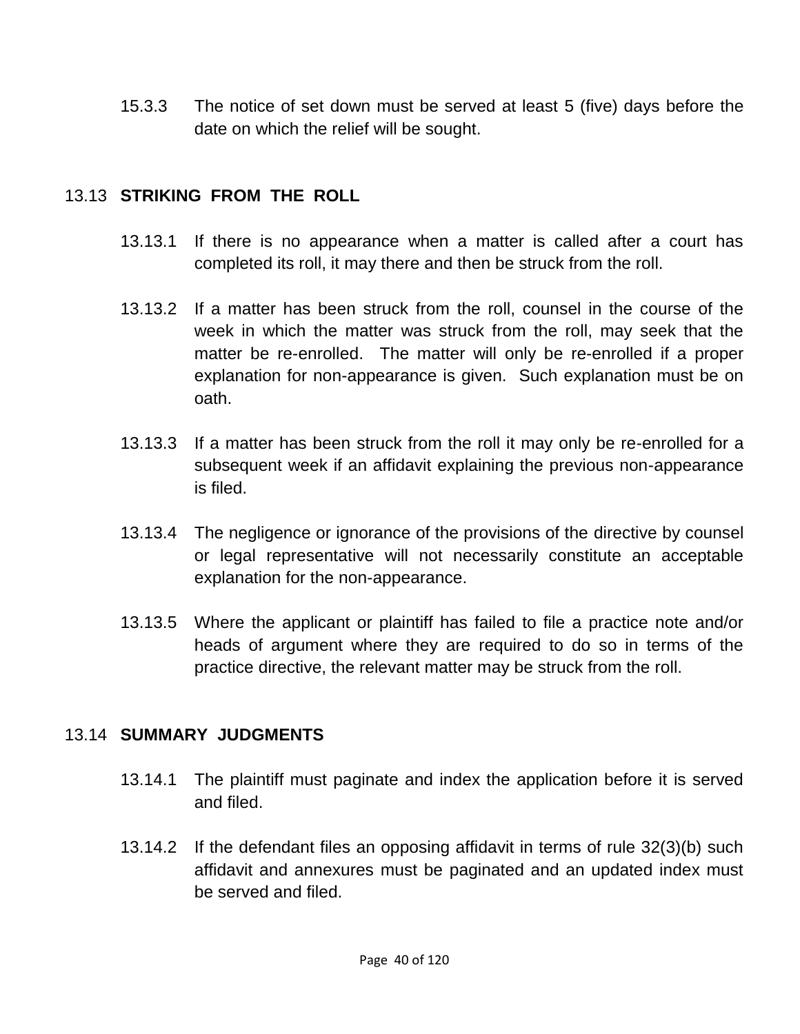15.3.3 The notice of set down must be served at least 5 (five) days before the date on which the relief will be sought.

## 13.13 STRIKING FROM THE ROLL

13.13.1 If there is no appearance when a matter is called after a court has completed its roll, it may there and then be struck from the roll.

13.13.2 If a matter has been struck from the roll, counsel in the course of the week in which the matter was struck from the roll, may seek that the matter be re-enrolled. The matter will only be re-enrolled if a proper explanation for non-appearance is given. Such explanation must be on oath.

13.13.3 If a matter has been struck from the roll it may only be re-enrolled for a subsequent week if an affidavit explaining the previous non-appearance is filed.

13.13.4 The negligence or ignorance of the provisions of the directive by counsel or legal representative will not necessarily constitute an acceptable explanation for the non-appearance.

13.13.5 Where the applicant or plaintiff has failed to file a practice note and/or heads of argument where they are required to do so in terms of the practice directive, the relevant matter may be struck from the roll.

## 13.14 SUMMARY JUDGMENTS

13.14.1 The plaintiff must paginate and index the application before it is served and filed.

13.14.2 If the defendant files an opposing affidavit in terms of rule 32(3)(b) such affidavit and annexures must be paginated and an updated index must be served and filed.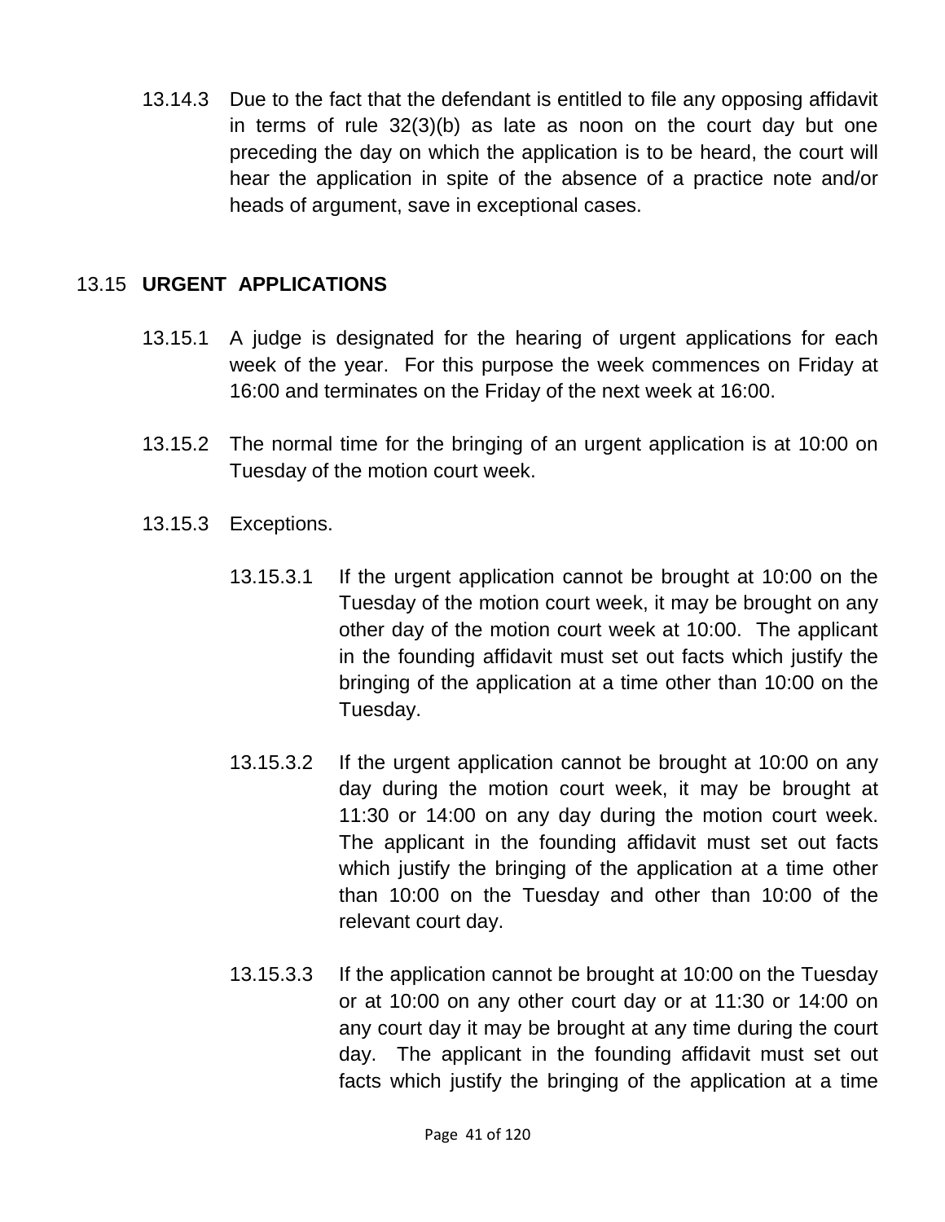13.14.3 Due to the fact that the defendant is entitled to file any opposing affidavit in terms of rule 32(3)(b) as late as noon on the court day but one preceding the day on which the application is to be heard, the court will hear the application in spite of the absence of a practice note and/or heads of argument, save in exceptional cases.

## 13.15 **URGENT APPLICATIONS**

13.15.1 A judge is designated for the hearing of urgent applications for each week of the year. For this purpose the week commences on Friday at 16:00 and terminates on the Friday of the next week at 16:00.

13.15.2 The normal time for the bringing of an urgent application is at 10:00 on Tuesday of the motion court week.

13.15.3 Exceptions.

13.15.3.1 If the urgent application cannot be brought at 10:00 on the Tuesday of the motion court week, it may be brought on any other day of the motion court week at 10:00. The applicant in the founding affidavit must set out facts which justify the bringing of the application at a time other than 10:00 on the Tuesday.

13.15.3.2 If the urgent application cannot be brought at 10:00 on any day during the motion court week, it may be brought at 11:30 or 14:00 on any day during the motion court week. The applicant in the founding affidavit must set out facts which justify the bringing of the application at a time other than 10:00 on the Tuesday and other than 10:00 of the relevant court day.

13.15.3.3 If the application cannot be brought at 10:00 on the Tuesday or at 10:00 on any other court day or at 11:30 or 14:00 on any court day it may be brought at any time during the court day. The applicant in the founding affidavit must set out facts which justify the bringing of the application at a time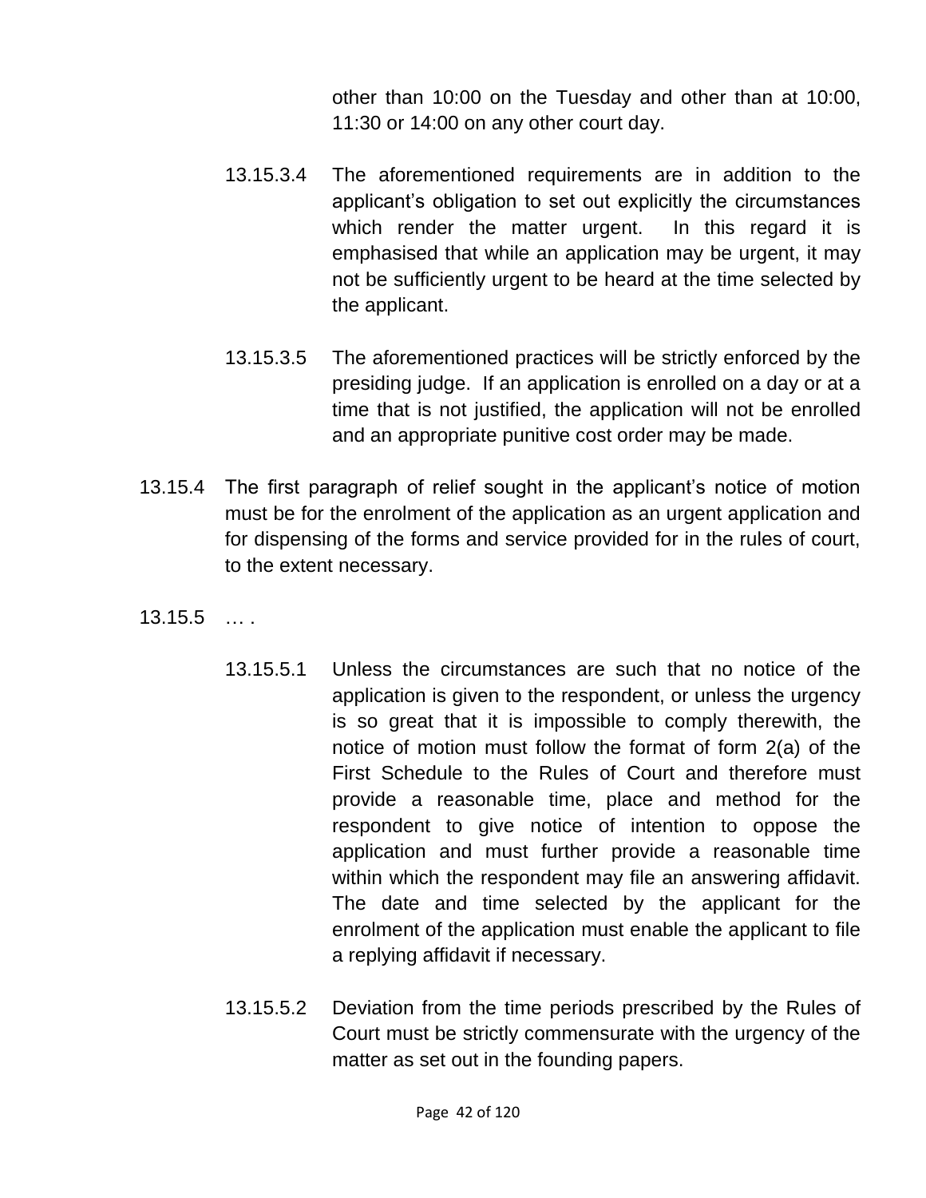other than 10:00 on the Tuesday and other than at 10:00, 11:30 or 14:00 on any other court day.

13.15.3.4 The aforementioned requirements are in addition to the applicant's obligation to set out explicitly the circumstances which render the matter urgent. In this regard it is emphasised that while an application may be urgent, it may not be sufficiently urgent to be heard at the time selected by the applicant.

13.15.3.5 The aforementioned practices will be strictly enforced by the presiding judge. If an application is enrolled on a day or at a time that is not justified, the application will not be enrolled and an appropriate punitive cost order may be made.

13.15.4 The first paragraph of relief sought in the applicant's notice of motion must be for the enrolment of the application as an urgent application and for dispensing of the forms and service provided for in the rules of court, to the extent necessary.

13.15.5 … .

13.15.5.1 Unless the circumstances are such that no notice of the application is given to the respondent, or unless the urgency is so great that it is impossible to comply therewith, the notice of motion must follow the format of form 2(a) of the First Schedule to the Rules of Court and therefore must provide a reasonable time, place and method for the respondent to give notice of intention to oppose the application and must further provide a reasonable time within which the respondent may file an answering affidavit. The date and time selected by the applicant for the enrolment of the application must enable the applicant to file a replying affidavit if necessary.

13.15.5.2 Deviation from the time periods prescribed by the Rules of Court must be strictly commensurate with the urgency of the matter as set out in the founding papers.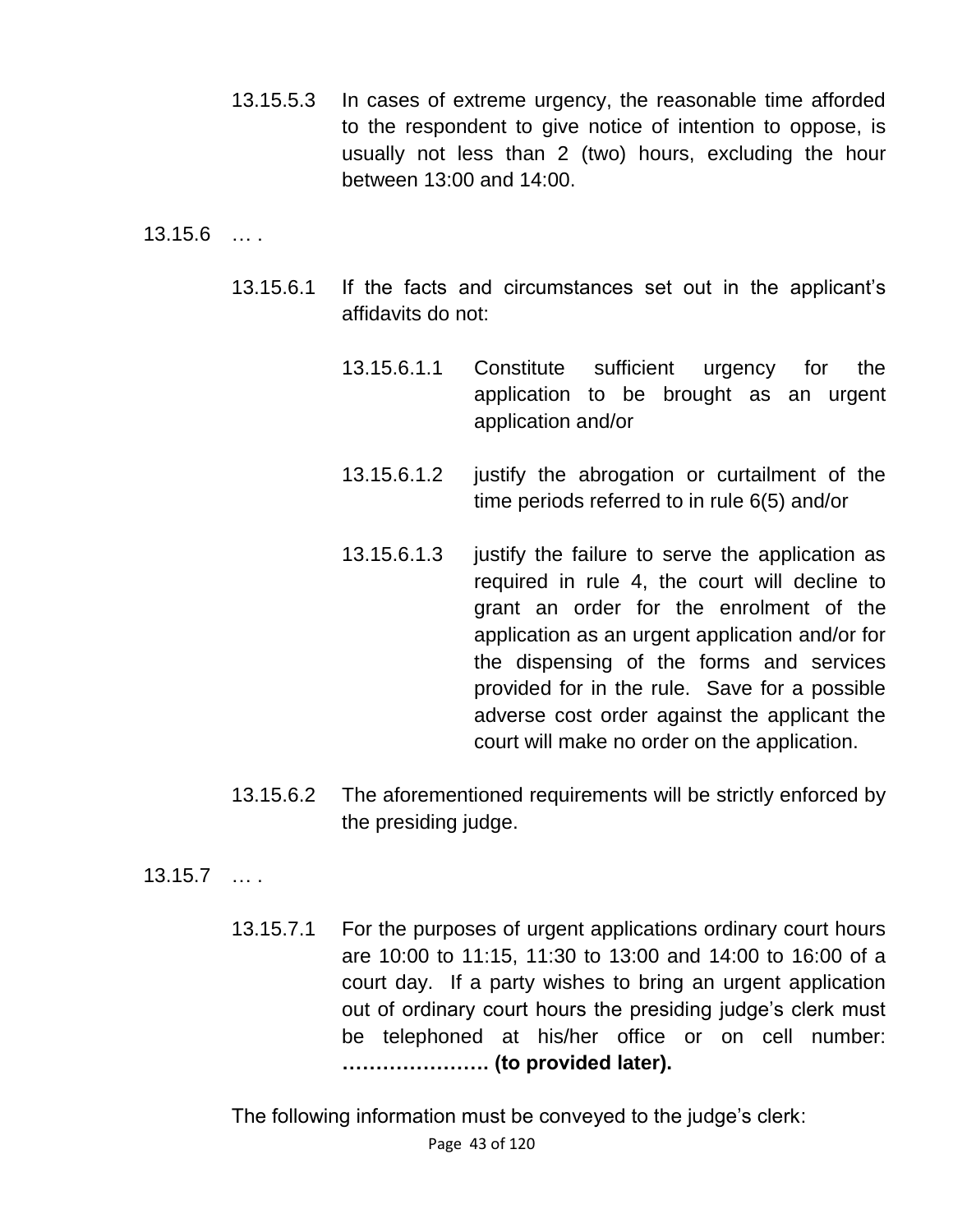13.15.5.3 In cases of extreme urgency, the reasonable time afforded to the respondent to give notice of intention to oppose, is usually not less than 2 (two) hours, excluding the hour between 13:00 and 14:00.

13.15.6 … .

13.15.6.1 If the facts and circumstances set out in the applicant's affidavits do not:

13.15.6.1.1 Constitute sufficient urgency for the application to be brought as an urgent application and/or

13.15.6.1.2 justify the abrogation or curtailment of the time periods referred to in rule 6(5) and/or

13.15.6.1.3 justify the failure to serve the application as required in rule 4, the court will decline to grant an order for the enrolment of the application as an urgent application and/or for the dispensing of the forms and services provided for in the rule. Save for a possible adverse cost order against the applicant the court will make no order on the application.

13.15.6.2 The aforementioned requirements will be strictly enforced by the presiding judge.

13.15.7 … .

13.15.7.1 For the purposes of urgent applications ordinary court hours are 10:00 to 11:15, 11:30 to 13:00 and 14:00 to 16:00 of a court day. If a party wishes to bring an urgent application out of ordinary court hours the presiding judge's clerk must be telephoned at his/her office or on cell number: **…………………. (to provided later).**

The following information must be conveyed to the judge's clerk: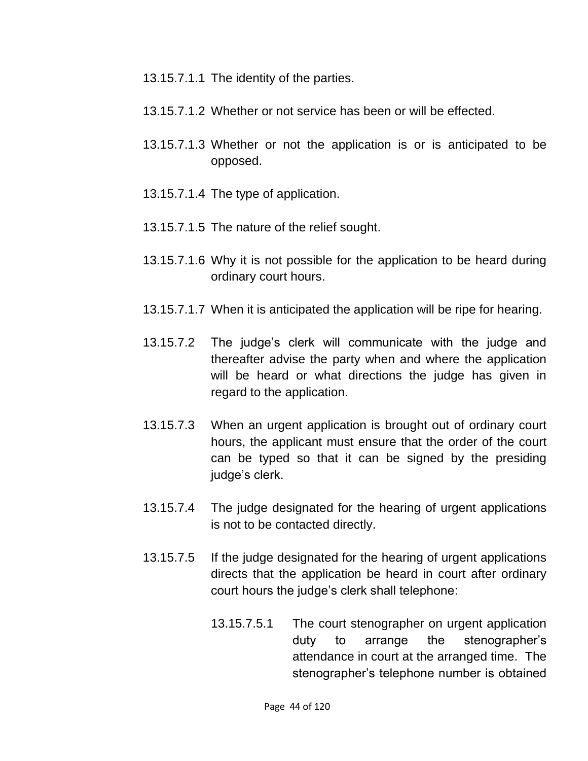13.15.7.1.1 The identity of the parties.

13.15.7.1.2 Whether or not service has been or will be effected.

13.15.7.1.3 Whether or not the application is or is anticipated to be opposed.

13.15.7.1.4 The type of application.

13.15.7.1.5 The nature of the relief sought.

13.15.7.1.6 Why it is not possible for the application to be heard during ordinary court hours.

13.15.7.1.7 When it is anticipated the application will be ripe for hearing.

13.15.7.2 The judge's clerk will communicate with the judge and thereafter advise the party when and where the application will be heard or what directions the judge has given in regard to the application.

13.15.7.3 When an urgent application is brought out of ordinary court hours, the applicant must ensure that the order of the court can be typed so that it can be signed by the presiding judge's clerk.

13.15.7.4 The judge designated for the hearing of urgent applications is not to be contacted directly.

13.15.7.5 If the judge designated for the hearing of urgent applications directs that the application be heard in court after ordinary court hours the judge's clerk shall telephone:

13.15.7.5.1 The court stenographer on urgent application duty to arrange the stenographer's attendance in court at the arranged time. The stenographer's telephone number is obtained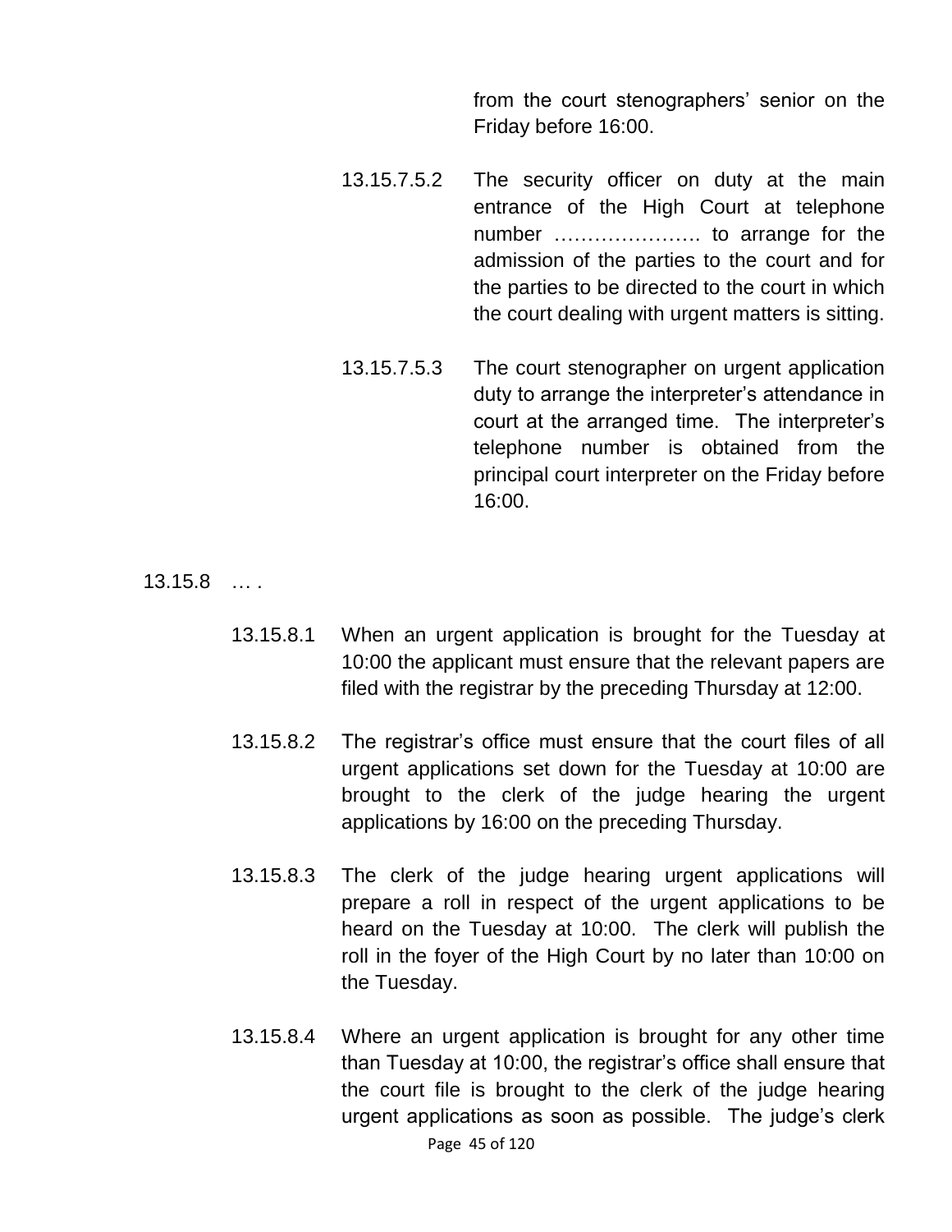from the court stenographers' senior on the Friday before 16:00.

13.15.7.5.2 The security officer on duty at the main entrance of the High Court at telephone number …………………. to arrange for the admission of the parties to the court and for the parties to be directed to the court in which the court dealing with urgent matters is sitting.

13.15.7.5.3 The court stenographer on urgent application duty to arrange the interpreter's attendance in court at the arranged time. The interpreter's telephone number is obtained from the principal court interpreter on the Friday before 16:00.

13.15.8 … .

13.15.8.1 When an urgent application is brought for the Tuesday at 10:00 the applicant must ensure that the relevant papers are filed with the registrar by the preceding Thursday at 12:00.

13.15.8.2 The registrar's office must ensure that the court files of all urgent applications set down for the Tuesday at 10:00 are brought to the clerk of the judge hearing the urgent applications by 16:00 on the preceding Thursday.

13.15.8.3 The clerk of the judge hearing urgent applications will prepare a roll in respect of the urgent applications to be heard on the Tuesday at 10:00. The clerk will publish the roll in the foyer of the High Court by no later than 10:00 on the Tuesday.

13.15.8.4 Where an urgent application is brought for any other time than Tuesday at 10:00, the registrar's office shall ensure that the court file is brought to the clerk of the judge hearing urgent applications as soon as possible. The judge's clerk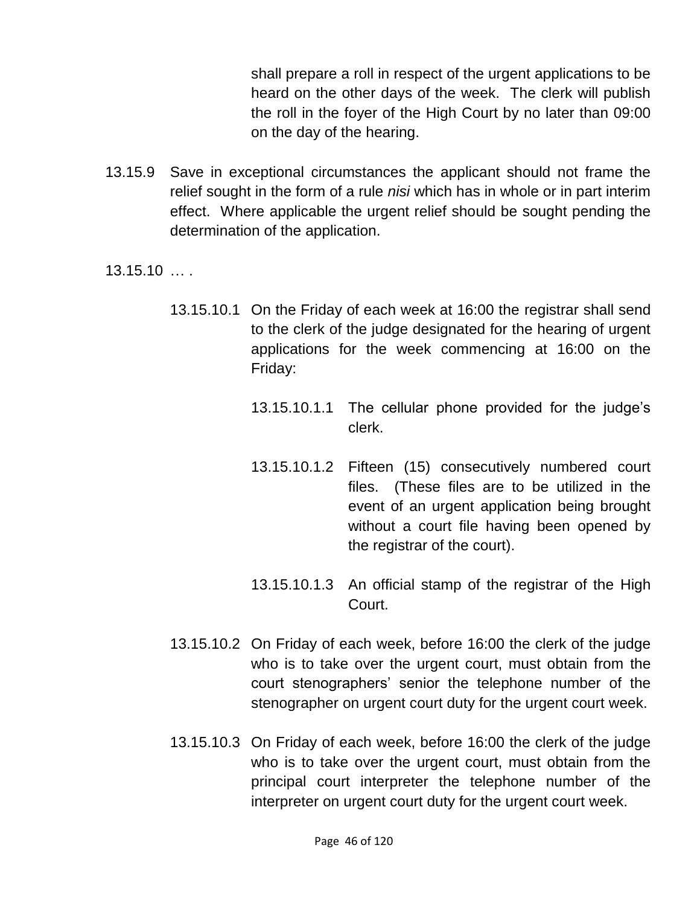shall prepare a roll in respect of the urgent applications to be heard on the other days of the week. The clerk will publish the roll in the foyer of the High Court by no later than 09:00 on the day of the hearing.

13.15.9 Save in exceptional circumstances the applicant should not frame the relief sought in the form of a rule *nisi* which has in whole or in part interim effect. Where applicable the urgent relief should be sought pending the determination of the application.

13.15.10 … .

13.15.10.1 On the Friday of each week at 16:00 the registrar shall send to the clerk of the judge designated for the hearing of urgent applications for the week commencing at 16:00 on the Friday:

13.15.10.1.1 The cellular phone provided for the judge's clerk.

13.15.10.1.2 Fifteen (15) consecutively numbered court files. (These files are to be utilized in the event of an urgent application being brought without a court file having been opened by the registrar of the court).

13.15.10.1.3 An official stamp of the registrar of the High Court.

13.15.10.2 On Friday of each week, before 16:00 the clerk of the judge who is to take over the urgent court, must obtain from the court stenographers' senior the telephone number of the stenographer on urgent court duty for the urgent court week.

13.15.10.3 On Friday of each week, before 16:00 the clerk of the judge who is to take over the urgent court, must obtain from the principal court interpreter the telephone number of the interpreter on urgent court duty for the urgent court week.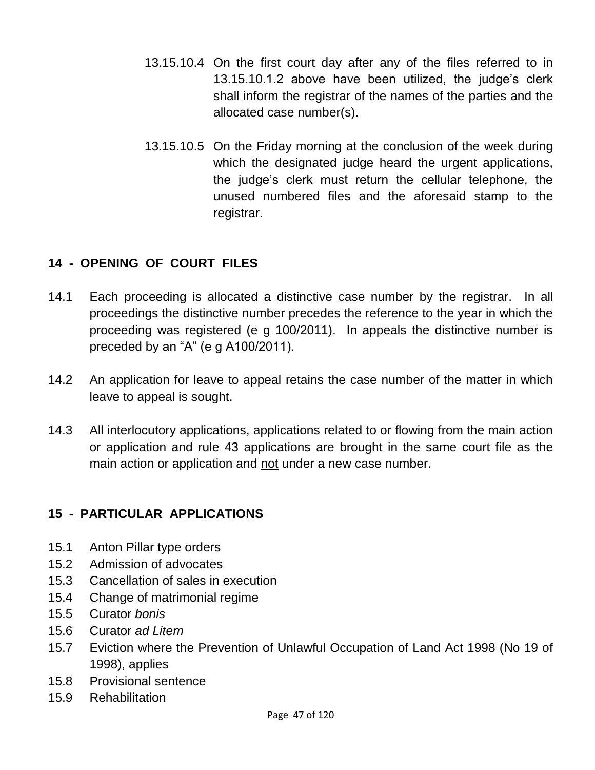13.15.10.4 On the first court day after any of the files referred to in 13.15.10.1.2 above have been utilized, the judge's clerk shall inform the registrar of the names of the parties and the allocated case number(s).

13.15.10.5 On the Friday morning at the conclusion of the week during which the designated judge heard the urgent applications, the judge's clerk must return the cellular telephone, the unused numbered files and the aforesaid stamp to the registrar.

## 14 - OPENING OF COURT FILES

14.1 Each proceeding is allocated a distinctive case number by the registrar. In all proceedings the distinctive number precedes the reference to the year in which the proceeding was registered (e g 100/2011). In appeals the distinctive number is preceded by an "A" (e g A100/2011).

14.2 An application for leave to appeal retains the case number of the matter in which leave to appeal is sought.

14.3 All interlocutory applications, applications related to or flowing from the main action or application and rule 43 applications are brought in the same court file as the main action or application and <u>not</u> under a new case number.

## 15 - PARTICULAR APPLICATIONS

15.1 Anton Pillar type orders
15.2 Admission of advocates
15.3 Cancellation of sales in execution
15.4 Change of matrimonial regime
15.5 Curator *bonis*
15.6 Curator *ad Litem*
15.7 Eviction where the Prevention of Unlawful Occupation of Land Act 1998 (No 19 of 1998), applies
15.8 Provisional sentence
15.9 Rehabilitation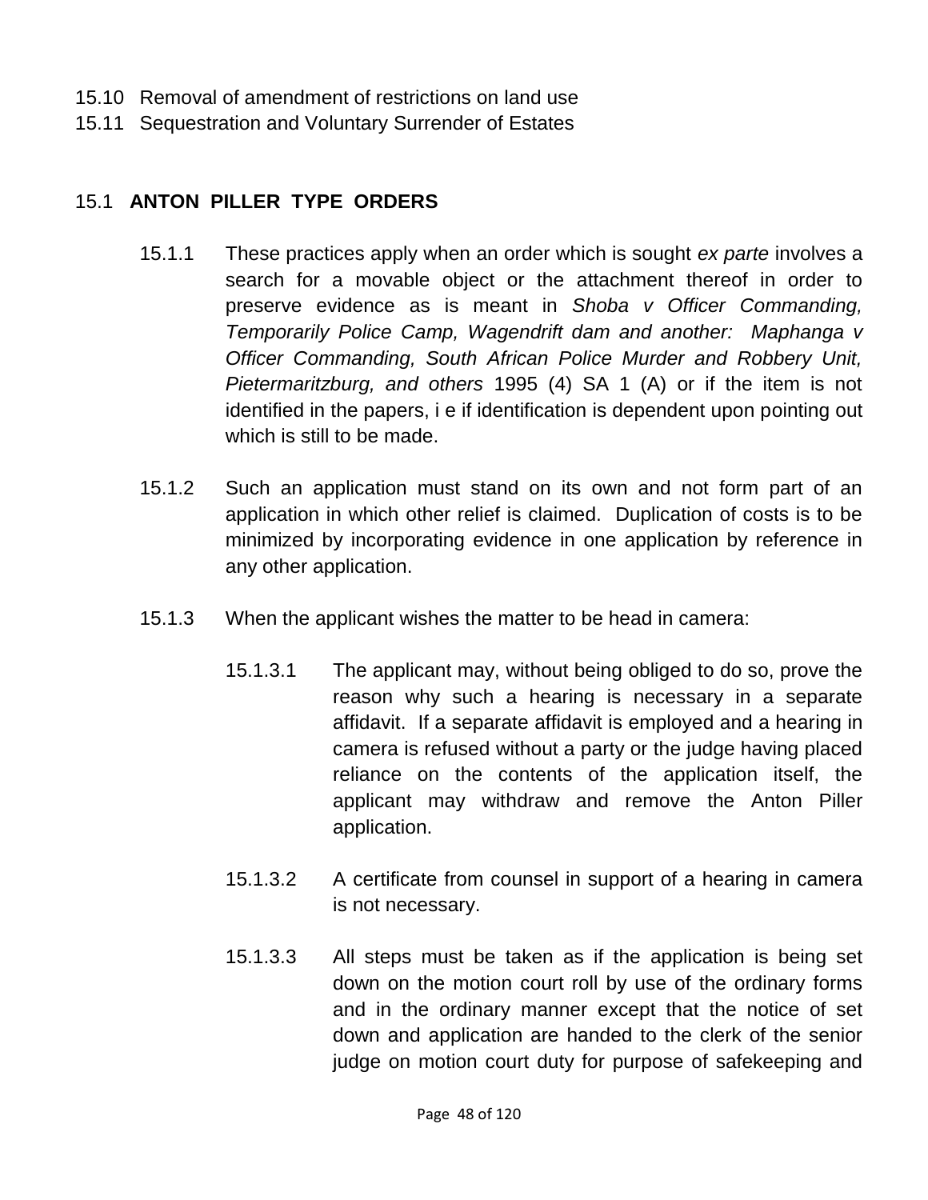15.10 Removal of amendment of restrictions on land use
15.11 Sequestration and Voluntary Surrender of Estates

## 15.1 **ANTON PILLER TYPE ORDERS**

15.1.1 These practices apply when an order which is sought *ex parte* involves a search for a movable object or the attachment thereof in order to preserve evidence as is meant in *Shoba v Officer Commanding, Temporarily Police Camp, Wagendrift dam and another: Maphanga v Officer Commanding, South African Police Murder and Robbery Unit, Pietermaritzburg, and others* 1995 (4) SA 1 (A) or if the item is not identified in the papers, i e if identification is dependent upon pointing out which is still to be made.

15.1.2 Such an application must stand on its own and not form part of an application in which other relief is claimed. Duplication of costs is to be minimized by incorporating evidence in one application by reference in any other application.

15.1.3 When the applicant wishes the matter to be head in camera:

15.1.3.1 The applicant may, without being obliged to do so, prove the reason why such a hearing is necessary in a separate affidavit. If a separate affidavit is employed and a hearing in camera is refused without a party or the judge having placed reliance on the contents of the application itself, the applicant may withdraw and remove the Anton Piller application.

15.1.3.2 A certificate from counsel in support of a hearing in camera is not necessary.

15.1.3.3 All steps must be taken as if the application is being set down on the motion court roll by use of the ordinary forms and in the ordinary manner except that the notice of set down and application are handed to the clerk of the senior judge on motion court duty for purpose of safekeeping and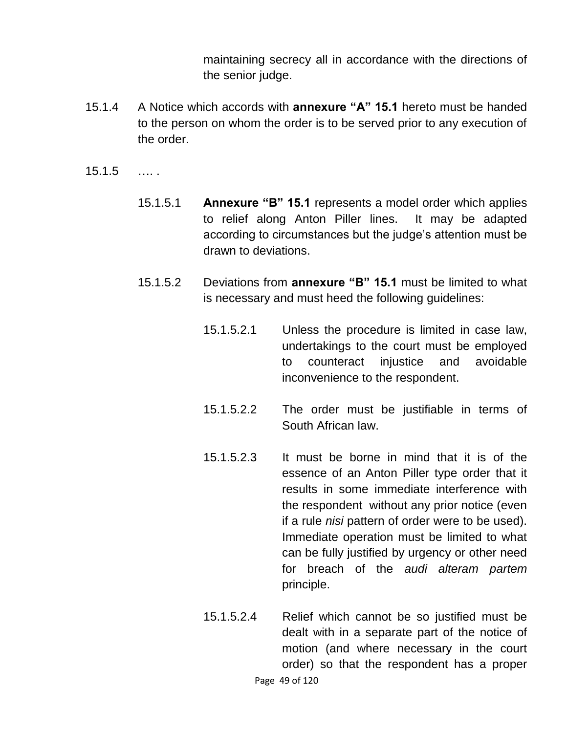maintaining secrecy all in accordance with the directions of the senior judge.

15.1.4 A Notice which accords with **annexure "A" 15.1** hereto must be handed to the person on whom the order is to be served prior to any execution of the order.

15.1.5 …. .

15.1.5.1 **Annexure "B" 15.1** represents a model order which applies to relief along Anton Piller lines. It may be adapted according to circumstances but the judge's attention must be drawn to deviations.

15.1.5.2 Deviations from **annexure "B" 15.1** must be limited to what is necessary and must heed the following guidelines:

15.1.5.2.1 Unless the procedure is limited in case law, undertakings to the court must be employed to counteract injustice and avoidable inconvenience to the respondent.

15.1.5.2.2 The order must be justifiable in terms of South African law.

15.1.5.2.3 It must be borne in mind that it is of the essence of an Anton Piller type order that it results in some immediate interference with the respondent without any prior notice (even if a rule *nisi* pattern of order were to be used). Immediate operation must be limited to what can be fully justified by urgency or other need for breach of the *audi alteram partem* principle.

15.1.5.2.4 Relief which cannot be so justified must be dealt with in a separate part of the notice of motion (and where necessary in the court order) so that the respondent has a proper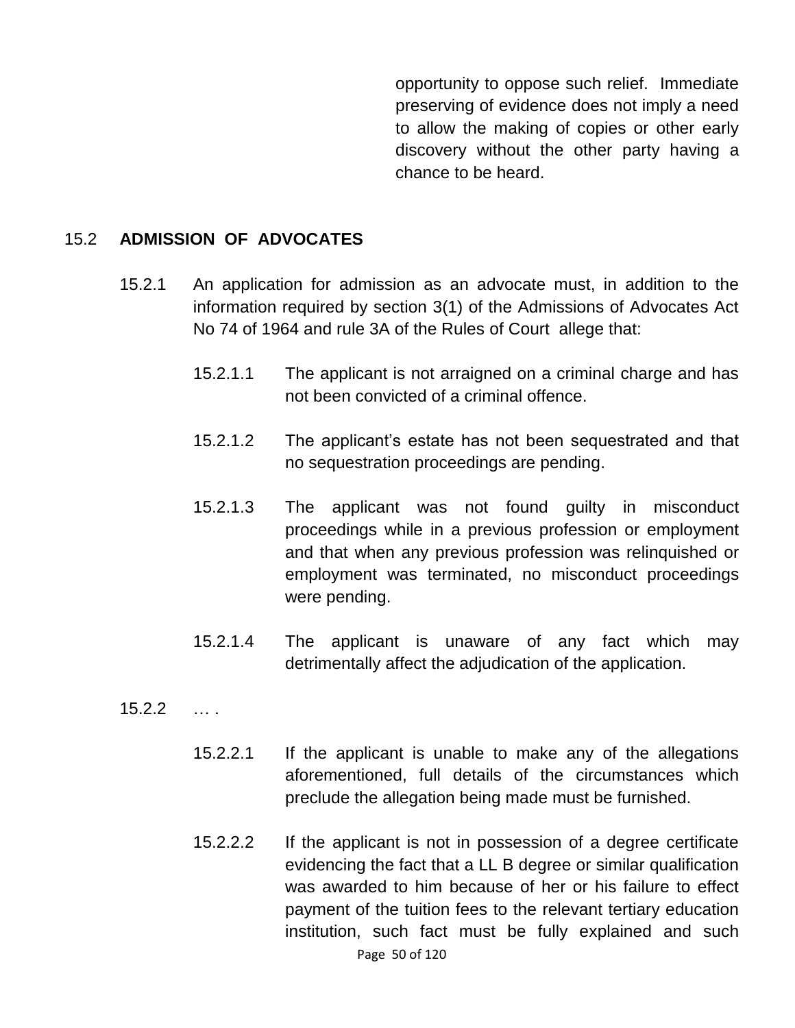opportunity to oppose such relief. Immediate preserving of evidence does not imply a need to allow the making of copies or other early discovery without the other party having a chance to be heard.

## 15.2 ADMISSION OF ADVOCATES

15.2.1 An application for admission as an advocate must, in addition to the information required by section 3(1) of the Admissions of Advocates Act No 74 of 1964 and rule 3A of the Rules of Court allege that:

15.2.1.1 The applicant is not arraigned on a criminal charge and has not been convicted of a criminal offence.

15.2.1.2 The applicant's estate has not been sequestrated and that no sequestration proceedings are pending.

15.2.1.3 The applicant was not found guilty in misconduct proceedings while in a previous profession or employment and that when any previous profession was relinquished or employment was terminated, no misconduct proceedings were pending.

15.2.1.4 The applicant is unaware of any fact which may detrimentally affect the adjudication of the application.

15.2.2 … .

15.2.2.1 If the applicant is unable to make any of the allegations aforementioned, full details of the circumstances which preclude the allegation being made must be furnished.

15.2.2.2 If the applicant is not in possession of a degree certificate evidencing the fact that a LL B degree or similar qualification was awarded to him because of her or his failure to effect payment of the tuition fees to the relevant tertiary education institution, such fact must be fully explained and such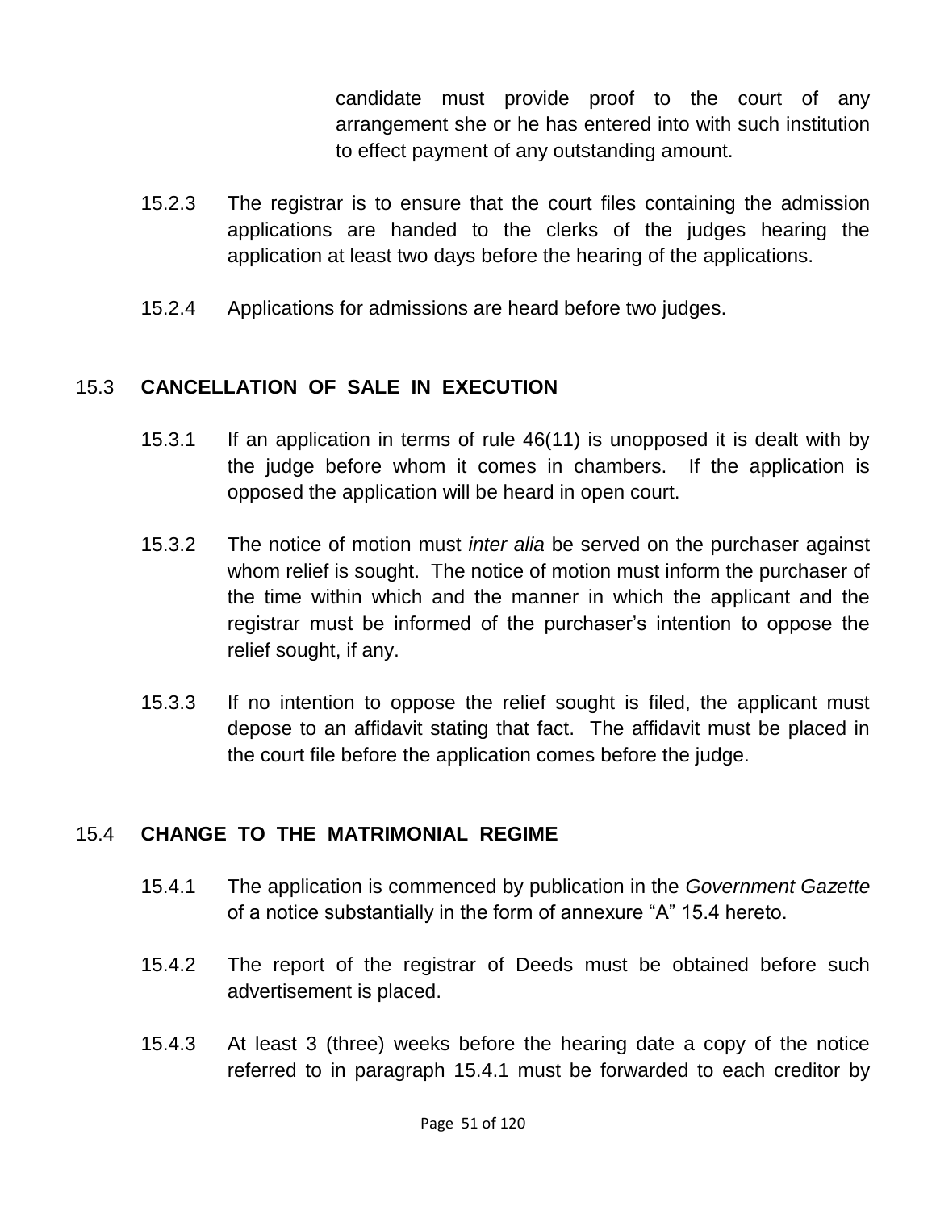candidate must provide proof to the court of any arrangement she or he has entered into with such institution to effect payment of any outstanding amount.

15.2.3 The registrar is to ensure that the court files containing the admission applications are handed to the clerks of the judges hearing the application at least two days before the hearing of the applications.

15.2.4 Applications for admissions are heard before two judges.

## 15.3 CANCELLATION OF SALE IN EXECUTION

15.3.1 If an application in terms of rule 46(11) is unopposed it is dealt with by the judge before whom it comes in chambers. If the application is opposed the application will be heard in open court.

15.3.2 The notice of motion must *inter alia* be served on the purchaser against whom relief is sought. The notice of motion must inform the purchaser of the time within which and the manner in which the applicant and the registrar must be informed of the purchaser's intention to oppose the relief sought, if any.

15.3.3 If no intention to oppose the relief sought is filed, the applicant must depose to an affidavit stating that fact. The affidavit must be placed in the court file before the application comes before the judge.

## 15.4 CHANGE TO THE MATRIMONIAL REGIME

15.4.1 The application is commenced by publication in the *Government Gazette* of a notice substantially in the form of annexure "A" 15.4 hereto.

15.4.2 The report of the registrar of Deeds must be obtained before such advertisement is placed.

15.4.3 At least 3 (three) weeks before the hearing date a copy of the notice referred to in paragraph 15.4.1 must be forwarded to each creditor by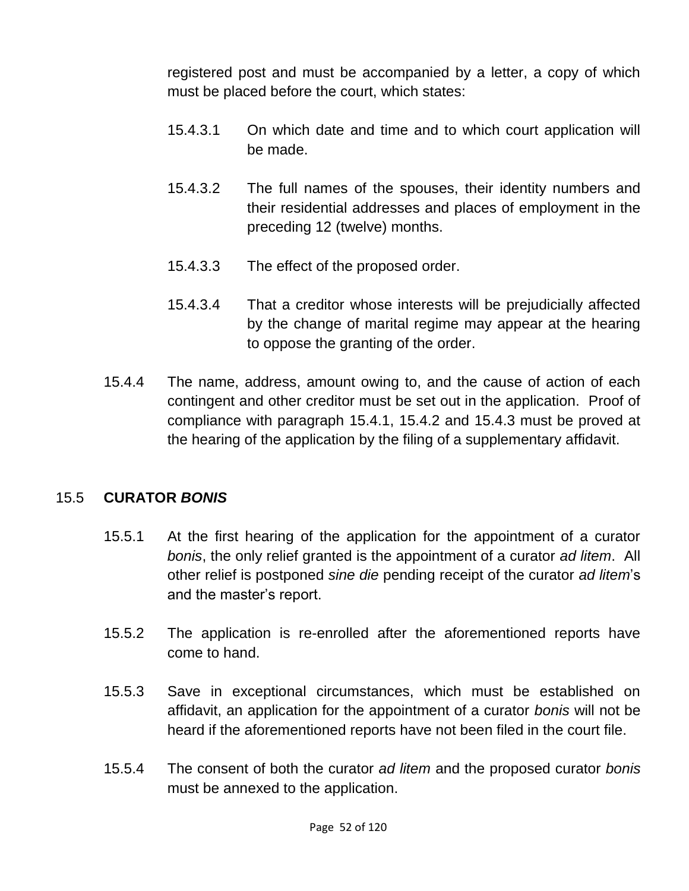registered post and must be accompanied by a letter, a copy of which must be placed before the court, which states:

15.4.3.1 On which date and time and to which court application will be made.

15.4.3.2 The full names of the spouses, their identity numbers and their residential addresses and places of employment in the preceding 12 (twelve) months.

15.4.3.3 The effect of the proposed order.

15.4.3.4 That a creditor whose interests will be prejudicially affected by the change of marital regime may appear at the hearing to oppose the granting of the order.

15.4.4 The name, address, amount owing to, and the cause of action of each contingent and other creditor must be set out in the application. Proof of compliance with paragraph 15.4.1, 15.4.2 and 15.4.3 must be proved at the hearing of the application by the filing of a supplementary affidavit.

## 15.5 CURATOR *BONIS*

15.5.1 At the first hearing of the application for the appointment of a curator *bonis*, the only relief granted is the appointment of a curator *ad litem*. All other relief is postponed *sine die* pending receipt of the curator *ad litem*'s and the master's report.

15.5.2 The application is re-enrolled after the aforementioned reports have come to hand.

15.5.3 Save in exceptional circumstances, which must be established on affidavit, an application for the appointment of a curator *bonis* will not be heard if the aforementioned reports have not been filed in the court file.

15.5.4 The consent of both the curator *ad litem* and the proposed curator *bonis* must be annexed to the application.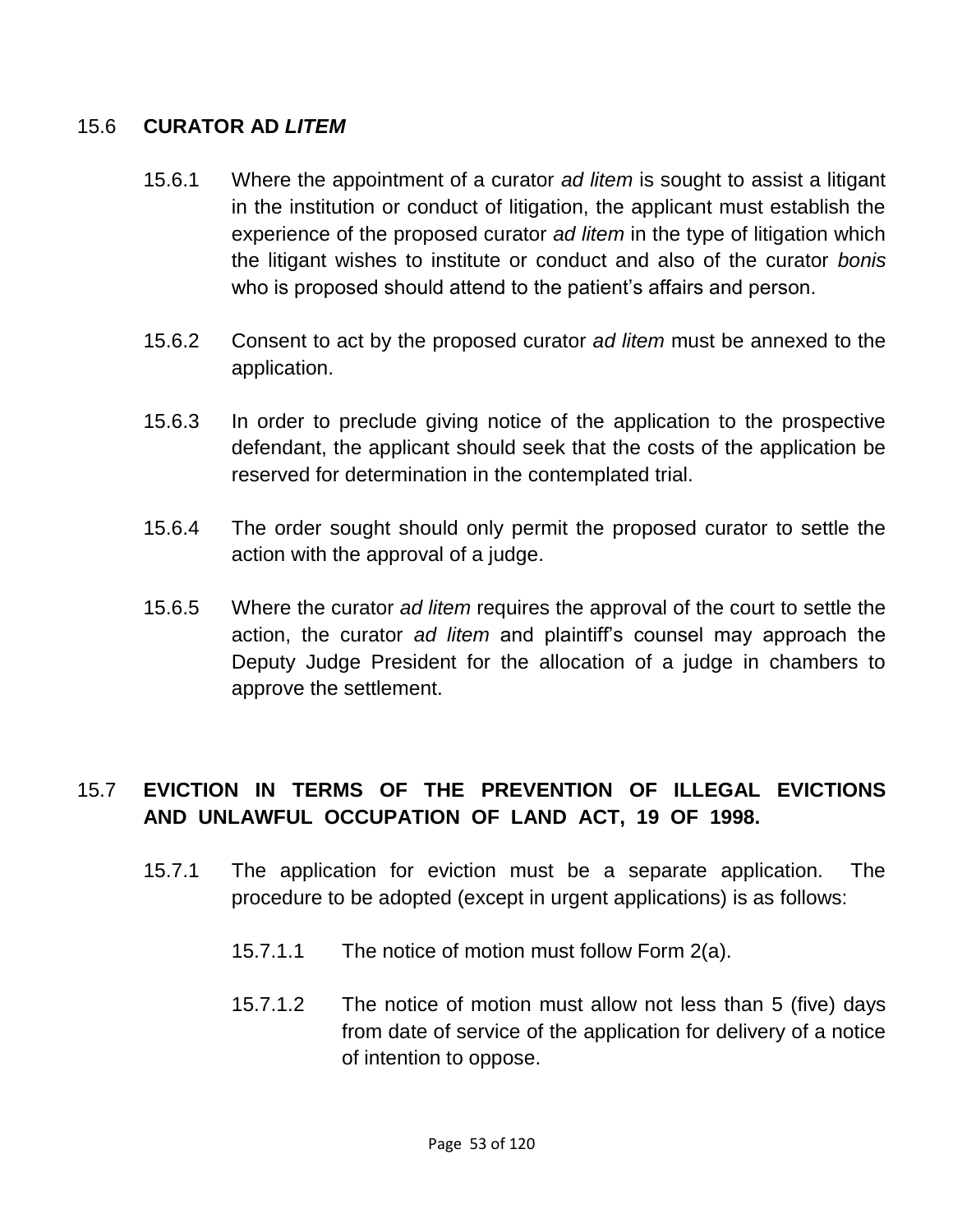## 15.6 **CURATOR AD *LITEM***

15.6.1 Where the appointment of a curator *ad litem* is sought to assist a litigant in the institution or conduct of litigation, the applicant must establish the experience of the proposed curator *ad litem* in the type of litigation which the litigant wishes to institute or conduct and also of the curator *bonis* who is proposed should attend to the patient's affairs and person.

15.6.2 Consent to act by the proposed curator *ad litem* must be annexed to the application.

15.6.3 In order to preclude giving notice of the application to the prospective defendant, the applicant should seek that the costs of the application be reserved for determination in the contemplated trial.

15.6.4 The order sought should only permit the proposed curator to settle the action with the approval of a judge.

15.6.5 Where the curator *ad litem* requires the approval of the court to settle the action, the curator *ad litem* and plaintiff's counsel may approach the Deputy Judge President for the allocation of a judge in chambers to approve the settlement.

## 15.7 **EVICTION IN TERMS OF THE PREVENTION OF ILLEGAL EVICTIONS AND UNLAWFUL OCCUPATION OF LAND ACT, 19 OF 1998.**

15.7.1 The application for eviction must be a separate application. The procedure to be adopted (except in urgent applications) is as follows:

15.7.1.1 The notice of motion must follow Form 2(a).

15.7.1.2 The notice of motion must allow not less than 5 (five) days from date of service of the application for delivery of a notice of intention to oppose.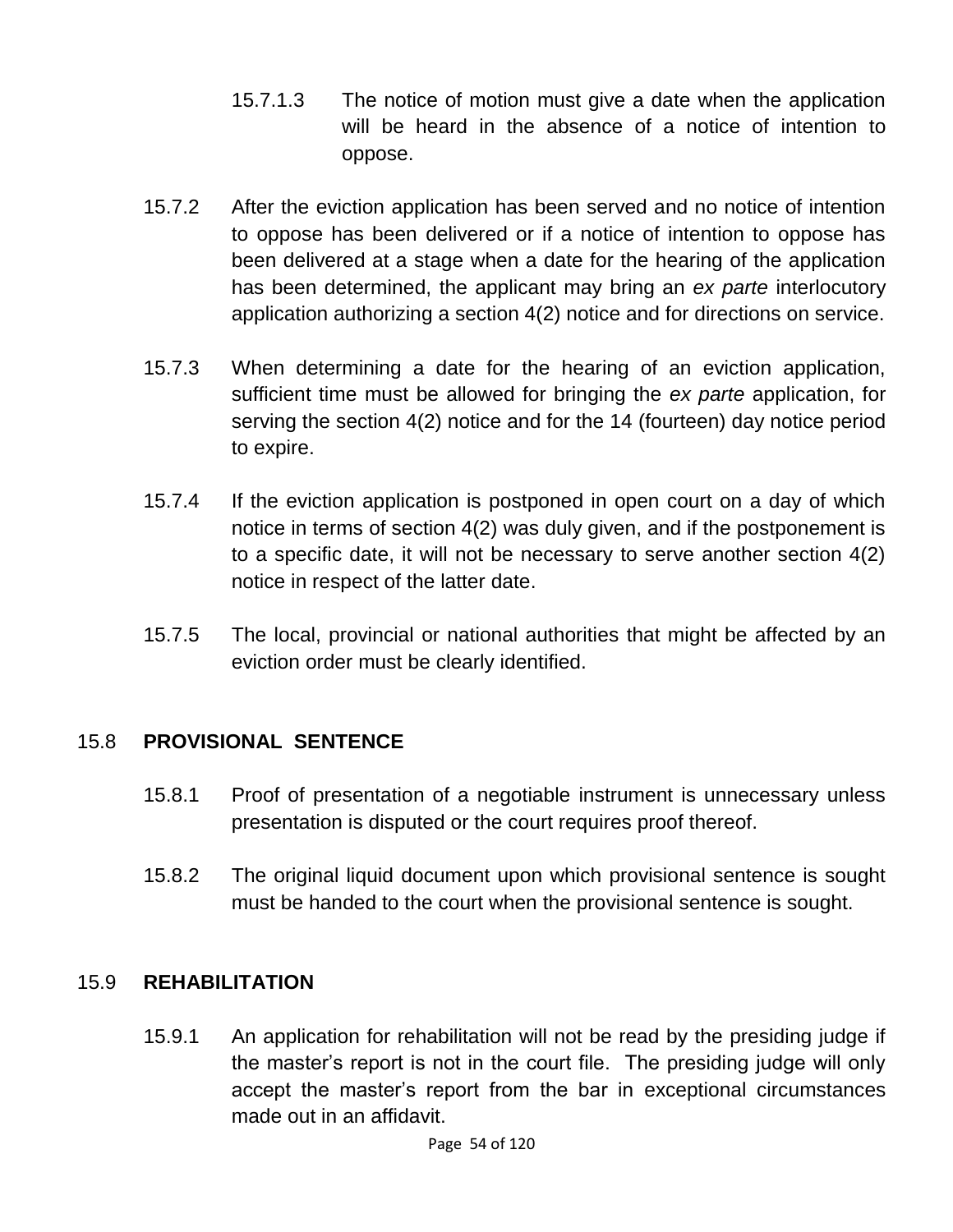15.7.1.3 The notice of motion must give a date when the application will be heard in the absence of a notice of intention to oppose.

15.7.2 After the eviction application has been served and no notice of intention to oppose has been delivered or if a notice of intention to oppose has been delivered at a stage when a date for the hearing of the application has been determined, the applicant may bring an *ex parte* interlocutory application authorizing a section 4(2) notice and for directions on service.

15.7.3 When determining a date for the hearing of an eviction application, sufficient time must be allowed for bringing the *ex parte* application, for serving the section 4(2) notice and for the 14 (fourteen) day notice period to expire.

15.7.4 If the eviction application is postponed in open court on a day of which notice in terms of section 4(2) was duly given, and if the postponement is to a specific date, it will not be necessary to serve another section 4(2) notice in respect of the latter date.

15.7.5 The local, provincial or national authorities that might be affected by an eviction order must be clearly identified.

## 15.8 PROVISIONAL SENTENCE

15.8.1 Proof of presentation of a negotiable instrument is unnecessary unless presentation is disputed or the court requires proof thereof.

15.8.2 The original liquid document upon which provisional sentence is sought must be handed to the court when the provisional sentence is sought.

## 15.9 REHABILITATION

15.9.1 An application for rehabilitation will not be read by the presiding judge if the master's report is not in the court file. The presiding judge will only accept the master's report from the bar in exceptional circumstances made out in an affidavit.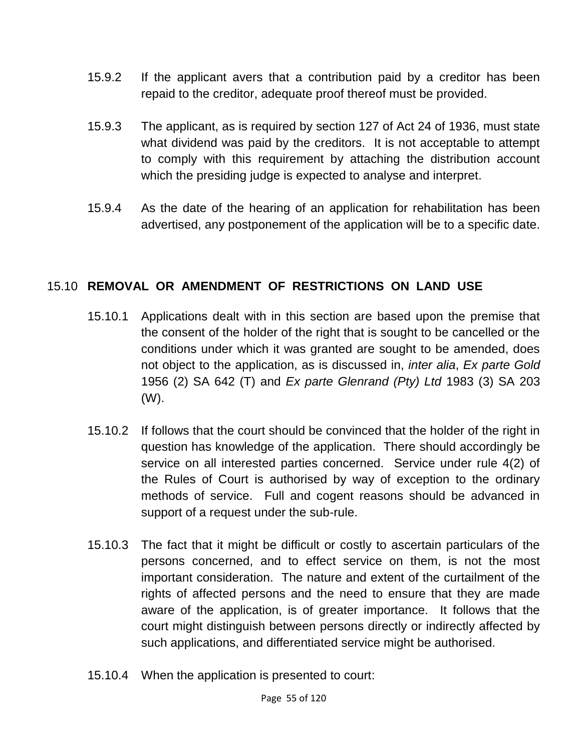15.9.2 If the applicant avers that a contribution paid by a creditor has been repaid to the creditor, adequate proof thereof must be provided.

15.9.3 The applicant, as is required by section 127 of Act 24 of 1936, must state what dividend was paid by the creditors. It is not acceptable to attempt to comply with this requirement by attaching the distribution account which the presiding judge is expected to analyse and interpret.

15.9.4 As the date of the hearing of an application for rehabilitation has been advertised, any postponement of the application will be to a specific date.

## 15.10 REMOVAL OR AMENDMENT OF RESTRICTIONS ON LAND USE

15.10.1 Applications dealt with in this section are based upon the premise that the consent of the holder of the right that is sought to be cancelled or the conditions under which it was granted are sought to be amended, does not object to the application, as is discussed in, *inter alia*, *Ex parte Gold* 1956 (2) SA 642 (T) and *Ex parte Glenrand (Pty) Ltd* 1983 (3) SA 203 (W).

15.10.2 If follows that the court should be convinced that the holder of the right in question has knowledge of the application. There should accordingly be service on all interested parties concerned. Service under rule 4(2) of the Rules of Court is authorised by way of exception to the ordinary methods of service. Full and cogent reasons should be advanced in support of a request under the sub-rule.

15.10.3 The fact that it might be difficult or costly to ascertain particulars of the persons concerned, and to effect service on them, is not the most important consideration. The nature and extent of the curtailment of the rights of affected persons and the need to ensure that they are made aware of the application, is of greater importance. It follows that the court might distinguish between persons directly or indirectly affected by such applications, and differentiated service might be authorised.

15.10.4 When the application is presented to court: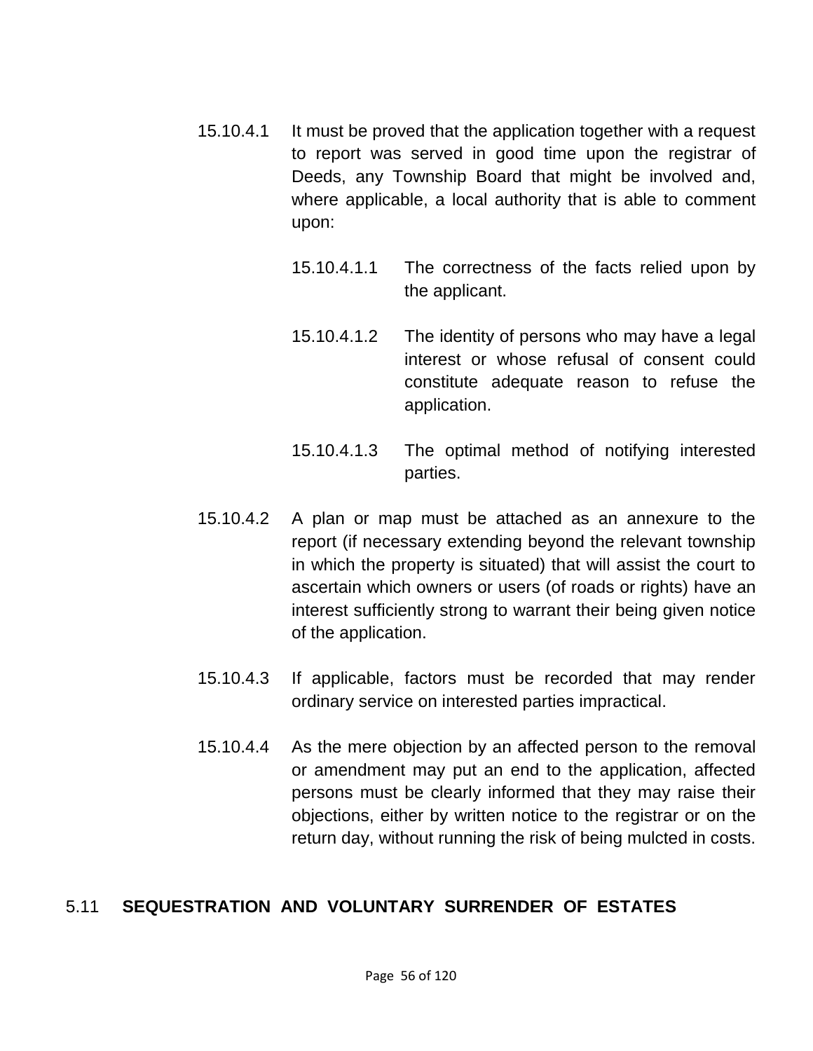15.10.4.1 It must be proved that the application together with a request to report was served in good time upon the registrar of Deeds, any Township Board that might be involved and, where applicable, a local authority that is able to comment upon:

15.10.4.1.1 The correctness of the facts relied upon by the applicant.

15.10.4.1.2 The identity of persons who may have a legal interest or whose refusal of consent could constitute adequate reason to refuse the application.

15.10.4.1.3 The optimal method of notifying interested parties.

15.10.4.2 A plan or map must be attached as an annexure to the report (if necessary extending beyond the relevant township in which the property is situated) that will assist the court to ascertain which owners or users (of roads or rights) have an interest sufficiently strong to warrant their being given notice of the application.

15.10.4.3 If applicable, factors must be recorded that may render ordinary service on interested parties impractical.

15.10.4.4 As the mere objection by an affected person to the removal or amendment may put an end to the application, affected persons must be clearly informed that they may raise their objections, either by written notice to the registrar or on the return day, without running the risk of being mulcted in costs.

## 5.11 SEQUESTRATION AND VOLUNTARY SURRENDER OF ESTATES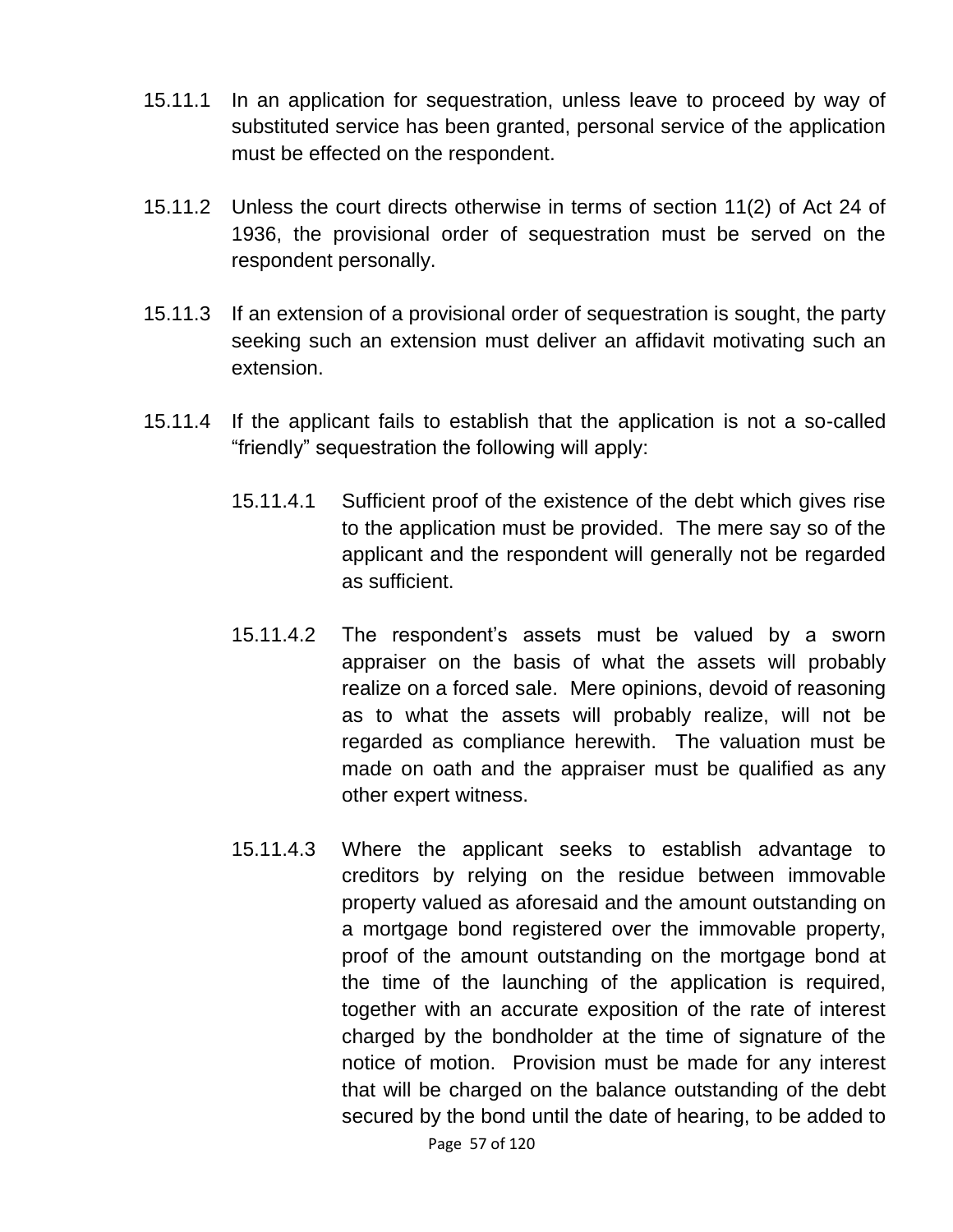15.11.1 In an application for sequestration, unless leave to proceed by way of substituted service has been granted, personal service of the application must be effected on the respondent.

15.11.2 Unless the court directs otherwise in terms of section 11(2) of Act 24 of 1936, the provisional order of sequestration must be served on the respondent personally.

15.11.3 If an extension of a provisional order of sequestration is sought, the party seeking such an extension must deliver an affidavit motivating such an extension.

15.11.4 If the applicant fails to establish that the application is not a so-called "friendly" sequestration the following will apply:

15.11.4.1 Sufficient proof of the existence of the debt which gives rise to the application must be provided. The mere say so of the applicant and the respondent will generally not be regarded as sufficient.

15.11.4.2 The respondent's assets must be valued by a sworn appraiser on the basis of what the assets will probably realize on a forced sale. Mere opinions, devoid of reasoning as to what the assets will probably realize, will not be regarded as compliance herewith. The valuation must be made on oath and the appraiser must be qualified as any other expert witness.

15.11.4.3 Where the applicant seeks to establish advantage to creditors by relying on the residue between immovable property valued as aforesaid and the amount outstanding on a mortgage bond registered over the immovable property, proof of the amount outstanding on the mortgage bond at the time of the launching of the application is required, together with an accurate exposition of the rate of interest charged by the bondholder at the time of signature of the notice of motion. Provision must be made for any interest that will be charged on the balance outstanding of the debt secured by the bond until the date of hearing, to be added to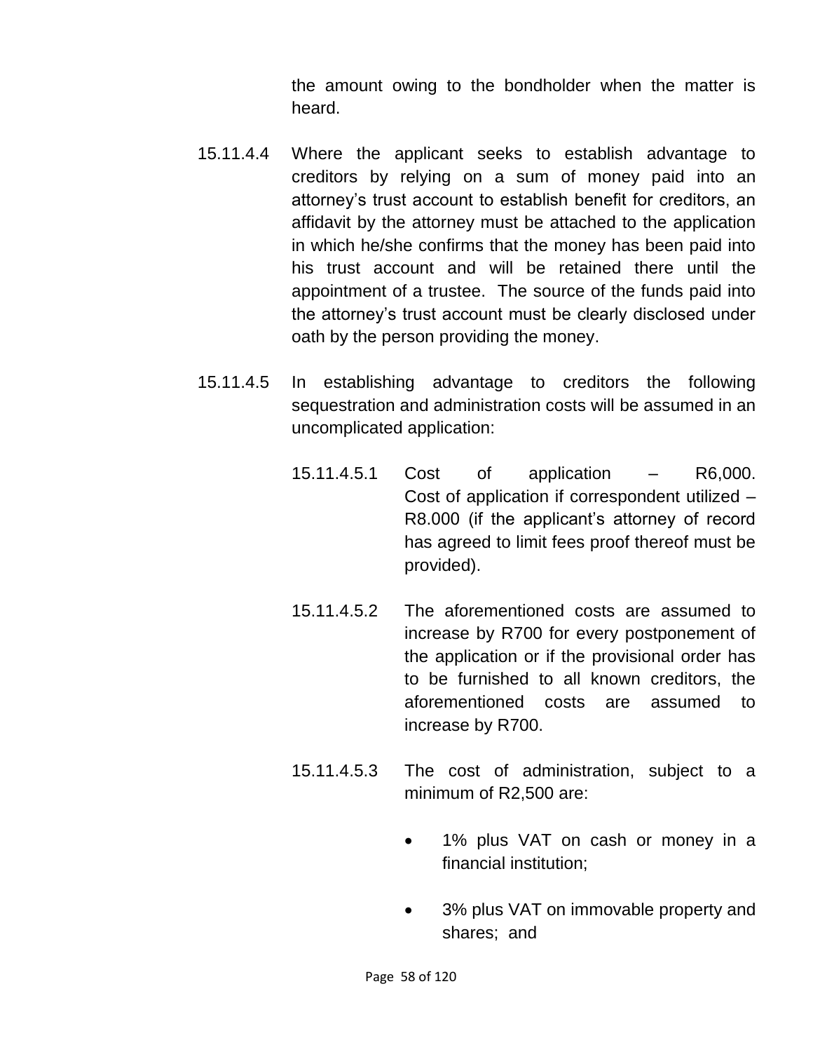the amount owing to the bondholder when the matter is heard.

15.11.4.4 Where the applicant seeks to establish advantage to creditors by relying on a sum of money paid into an attorney's trust account to establish benefit for creditors, an affidavit by the attorney must be attached to the application in which he/she confirms that the money has been paid into his trust account and will be retained there until the appointment of a trustee. The source of the funds paid into the attorney's trust account must be clearly disclosed under oath by the person providing the money.

15.11.4.5 In establishing advantage to creditors the following sequestration and administration costs will be assumed in an uncomplicated application:

15.11.4.5.1 Cost of application – R6,000. Cost of application if correspondent utilized – R8.000 (if the applicant's attorney of record has agreed to limit fees proof thereof must be provided).

15.11.4.5.2 The aforementioned costs are assumed to increase by R700 for every postponement of the application or if the provisional order has to be furnished to all known creditors, the aforementioned costs are assumed to increase by R700.

15.11.4.5.3 The cost of administration, subject to a minimum of R2,500 are:

- 1% plus VAT on cash or money in a financial institution;
- 3% plus VAT on immovable property and shares; and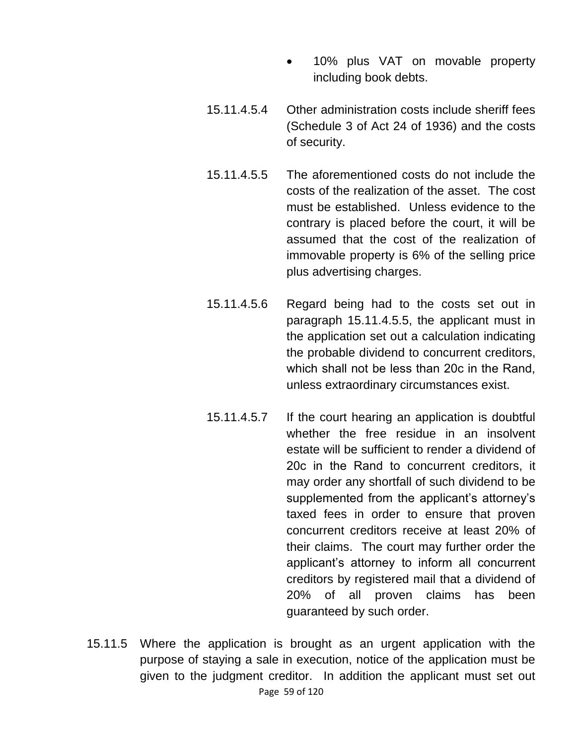- 10% plus VAT on movable property including book debts.

15.11.4.5.4 Other administration costs include sheriff fees (Schedule 3 of Act 24 of 1936) and the costs of security.

15.11.4.5.5 The aforementioned costs do not include the costs of the realization of the asset. The cost must be established. Unless evidence to the contrary is placed before the court, it will be assumed that the cost of the realization of immovable property is 6% of the selling price plus advertising charges.

15.11.4.5.6 Regard being had to the costs set out in paragraph 15.11.4.5.5, the applicant must in the application set out a calculation indicating the probable dividend to concurrent creditors, which shall not be less than 20c in the Rand, unless extraordinary circumstances exist.

15.11.4.5.7 If the court hearing an application is doubtful whether the free residue in an insolvent estate will be sufficient to render a dividend of 20c in the Rand to concurrent creditors, it may order any shortfall of such dividend to be supplemented from the applicant's attorney's taxed fees in order to ensure that proven concurrent creditors receive at least 20% of their claims. The court may further order the applicant's attorney to inform all concurrent creditors by registered mail that a dividend of 20% of all proven claims has been guaranteed by such order.

15.11.5 Where the application is brought as an urgent application with the purpose of staying a sale in execution, notice of the application must be given to the judgment creditor. In addition the applicant must set out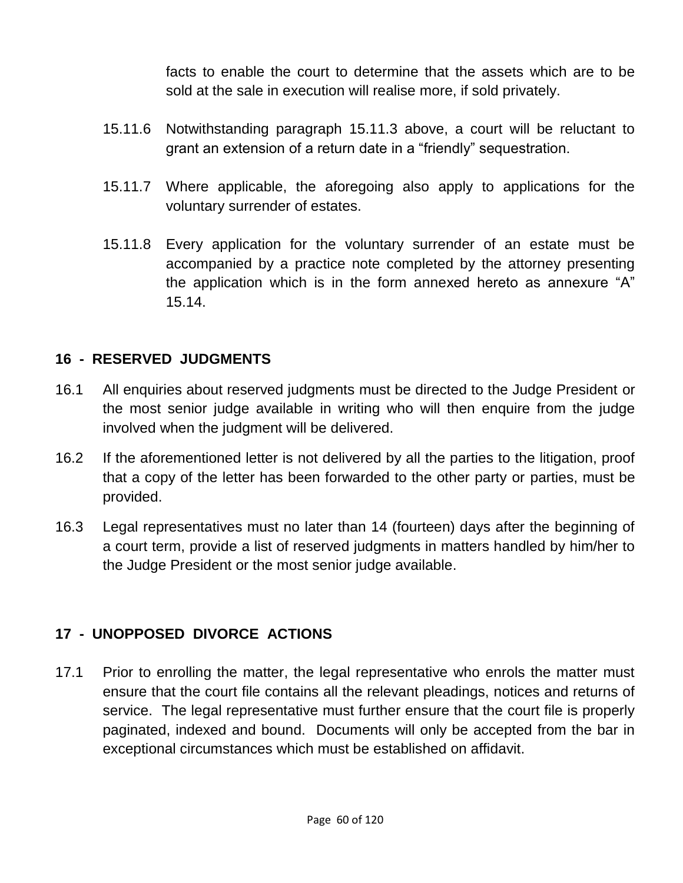facts to enable the court to determine that the assets which are to be sold at the sale in execution will realise more, if sold privately.

15.11.6 Notwithstanding paragraph 15.11.3 above, a court will be reluctant to grant an extension of a return date in a "friendly" sequestration.

15.11.7 Where applicable, the aforegoing also apply to applications for the voluntary surrender of estates.

15.11.8 Every application for the voluntary surrender of an estate must be accompanied by a practice note completed by the attorney presenting the application which is in the form annexed hereto as annexure "A" 15.14.

## 16 - RESERVED JUDGMENTS

16.1 All enquiries about reserved judgments must be directed to the Judge President or the most senior judge available in writing who will then enquire from the judge involved when the judgment will be delivered.

16.2 If the aforementioned letter is not delivered by all the parties to the litigation, proof that a copy of the letter has been forwarded to the other party or parties, must be provided.

16.3 Legal representatives must no later than 14 (fourteen) days after the beginning of a court term, provide a list of reserved judgments in matters handled by him/her to the Judge President or the most senior judge available.

## 17 - UNOPPOSED DIVORCE ACTIONS

17.1 Prior to enrolling the matter, the legal representative who enrols the matter must ensure that the court file contains all the relevant pleadings, notices and returns of service. The legal representative must further ensure that the court file is properly paginated, indexed and bound. Documents will only be accepted from the bar in exceptional circumstances which must be established on affidavit.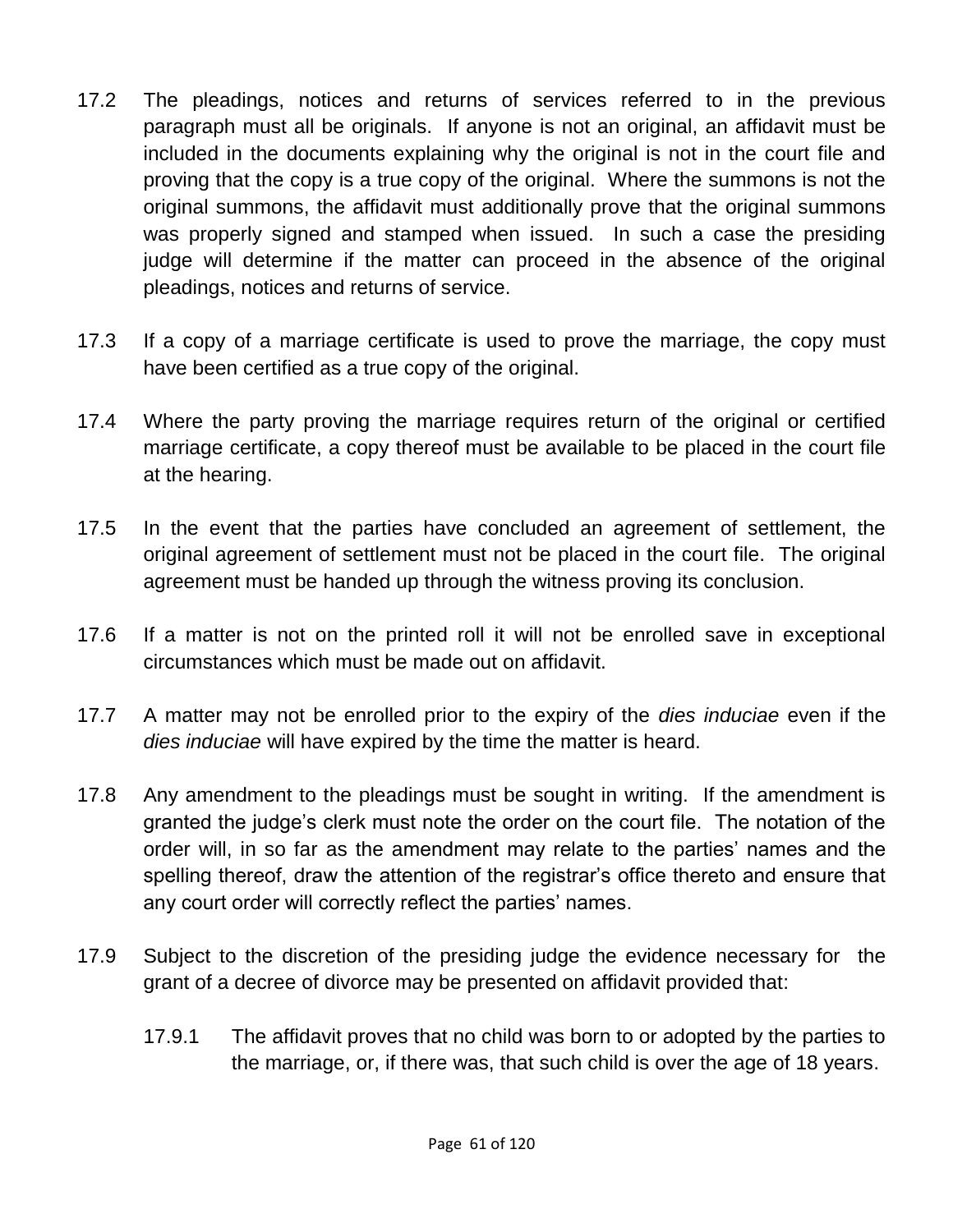17.2 The pleadings, notices and returns of services referred to in the previous paragraph must all be originals. If anyone is not an original, an affidavit must be included in the documents explaining why the original is not in the court file and proving that the copy is a true copy of the original. Where the summons is not the original summons, the affidavit must additionally prove that the original summons was properly signed and stamped when issued. In such a case the presiding judge will determine if the matter can proceed in the absence of the original pleadings, notices and returns of service.

17.3 If a copy of a marriage certificate is used to prove the marriage, the copy must have been certified as a true copy of the original.

17.4 Where the party proving the marriage requires return of the original or certified marriage certificate, a copy thereof must be available to be placed in the court file at the hearing.

17.5 In the event that the parties have concluded an agreement of settlement, the original agreement of settlement must not be placed in the court file. The original agreement must be handed up through the witness proving its conclusion.

17.6 If a matter is not on the printed roll it will not be enrolled save in exceptional circumstances which must be made out on affidavit.

17.7 A matter may not be enrolled prior to the expiry of the *dies induciae* even if the *dies induciae* will have expired by the time the matter is heard.

17.8 Any amendment to the pleadings must be sought in writing. If the amendment is granted the judge's clerk must note the order on the court file. The notation of the order will, in so far as the amendment may relate to the parties' names and the spelling thereof, draw the attention of the registrar's office thereto and ensure that any court order will correctly reflect the parties' names.

17.9 Subject to the discretion of the presiding judge the evidence necessary for the grant of a decree of divorce may be presented on affidavit provided that:

17.9.1 The affidavit proves that no child was born to or adopted by the parties to the marriage, or, if there was, that such child is over the age of 18 years.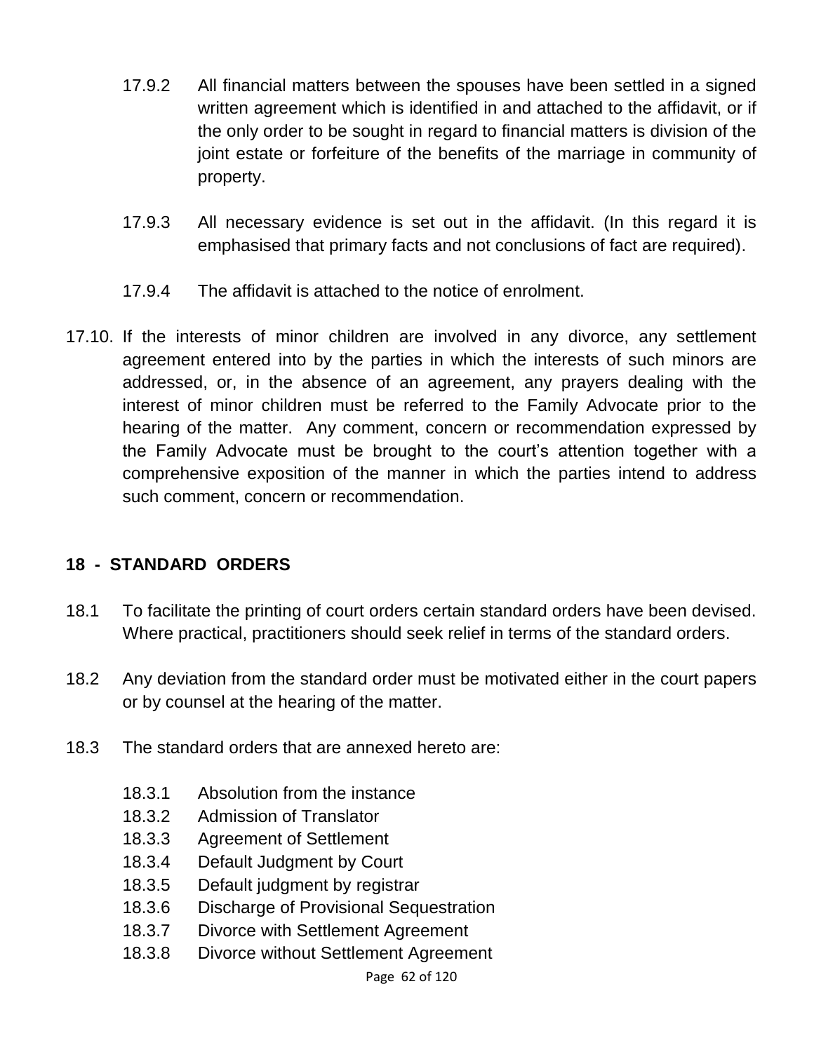17.9.2 All financial matters between the spouses have been settled in a signed written agreement which is identified in and attached to the affidavit, or if the only order to be sought in regard to financial matters is division of the joint estate or forfeiture of the benefits of the marriage in community of property.

17.9.3 All necessary evidence is set out in the affidavit. (In this regard it is emphasised that primary facts and not conclusions of fact are required).

17.9.4 The affidavit is attached to the notice of enrolment.

17.10. If the interests of minor children are involved in any divorce, any settlement agreement entered into by the parties in which the interests of such minors are addressed, or, in the absence of an agreement, any prayers dealing with the interest of minor children must be referred to the Family Advocate prior to the hearing of the matter. Any comment, concern or recommendation expressed by the Family Advocate must be brought to the court's attention together with a comprehensive exposition of the manner in which the parties intend to address such comment, concern or recommendation.

## 18 - STANDARD ORDERS

18.1 To facilitate the printing of court orders certain standard orders have been devised. Where practical, practitioners should seek relief in terms of the standard orders.

18.2 Any deviation from the standard order must be motivated either in the court papers or by counsel at the hearing of the matter.

18.3 The standard orders that are annexed hereto are:

18.3.1 Absolution from the instance
18.3.2 Admission of Translator
18.3.3 Agreement of Settlement
18.3.4 Default Judgment by Court
18.3.5 Default judgment by registrar
18.3.6 Discharge of Provisional Sequestration
18.3.7 Divorce with Settlement Agreement
18.3.8 Divorce without Settlement Agreement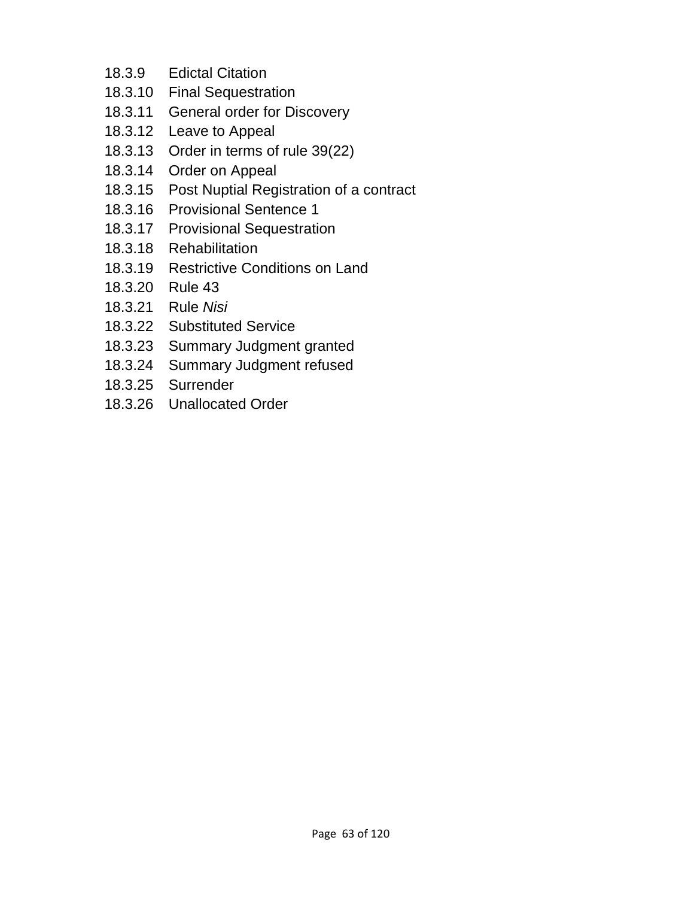18.3.9 Edictal Citation
18.3.10 Final Sequestration
18.3.11 General order for Discovery
18.3.12 Leave to Appeal
18.3.13 Order in terms of rule 39(22)
18.3.14 Order on Appeal
18.3.15 Post Nuptial Registration of a contract
18.3.16 Provisional Sentence 1
18.3.17 Provisional Sequestration
18.3.18 Rehabilitation
18.3.19 Restrictive Conditions on Land
18.3.20 Rule 43
18.3.21 Rule *Nisi*
18.3.22 Substituted Service
18.3.23 Summary Judgment granted
18.3.24 Summary Judgment refused
18.3.25 Surrender
18.3.26 Unallocated Order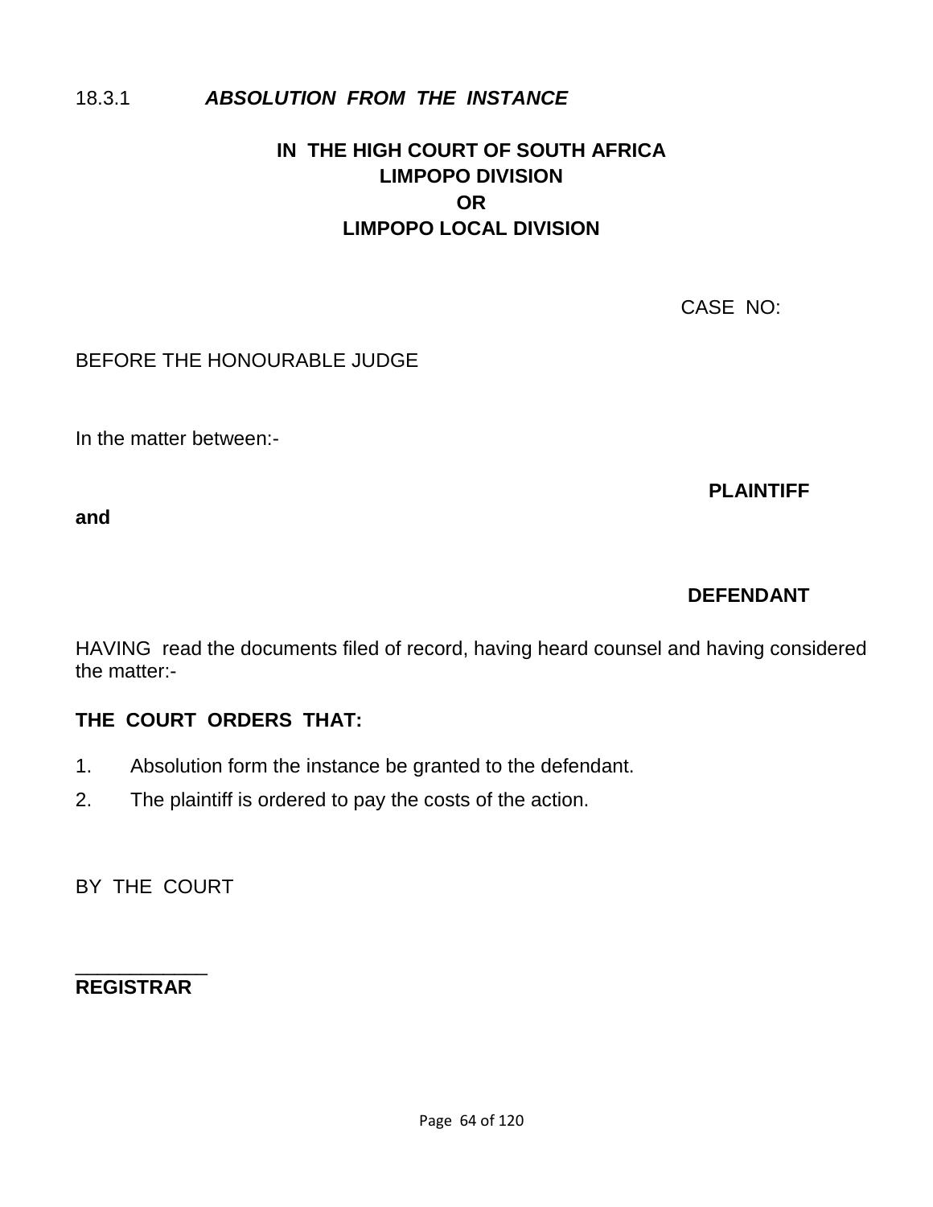18.3.1 ***ABSOLUTION FROM THE INSTANCE***

**IN THE HIGH COURT OF SOUTH AFRICA**
**LIMPOPO DIVISION**
**OR**
**LIMPOPO LOCAL DIVISION**

CASE NO:

BEFORE THE HONOURABLE JUDGE

In the matter between:-

**PLAINTIFF**

**and**

**DEFENDANT**

HAVING read the documents filed of record, having heard counsel and having considered the matter:-

**THE COURT ORDERS THAT:**

1. Absolution form the instance be granted to the defendant.
2. The plaintiff is ordered to pay the costs of the action.

BY THE COURT

\_\_\_\_\_\_\_\_\_\_\_\_
**REGISTRAR**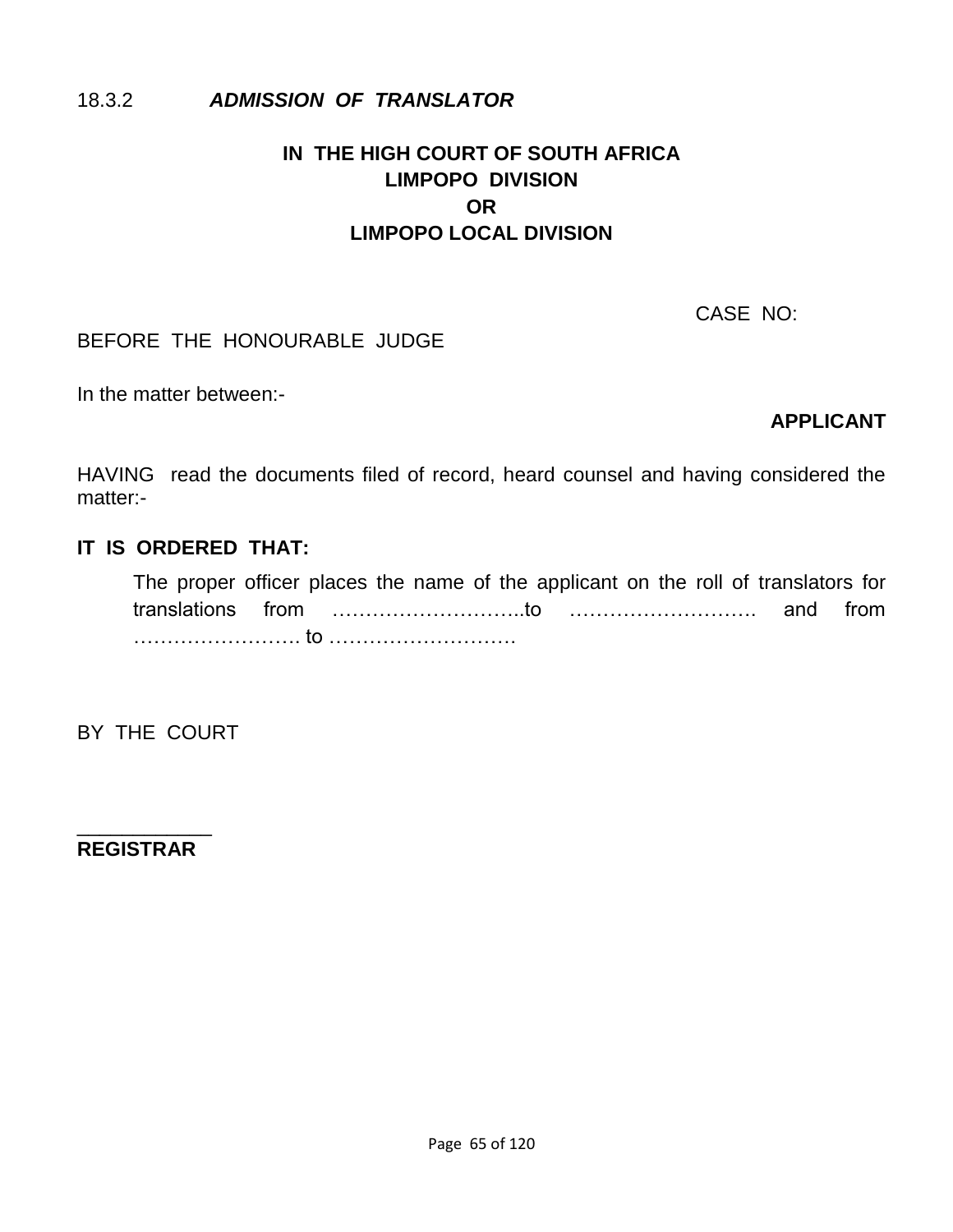18.3.2 ***ADMISSION OF TRANSLATOR***

**IN THE HIGH COURT OF SOUTH AFRICA**
**LIMPOPO DIVISION**
**OR**
**LIMPOPO LOCAL DIVISION**

CASE NO:

BEFORE THE HONOURABLE JUDGE

In the matter between:-

**APPLICANT**

HAVING read the documents filed of record, heard counsel and having considered the matter:-

**IT IS ORDERED THAT:**

The proper officer places the name of the applicant on the roll of translators for translations from ………………………..to ………………………. and from ……………………. to ……………………….

BY THE COURT

___________
**REGISTRAR**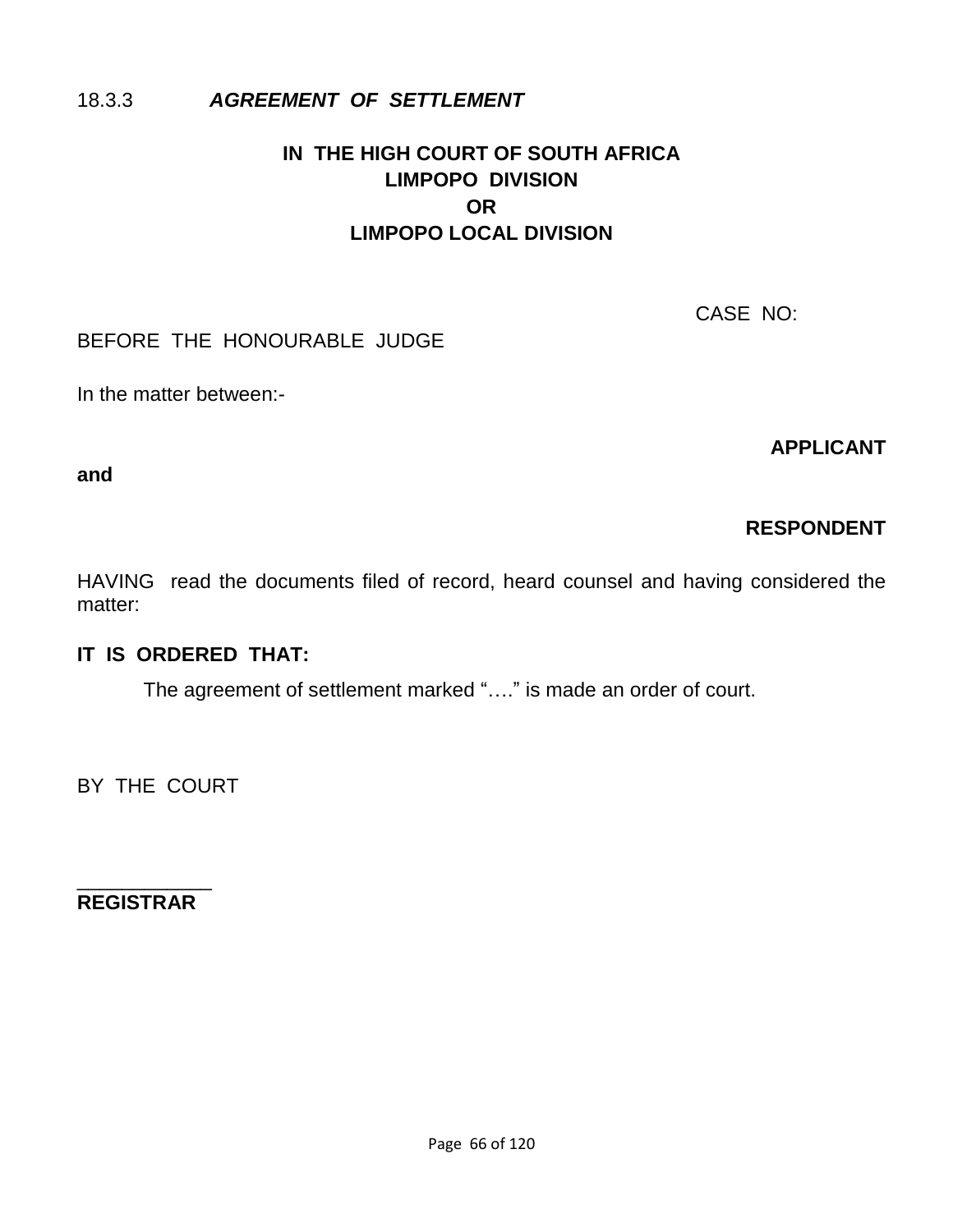18.3.3 ***AGREEMENT OF SETTLEMENT***

**IN THE HIGH COURT OF SOUTH AFRICA**
**LIMPOPO DIVISION**
**OR**
**LIMPOPO LOCAL DIVISION**

CASE NO:

BEFORE THE HONOURABLE JUDGE

In the matter between:-

**APPLICANT**

**and**

**RESPONDENT**

HAVING read the documents filed of record, heard counsel and having considered the matter:

**IT IS ORDERED THAT:**

The agreement of settlement marked "…." is made an order of court.

BY THE COURT

____________
**REGISTRAR**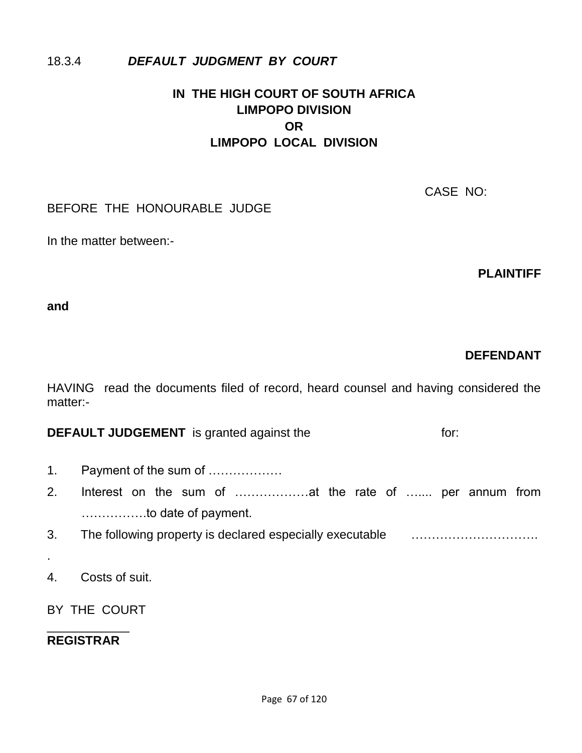18.3.4 ***DEFAULT JUDGMENT BY COURT***

**IN THE HIGH COURT OF SOUTH AFRICA**
**LIMPOPO DIVISION**
**OR**
**LIMPOPO LOCAL DIVISION**

CASE NO:

BEFORE THE HONOURABLE JUDGE

In the matter between:-

**PLAINTIFF**

**and**

**DEFENDANT**

HAVING read the documents filed of record, heard counsel and having considered the matter:-

**DEFAULT JUDGEMENT** is granted against the for:

1. Payment of the sum of ………………
2. Interest on the sum of ………………at the rate of …..... per annum from …………….to date of payment.
3. The following property is declared especially executable ………………………….
.
4. Costs of suit.

BY THE COURT

___________

**REGISTRAR**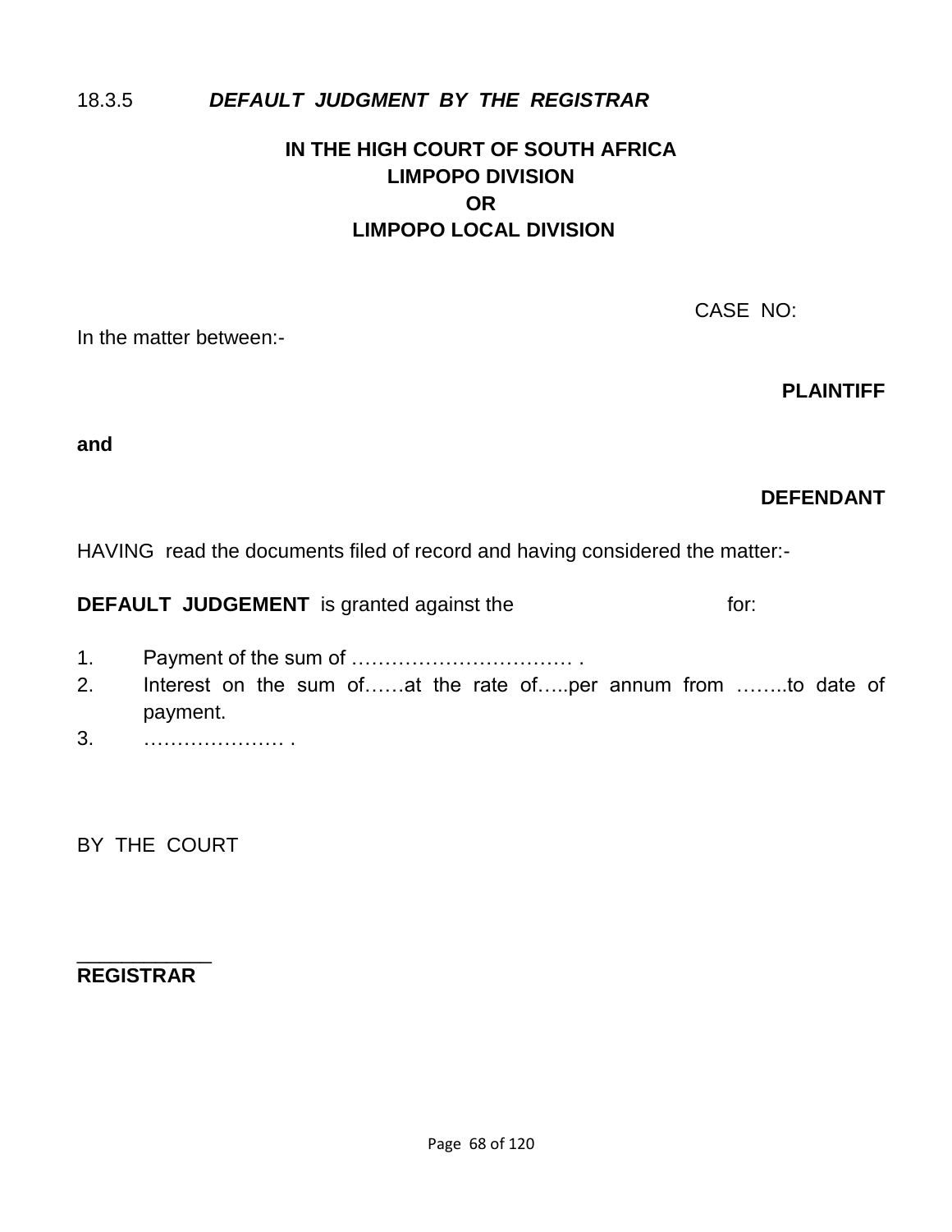18.3.5 ***DEFAULT JUDGMENT BY THE REGISTRAR***

**IN THE HIGH COURT OF SOUTH AFRICA**
**LIMPOPO DIVISION**
**OR**
**LIMPOPO LOCAL DIVISION**

CASE NO:

In the matter between:-

**PLAINTIFF**

**and**

**DEFENDANT**

HAVING read the documents filed of record and having considered the matter:-

**DEFAULT JUDGEMENT** is granted against the for:

1. Payment of the sum of …………………………… .
2. Interest on the sum of……at the rate of…..per annum from ……..to date of payment.
3. ………………… .

BY THE COURT

___________
**REGISTRAR**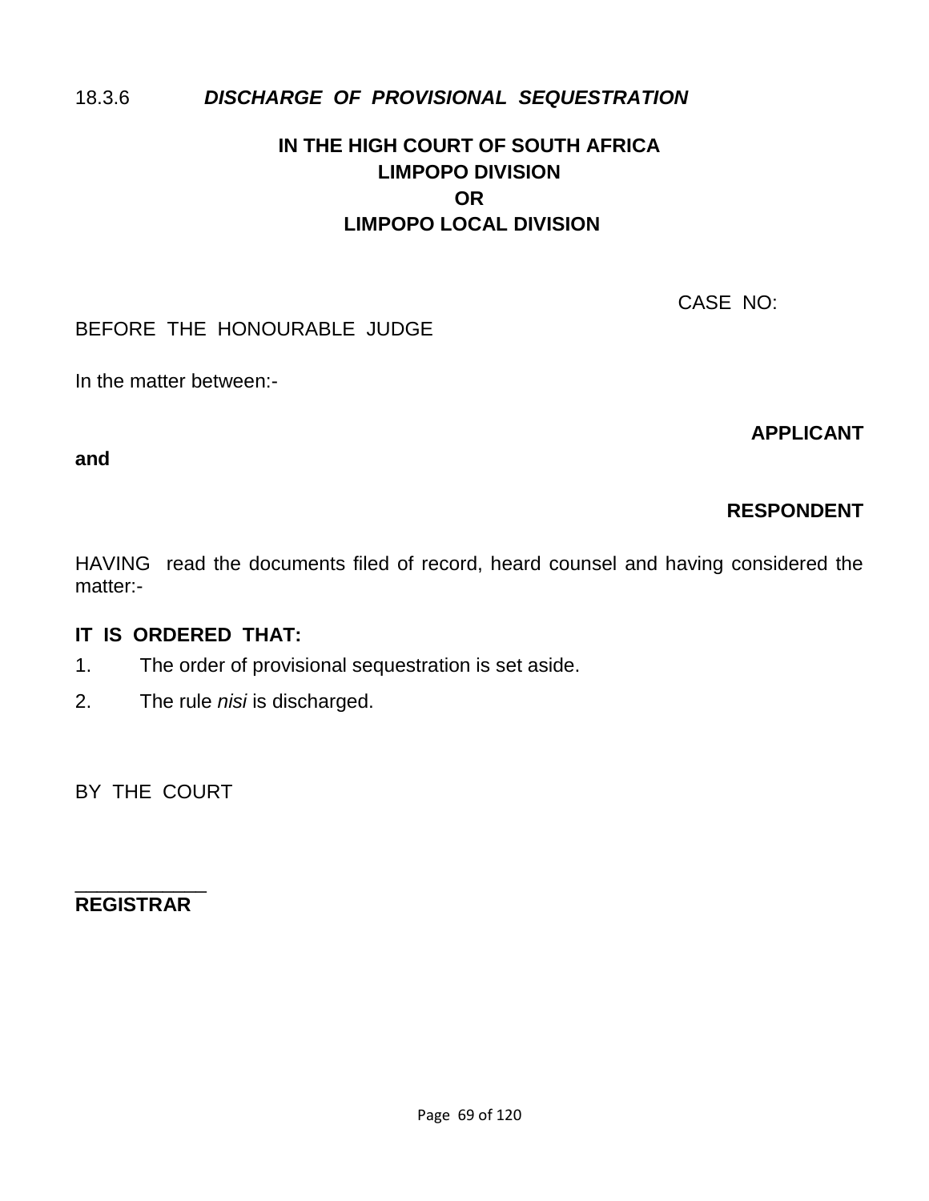### 18.3.6 ***DISCHARGE OF PROVISIONAL SEQUESTRATION***

**IN THE HIGH COURT OF SOUTH AFRICA**
**LIMPOPO DIVISION**
**OR**
**LIMPOPO LOCAL DIVISION**

CASE NO:

BEFORE THE HONOURABLE JUDGE

In the matter between:-

**APPLICANT**

**and**

**RESPONDENT**

HAVING read the documents filed of record, heard counsel and having considered the matter:-

**IT IS ORDERED THAT:**

1. The order of provisional sequestration is set aside.
2. The rule *nisi* is discharged.

BY THE COURT

\_\_\_\_\_\_\_\_\_\_\_\_
**REGISTRAR**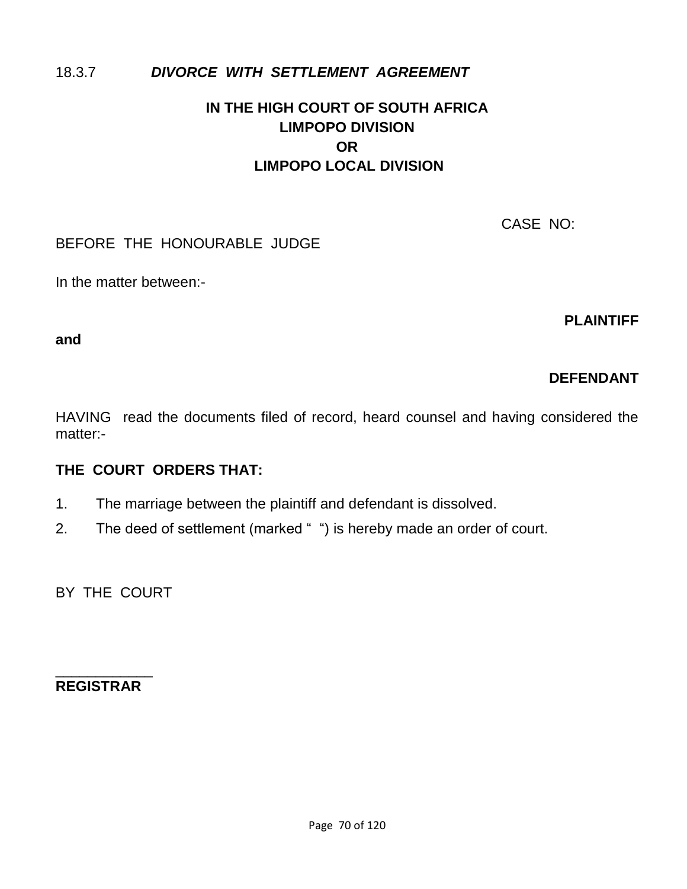18.3.7 ***DIVORCE WITH SETTLEMENT AGREEMENT***

**IN THE HIGH COURT OF SOUTH AFRICA**
**LIMPOPO DIVISION**
**OR**
**LIMPOPO LOCAL DIVISION**

CASE NO:

BEFORE THE HONOURABLE JUDGE

In the matter between:-

**PLAINTIFF**

**and**

**DEFENDANT**

HAVING read the documents filed of record, heard counsel and having considered the matter:-

**THE COURT ORDERS THAT:**

1. The marriage between the plaintiff and defendant is dissolved.
2. The deed of settlement (marked " ") is hereby made an order of court.

BY THE COURT

\_\_\_\_\_\_\_\_\_\_\_\_
**REGISTRAR**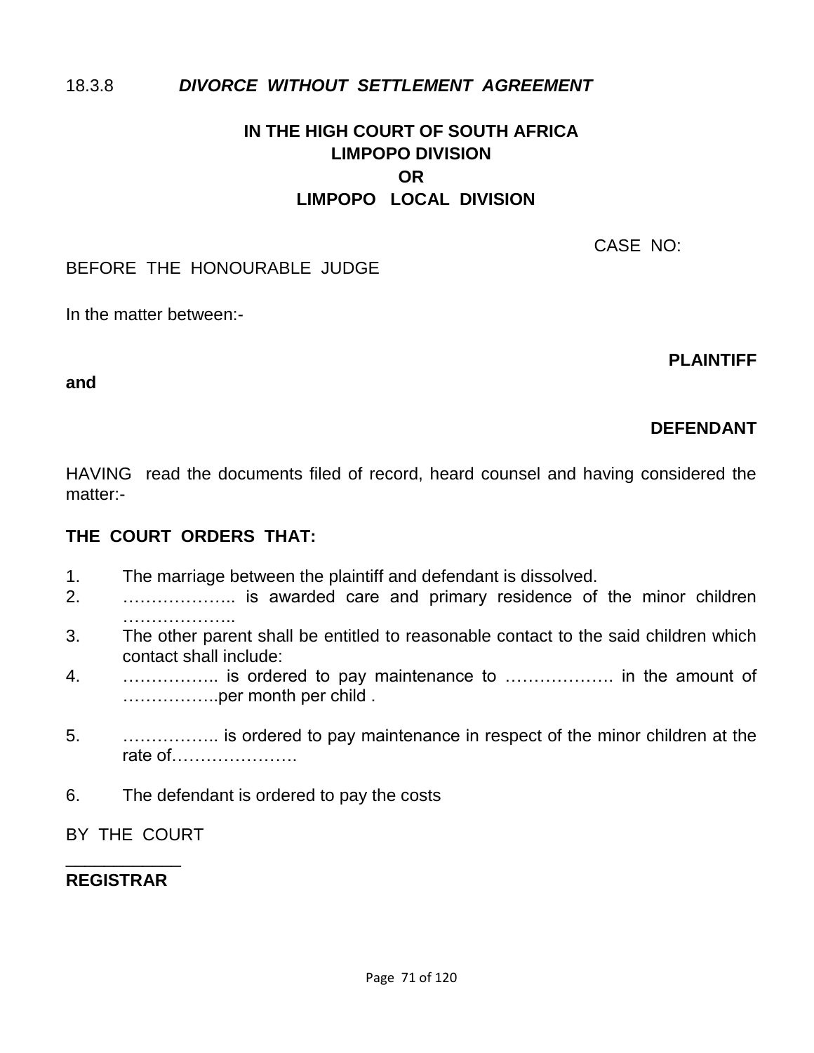18.3.8 ***DIVORCE WITHOUT SETTLEMENT AGREEMENT***

**IN THE HIGH COURT OF SOUTH AFRICA**
**LIMPOPO DIVISION**
**OR**
**LIMPOPO LOCAL DIVISION**

CASE NO:

BEFORE THE HONOURABLE JUDGE

In the matter between:-

**PLAINTIFF**

**and**

**DEFENDANT**

HAVING read the documents filed of record, heard counsel and having considered the matter:-

**THE COURT ORDERS THAT:**

1. The marriage between the plaintiff and defendant is dissolved.
2. ……………….. is awarded care and primary residence of the minor children ………………..
3. The other parent shall be entitled to reasonable contact to the said children which contact shall include:
4. …………….. is ordered to pay maintenance to ………………. in the amount of ……………..per month per child .
5. …………….. is ordered to pay maintenance in respect of the minor children at the rate of………………….
6. The defendant is ordered to pay the costs

BY THE COURT

\_\_\_\_\_\_\_\_\_\_\_\_

**REGISTRAR**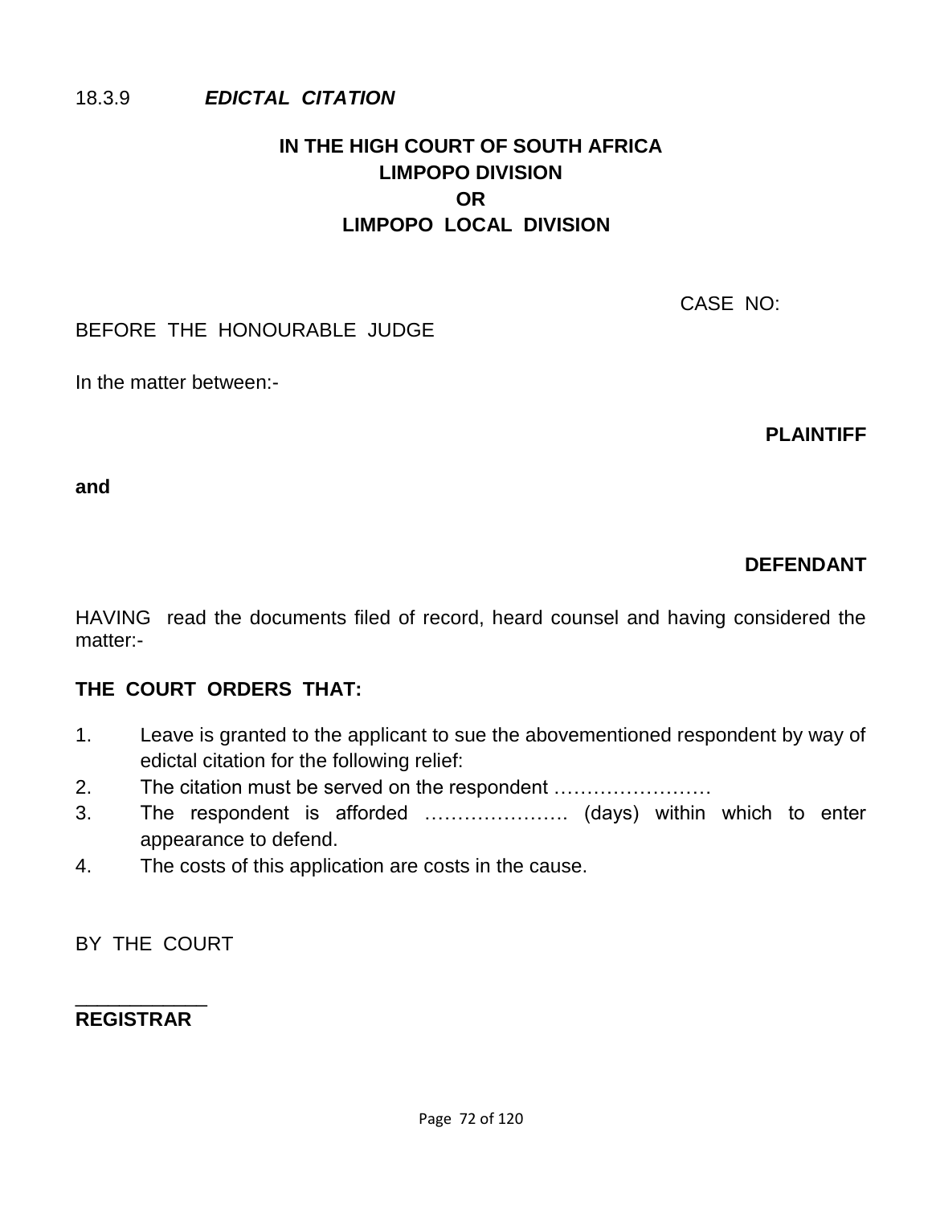18.3.9 ***EDICTAL CITATION***

**IN THE HIGH COURT OF SOUTH AFRICA**
**LIMPOPO DIVISION**
**OR**
**LIMPOPO LOCAL DIVISION**

CASE NO:

BEFORE THE HONOURABLE JUDGE

In the matter between:-

**PLAINTIFF**

**and**

**DEFENDANT**

HAVING read the documents filed of record, heard counsel and having considered the matter:-

**THE COURT ORDERS THAT:**

1. Leave is granted to the applicant to sue the abovementioned respondent by way of edictal citation for the following relief:
2. The citation must be served on the respondent ……………………
3. The respondent is afforded …………………. (days) within which to enter appearance to defend.
4. The costs of this application are costs in the cause.

BY THE COURT

____________
**REGISTRAR**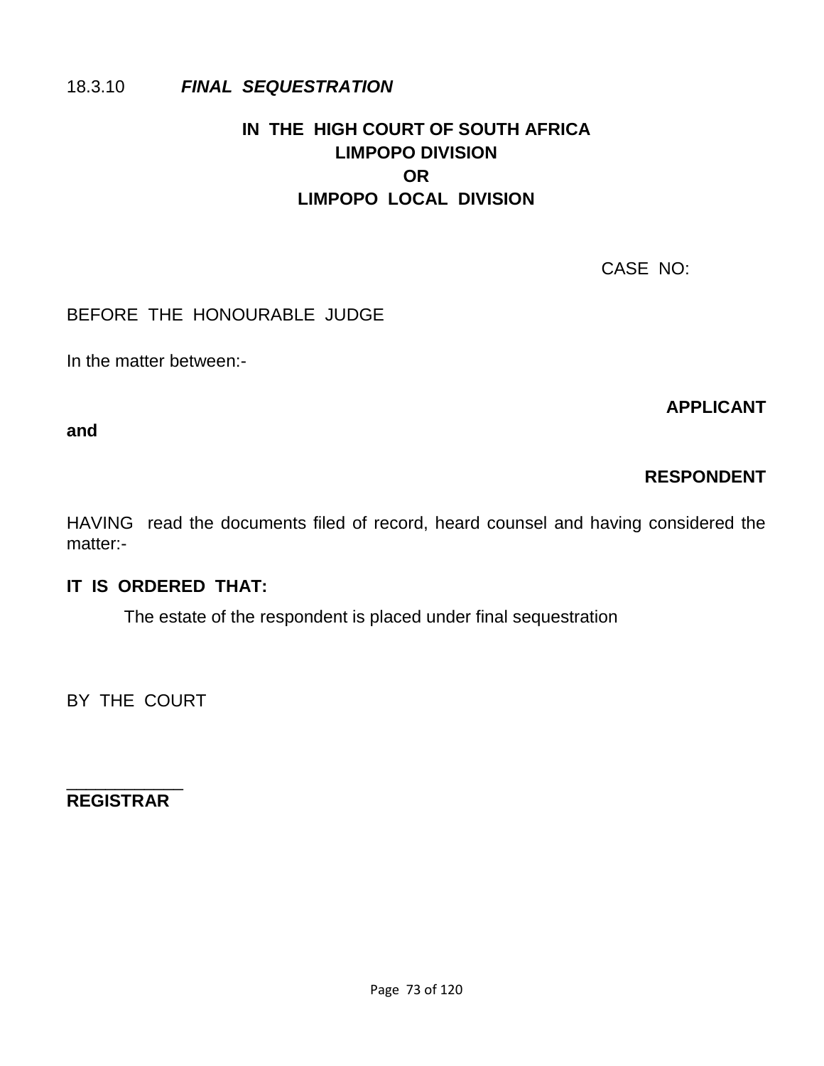18.3.10 ***FINAL SEQUESTRATION***

**IN THE HIGH COURT OF SOUTH AFRICA**
**LIMPOPO DIVISION**
**OR**
**LIMPOPO LOCAL DIVISION**

CASE NO:

BEFORE THE HONOURABLE JUDGE

In the matter between:-

**APPLICANT**

**and**

**RESPONDENT**

HAVING read the documents filed of record, heard counsel and having considered the matter:-

**IT IS ORDERED THAT:**

The estate of the respondent is placed under final sequestration

BY THE COURT

____________
**REGISTRAR**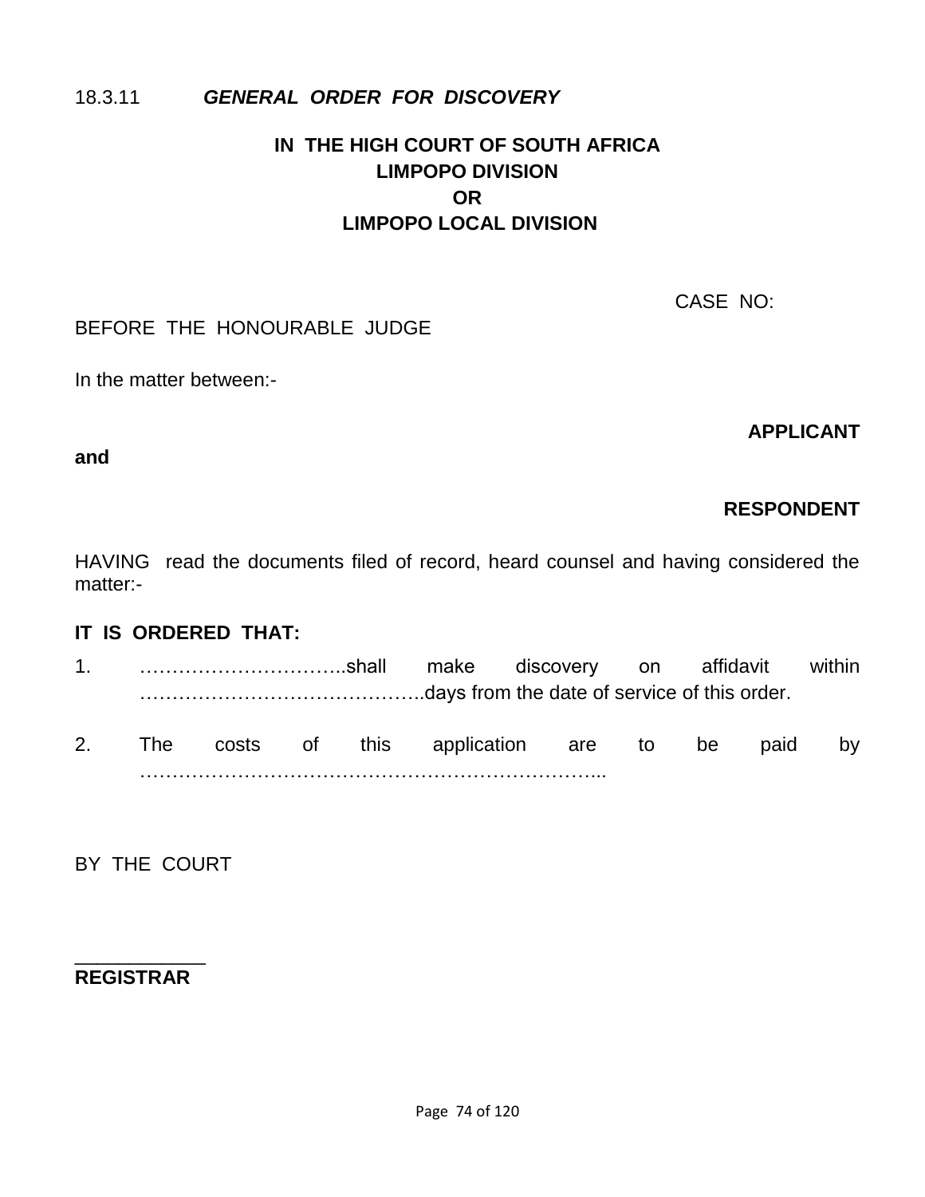### 18.3.11 ***GENERAL ORDER FOR DISCOVERY***

**IN THE HIGH COURT OF SOUTH AFRICA**
**LIMPOPO DIVISION**
**OR**
**LIMPOPO LOCAL DIVISION**

CASE NO:

BEFORE THE HONOURABLE JUDGE

In the matter between:-

**APPLICANT**

**and**

**RESPONDENT**

HAVING read the documents filed of record, heard counsel and having considered the matter:-

**IT IS ORDERED THAT:**

1. …………………………..shall make discovery on affidavit within ……………………………………..days from the date of service of this order.

2. The costs of this application are to be paid by ………………………………………………………………...

BY THE COURT

____________
**REGISTRAR**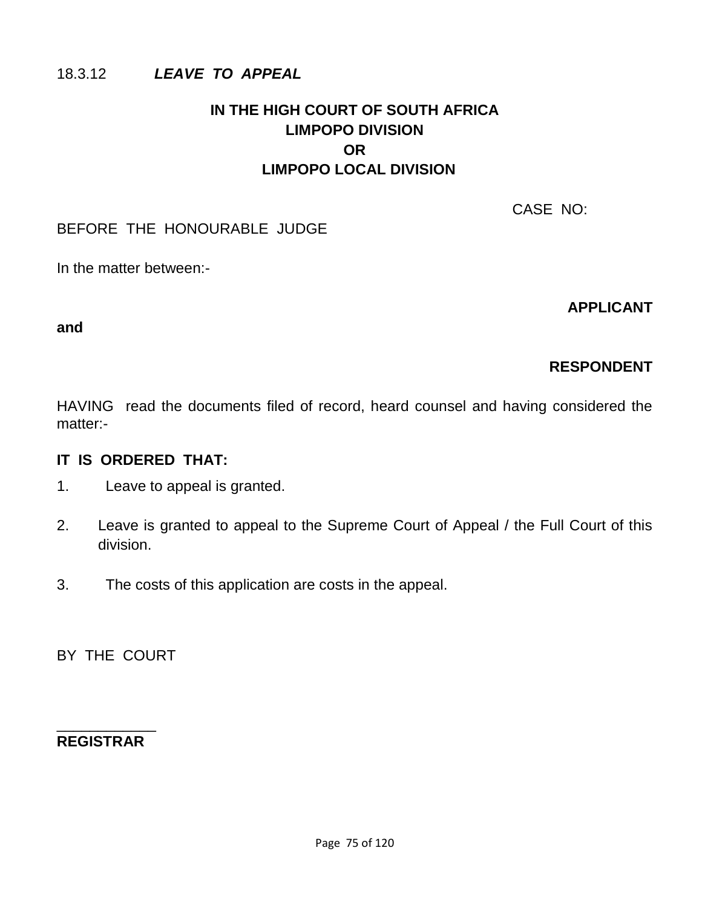18.3.12 ***LEAVE TO APPEAL***

**IN THE HIGH COURT OF SOUTH AFRICA**
**LIMPOPO DIVISION**
**OR**
**LIMPOPO LOCAL DIVISION**

CASE NO:

BEFORE THE HONOURABLE JUDGE

In the matter between:-

**APPLICANT**

**and**

**RESPONDENT**

HAVING read the documents filed of record, heard counsel and having considered the matter:-

**IT IS ORDERED THAT:**

1. Leave to appeal is granted.

2. Leave is granted to appeal to the Supreme Court of Appeal / the Full Court of this division.

3. The costs of this application are costs in the appeal.

BY THE COURT

____________
**REGISTRAR**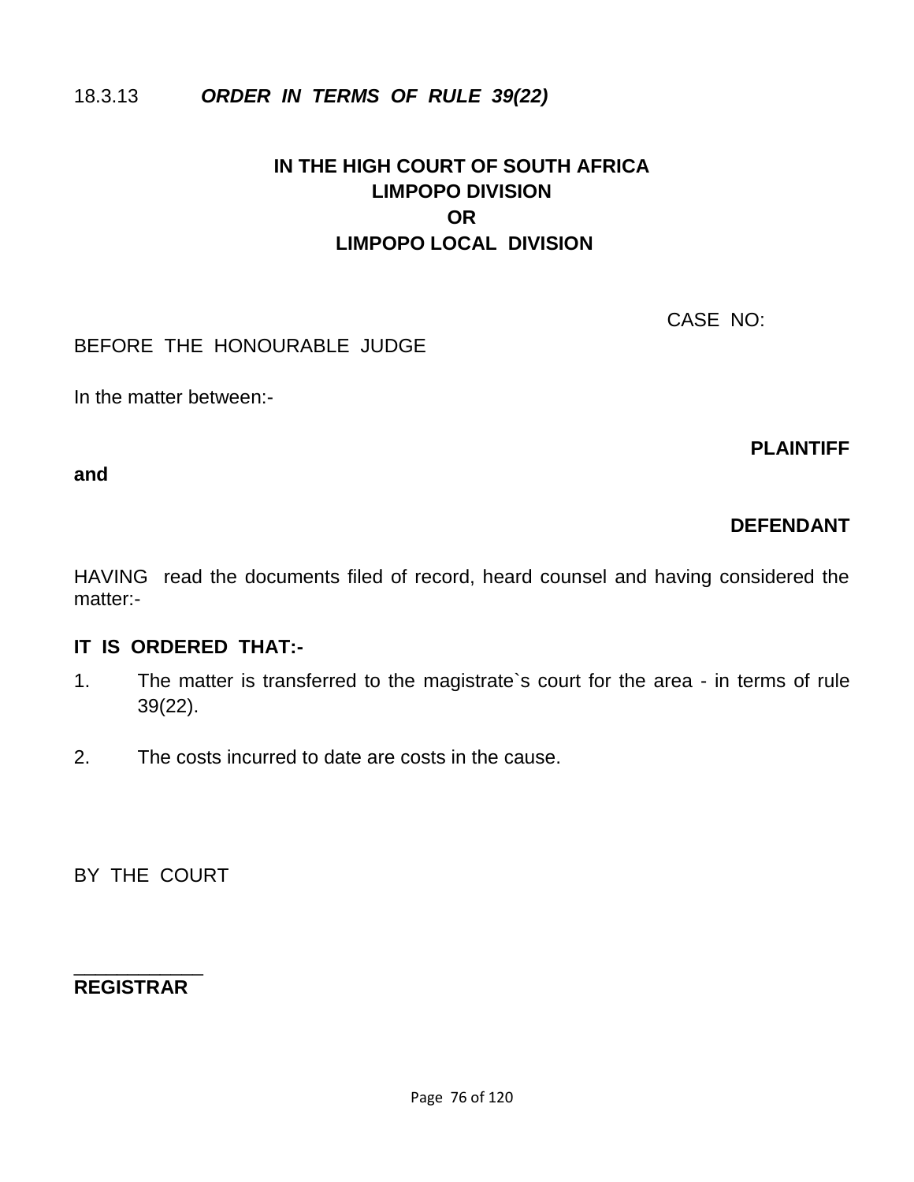18.3.13 ***ORDER IN TERMS OF RULE 39(22)***

**IN THE HIGH COURT OF SOUTH AFRICA**
**LIMPOPO DIVISION**
**OR**
**LIMPOPO LOCAL DIVISION**

CASE NO:

BEFORE THE HONOURABLE JUDGE

In the matter between:-

**PLAINTIFF**

**and**

**DEFENDANT**

HAVING read the documents filed of record, heard counsel and having considered the matter:-

**IT IS ORDERED THAT:-**

1. The matter is transferred to the magistrate`s court for the area - in terms of rule 39(22).

2. The costs incurred to date are costs in the cause.

BY THE COURT

____________
**REGISTRAR**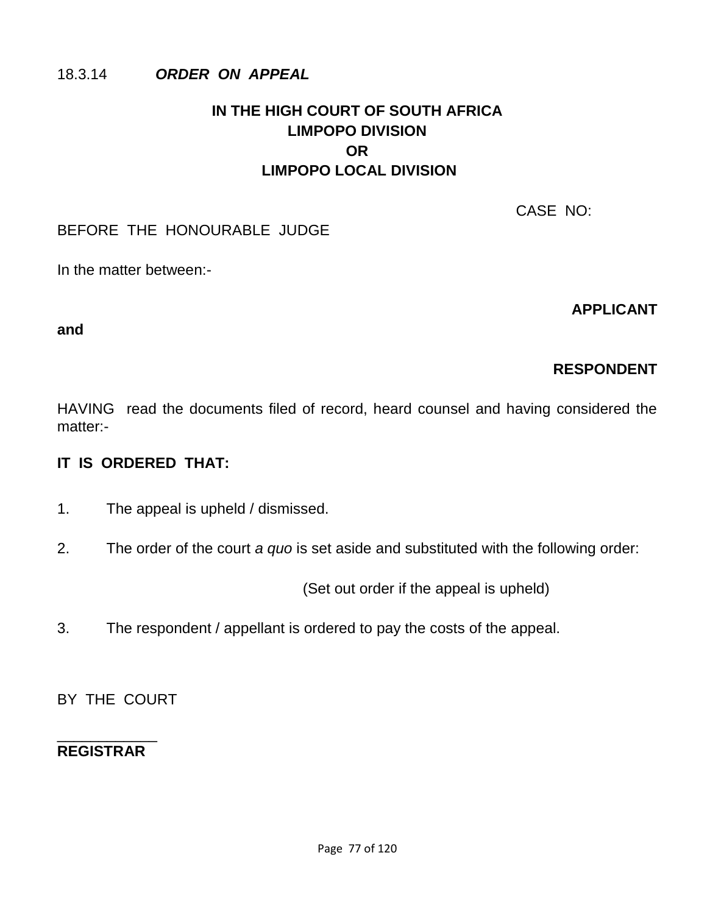18.3.14 ***ORDER ON APPEAL***

**IN THE HIGH COURT OF SOUTH AFRICA**
**LIMPOPO DIVISION**
**OR**
**LIMPOPO LOCAL DIVISION**

CASE NO:

BEFORE THE HONOURABLE JUDGE

In the matter between:-

**APPLICANT**

**and**

**RESPONDENT**

HAVING read the documents filed of record, heard counsel and having considered the matter:-

**IT IS ORDERED THAT:**

1. The appeal is upheld / dismissed.

2. The order of the court *a quo* is set aside and substituted with the following order:

   (Set out order if the appeal is upheld)

3. The respondent / appellant is ordered to pay the costs of the appeal.

BY THE COURT

\_\_\_\_\_\_\_\_\_\_\_\_
**REGISTRAR**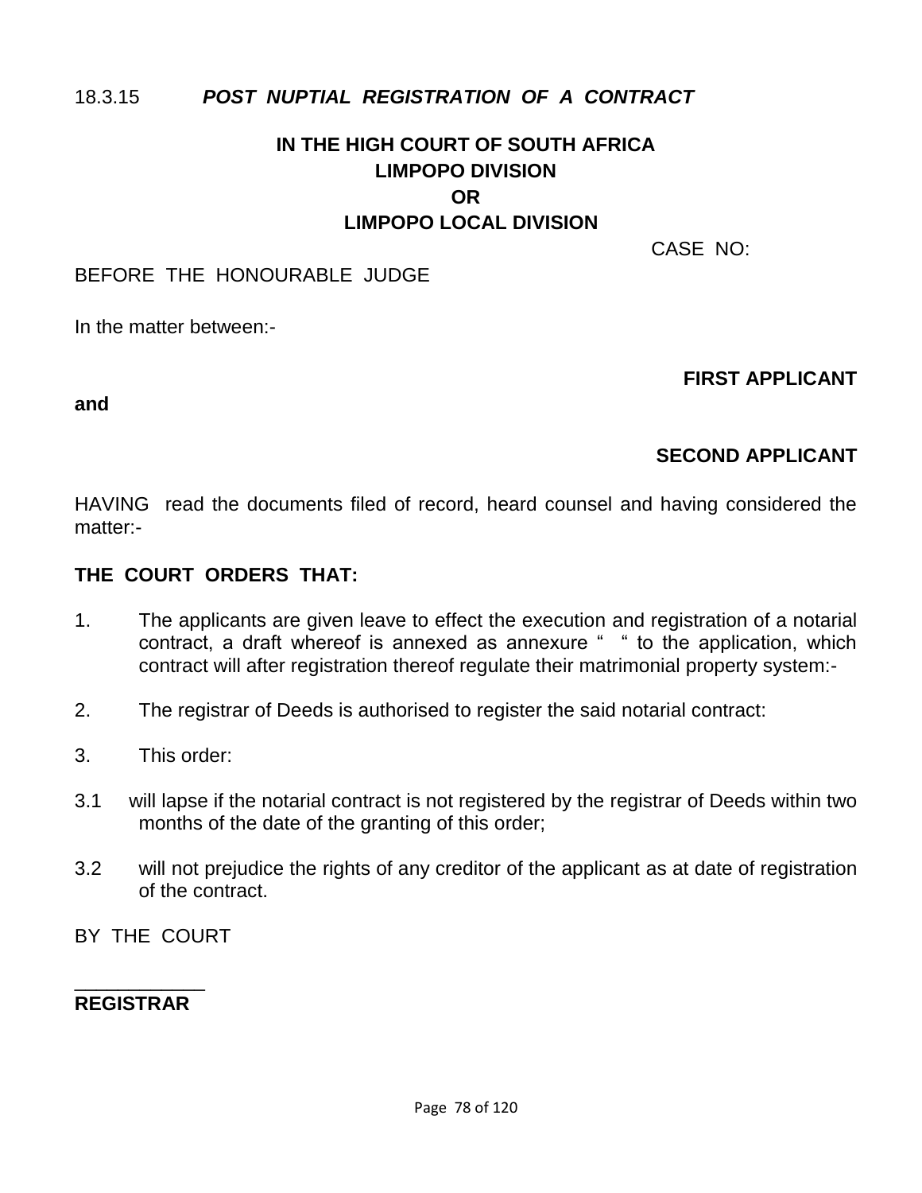18.3.15 ***POST NUPTIAL REGISTRATION OF A CONTRACT***

**IN THE HIGH COURT OF SOUTH AFRICA**
**LIMPOPO DIVISION**
**OR**
**LIMPOPO LOCAL DIVISION**

CASE NO:

BEFORE THE HONOURABLE JUDGE

In the matter between:-

**FIRST APPLICANT**

**and**

**SECOND APPLICANT**

HAVING read the documents filed of record, heard counsel and having considered the matter:-

**THE COURT ORDERS THAT:**

1. The applicants are given leave to effect the execution and registration of a notarial contract, a draft whereof is annexed as annexure " " to the application, which contract will after registration thereof regulate their matrimonial property system:-

2. The registrar of Deeds is authorised to register the said notarial contract:

3. This order:

3.1 will lapse if the notarial contract is not registered by the registrar of Deeds within two months of the date of the granting of this order;

3.2 will not prejudice the rights of any creditor of the applicant as at date of registration of the contract.

BY THE COURT

____________
**REGISTRAR**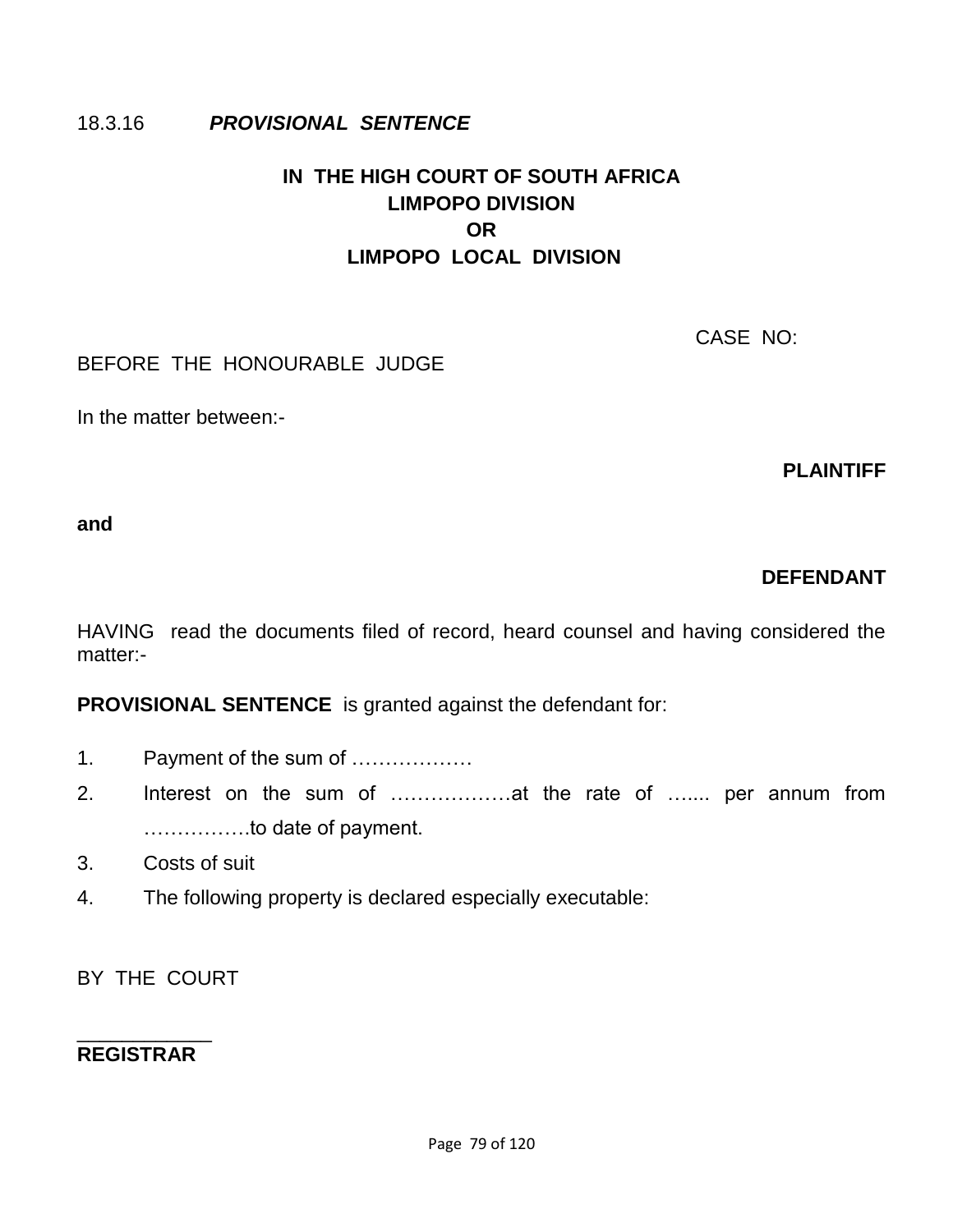18.3.16 ***PROVISIONAL SENTENCE***

**IN THE HIGH COURT OF SOUTH AFRICA**
**LIMPOPO DIVISION**
**OR**
**LIMPOPO LOCAL DIVISION**

CASE NO:

BEFORE THE HONOURABLE JUDGE

In the matter between:-

**PLAINTIFF**

**and**

**DEFENDANT**

HAVING read the documents filed of record, heard counsel and having considered the matter:-

**PROVISIONAL SENTENCE** is granted against the defendant for:

1. Payment of the sum of ………………
2. Interest on the sum of ………………at the rate of …..... per annum from …………….to date of payment.
3. Costs of suit
4. The following property is declared especially executable:

BY THE COURT

\_\_\_\_\_\_\_\_\_\_\_\_
**REGISTRAR**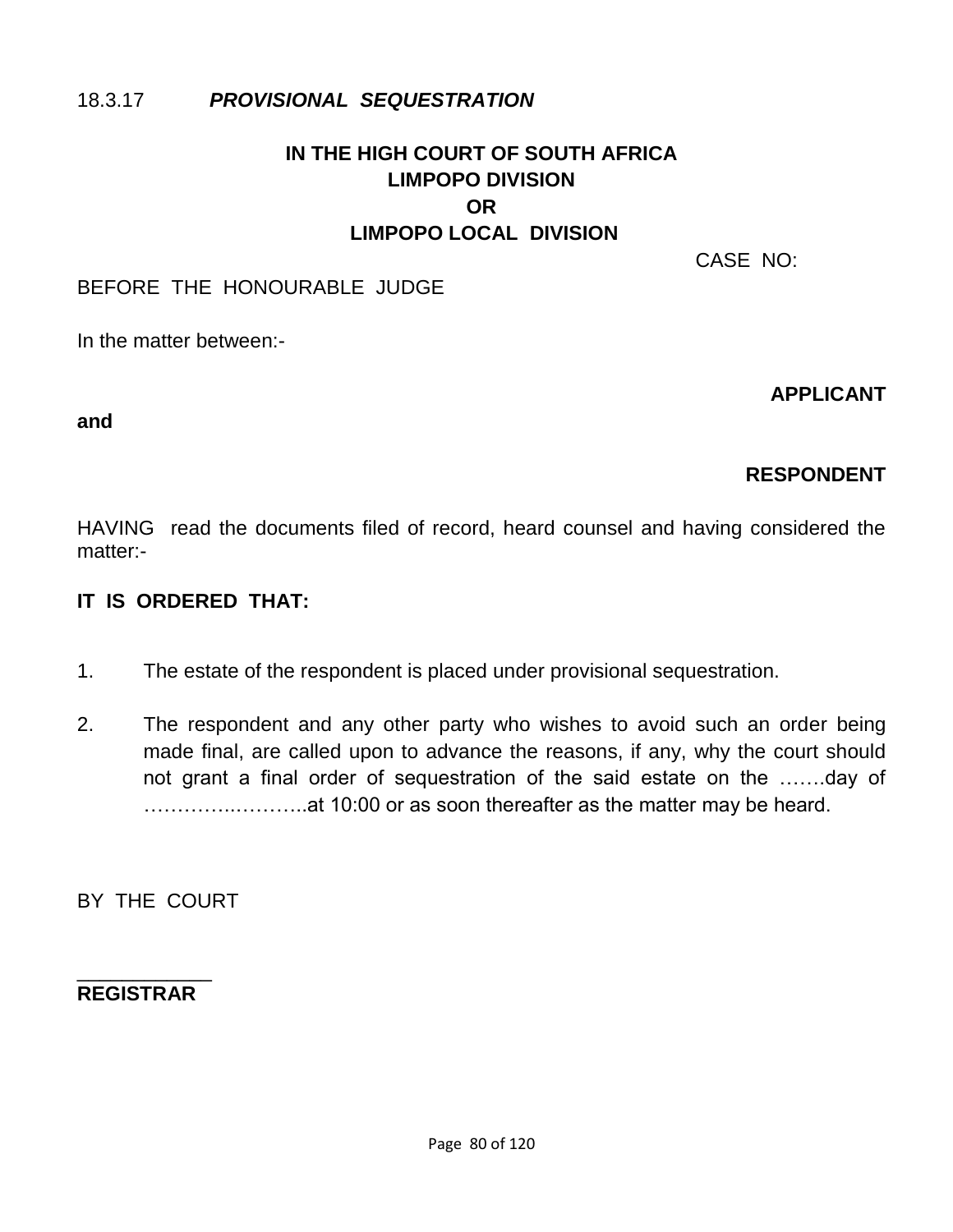18.3.17 ***PROVISIONAL SEQUESTRATION***

**IN THE HIGH COURT OF SOUTH AFRICA**
**LIMPOPO DIVISION**
**OR**
**LIMPOPO LOCAL DIVISION**

CASE NO:

BEFORE THE HONOURABLE JUDGE

In the matter between:-

**APPLICANT**

**and**

**RESPONDENT**

HAVING read the documents filed of record, heard counsel and having considered the matter:-

**IT IS ORDERED THAT:**

1. The estate of the respondent is placed under provisional sequestration.

2. The respondent and any other party who wishes to avoid such an order being made final, are called upon to advance the reasons, if any, why the court should not grant a final order of sequestration of the said estate on the …….day of ………….………..at 10:00 or as soon thereafter as the matter may be heard.

BY THE COURT

____________
**REGISTRAR**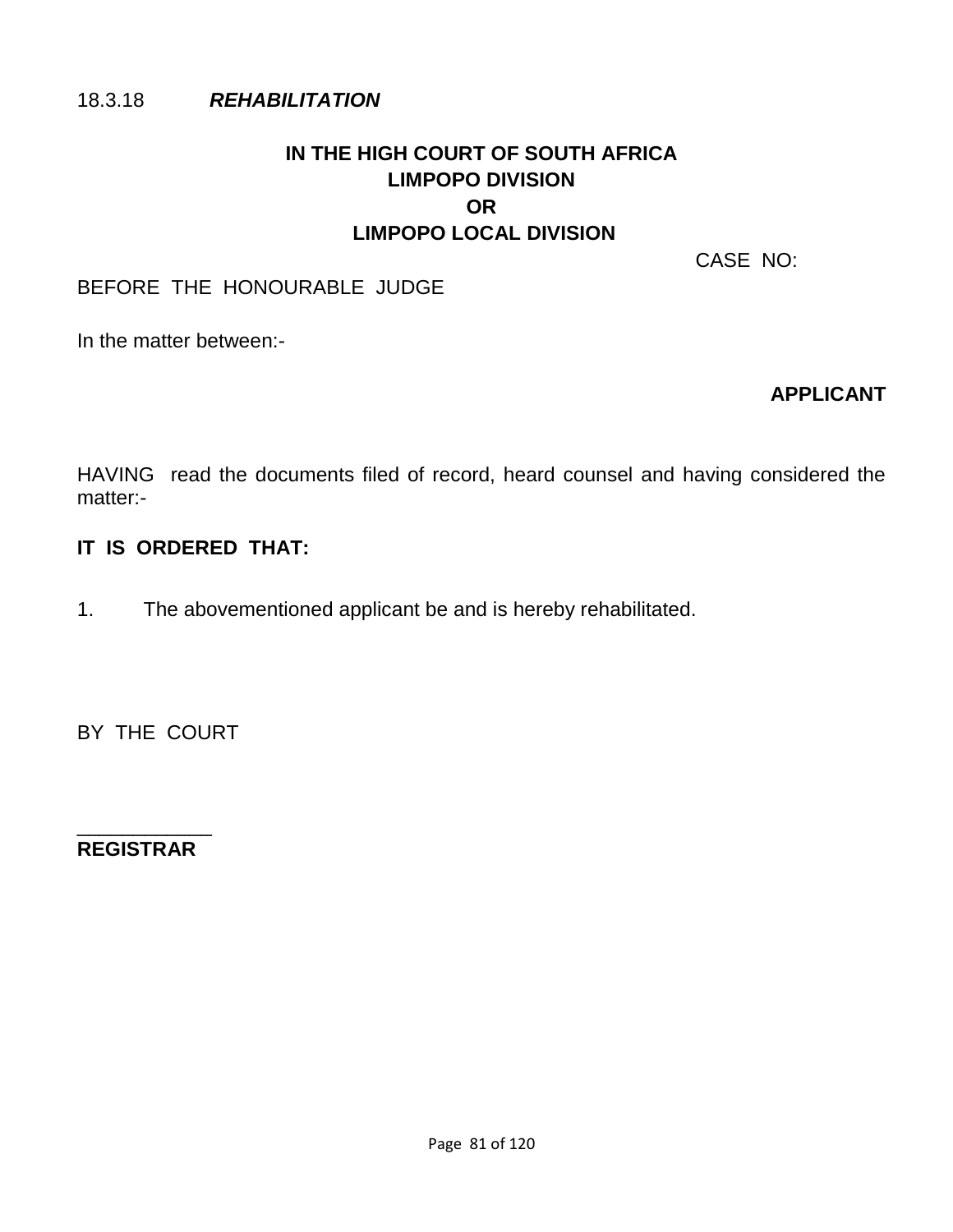18.3.18 ***REHABILITATION***

**IN THE HIGH COURT OF SOUTH AFRICA**
**LIMPOPO DIVISION**
**OR**
**LIMPOPO LOCAL DIVISION**

CASE NO:

BEFORE THE HONOURABLE JUDGE

In the matter between:-

**APPLICANT**

HAVING read the documents filed of record, heard counsel and having considered the matter:-

**IT IS ORDERED THAT:**

1. The abovementioned applicant be and is hereby rehabilitated.

BY THE COURT

____________
**REGISTRAR**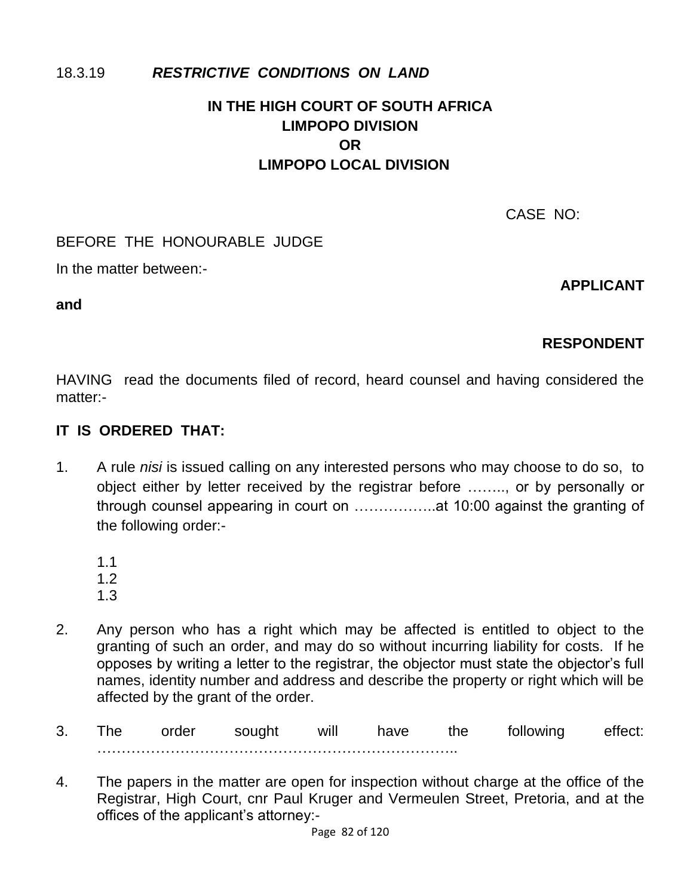18.3.19 ***RESTRICTIVE CONDITIONS ON LAND***

**IN THE HIGH COURT OF SOUTH AFRICA**
**LIMPOPO DIVISION**
**OR**
**LIMPOPO LOCAL DIVISION**

CASE NO:

BEFORE THE HONOURABLE JUDGE

In the matter between:-

**APPLICANT**

**and**

**RESPONDENT**

HAVING read the documents filed of record, heard counsel and having considered the matter:-

**IT IS ORDERED THAT:**

1. A rule *nisi* is issued calling on any interested persons who may choose to do so, to object either by letter received by the registrar before …….., or by personally or through counsel appearing in court on ……………..at 10:00 against the granting of the following order:-

   1.1
   1.2
   1.3

2. Any person who has a right which may be affected is entitled to object to the granting of such an order, and may do so without incurring liability for costs. If he opposes by writing a letter to the registrar, the objector must state the objector's full names, identity number and address and describe the property or right which will be affected by the grant of the order.

3. The order sought will have the following effect: ………………………………………………………………..

4. The papers in the matter are open for inspection without charge at the office of the Registrar, High Court, cnr Paul Kruger and Vermeulen Street, Pretoria, and at the offices of the applicant's attorney:-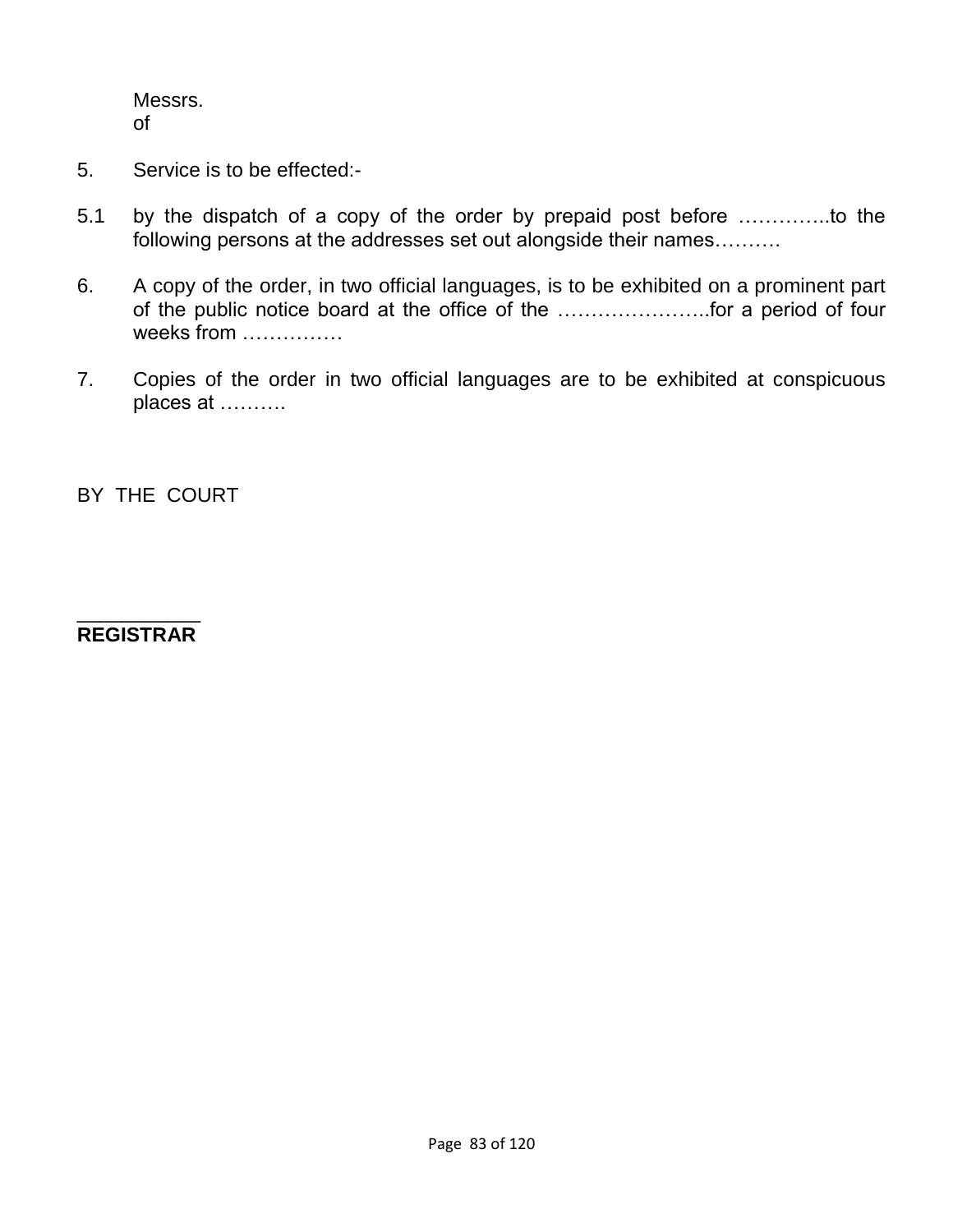Messrs.
of

5. Service is to be effected:-

5.1 by the dispatch of a copy of the order by prepaid post before …………..to the following persons at the addresses set out alongside their names……….

6. A copy of the order, in two official languages, is to be exhibited on a prominent part of the public notice board at the office of the …………………..for a period of four weeks from ……………

7. Copies of the order in two official languages are to be exhibited at conspicuous places at ……….

BY THE COURT

___________
**REGISTRAR**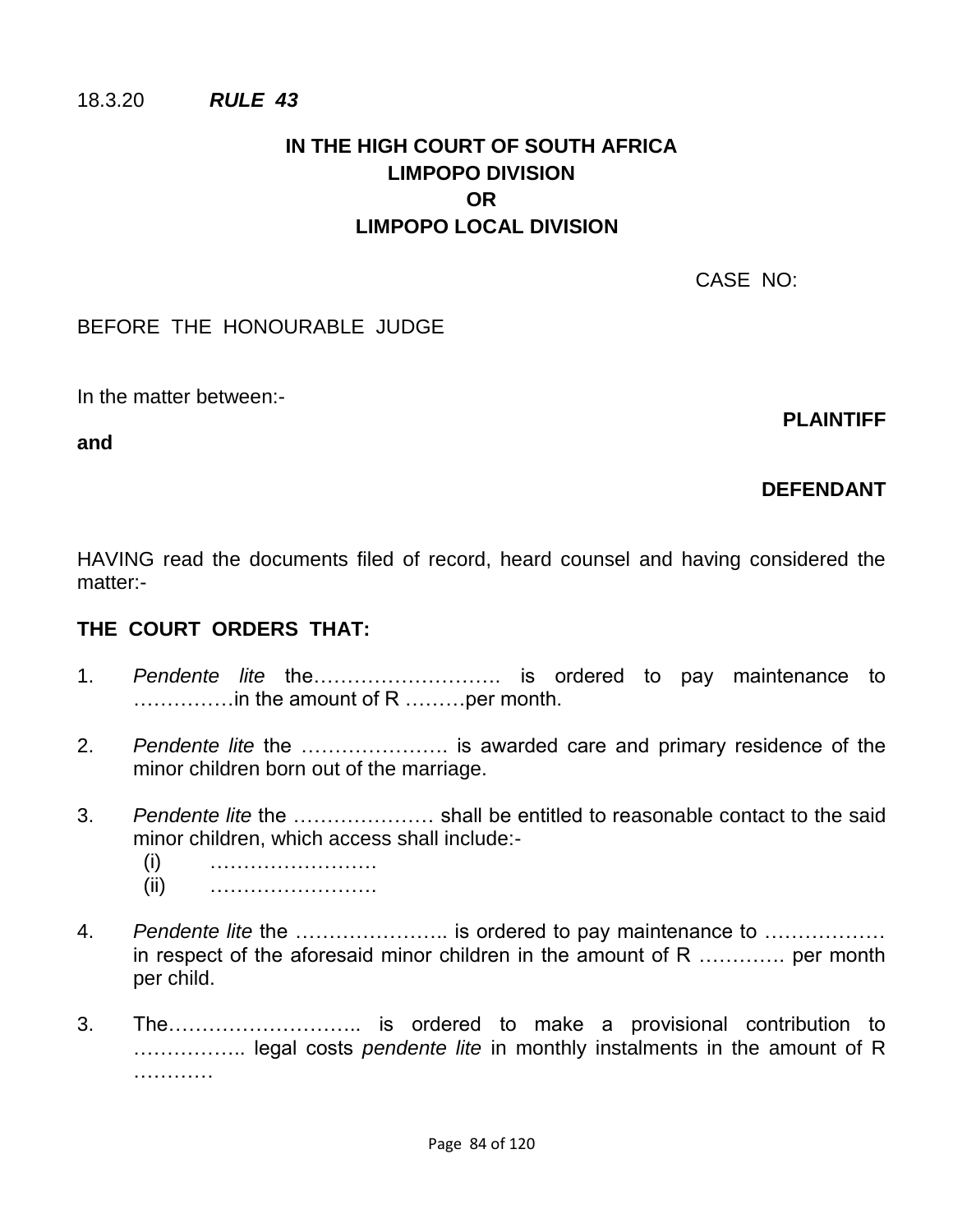18.3.20 ***RULE 43***

**IN THE HIGH COURT OF SOUTH AFRICA**
**LIMPOPO DIVISION**
**OR**
**LIMPOPO LOCAL DIVISION**

CASE NO:

BEFORE THE HONOURABLE JUDGE

In the matter between:-

**PLAINTIFF**

**and**

**DEFENDANT**

HAVING read the documents filed of record, heard counsel and having considered the matter:-

**THE COURT ORDERS THAT:**

1. *Pendente lite* the………………………. is ordered to pay maintenance to ……………in the amount of R ………per month.

2. *Pendente lite* the …………………. is awarded care and primary residence of the minor children born out of the marriage.

3. *Pendente lite* the ………………… shall be entitled to reasonable contact to the said minor children, which access shall include:-
   (i) ……………………
   (ii) ……………………

4. *Pendente lite* the ………………….. is ordered to pay maintenance to ……………… in respect of the aforesaid minor children in the amount of R …………. per month per child.

3. The……………………….. is ordered to make a provisional contribution to …………….. legal costs *pendente lite* in monthly instalments in the amount of R …………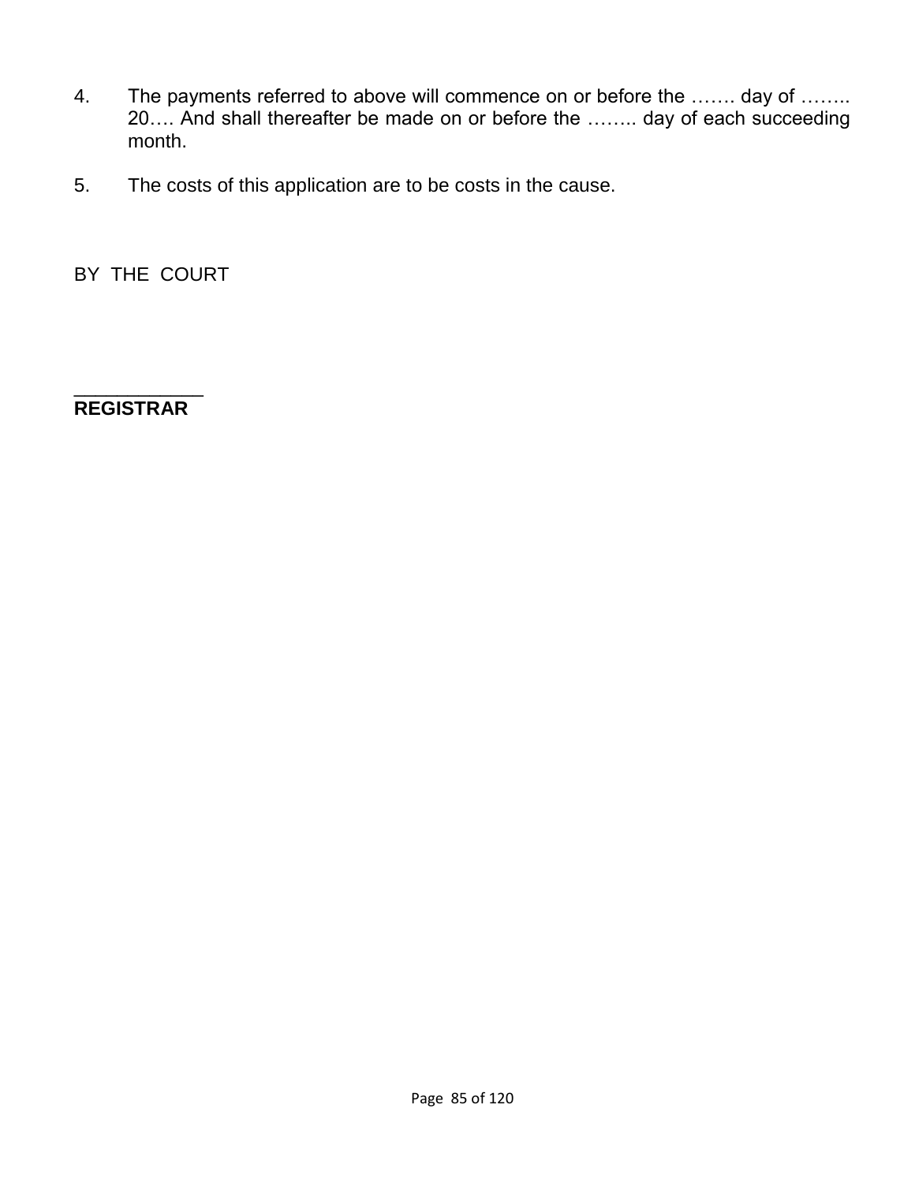4. The payments referred to above will commence on or before the ……. day of …….. 20…. And shall thereafter be made on or before the …….. day of each succeeding month.

5. The costs of this application are to be costs in the cause.

BY THE COURT

____________
**REGISTRAR**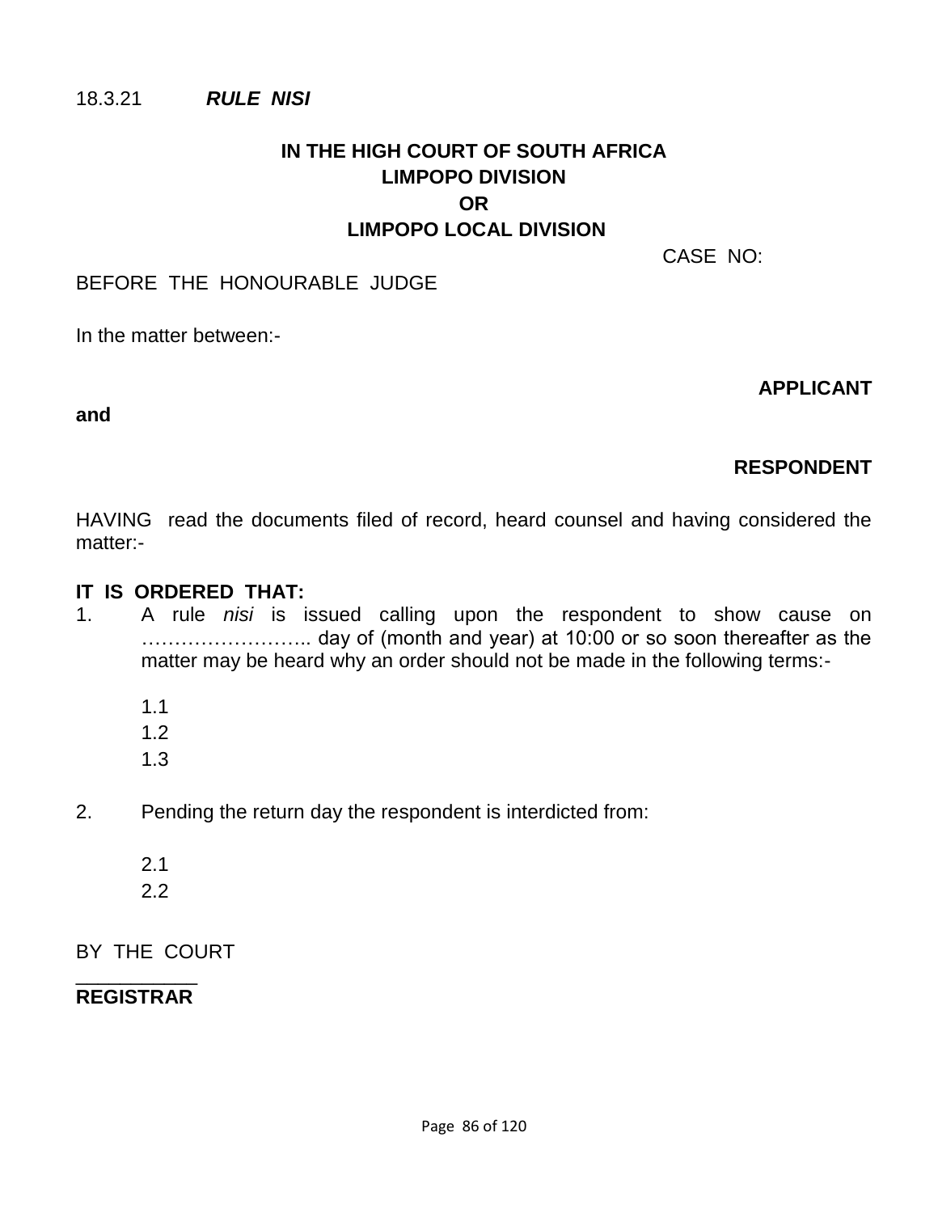18.3.21 ***RULE NISI***

**IN THE HIGH COURT OF SOUTH AFRICA**
**LIMPOPO DIVISION**
**OR**
**LIMPOPO LOCAL DIVISION**

CASE NO:

BEFORE THE HONOURABLE JUDGE

In the matter between:-

**APPLICANT**

**and**

**RESPONDENT**

HAVING read the documents filed of record, heard counsel and having considered the matter:-

**IT IS ORDERED THAT:**

1. A rule *nisi* is issued calling upon the respondent to show cause on …………………….. day of (month and year) at 10:00 or so soon thereafter as the matter may be heard why an order should not be made in the following terms:-

   1.1
   1.2
   1.3

2. Pending the return day the respondent is interdicted from:

   2.1
   2.2

BY THE COURT

___________
**REGISTRAR**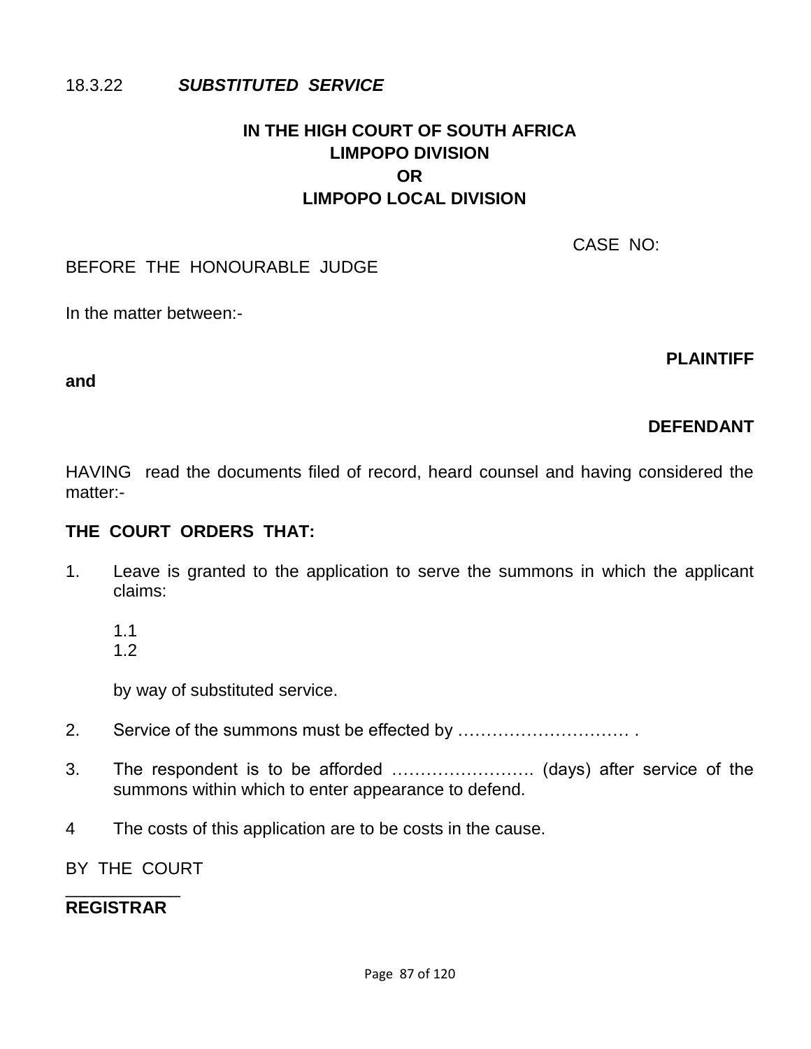18.3.22 ***SUBSTITUTED SERVICE***

**IN THE HIGH COURT OF SOUTH AFRICA**
**LIMPOPO DIVISION**
**OR**
**LIMPOPO LOCAL DIVISION**

CASE NO:

BEFORE THE HONOURABLE JUDGE

In the matter between:-

**PLAINTIFF**

**and**

**DEFENDANT**

HAVING read the documents filed of record, heard counsel and having considered the matter:-

**THE COURT ORDERS THAT:**

1. Leave is granted to the application to serve the summons in which the applicant claims:

   1.1
   1.2

   by way of substituted service.

2. Service of the summons must be effected by …………………………. .

3. The respondent is to be afforded ……………………. (days) after service of the summons within which to enter appearance to defend.

4 The costs of this application are to be costs in the cause.

BY THE COURT

___________

**REGISTRAR**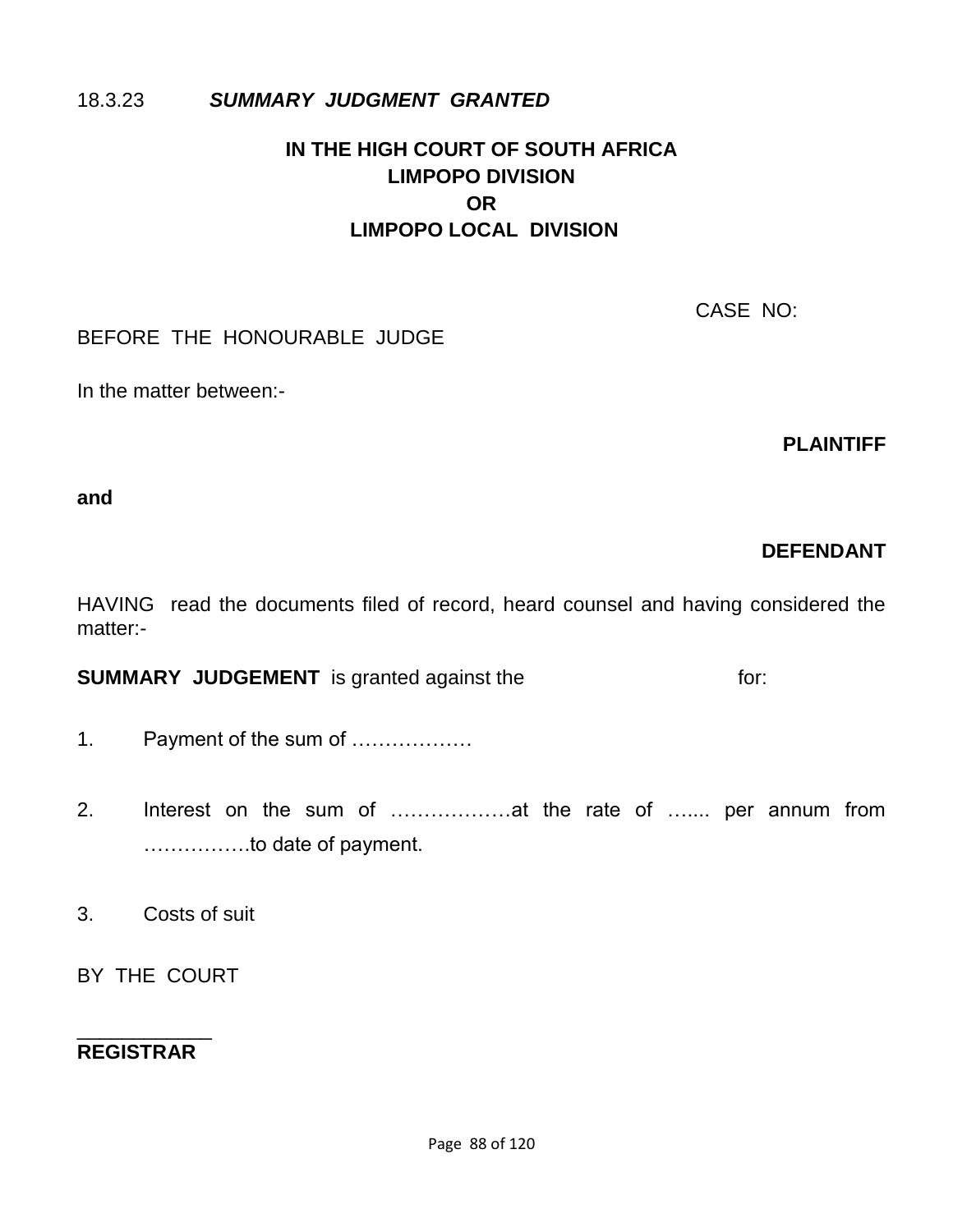18.3.23 ***SUMMARY JUDGMENT GRANTED***

**IN THE HIGH COURT OF SOUTH AFRICA**
**LIMPOPO DIVISION**
**OR**
**LIMPOPO LOCAL DIVISION**

CASE NO:

BEFORE THE HONOURABLE JUDGE

In the matter between:-

**PLAINTIFF**

**and**

**DEFENDANT**

HAVING read the documents filed of record, heard counsel and having considered the matter:-

**SUMMARY JUDGEMENT** is granted against the for:

1. Payment of the sum of ………………

2. Interest on the sum of ………………at the rate of …..... per annum from …………….to date of payment.

3. Costs of suit

BY THE COURT

___________
**REGISTRAR**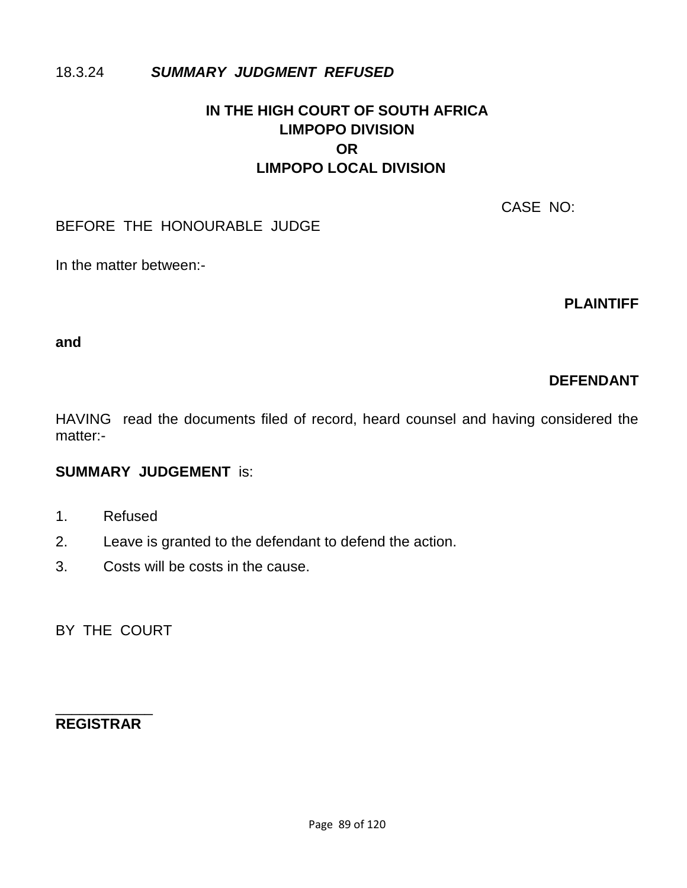18.3.24 ***SUMMARY JUDGMENT REFUSED***

**IN THE HIGH COURT OF SOUTH AFRICA**
**LIMPOPO DIVISION**
**OR**
**LIMPOPO LOCAL DIVISION**

CASE NO:

BEFORE THE HONOURABLE JUDGE

In the matter between:-

**PLAINTIFF**

**and**

**DEFENDANT**

HAVING read the documents filed of record, heard counsel and having considered the matter:-

**SUMMARY JUDGEMENT** is:

1. Refused
2. Leave is granted to the defendant to defend the action.
3. Costs will be costs in the cause.

BY THE COURT

\_\_\_\_\_\_\_\_\_\_\_\_
**REGISTRAR**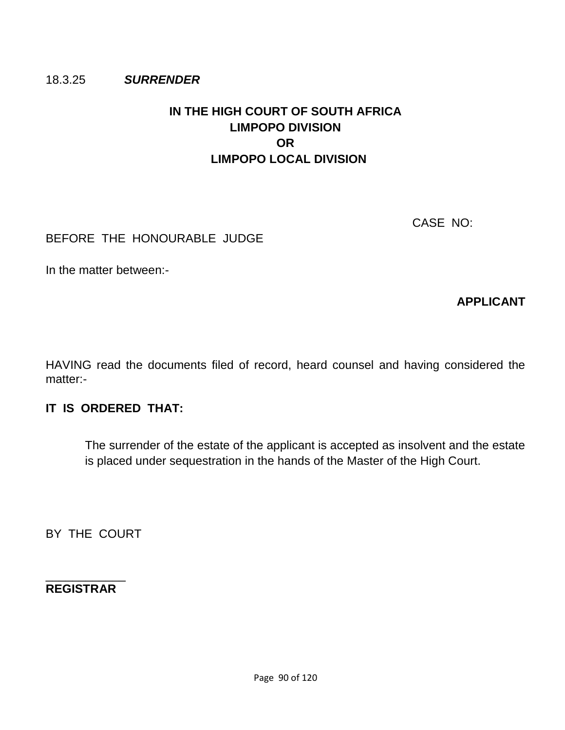18.3.25 ***SURRENDER***

**IN THE HIGH COURT OF SOUTH AFRICA**
**LIMPOPO DIVISION**
**OR**
**LIMPOPO LOCAL DIVISION**

CASE NO:

BEFORE THE HONOURABLE JUDGE

In the matter between:-

**APPLICANT**

HAVING read the documents filed of record, heard counsel and having considered the matter:-

**IT IS ORDERED THAT:**

> The surrender of the estate of the applicant is accepted as insolvent and the estate is placed under sequestration in the hands of the Master of the High Court.

BY THE COURT

____________
**REGISTRAR**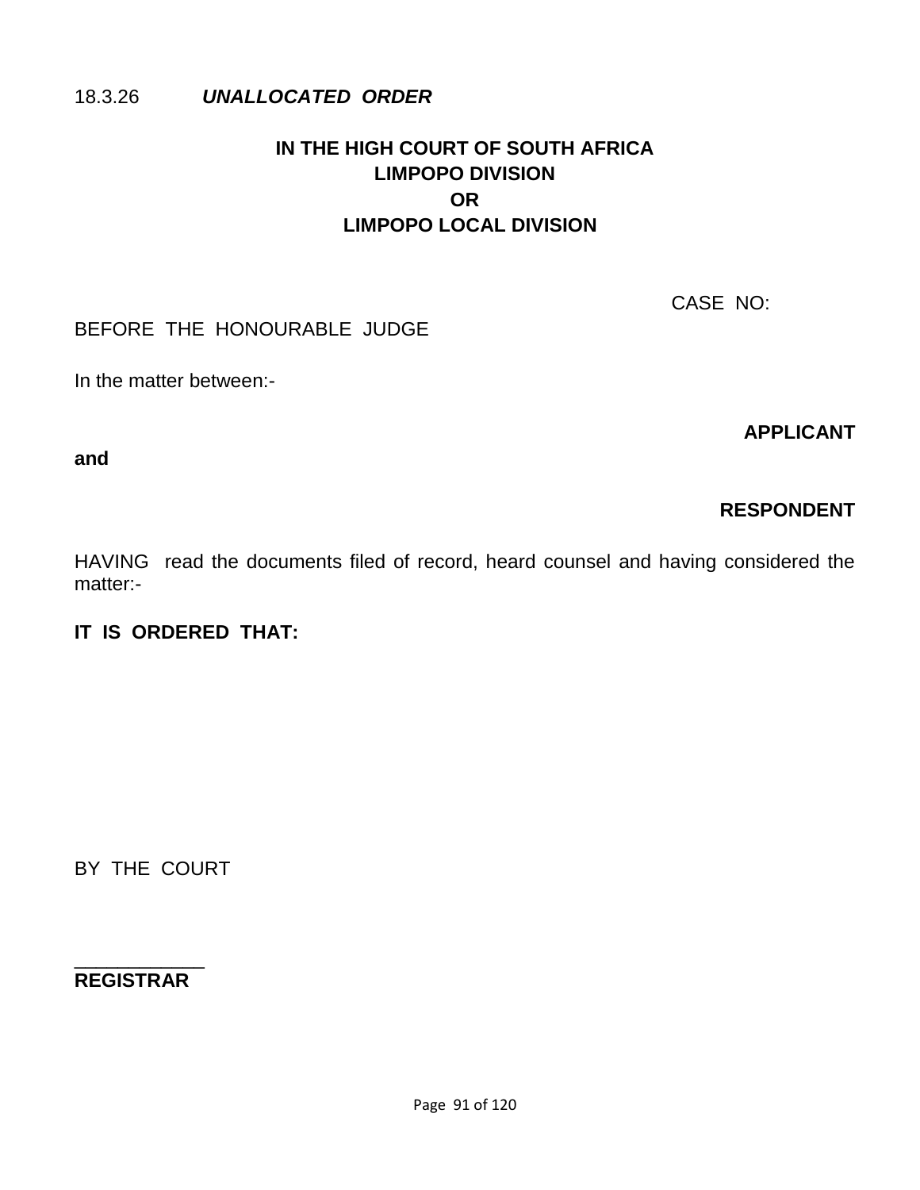18.3.26 ***UNALLOCATED ORDER***

**IN THE HIGH COURT OF SOUTH AFRICA**
**LIMPOPO DIVISION**
**OR**
**LIMPOPO LOCAL DIVISION**

CASE NO:

BEFORE THE HONOURABLE JUDGE

In the matter between:-

**APPLICANT**

**and**

**RESPONDENT**

HAVING read the documents filed of record, heard counsel and having considered the matter:-

**IT IS ORDERED THAT:**

BY THE COURT

\_\_\_\_\_\_\_\_\_\_\_\_
**REGISTRAR**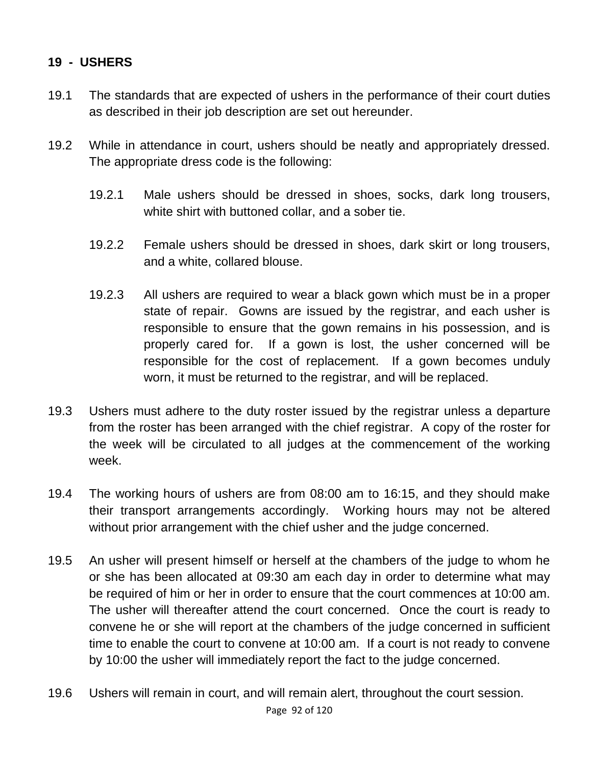## 19 - USHERS

19.1 The standards that are expected of ushers in the performance of their court duties as described in their job description are set out hereunder.

19.2 While in attendance in court, ushers should be neatly and appropriately dressed. The appropriate dress code is the following:

19.2.1 Male ushers should be dressed in shoes, socks, dark long trousers, white shirt with buttoned collar, and a sober tie.

19.2.2 Female ushers should be dressed in shoes, dark skirt or long trousers, and a white, collared blouse.

19.2.3 All ushers are required to wear a black gown which must be in a proper state of repair. Gowns are issued by the registrar, and each usher is responsible to ensure that the gown remains in his possession, and is properly cared for. If a gown is lost, the usher concerned will be responsible for the cost of replacement. If a gown becomes unduly worn, it must be returned to the registrar, and will be replaced.

19.3 Ushers must adhere to the duty roster issued by the registrar unless a departure from the roster has been arranged with the chief registrar. A copy of the roster for the week will be circulated to all judges at the commencement of the working week.

19.4 The working hours of ushers are from 08:00 am to 16:15, and they should make their transport arrangements accordingly. Working hours may not be altered without prior arrangement with the chief usher and the judge concerned.

19.5 An usher will present himself or herself at the chambers of the judge to whom he or she has been allocated at 09:30 am each day in order to determine what may be required of him or her in order to ensure that the court commences at 10:00 am. The usher will thereafter attend the court concerned. Once the court is ready to convene he or she will report at the chambers of the judge concerned in sufficient time to enable the court to convene at 10:00 am. If a court is not ready to convene by 10:00 the usher will immediately report the fact to the judge concerned.

19.6 Ushers will remain in court, and will remain alert, throughout the court session.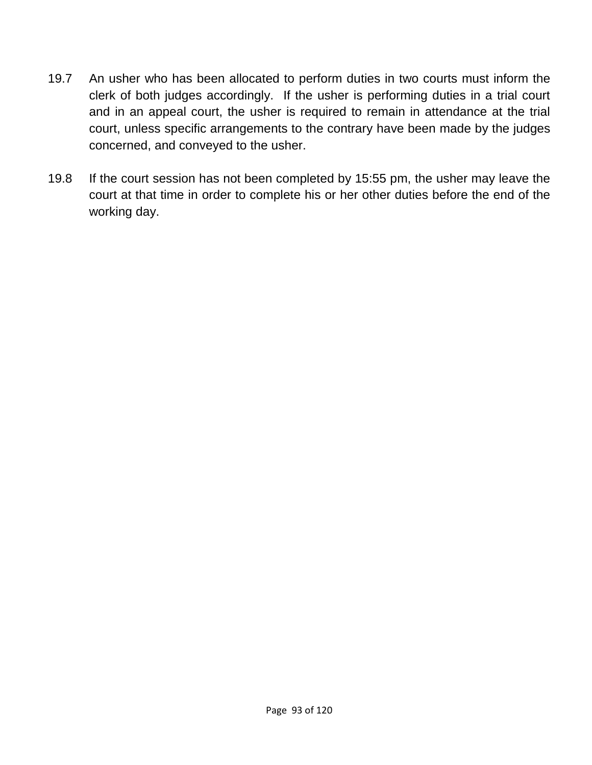19.7 An usher who has been allocated to perform duties in two courts must inform the clerk of both judges accordingly. If the usher is performing duties in a trial court and in an appeal court, the usher is required to remain in attendance at the trial court, unless specific arrangements to the contrary have been made by the judges concerned, and conveyed to the usher.

19.8 If the court session has not been completed by 15:55 pm, the usher may leave the court at that time in order to complete his or her other duties before the end of the working day.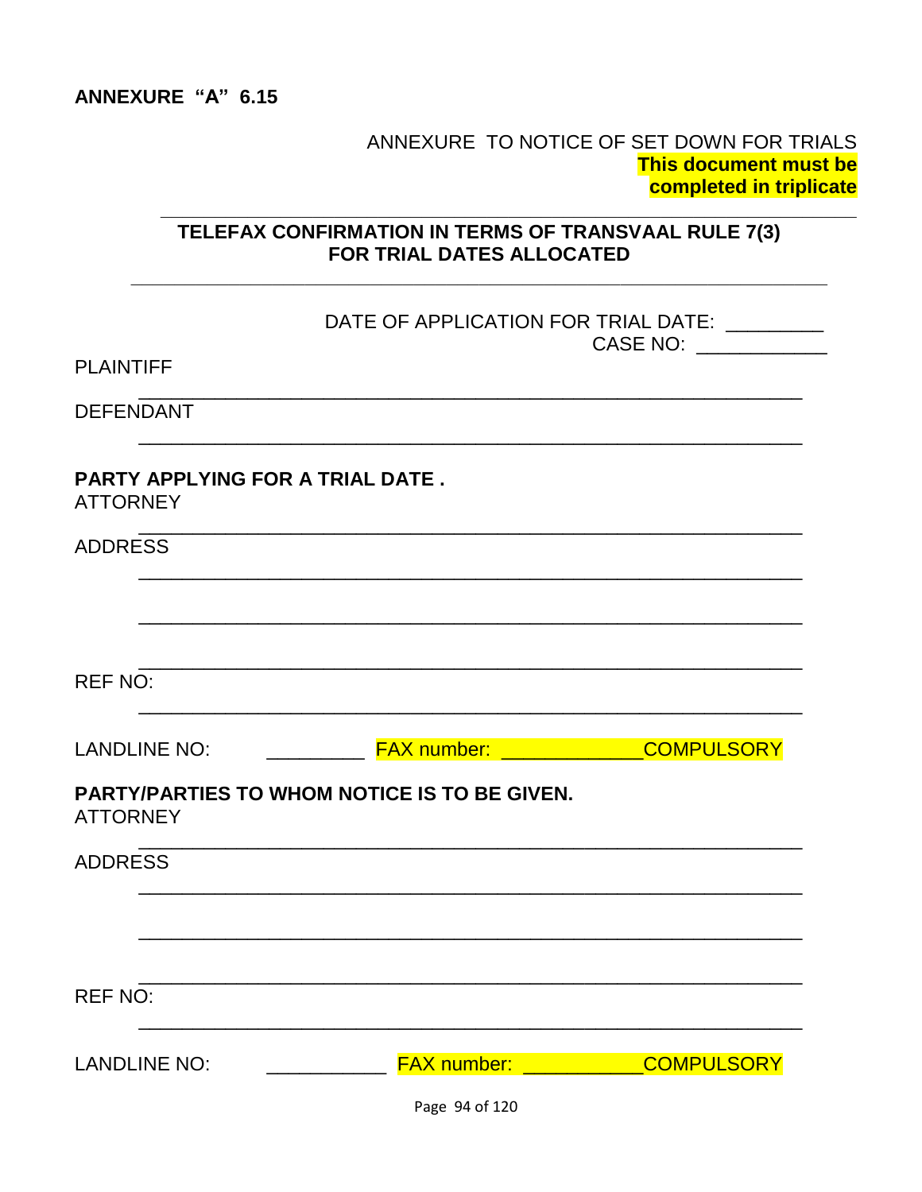**ANNEXURE "A" 6.15**

ANNEXURE TO NOTICE OF SET DOWN FOR TRIALS

**This document must be completed in triplicate**

---

**TELEFAX CONFIRMATION IN TERMS OF TRANSVAAL RULE 7(3) FOR TRIAL DATES ALLOCATED**

---

DATE OF APPLICATION FOR TRIAL DATE: _________

CASE NO: ____________

PLAINTIFF

_______________________________________________

DEFENDANT

_______________________________________________

**PARTY APPLYING FOR A TRIAL DATE .**

ATTORNEY

_______________________________________________

ADDRESS

_______________________________________________

_______________________________________________

_______________________________________________

REF NO:

_______________________________________________

LANDLINE NO: _________ FAX number: _____________COMPULSORY

**PARTY/PARTIES TO WHOM NOTICE IS TO BE GIVEN.**

ATTORNEY

_______________________________________________

ADDRESS

_______________________________________________

_______________________________________________

_______________________________________________

REF NO:

_______________________________________________

LANDLINE NO: ___________ FAX number: ___________COMPULSORY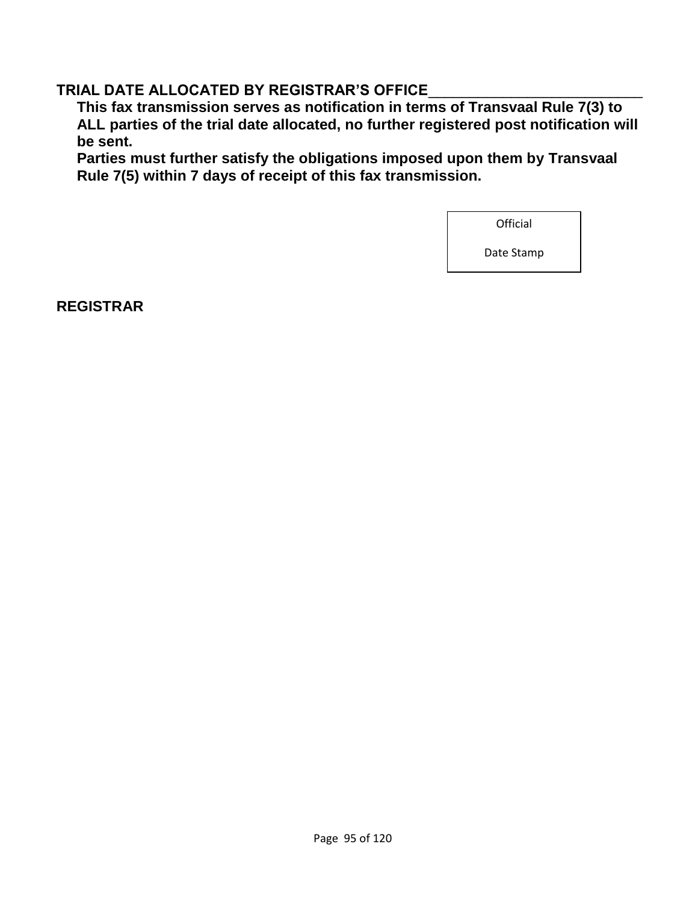**TRIAL DATE ALLOCATED BY REGISTRAR'S OFFICE**___________________________

**This fax transmission serves as notification in terms of Transvaal Rule 7(3) to ALL parties of the trial date allocated, no further registered post notification will be sent.**

**Parties must further satisfy the obligations imposed upon them by Transvaal Rule 7(5) within 7 days of receipt of this fax transmission.**

| Official<br><br>Date Stamp |
|---|

**REGISTRAR**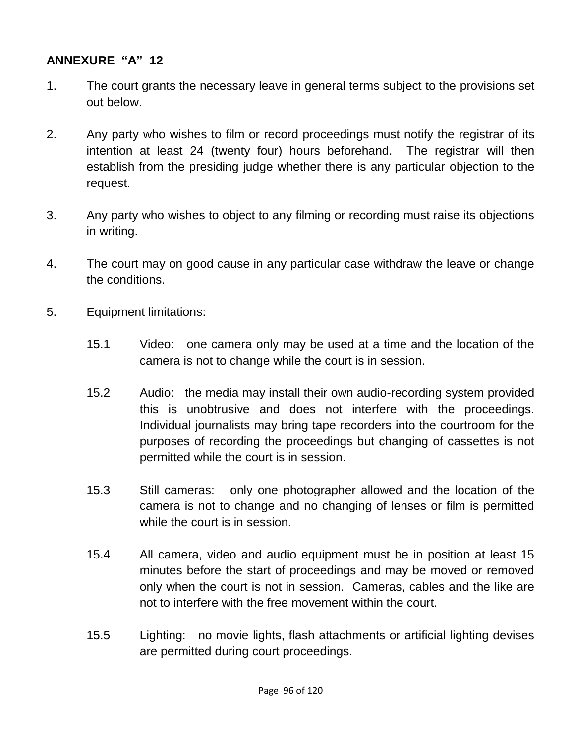**ANNEXURE "A" 12**

1. The court grants the necessary leave in general terms subject to the provisions set out below.

2. Any party who wishes to film or record proceedings must notify the registrar of its intention at least 24 (twenty four) hours beforehand. The registrar will then establish from the presiding judge whether there is any particular objection to the request.

3. Any party who wishes to object to any filming or recording must raise its objections in writing.

4. The court may on good cause in any particular case withdraw the leave or change the conditions.

5. Equipment limitations:

   15.1 Video: one camera only may be used at a time and the location of the camera is not to change while the court is in session.

   15.2 Audio: the media may install their own audio-recording system provided this is unobtrusive and does not interfere with the proceedings. Individual journalists may bring tape recorders into the courtroom for the purposes of recording the proceedings but changing of cassettes is not permitted while the court is in session.

   15.3 Still cameras: only one photographer allowed and the location of the camera is not to change and no changing of lenses or film is permitted while the court is in session.

   15.4 All camera, video and audio equipment must be in position at least 15 minutes before the start of proceedings and may be moved or removed only when the court is not in session. Cameras, cables and the like are not to interfere with the free movement within the court.

   15.5 Lighting: no movie lights, flash attachments or artificial lighting devises are permitted during court proceedings.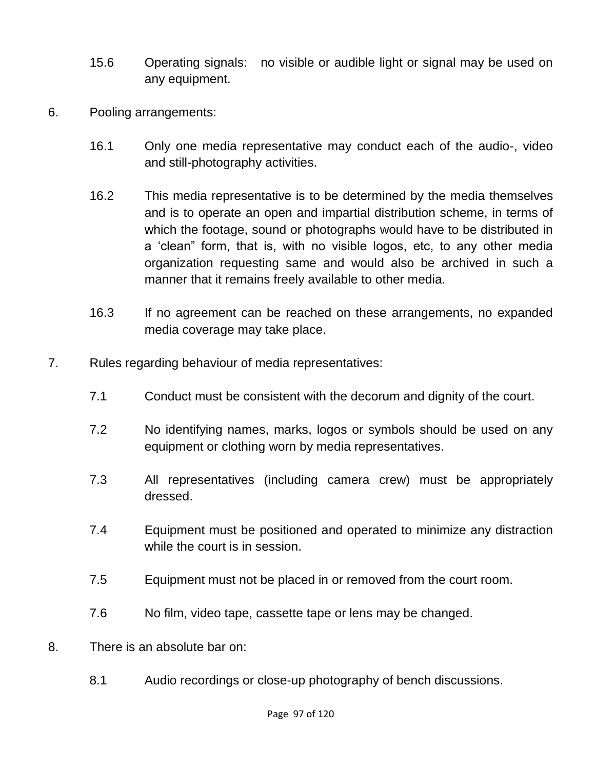15.6 Operating signals: no visible or audible light or signal may be used on any equipment.

6. Pooling arrangements:

16.1 Only one media representative may conduct each of the audio-, video and still-photography activities.

16.2 This media representative is to be determined by the media themselves and is to operate an open and impartial distribution scheme, in terms of which the footage, sound or photographs would have to be distributed in a 'clean" form, that is, with no visible logos, etc, to any other media organization requesting same and would also be archived in such a manner that it remains freely available to other media.

16.3 If no agreement can be reached on these arrangements, no expanded media coverage may take place.

7. Rules regarding behaviour of media representatives:

7.1 Conduct must be consistent with the decorum and dignity of the court.

7.2 No identifying names, marks, logos or symbols should be used on any equipment or clothing worn by media representatives.

7.3 All representatives (including camera crew) must be appropriately dressed.

7.4 Equipment must be positioned and operated to minimize any distraction while the court is in session.

7.5 Equipment must not be placed in or removed from the court room.

7.6 No film, video tape, cassette tape or lens may be changed.

8. There is an absolute bar on:

8.1 Audio recordings or close-up photography of bench discussions.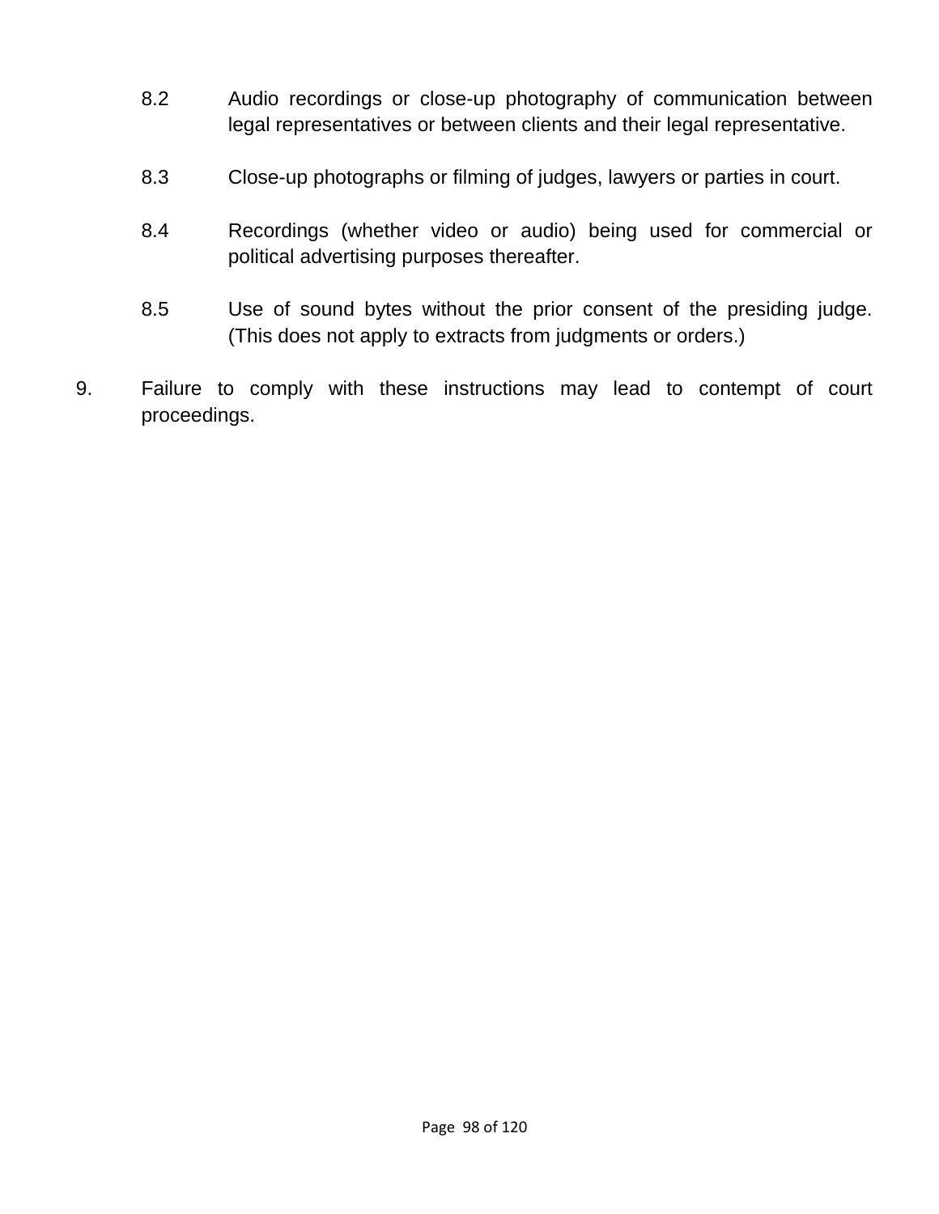8.2 Audio recordings or close-up photography of communication between legal representatives or between clients and their legal representative.

8.3 Close-up photographs or filming of judges, lawyers or parties in court.

8.4 Recordings (whether video or audio) being used for commercial or political advertising purposes thereafter.

8.5 Use of sound bytes without the prior consent of the presiding judge. (This does not apply to extracts from judgments or orders.)

9. Failure to comply with these instructions may lead to contempt of court proceedings.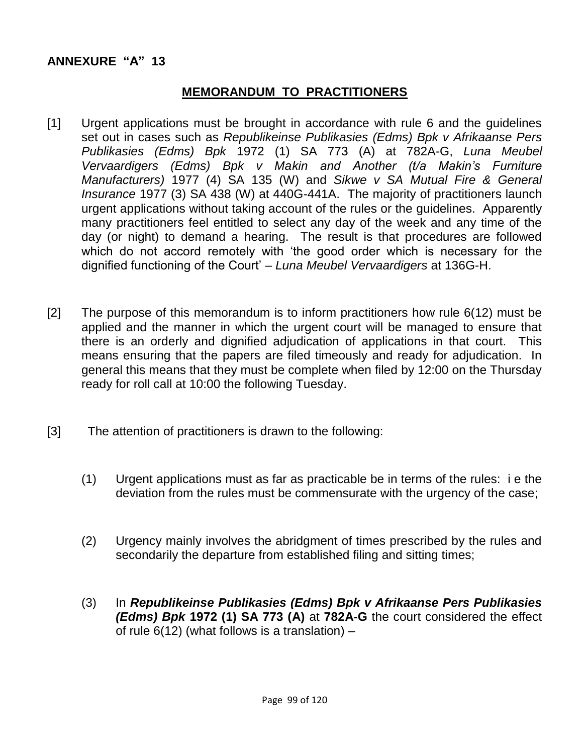**ANNEXURE "A" 13**

## MEMORANDUM TO PRACTITIONERS

[1] Urgent applications must be brought in accordance with rule 6 and the guidelines set out in cases such as *Republikeinse Publikasies (Edms) Bpk v Afrikaanse Pers Publikasies (Edms) Bpk* 1972 (1) SA 773 (A) at 782A-G, *Luna Meubel Vervaardigers (Edms) Bpk v Makin and Another (t/a Makin's Furniture Manufacturers)* 1977 (4) SA 135 (W) and *Sikwe v SA Mutual Fire & General Insurance* 1977 (3) SA 438 (W) at 440G-441A. The majority of practitioners launch urgent applications without taking account of the rules or the guidelines. Apparently many practitioners feel entitled to select any day of the week and any time of the day (or night) to demand a hearing. The result is that procedures are followed which do not accord remotely with 'the good order which is necessary for the dignified functioning of the Court' – *Luna Meubel Vervaardigers* at 136G-H.

[2] The purpose of this memorandum is to inform practitioners how rule 6(12) must be applied and the manner in which the urgent court will be managed to ensure that there is an orderly and dignified adjudication of applications in that court. This means ensuring that the papers are filed timeously and ready for adjudication. In general this means that they must be complete when filed by 12:00 on the Thursday ready for roll call at 10:00 the following Tuesday.

[3] The attention of practitioners is drawn to the following:

(1) Urgent applications must as far as practicable be in terms of the rules: i e the deviation from the rules must be commensurate with the urgency of the case;

(2) Urgency mainly involves the abridgment of times prescribed by the rules and secondarily the departure from established filing and sitting times;

(3) In ***Republikeinse Publikasies (Edms) Bpk v Afrikaanse Pers Publikasies (Edms) Bpk* 1972 (1) SA 773 (A)** at **782A-G** the court considered the effect of rule 6(12) (what follows is a translation) –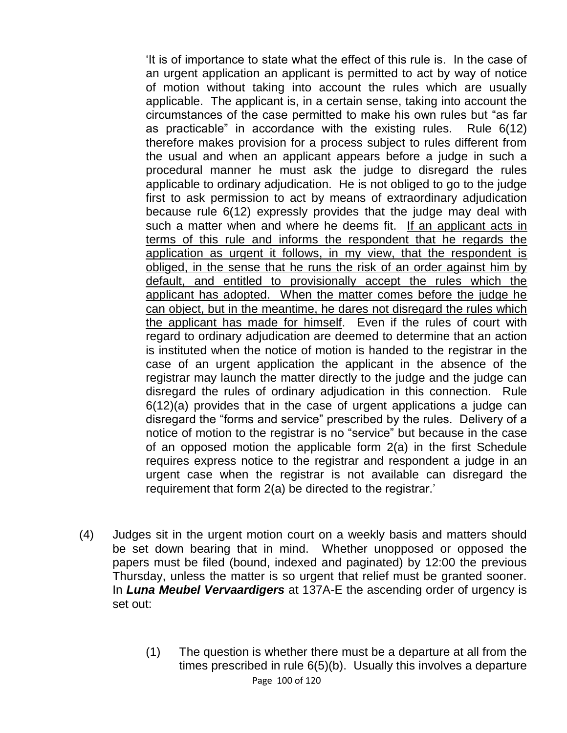> 'It is of importance to state what the effect of this rule is. In the case of an urgent application an applicant is permitted to act by way of notice of motion without taking into account the rules which are usually applicable. The applicant is, in a certain sense, taking into account the circumstances of the case permitted to make his own rules but "as far as practicable" in accordance with the existing rules. Rule 6(12) therefore makes provision for a process subject to rules different from the usual and when an applicant appears before a judge in such a procedural manner he must ask the judge to disregard the rules applicable to ordinary adjudication. He is not obliged to go to the judge first to ask permission to act by means of extraordinary adjudication because rule 6(12) expressly provides that the judge may deal with such a matter when and where he deems fit. <u>If an applicant acts in terms of this rule and informs the respondent that he regards the application as urgent it follows, in my view, that the respondent is obliged, in the sense that he runs the risk of an order against him by default, and entitled to provisionally accept the rules which the applicant has adopted. When the matter comes before the judge he can object, but in the meantime, he dares not disregard the rules which the applicant has made for himself</u>. Even if the rules of court with regard to ordinary adjudication are deemed to determine that an action is instituted when the notice of motion is handed to the registrar in the case of an urgent application the applicant in the absence of the registrar may launch the matter directly to the judge and the judge can disregard the rules of ordinary adjudication in this connection. Rule 6(12)(a) provides that in the case of urgent applications a judge can disregard the "forms and service" prescribed by the rules. Delivery of a notice of motion to the registrar is no "service" but because in the case of an opposed motion the applicable form 2(a) in the first Schedule requires express notice to the registrar and respondent a judge in an urgent case when the registrar is not available can disregard the requirement that form 2(a) be directed to the registrar.'

(4) Judges sit in the urgent motion court on a weekly basis and matters should be set down bearing that in mind. Whether unopposed or opposed the papers must be filed (bound, indexed and paginated) by 12:00 the previous Thursday, unless the matter is so urgent that relief must be granted sooner. In ***Luna Meubel Vervaardigers*** at 137A-E the ascending order of urgency is set out:

> (1) The question is whether there must be a departure at all from the times prescribed in rule 6(5)(b). Usually this involves a departure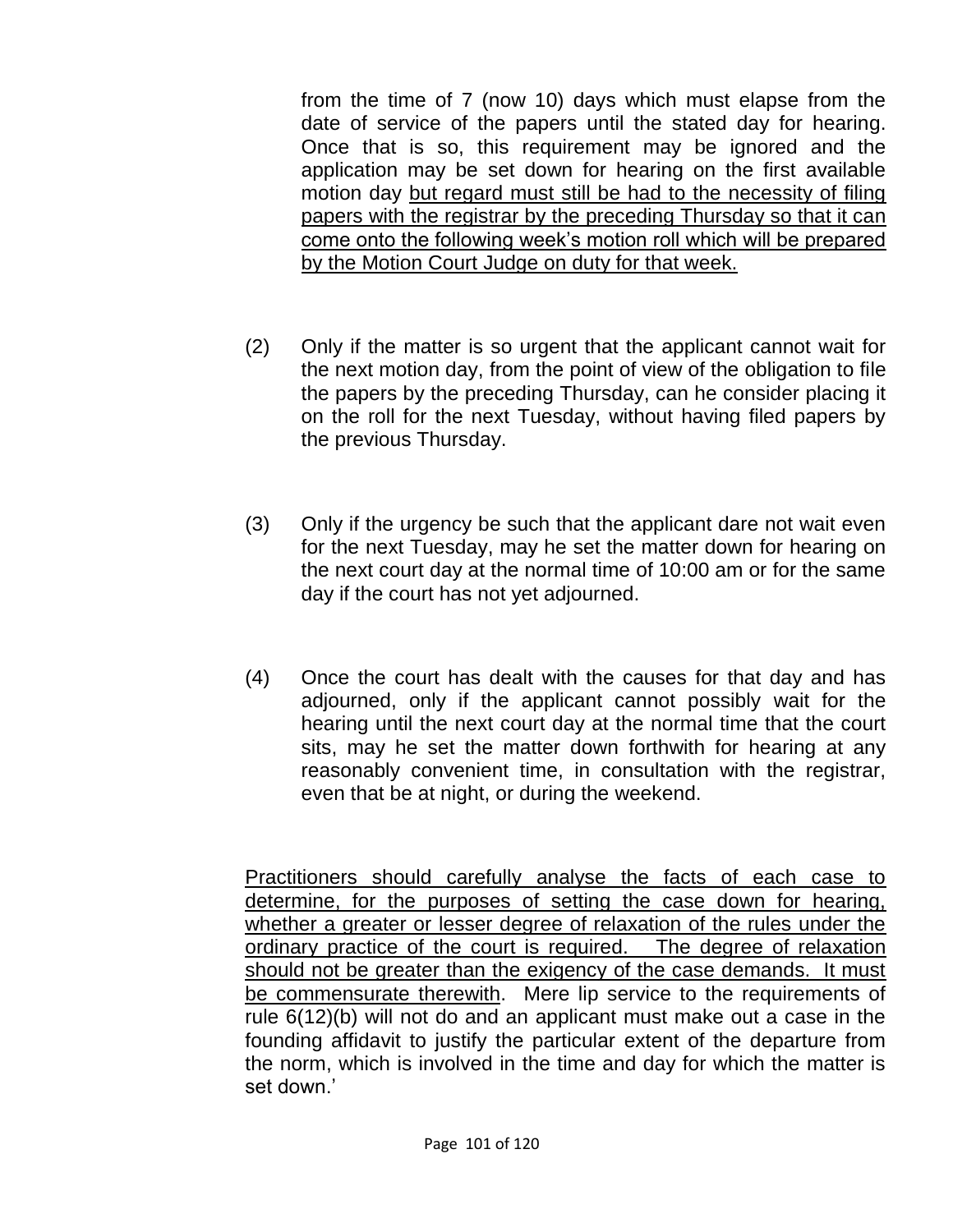from the time of 7 (now 10) days which must elapse from the date of service of the papers until the stated day for hearing. Once that is so, this requirement may be ignored and the application may be set down for hearing on the first available motion day <u>but regard must still be had to the necessity of filing papers with the registrar by the preceding Thursday so that it can come onto the following week's motion roll which will be prepared by the Motion Court Judge on duty for that week.</u>

(2) Only if the matter is so urgent that the applicant cannot wait for the next motion day, from the point of view of the obligation to file the papers by the preceding Thursday, can he consider placing it on the roll for the next Tuesday, without having filed papers by the previous Thursday.

(3) Only if the urgency be such that the applicant dare not wait even for the next Tuesday, may he set the matter down for hearing on the next court day at the normal time of 10:00 am or for the same day if the court has not yet adjourned.

(4) Once the court has dealt with the causes for that day and has adjourned, only if the applicant cannot possibly wait for the hearing until the next court day at the normal time that the court sits, may he set the matter down forthwith for hearing at any reasonably convenient time, in consultation with the registrar, even that be at night, or during the weekend.

<u>Practitioners should carefully analyse the facts of each case to determine, for the purposes of setting the case down for hearing, whether a greater or lesser degree of relaxation of the rules under the ordinary practice of the court is required. The degree of relaxation should not be greater than the exigency of the case demands. It must be commensurate therewith</u>. Mere lip service to the requirements of rule 6(12)(b) will not do and an applicant must make out a case in the founding affidavit to justify the particular extent of the departure from the norm, which is involved in the time and day for which the matter is set down.'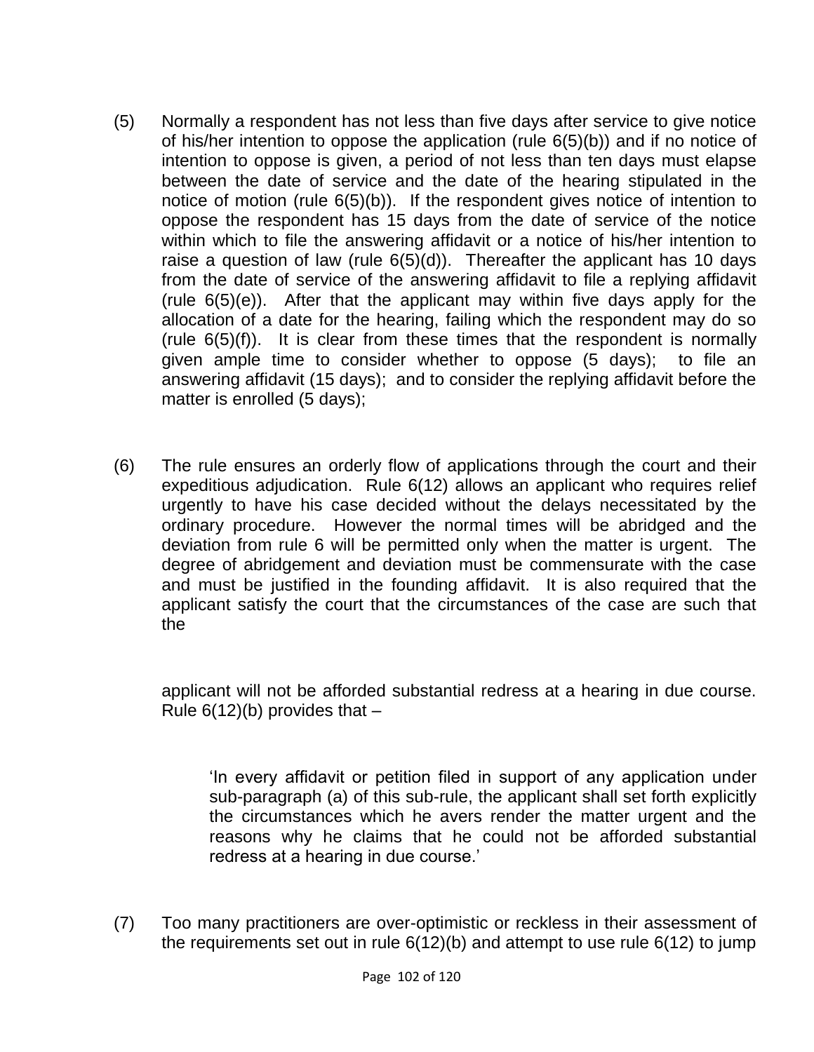(5) Normally a respondent has not less than five days after service to give notice of his/her intention to oppose the application (rule 6(5)(b)) and if no notice of intention to oppose is given, a period of not less than ten days must elapse between the date of service and the date of the hearing stipulated in the notice of motion (rule 6(5)(b)). If the respondent gives notice of intention to oppose the respondent has 15 days from the date of service of the notice within which to file the answering affidavit or a notice of his/her intention to raise a question of law (rule 6(5)(d)). Thereafter the applicant has 10 days from the date of service of the answering affidavit to file a replying affidavit (rule 6(5)(e)). After that the applicant may within five days apply for the allocation of a date for the hearing, failing which the respondent may do so (rule 6(5)(f)). It is clear from these times that the respondent is normally given ample time to consider whether to oppose (5 days); to file an answering affidavit (15 days); and to consider the replying affidavit before the matter is enrolled (5 days);

(6) The rule ensures an orderly flow of applications through the court and their expeditious adjudication. Rule 6(12) allows an applicant who requires relief urgently to have his case decided without the delays necessitated by the ordinary procedure. However the normal times will be abridged and the deviation from rule 6 will be permitted only when the matter is urgent. The degree of abridgement and deviation must be commensurate with the case and must be justified in the founding affidavit. It is also required that the applicant satisfy the court that the circumstances of the case are such that the applicant will not be afforded substantial redress at a hearing in due course. Rule 6(12)(b) provides that –

> 'In every affidavit or petition filed in support of any application under sub-paragraph (a) of this sub-rule, the applicant shall set forth explicitly the circumstances which he avers render the matter urgent and the reasons why he claims that he could not be afforded substantial redress at a hearing in due course.'

(7) Too many practitioners are over-optimistic or reckless in their assessment of the requirements set out in rule 6(12)(b) and attempt to use rule 6(12) to jump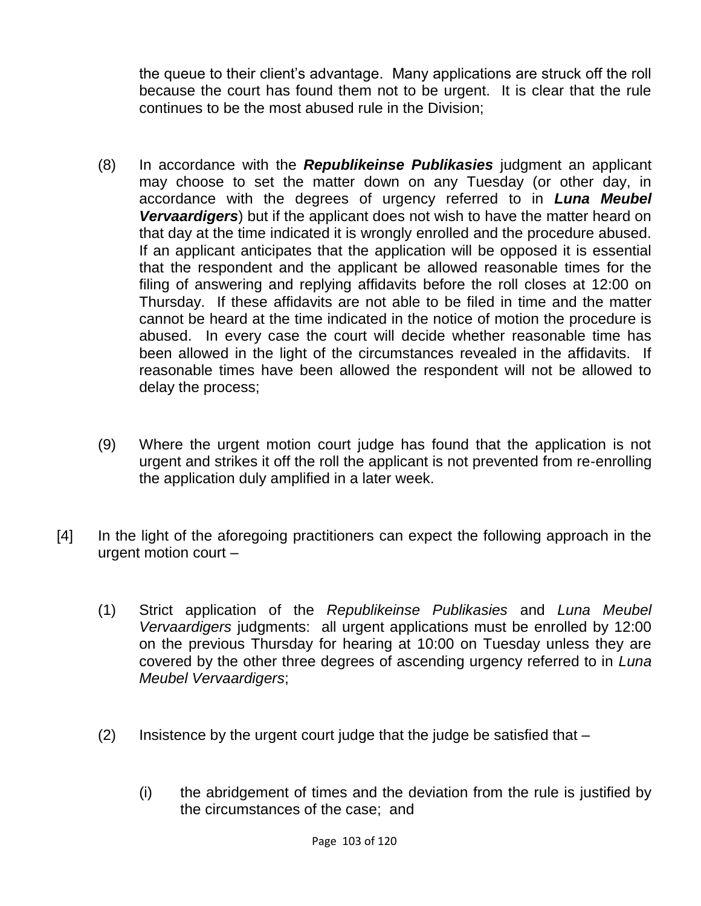the queue to their client's advantage. Many applications are struck off the roll because the court has found them not to be urgent. It is clear that the rule continues to be the most abused rule in the Division;

(8) In accordance with the ***Republikeinse Publikasies*** judgment an applicant may choose to set the matter down on any Tuesday (or other day, in accordance with the degrees of urgency referred to in ***Luna Meubel Vervaardigers***) but if the applicant does not wish to have the matter heard on that day at the time indicated it is wrongly enrolled and the procedure abused. If an applicant anticipates that the application will be opposed it is essential that the respondent and the applicant be allowed reasonable times for the filing of answering and replying affidavits before the roll closes at 12:00 on Thursday. If these affidavits are not able to be filed in time and the matter cannot be heard at the time indicated in the notice of motion the procedure is abused. In every case the court will decide whether reasonable time has been allowed in the light of the circumstances revealed in the affidavits. If reasonable times have been allowed the respondent will not be allowed to delay the process;

(9) Where the urgent motion court judge has found that the application is not urgent and strikes it off the roll the applicant is not prevented from re-enrolling the application duly amplified in a later week.

[4] In the light of the aforegoing practitioners can expect the following approach in the urgent motion court –

(1) Strict application of the *Republikeinse Publikasies* and *Luna Meubel Vervaardigers* judgments: all urgent applications must be enrolled by 12:00 on the previous Thursday for hearing at 10:00 on Tuesday unless they are covered by the other three degrees of ascending urgency referred to in *Luna Meubel Vervaardigers*;

(2) Insistence by the urgent court judge that the judge be satisfied that –

(i) the abridgement of times and the deviation from the rule is justified by the circumstances of the case; and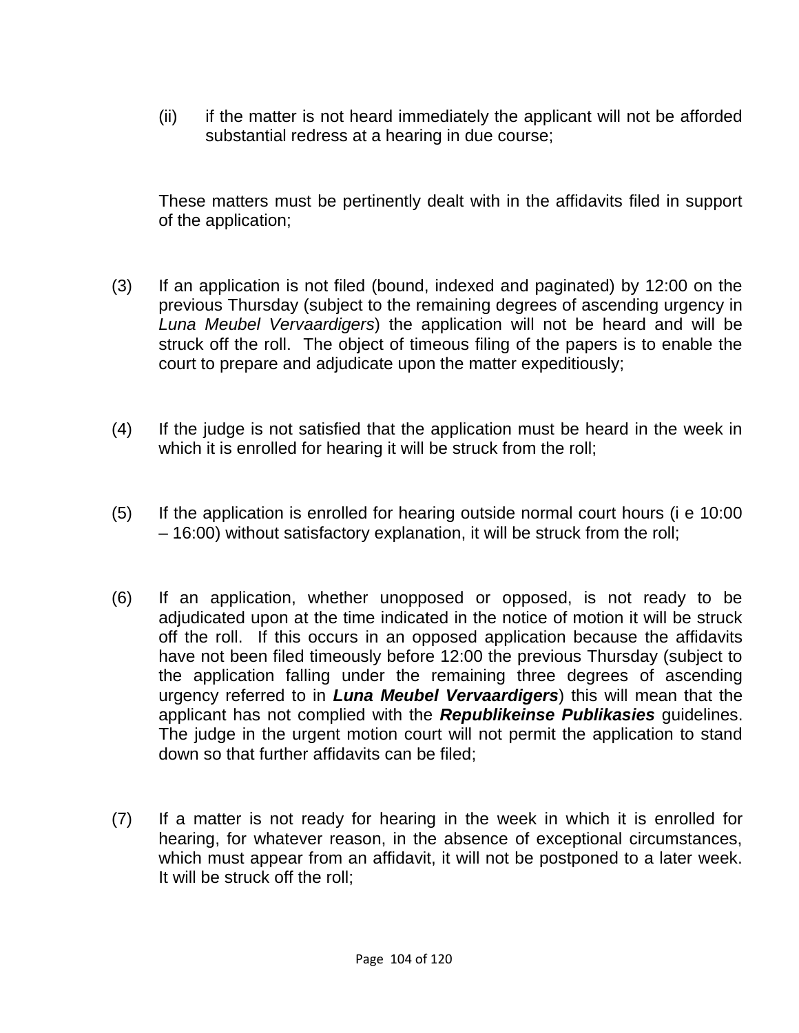(ii) if the matter is not heard immediately the applicant will not be afforded substantial redress at a hearing in due course;

These matters must be pertinently dealt with in the affidavits filed in support of the application;

(3) If an application is not filed (bound, indexed and paginated) by 12:00 on the previous Thursday (subject to the remaining degrees of ascending urgency in *Luna Meubel Vervaardigers*) the application will not be heard and will be struck off the roll. The object of timeous filing of the papers is to enable the court to prepare and adjudicate upon the matter expeditiously;

(4) If the judge is not satisfied that the application must be heard in the week in which it is enrolled for hearing it will be struck from the roll;

(5) If the application is enrolled for hearing outside normal court hours (i e 10:00 – 16:00) without satisfactory explanation, it will be struck from the roll;

(6) If an application, whether unopposed or opposed, is not ready to be adjudicated upon at the time indicated in the notice of motion it will be struck off the roll. If this occurs in an opposed application because the affidavits have not been filed timeously before 12:00 the previous Thursday (subject to the application falling under the remaining three degrees of ascending urgency referred to in ***Luna Meubel Vervaardigers***) this will mean that the applicant has not complied with the ***Republikeinse Publikasies*** guidelines. The judge in the urgent motion court will not permit the application to stand down so that further affidavits can be filed;

(7) If a matter is not ready for hearing in the week in which it is enrolled for hearing, for whatever reason, in the absence of exceptional circumstances, which must appear from an affidavit, it will not be postponed to a later week. It will be struck off the roll;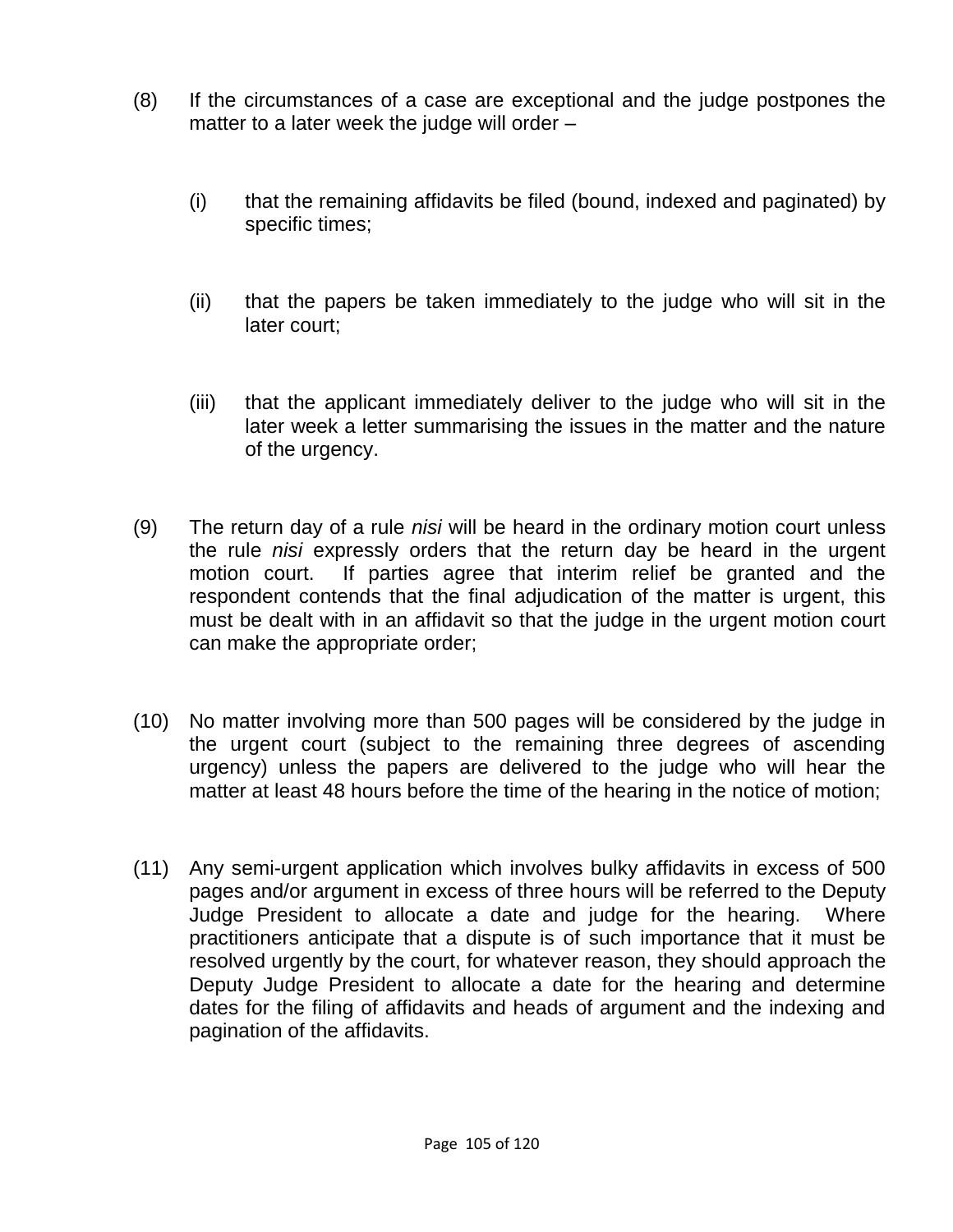(8) If the circumstances of a case are exceptional and the judge postpones the matter to a later week the judge will order –

(i) that the remaining affidavits be filed (bound, indexed and paginated) by specific times;

(ii) that the papers be taken immediately to the judge who will sit in the later court;

(iii) that the applicant immediately deliver to the judge who will sit in the later week a letter summarising the issues in the matter and the nature of the urgency.

(9) The return day of a rule *nisi* will be heard in the ordinary motion court unless the rule *nisi* expressly orders that the return day be heard in the urgent motion court. If parties agree that interim relief be granted and the respondent contends that the final adjudication of the matter is urgent, this must be dealt with in an affidavit so that the judge in the urgent motion court can make the appropriate order;

(10) No matter involving more than 500 pages will be considered by the judge in the urgent court (subject to the remaining three degrees of ascending urgency) unless the papers are delivered to the judge who will hear the matter at least 48 hours before the time of the hearing in the notice of motion;

(11) Any semi-urgent application which involves bulky affidavits in excess of 500 pages and/or argument in excess of three hours will be referred to the Deputy Judge President to allocate a date and judge for the hearing. Where practitioners anticipate that a dispute is of such importance that it must be resolved urgently by the court, for whatever reason, they should approach the Deputy Judge President to allocate a date for the hearing and determine dates for the filing of affidavits and heads of argument and the indexing and pagination of the affidavits.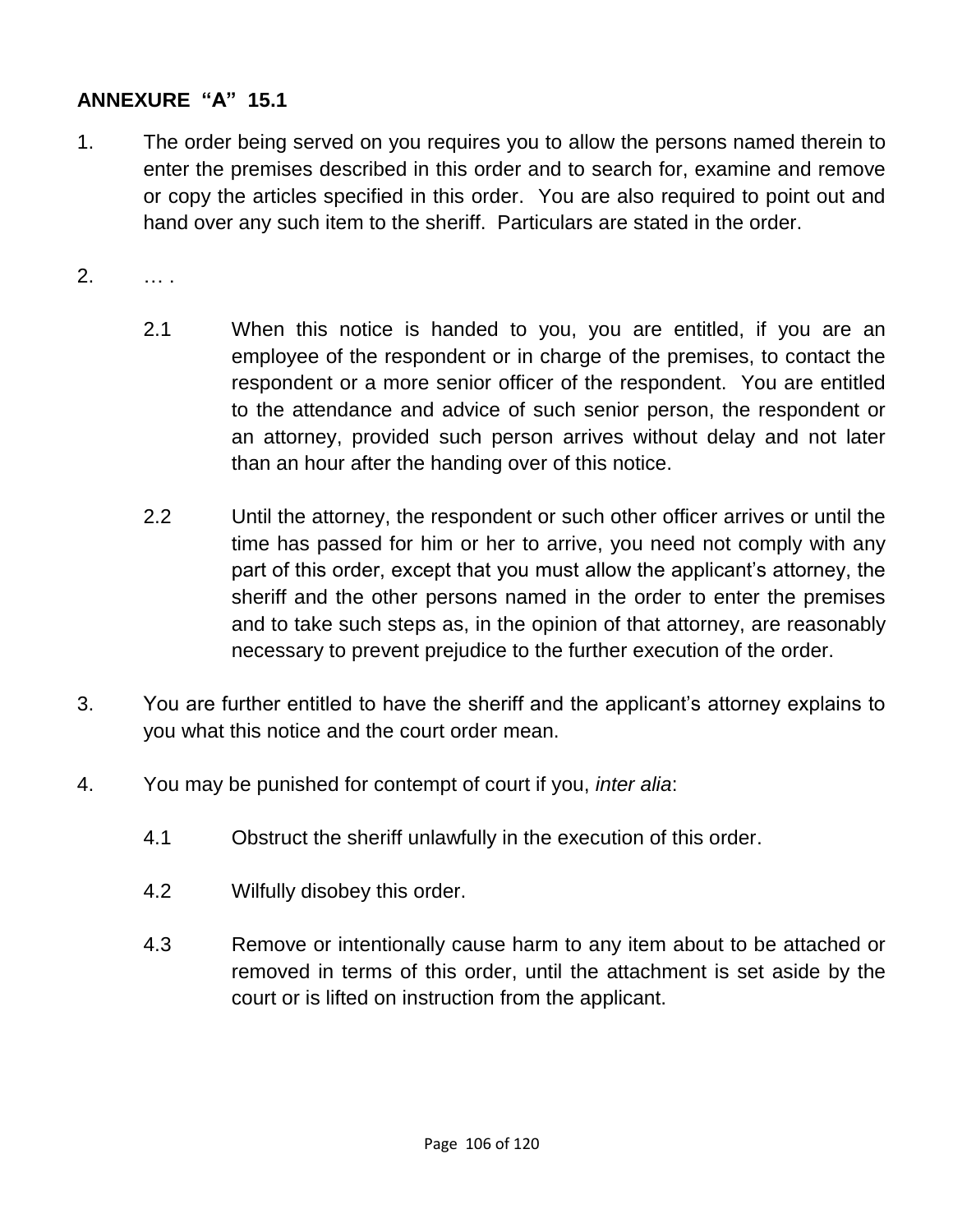**ANNEXURE "A" 15.1**

1. The order being served on you requires you to allow the persons named therein to enter the premises described in this order and to search for, examine and remove or copy the articles specified in this order. You are also required to point out and hand over any such item to the sheriff. Particulars are stated in the order.

2. … .

   2.1 When this notice is handed to you, you are entitled, if you are an employee of the respondent or in charge of the premises, to contact the respondent or a more senior officer of the respondent. You are entitled to the attendance and advice of such senior person, the respondent or an attorney, provided such person arrives without delay and not later than an hour after the handing over of this notice.

   2.2 Until the attorney, the respondent or such other officer arrives or until the time has passed for him or her to arrive, you need not comply with any part of this order, except that you must allow the applicant's attorney, the sheriff and the other persons named in the order to enter the premises and to take such steps as, in the opinion of that attorney, are reasonably necessary to prevent prejudice to the further execution of the order.

3. You are further entitled to have the sheriff and the applicant's attorney explains to you what this notice and the court order mean.

4. You may be punished for contempt of court if you, *inter alia*:

   4.1 Obstruct the sheriff unlawfully in the execution of this order.

   4.2 Wilfully disobey this order.

   4.3 Remove or intentionally cause harm to any item about to be attached or removed in terms of this order, until the attachment is set aside by the court or is lifted on instruction from the applicant.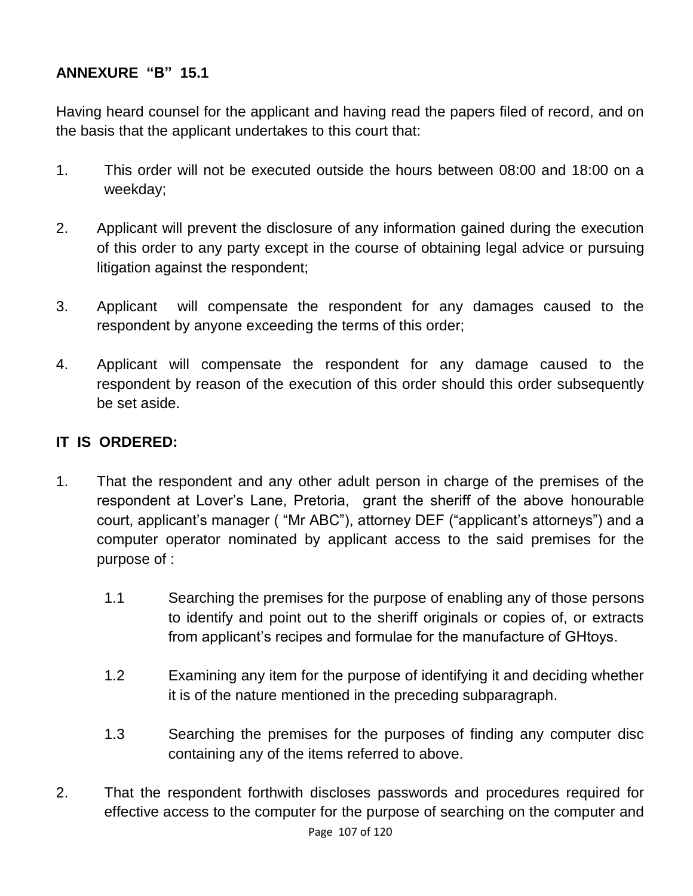**ANNEXURE "B" 15.1**

Having heard counsel for the applicant and having read the papers filed of record, and on the basis that the applicant undertakes to this court that:

1. This order will not be executed outside the hours between 08:00 and 18:00 on a weekday;

2. Applicant will prevent the disclosure of any information gained during the execution of this order to any party except in the course of obtaining legal advice or pursuing litigation against the respondent;

3. Applicant will compensate the respondent for any damages caused to the respondent by anyone exceeding the terms of this order;

4. Applicant will compensate the respondent for any damage caused to the respondent by reason of the execution of this order should this order subsequently be set aside.

**IT IS ORDERED:**

1. That the respondent and any other adult person in charge of the premises of the respondent at Lover's Lane, Pretoria, grant the sheriff of the above honourable court, applicant's manager ( "Mr ABC"), attorney DEF ("applicant's attorneys") and a computer operator nominated by applicant access to the said premises for the purpose of :

   1.1 Searching the premises for the purpose of enabling any of those persons to identify and point out to the sheriff originals or copies of, or extracts from applicant's recipes and formulae for the manufacture of GHtoys.

   1.2 Examining any item for the purpose of identifying it and deciding whether it is of the nature mentioned in the preceding subparagraph.

   1.3 Searching the premises for the purposes of finding any computer disc containing any of the items referred to above.

2. That the respondent forthwith discloses passwords and procedures required for effective access to the computer for the purpose of searching on the computer and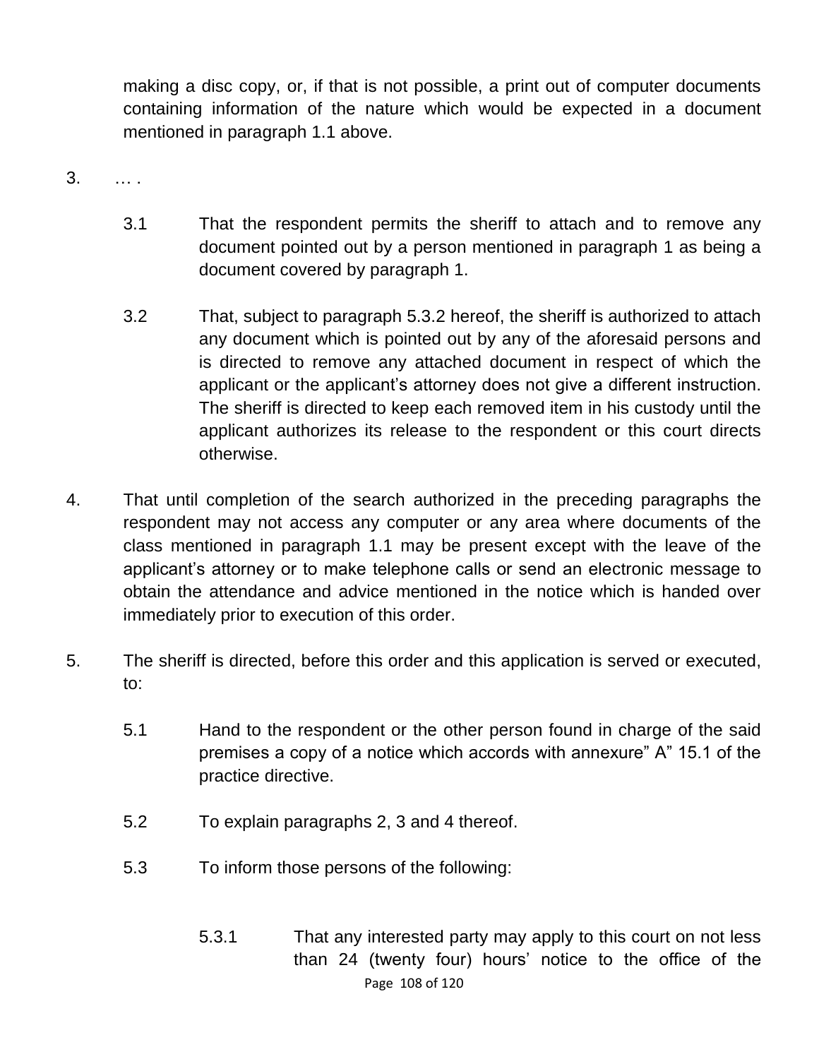making a disc copy, or, if that is not possible, a print out of computer documents containing information of the nature which would be expected in a document mentioned in paragraph 1.1 above.

3. … .

3.1 That the respondent permits the sheriff to attach and to remove any document pointed out by a person mentioned in paragraph 1 as being a document covered by paragraph 1.

3.2 That, subject to paragraph 5.3.2 hereof, the sheriff is authorized to attach any document which is pointed out by any of the aforesaid persons and is directed to remove any attached document in respect of which the applicant or the applicant's attorney does not give a different instruction. The sheriff is directed to keep each removed item in his custody until the applicant authorizes its release to the respondent or this court directs otherwise.

4. That until completion of the search authorized in the preceding paragraphs the respondent may not access any computer or any area where documents of the class mentioned in paragraph 1.1 may be present except with the leave of the applicant's attorney or to make telephone calls or send an electronic message to obtain the attendance and advice mentioned in the notice which is handed over immediately prior to execution of this order.

5. The sheriff is directed, before this order and this application is served or executed, to:

5.1 Hand to the respondent or the other person found in charge of the said premises a copy of a notice which accords with annexure" A" 15.1 of the practice directive.

5.2 To explain paragraphs 2, 3 and 4 thereof.

5.3 To inform those persons of the following:

5.3.1 That any interested party may apply to this court on not less than 24 (twenty four) hours' notice to the office of the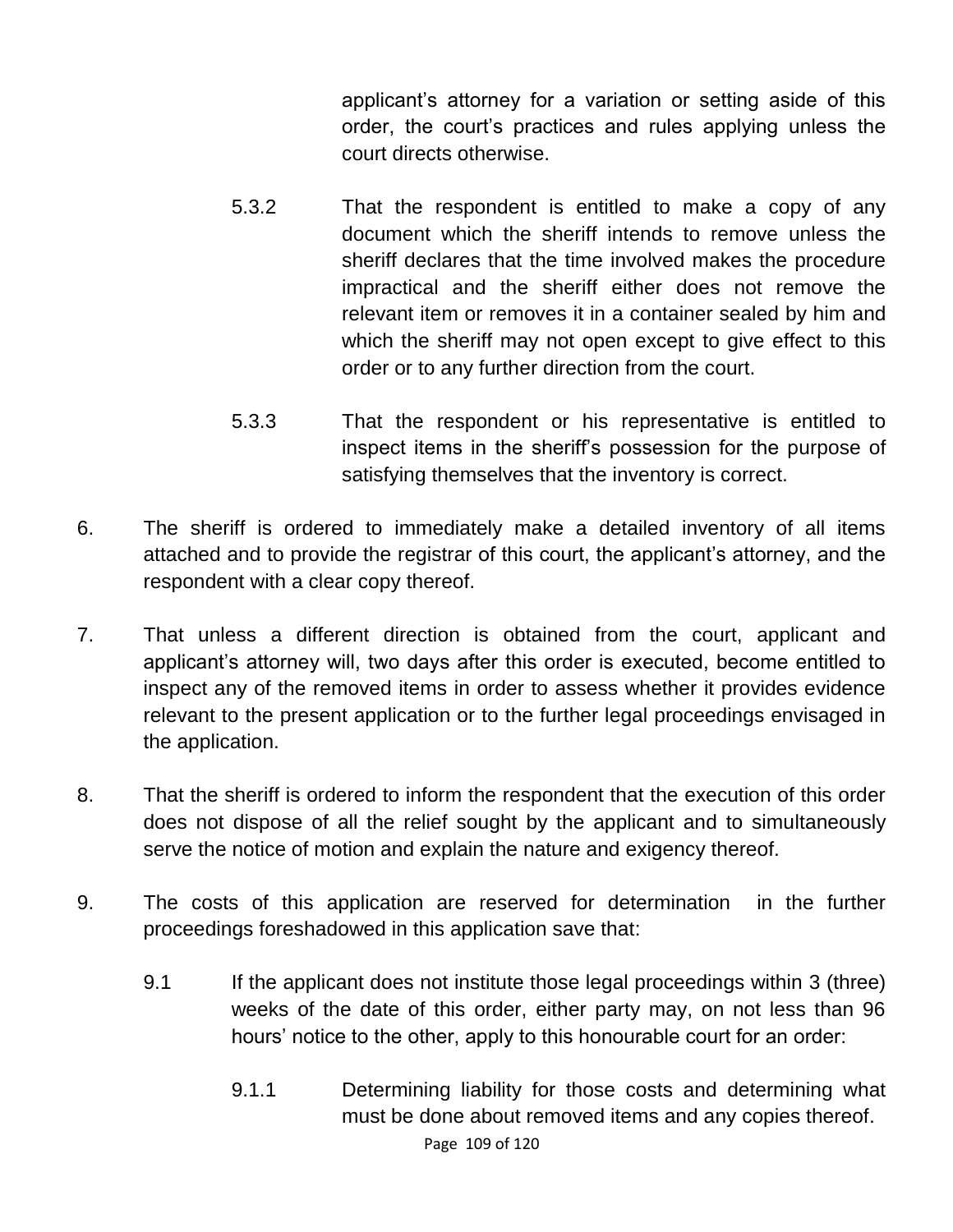applicant's attorney for a variation or setting aside of this order, the court's practices and rules applying unless the court directs otherwise.

5.3.2 That the respondent is entitled to make a copy of any document which the sheriff intends to remove unless the sheriff declares that the time involved makes the procedure impractical and the sheriff either does not remove the relevant item or removes it in a container sealed by him and which the sheriff may not open except to give effect to this order or to any further direction from the court.

5.3.3 That the respondent or his representative is entitled to inspect items in the sheriff's possession for the purpose of satisfying themselves that the inventory is correct.

6. The sheriff is ordered to immediately make a detailed inventory of all items attached and to provide the registrar of this court, the applicant's attorney, and the respondent with a clear copy thereof.

7. That unless a different direction is obtained from the court, applicant and applicant's attorney will, two days after this order is executed, become entitled to inspect any of the removed items in order to assess whether it provides evidence relevant to the present application or to the further legal proceedings envisaged in the application.

8. That the sheriff is ordered to inform the respondent that the execution of this order does not dispose of all the relief sought by the applicant and to simultaneously serve the notice of motion and explain the nature and exigency thereof.

9. The costs of this application are reserved for determination in the further proceedings foreshadowed in this application save that:

9.1 If the applicant does not institute those legal proceedings within 3 (three) weeks of the date of this order, either party may, on not less than 96 hours' notice to the other, apply to this honourable court for an order:

9.1.1 Determining liability for those costs and determining what must be done about removed items and any copies thereof.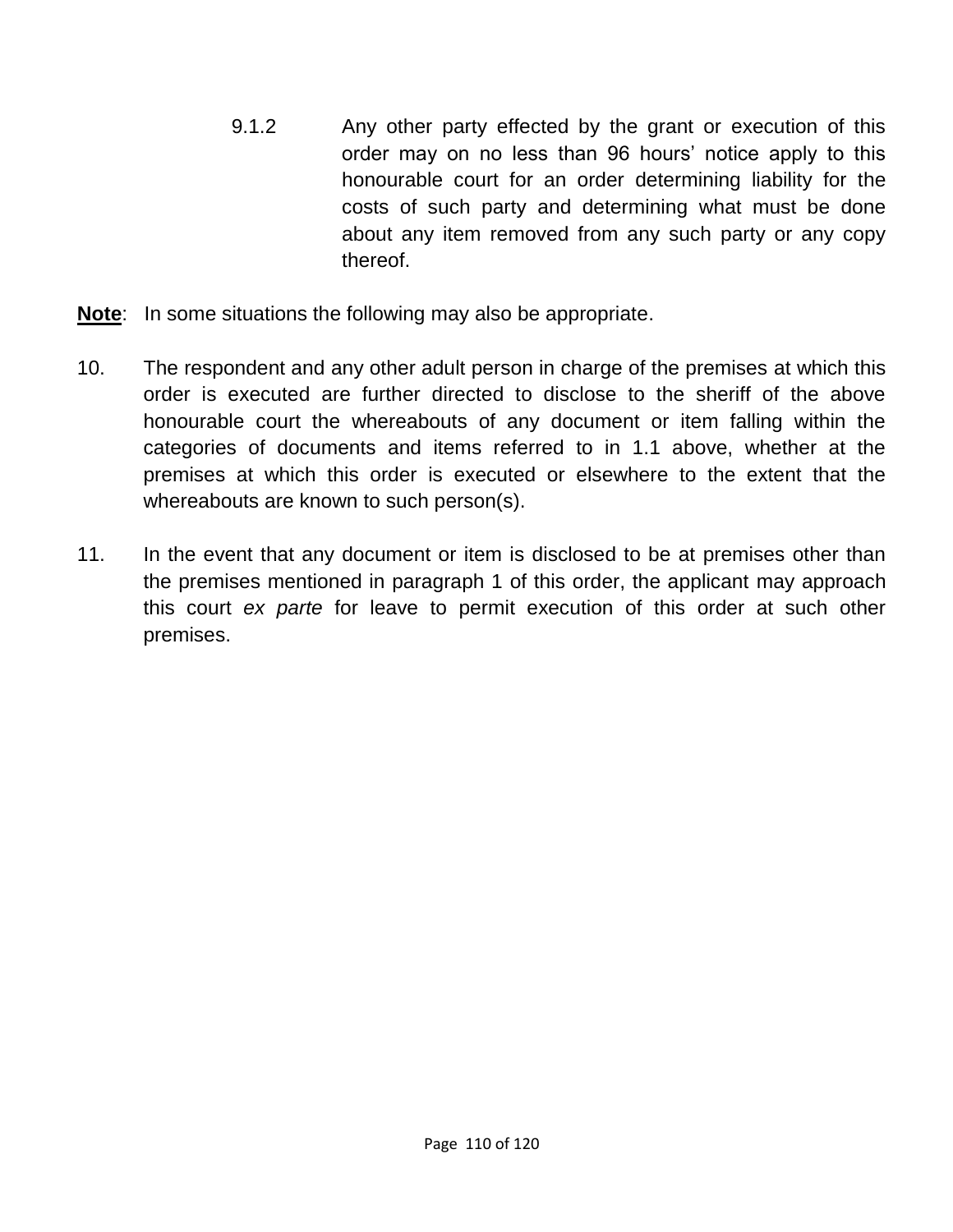9.1.2 Any other party effected by the grant or execution of this order may on no less than 96 hours' notice apply to this honourable court for an order determining liability for the costs of such party and determining what must be done about any item removed from any such party or any copy thereof.

**<u>Note</u>**: In some situations the following may also be appropriate.

10. The respondent and any other adult person in charge of the premises at which this order is executed are further directed to disclose to the sheriff of the above honourable court the whereabouts of any document or item falling within the categories of documents and items referred to in 1.1 above, whether at the premises at which this order is executed or elsewhere to the extent that the whereabouts are known to such person(s).

11. In the event that any document or item is disclosed to be at premises other than the premises mentioned in paragraph 1 of this order, the applicant may approach this court *ex parte* for leave to permit execution of this order at such other premises.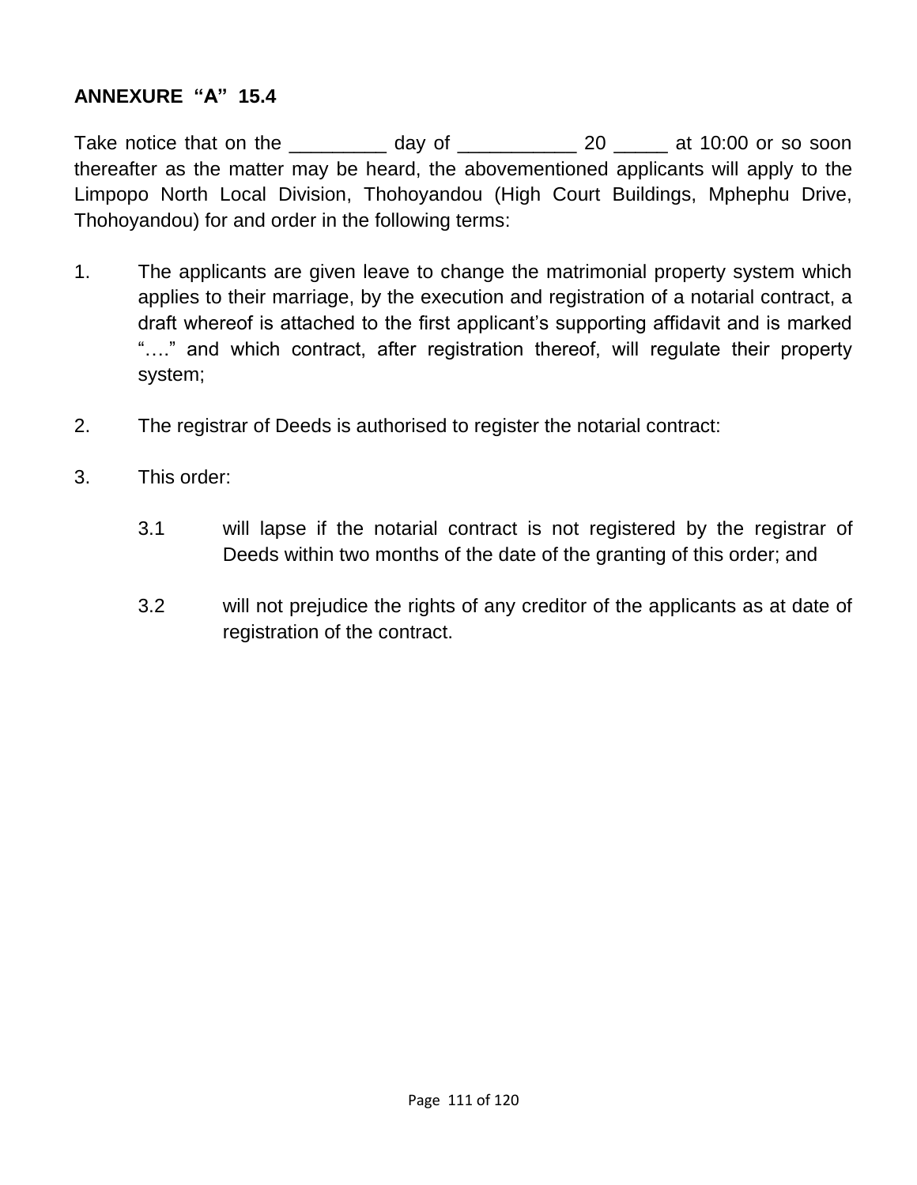**ANNEXURE "A" 15.4**

Take notice that on the _________ day of ___________ 20 _____ at 10:00 or so soon thereafter as the matter may be heard, the abovementioned applicants will apply to the Limpopo North Local Division, Thohoyandou (High Court Buildings, Mphephu Drive, Thohoyandou) for and order in the following terms:

1. The applicants are given leave to change the matrimonial property system which applies to their marriage, by the execution and registration of a notarial contract, a draft whereof is attached to the first applicant's supporting affidavit and is marked "…." and which contract, after registration thereof, will regulate their property system;

2. The registrar of Deeds is authorised to register the notarial contract:

3. This order:

   3.1 will lapse if the notarial contract is not registered by the registrar of Deeds within two months of the date of the granting of this order; and

   3.2 will not prejudice the rights of any creditor of the applicants as at date of registration of the contract.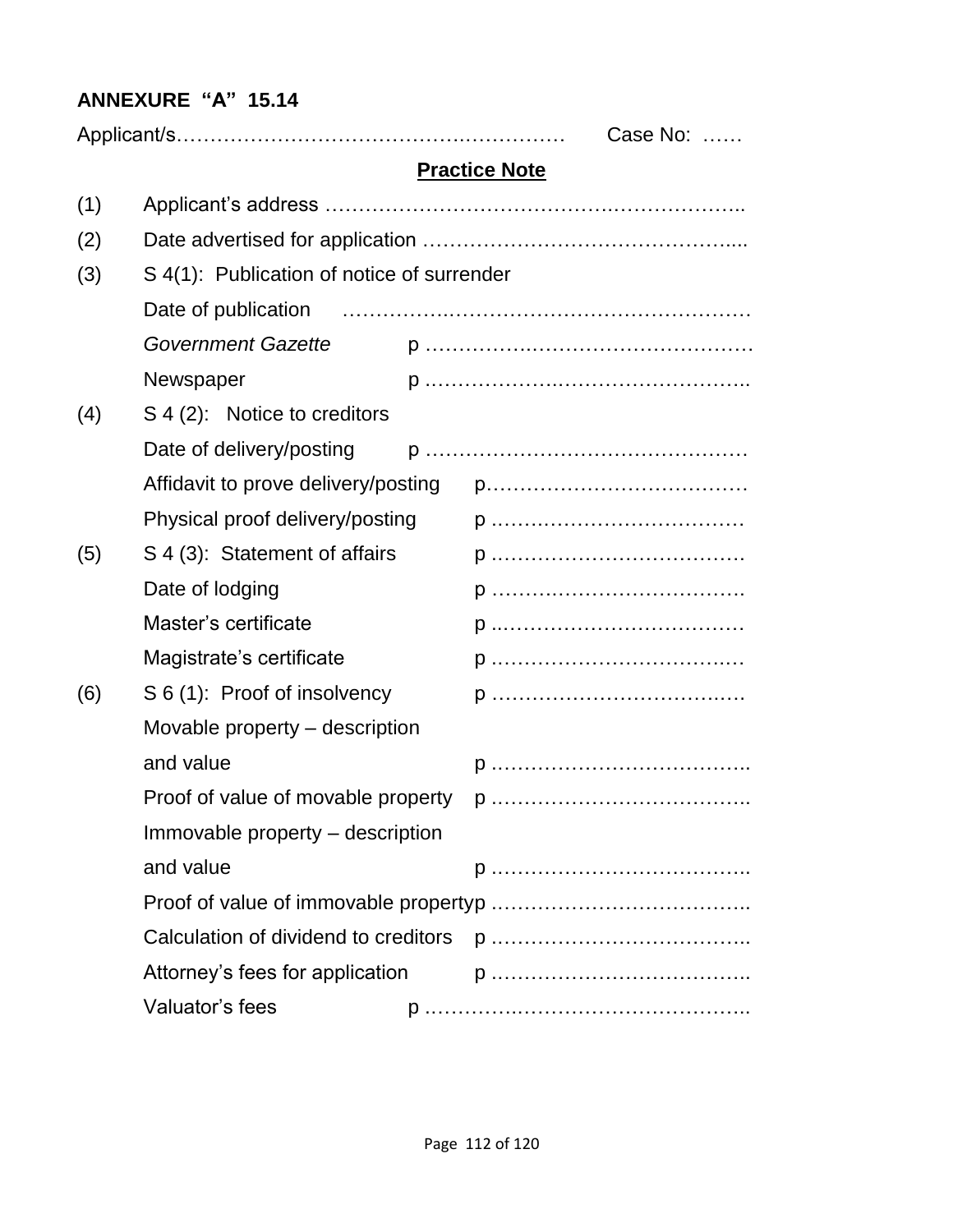**ANNEXURE "A" 15.14**

Applicant/s………………………………….…………… Case No: ……

**<u>Practice Note</u>**

(1) Applicant's address ………………………………….………………..

(2) Date advertised for application ……………………………………....

(3) S 4(1): Publication of notice of surrender

Date of publication …………….……………………………………

*Government Gazette* p …………….………………………….

Newspaper p …………….…………………………..

(4) S 4 (2): Notice to creditors

Date of delivery/posting p …………………………………………

Affidavit to prove delivery/posting p…………………………………

Physical proof delivery/posting p .…….……………………………

(5) S 4 (3): Statement of affairs p .……………………………….

Date of lodging p …………….………………….

Master's certificate p ..………………………………

Magistrate's certificate p .…………………………….…

(6) S 6 (1): Proof of insolvency p ……………………………….…

Movable property – description

and value p .………………………………..

Proof of value of movable property p .………………………………..

Immovable property – description

and value p .………………………………..

Proof of value of immovable propertyp .………………………………..

Calculation of dividend to creditors p .………………………………..

Attorney's fees for application p .…………………………………..

Valuator's fees p …………….…………………………..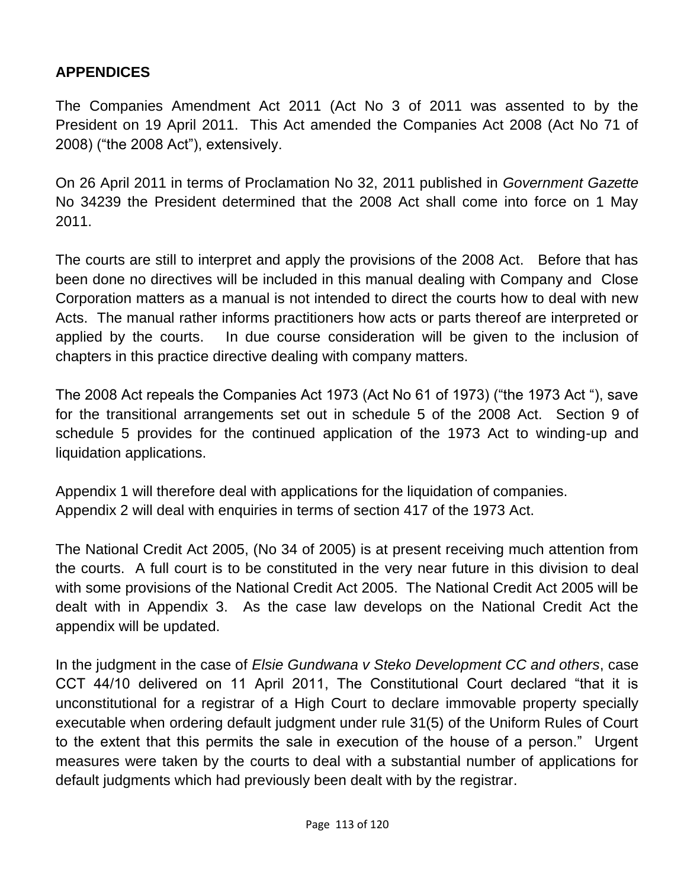## APPENDICES

The Companies Amendment Act 2011 (Act No 3 of 2011 was assented to by the President on 19 April 2011. This Act amended the Companies Act 2008 (Act No 71 of 2008) ("the 2008 Act"), extensively.

On 26 April 2011 in terms of Proclamation No 32, 2011 published in *Government Gazette* No 34239 the President determined that the 2008 Act shall come into force on 1 May 2011.

The courts are still to interpret and apply the provisions of the 2008 Act. Before that has been done no directives will be included in this manual dealing with Company and Close Corporation matters as a manual is not intended to direct the courts how to deal with new Acts. The manual rather informs practitioners how acts or parts thereof are interpreted or applied by the courts. In due course consideration will be given to the inclusion of chapters in this practice directive dealing with company matters.

The 2008 Act repeals the Companies Act 1973 (Act No 61 of 1973) ("the 1973 Act "), save for the transitional arrangements set out in schedule 5 of the 2008 Act. Section 9 of schedule 5 provides for the continued application of the 1973 Act to winding-up and liquidation applications.

Appendix 1 will therefore deal with applications for the liquidation of companies.
Appendix 2 will deal with enquiries in terms of section 417 of the 1973 Act.

The National Credit Act 2005, (No 34 of 2005) is at present receiving much attention from the courts. A full court is to be constituted in the very near future in this division to deal with some provisions of the National Credit Act 2005. The National Credit Act 2005 will be dealt with in Appendix 3. As the case law develops on the National Credit Act the appendix will be updated.

In the judgment in the case of *Elsie Gundwana v Steko Development CC and others*, case CCT 44/10 delivered on 11 April 2011, The Constitutional Court declared "that it is unconstitutional for a registrar of a High Court to declare immovable property specially executable when ordering default judgment under rule 31(5) of the Uniform Rules of Court to the extent that this permits the sale in execution of the house of a person." Urgent measures were taken by the courts to deal with a substantial number of applications for default judgments which had previously been dealt with by the registrar.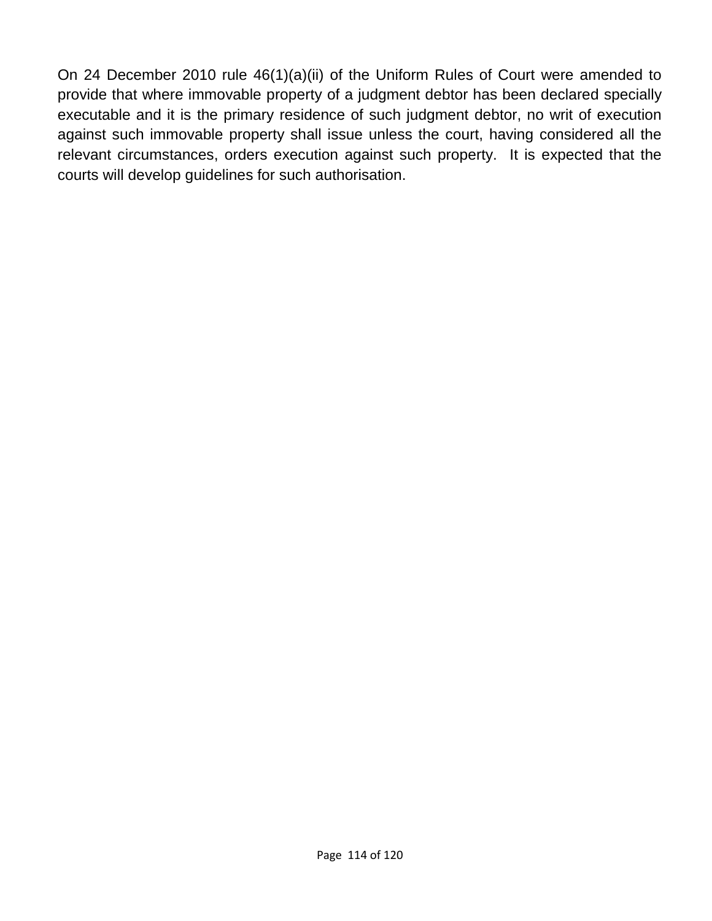On 24 December 2010 rule 46(1)(a)(ii) of the Uniform Rules of Court were amended to provide that where immovable property of a judgment debtor has been declared specially executable and it is the primary residence of such judgment debtor, no writ of execution against such immovable property shall issue unless the court, having considered all the relevant circumstances, orders execution against such property. It is expected that the courts will develop guidelines for such authorisation.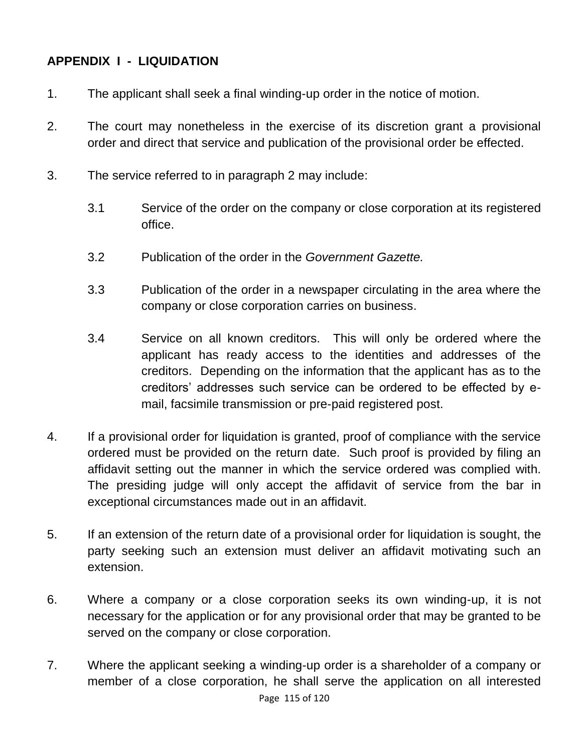## APPENDIX I - LIQUIDATION

1. The applicant shall seek a final winding-up order in the notice of motion.

2. The court may nonetheless in the exercise of its discretion grant a provisional order and direct that service and publication of the provisional order be effected.

3. The service referred to in paragraph 2 may include:

   3.1 Service of the order on the company or close corporation at its registered office.

   3.2 Publication of the order in the *Government Gazette.*

   3.3 Publication of the order in a newspaper circulating in the area where the company or close corporation carries on business.

   3.4 Service on all known creditors. This will only be ordered where the applicant has ready access to the identities and addresses of the creditors. Depending on the information that the applicant has as to the creditors' addresses such service can be ordered to be effected by e-mail, facsimile transmission or pre-paid registered post.

4. If a provisional order for liquidation is granted, proof of compliance with the service ordered must be provided on the return date. Such proof is provided by filing an affidavit setting out the manner in which the service ordered was complied with. The presiding judge will only accept the affidavit of service from the bar in exceptional circumstances made out in an affidavit.

5. If an extension of the return date of a provisional order for liquidation is sought, the party seeking such an extension must deliver an affidavit motivating such an extension.

6. Where a company or a close corporation seeks its own winding-up, it is not necessary for the application or for any provisional order that may be granted to be served on the company or close corporation.

7. Where the applicant seeking a winding-up order is a shareholder of a company or member of a close corporation, he shall serve the application on all interested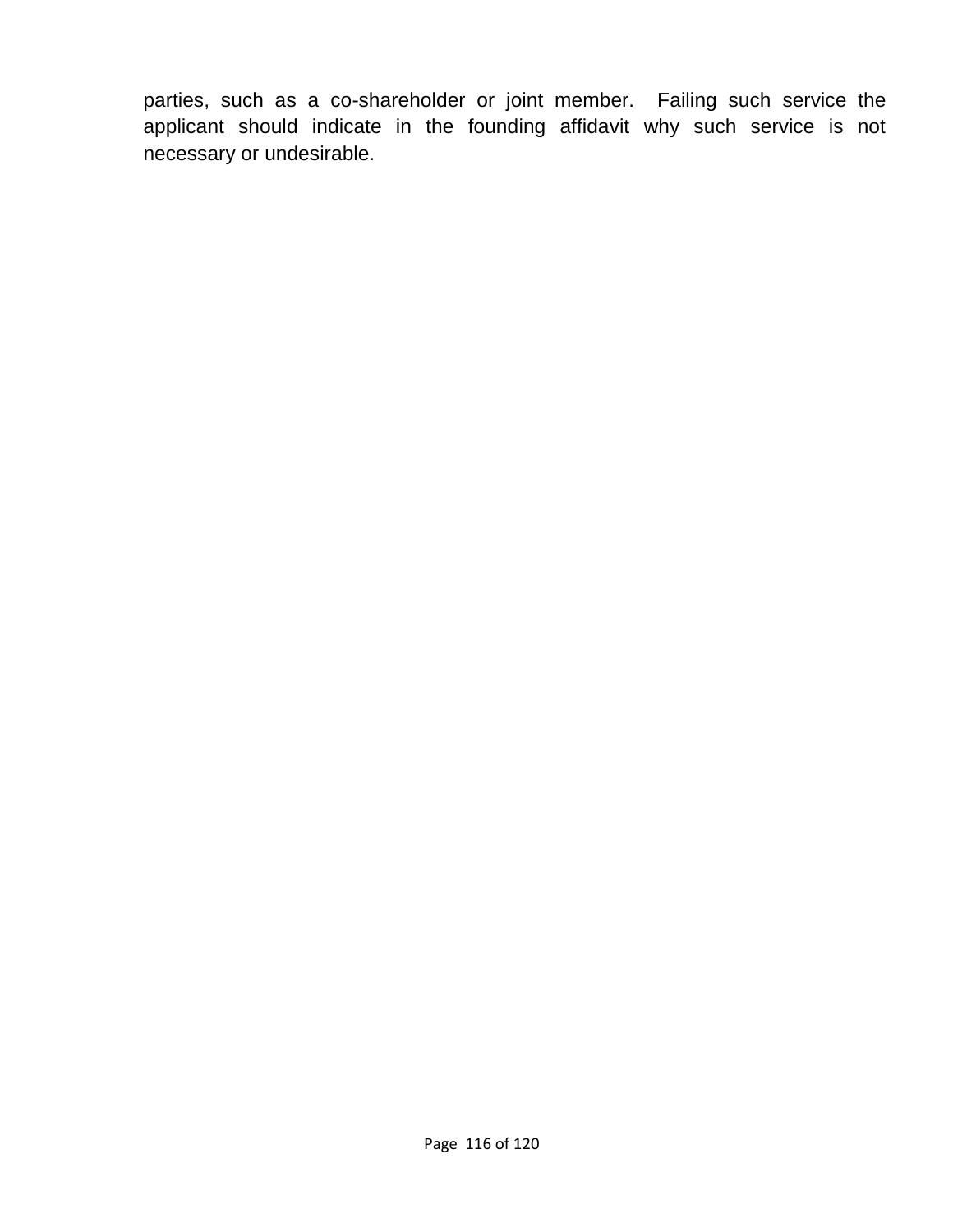parties, such as a co-shareholder or joint member.  Failing such service the applicant should indicate in the founding affidavit why such service is not necessary or undesirable.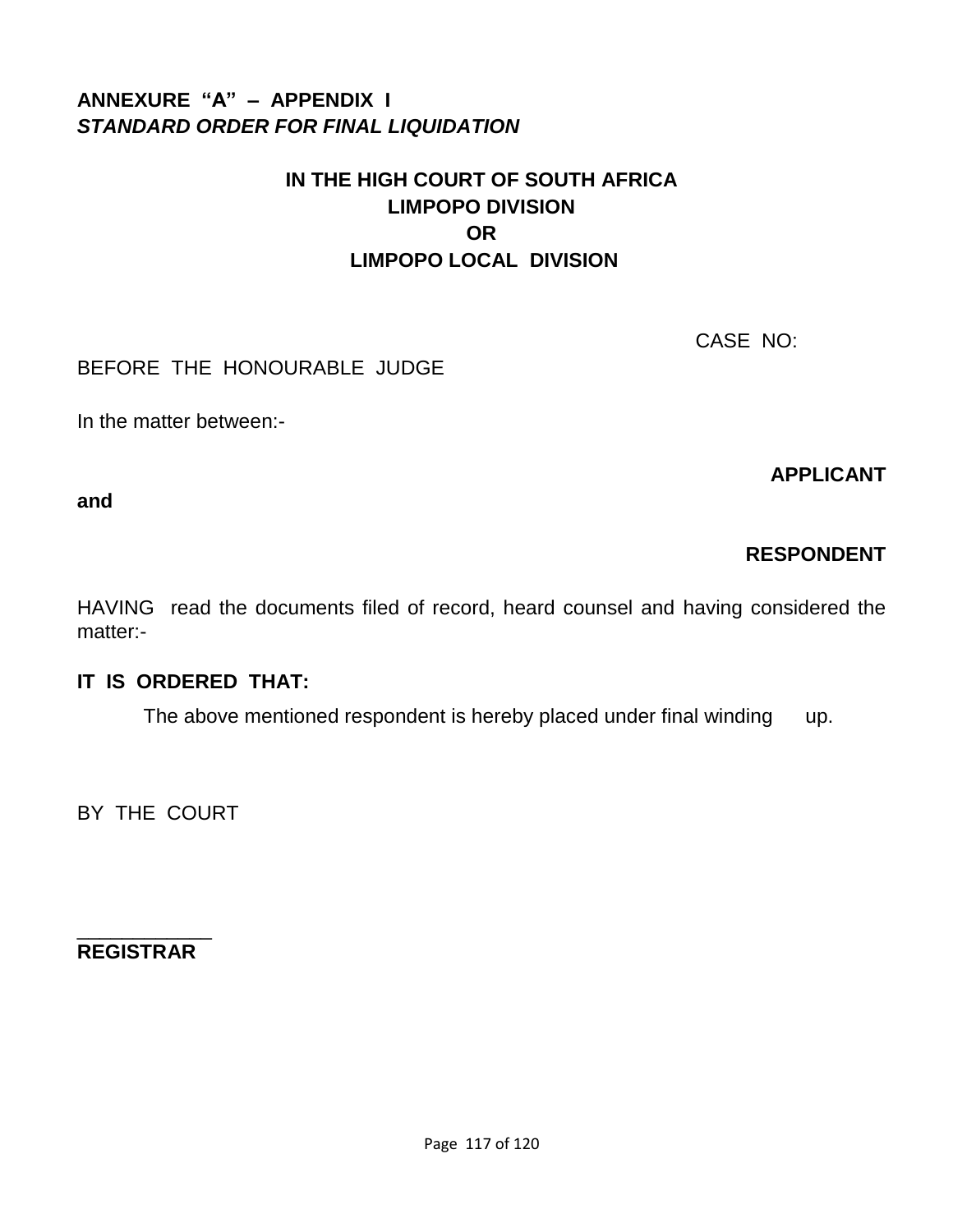**ANNEXURE "A" – APPENDIX I**
***STANDARD ORDER FOR FINAL LIQUIDATION***

**IN THE HIGH COURT OF SOUTH AFRICA**
**LIMPOPO DIVISION**
**OR**
**LIMPOPO LOCAL DIVISION**

CASE NO:

BEFORE THE HONOURABLE JUDGE

In the matter between:-

**APPLICANT**

**and**

**RESPONDENT**

HAVING read the documents filed of record, heard counsel and having considered the matter:-

**IT IS ORDERED THAT:**

The above mentioned respondent is hereby placed under final winding up.

BY THE COURT

\_\_\_\_\_\_\_\_\_\_\_\_
**REGISTRAR**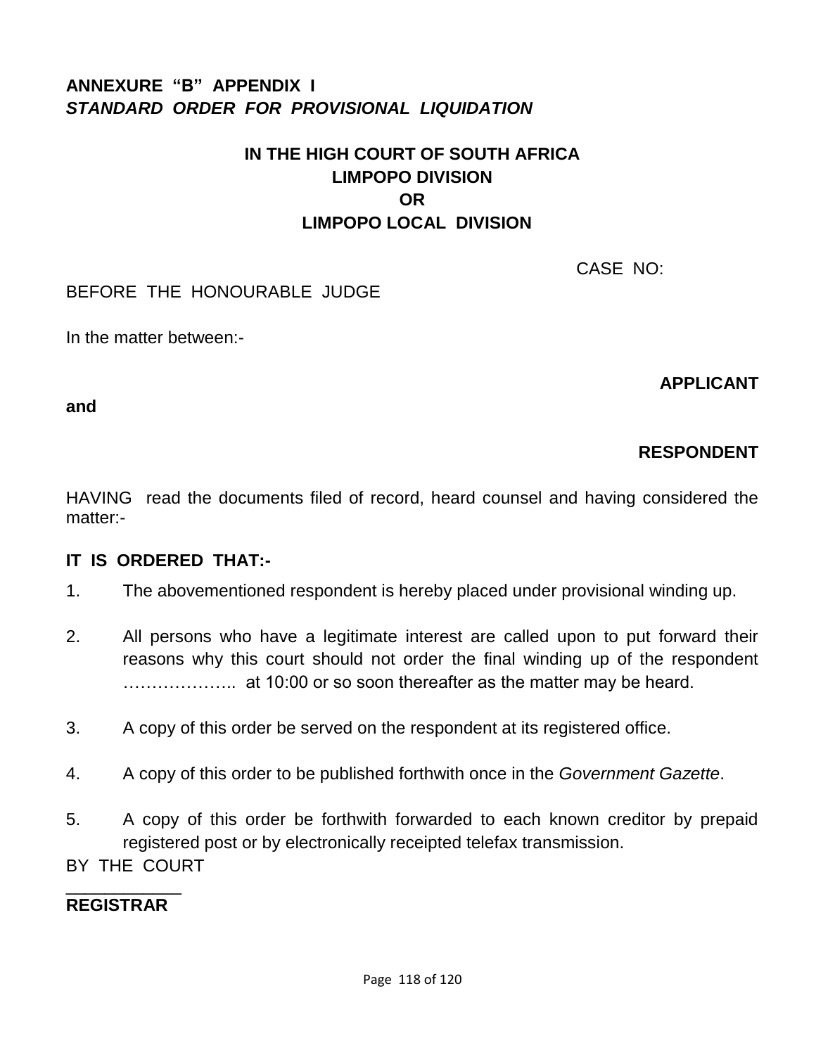**ANNEXURE "B" APPENDIX I**
***STANDARD ORDER FOR PROVISIONAL LIQUIDATION***

**IN THE HIGH COURT OF SOUTH AFRICA**
**LIMPOPO DIVISION**
**OR**
**LIMPOPO LOCAL DIVISION**

CASE NO:

BEFORE THE HONOURABLE JUDGE

In the matter between:-

**APPLICANT**

**and**

**RESPONDENT**

HAVING read the documents filed of record, heard counsel and having considered the matter:-

**IT IS ORDERED THAT:-**

1. The abovementioned respondent is hereby placed under provisional winding up.

2. All persons who have a legitimate interest are called upon to put forward their reasons why this court should not order the final winding up of the respondent ……………….. at 10:00 or so soon thereafter as the matter may be heard.

3. A copy of this order be served on the respondent at its registered office.

4. A copy of this order to be published forthwith once in the *Government Gazette*.

5. A copy of this order be forthwith forwarded to each known creditor by prepaid registered post or by electronically receipted telefax transmission.

BY THE COURT

____________
**REGISTRAR**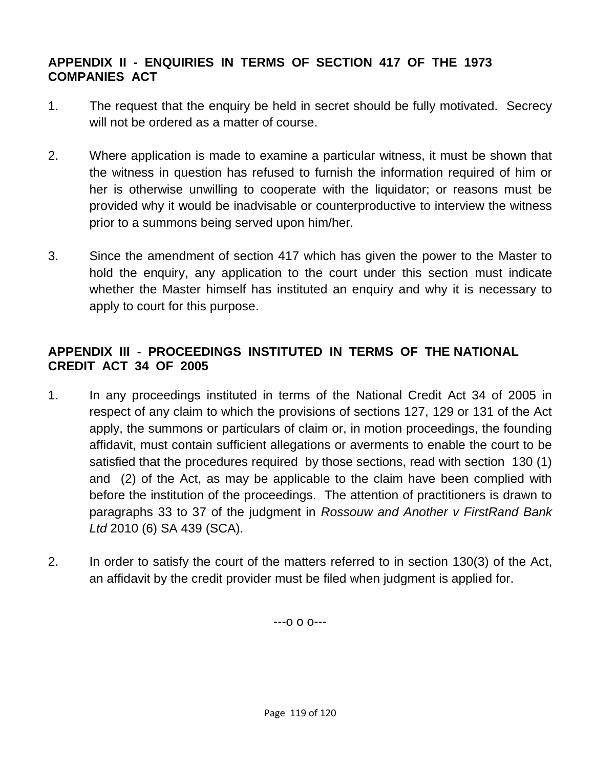## APPENDIX II - ENQUIRIES IN TERMS OF SECTION 417 OF THE 1973 COMPANIES ACT

1. The request that the enquiry be held in secret should be fully motivated. Secrecy will not be ordered as a matter of course.

2. Where application is made to examine a particular witness, it must be shown that the witness in question has refused to furnish the information required of him or her is otherwise unwilling to cooperate with the liquidator; or reasons must be provided why it would be inadvisable or counterproductive to interview the witness prior to a summons being served upon him/her.

3. Since the amendment of section 417 which has given the power to the Master to hold the enquiry, any application to the court under this section must indicate whether the Master himself has instituted an enquiry and why it is necessary to apply to court for this purpose.

## APPENDIX III - PROCEEDINGS INSTITUTED IN TERMS OF THE NATIONAL CREDIT ACT 34 OF 2005

1. In any proceedings instituted in terms of the National Credit Act 34 of 2005 in respect of any claim to which the provisions of sections 127, 129 or 131 of the Act apply, the summons or particulars of claim or, in motion proceedings, the founding affidavit, must contain sufficient allegations or averments to enable the court to be satisfied that the procedures required by those sections, read with section 130 (1) and (2) of the Act, as may be applicable to the claim have been complied with before the institution of the proceedings. The attention of practitioners is drawn to paragraphs 33 to 37 of the judgment in *Rossouw and Another v FirstRand Bank Ltd* 2010 (6) SA 439 (SCA).

2. In order to satisfy the court of the matters referred to in section 130(3) of the Act, an affidavit by the credit provider must be filed when judgment is applied for.

---o o o---